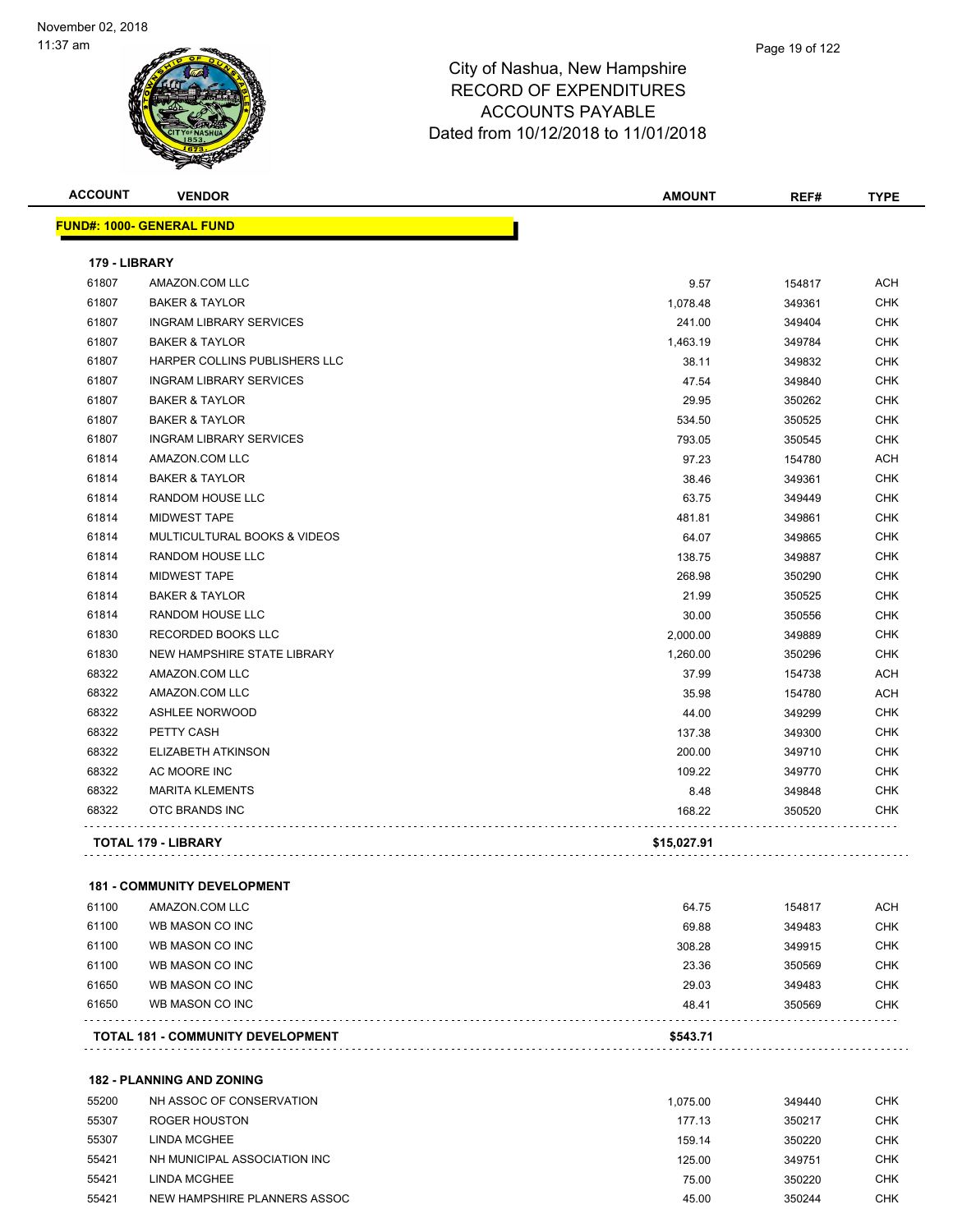# City of Nashua, New Hampshire
## RECORD OF EXPENDITURES
## ACCOUNTS PAYABLE
## Dated from 10/12/2018 to 11/01/2018

November 02, 2018
11:37 am

| ACCOUNT | VENDOR | AMOUNT | REF# | TYPE |
|---|---|---|---|---|
| **FUND#: 1000- GENERAL FUND** | | | | |
| **179 - LIBRARY** | | | | |
| 61807 | AMAZON.COM LLC | 9.57 | 154817 | ACH |
| 61807 | BAKER & TAYLOR | 1,078.48 | 349361 | CHK |
| 61807 | INGRAM LIBRARY SERVICES | 241.00 | 349404 | CHK |
| 61807 | BAKER & TAYLOR | 1,463.19 | 349784 | CHK |
| 61807 | HARPER COLLINS PUBLISHERS LLC | 38.11 | 349832 | CHK |
| 61807 | INGRAM LIBRARY SERVICES | 47.54 | 349840 | CHK |
| 61807 | BAKER & TAYLOR | 29.95 | 350262 | CHK |
| 61807 | BAKER & TAYLOR | 534.50 | 350525 | CHK |
| 61807 | INGRAM LIBRARY SERVICES | 793.05 | 350545 | CHK |
| 61814 | AMAZON.COM LLC | 97.23 | 154780 | ACH |
| 61814 | BAKER & TAYLOR | 38.46 | 349361 | CHK |
| 61814 | RANDOM HOUSE LLC | 63.75 | 349449 | CHK |
| 61814 | MIDWEST TAPE | 481.81 | 349861 | CHK |
| 61814 | MULTICULTURAL BOOKS & VIDEOS | 64.07 | 349865 | CHK |
| 61814 | RANDOM HOUSE LLC | 138.75 | 349887 | CHK |
| 61814 | MIDWEST TAPE | 268.98 | 350290 | CHK |
| 61814 | BAKER & TAYLOR | 21.99 | 350525 | CHK |
| 61814 | RANDOM HOUSE LLC | 30.00 | 350556 | CHK |
| 61830 | RECORDED BOOKS LLC | 2,000.00 | 349889 | CHK |
| 61830 | NEW HAMPSHIRE STATE LIBRARY | 1,260.00 | 350296 | CHK |
| 68322 | AMAZON.COM LLC | 37.99 | 154738 | ACH |
| 68322 | AMAZON.COM LLC | 35.98 | 154780 | ACH |
| 68322 | ASHLEE NORWOOD | 44.00 | 349299 | CHK |
| 68322 | PETTY CASH | 137.38 | 349300 | CHK |
| 68322 | ELIZABETH ATKINSON | 200.00 | 349710 | CHK |
| 68322 | AC MOORE INC | 109.22 | 349770 | CHK |
| 68322 | MARITA KLEMENTS | 8.48 | 349848 | CHK |
| 68322 | OTC BRANDS INC | 168.22 | 350520 | CHK |
| | **TOTAL 179 - LIBRARY** | **$15,027.91** | | |
| **181 - COMMUNITY DEVELOPMENT** | | | | |
| 61100 | AMAZON.COM LLC | 64.75 | 154817 | ACH |
| 61100 | WB MASON CO INC | 69.88 | 349483 | CHK |
| 61100 | WB MASON CO INC | 308.28 | 349915 | CHK |
| 61100 | WB MASON CO INC | 23.36 | 350569 | CHK |
| 61650 | WB MASON CO INC | 29.03 | 349483 | CHK |
| 61650 | WB MASON CO INC | 48.41 | 350569 | CHK |
| | **TOTAL 181 - COMMUNITY DEVELOPMENT** | **$543.71** | | |
| **182 - PLANNING AND ZONING** | | | | |
| 55200 | NH ASSOC OF CONSERVATION | 1,075.00 | 349440 | CHK |
| 55307 | ROGER HOUSTON | 177.13 | 350217 | CHK |
| 55307 | LINDA MCGHEE | 159.14 | 350220 | CHK |
| 55421 | NH MUNICIPAL ASSOCIATION INC | 125.00 | 349751 | CHK |
| 55421 | LINDA MCGHEE | 75.00 | 350220 | CHK |
| 55421 | NEW HAMPSHIRE PLANNERS ASSOC | 45.00 | 350244 | CHK |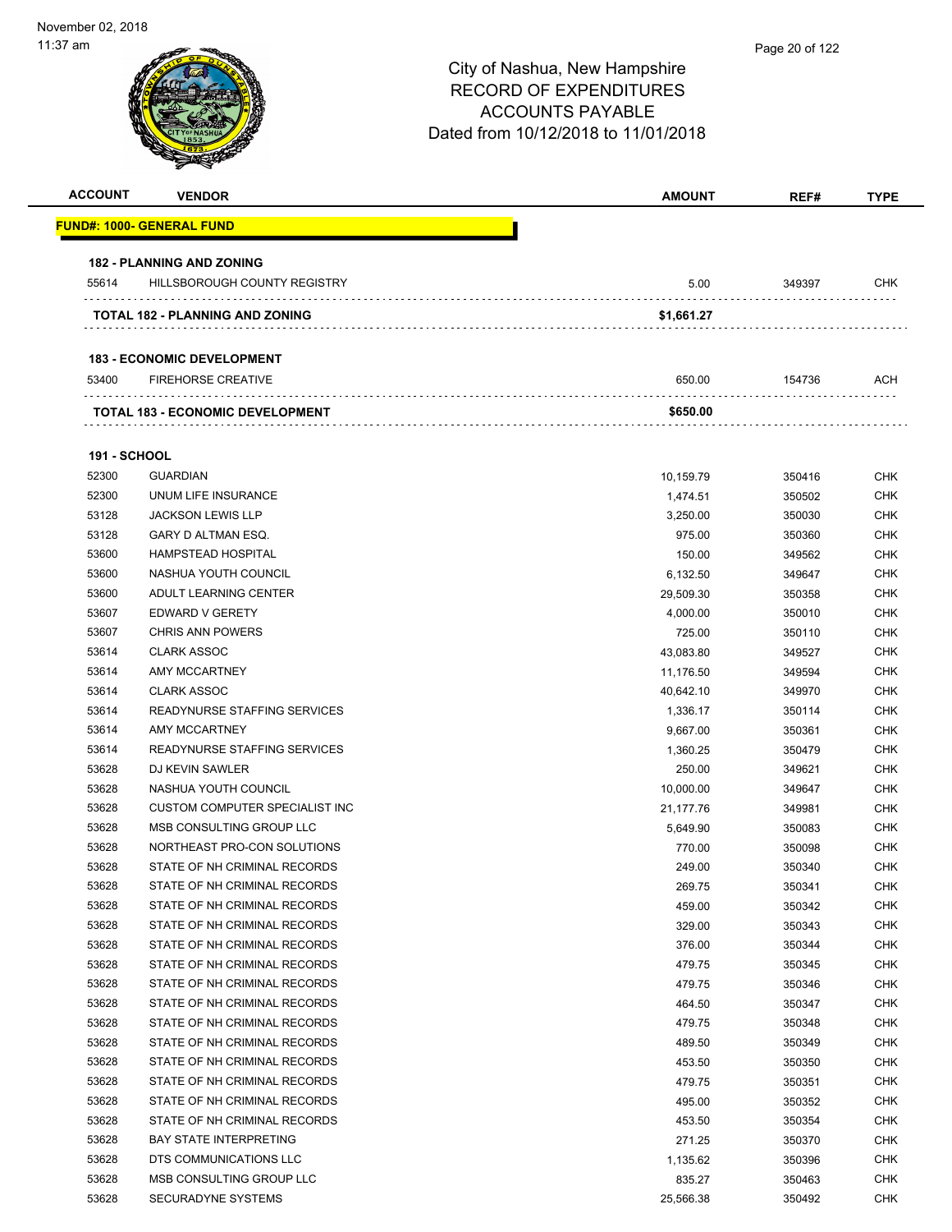City of Nashua, New Hampshire
RECORD OF EXPENDITURES
ACCOUNTS PAYABLE
Dated from 10/12/2018 to 11/01/2018

| ACCOUNT | VENDOR | AMOUNT | REF# | TYPE |
|---|---|---|---|---|
| **FUND#: 1000- GENERAL FUND** | | | | |
| **182 - PLANNING AND ZONING** | | | | |
| 55614 | HILLSBOROUGH COUNTY REGISTRY | 5.00 | 349397 | CHK |
| **TOTAL 182 - PLANNING AND ZONING** | | **$1,661.27** | | |
| **183 - ECONOMIC DEVELOPMENT** | | | | |
| 53400 | FIREHORSE CREATIVE | 650.00 | 154736 | ACH |
| **TOTAL 183 - ECONOMIC DEVELOPMENT** | | **$650.00** | | |
| **191 - SCHOOL** | | | | |
| 52300 | GUARDIAN | 10,159.79 | 350416 | CHK |
| 52300 | UNUM LIFE INSURANCE | 1,474.51 | 350502 | CHK |
| 53128 | JACKSON LEWIS LLP | 3,250.00 | 350030 | CHK |
| 53128 | GARY D ALTMAN ESQ. | 975.00 | 350360 | CHK |
| 53600 | HAMPSTEAD HOSPITAL | 150.00 | 349562 | CHK |
| 53600 | NASHUA YOUTH COUNCIL | 6,132.50 | 349647 | CHK |
| 53600 | ADULT LEARNING CENTER | 29,509.30 | 350358 | CHK |
| 53607 | EDWARD V GERETY | 4,000.00 | 350010 | CHK |
| 53607 | CHRIS ANN POWERS | 725.00 | 350110 | CHK |
| 53614 | CLARK ASSOC | 43,083.80 | 349527 | CHK |
| 53614 | AMY MCCARTNEY | 11,176.50 | 349594 | CHK |
| 53614 | CLARK ASSOC | 40,642.10 | 349970 | CHK |
| 53614 | READYNURSE STAFFING SERVICES | 1,336.17 | 350114 | CHK |
| 53614 | AMY MCCARTNEY | 9,667.00 | 350361 | CHK |
| 53614 | READYNURSE STAFFING SERVICES | 1,360.25 | 350479 | CHK |
| 53628 | DJ KEVIN SAWLER | 250.00 | 349621 | CHK |
| 53628 | NASHUA YOUTH COUNCIL | 10,000.00 | 349647 | CHK |
| 53628 | CUSTOM COMPUTER SPECIALIST INC | 21,177.76 | 349981 | CHK |
| 53628 | MSB CONSULTING GROUP LLC | 5,649.90 | 350083 | CHK |
| 53628 | NORTHEAST PRO-CON SOLUTIONS | 770.00 | 350098 | CHK |
| 53628 | STATE OF NH CRIMINAL RECORDS | 249.00 | 350340 | CHK |
| 53628 | STATE OF NH CRIMINAL RECORDS | 269.75 | 350341 | CHK |
| 53628 | STATE OF NH CRIMINAL RECORDS | 459.00 | 350342 | CHK |
| 53628 | STATE OF NH CRIMINAL RECORDS | 329.00 | 350343 | CHK |
| 53628 | STATE OF NH CRIMINAL RECORDS | 376.00 | 350344 | CHK |
| 53628 | STATE OF NH CRIMINAL RECORDS | 479.75 | 350345 | CHK |
| 53628 | STATE OF NH CRIMINAL RECORDS | 479.75 | 350346 | CHK |
| 53628 | STATE OF NH CRIMINAL RECORDS | 464.50 | 350347 | CHK |
| 53628 | STATE OF NH CRIMINAL RECORDS | 479.75 | 350348 | CHK |
| 53628 | STATE OF NH CRIMINAL RECORDS | 489.50 | 350349 | CHK |
| 53628 | STATE OF NH CRIMINAL RECORDS | 453.50 | 350350 | CHK |
| 53628 | STATE OF NH CRIMINAL RECORDS | 479.75 | 350351 | CHK |
| 53628 | STATE OF NH CRIMINAL RECORDS | 495.00 | 350352 | CHK |
| 53628 | STATE OF NH CRIMINAL RECORDS | 453.50 | 350354 | CHK |
| 53628 | BAY STATE INTERPRETING | 271.25 | 350370 | CHK |
| 53628 | DTS COMMUNICATIONS LLC | 1,135.62 | 350396 | CHK |
| 53628 | MSB CONSULTING GROUP LLC | 835.27 | 350463 | CHK |
| 53628 | SECURADYNE SYSTEMS | 25,566.38 | 350492 | CHK |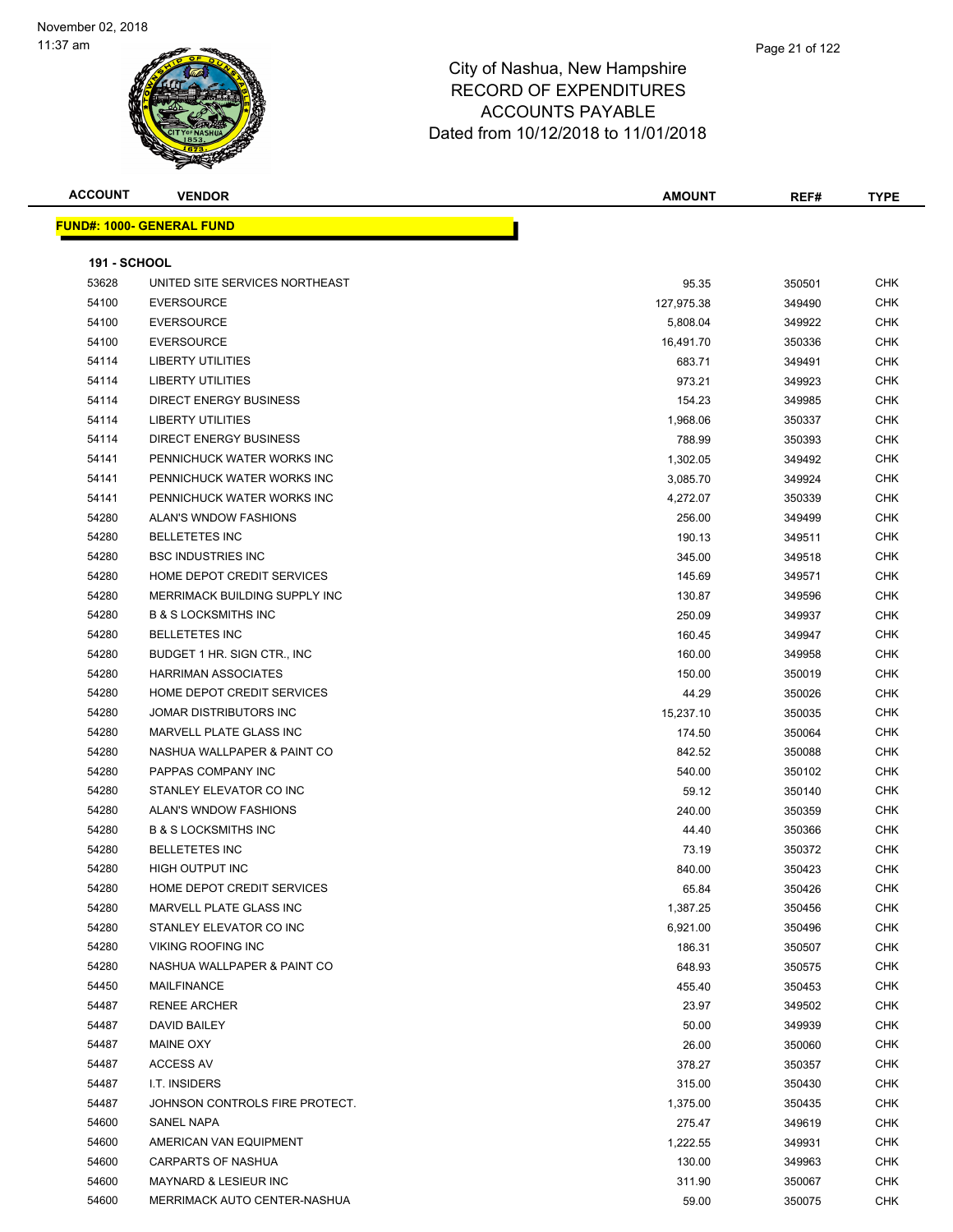# City of Nashua, New Hampshire
## RECORD OF EXPENDITURES
## ACCOUNTS PAYABLE
## Dated from 10/12/2018 to 11/01/2018

November 02, 2018
11:37 am

**FUND#: 1000- GENERAL FUND**

**191 - SCHOOL**

| ACCOUNT | VENDOR | AMOUNT | REF# | TYPE |
|---|---|---|---|---|
| 53628 | UNITED SITE SERVICES NORTHEAST | 95.35 | 350501 | CHK |
| 54100 | EVERSOURCE | 127,975.38 | 349490 | CHK |
| 54100 | EVERSOURCE | 5,808.04 | 349922 | CHK |
| 54100 | EVERSOURCE | 16,491.70 | 350336 | CHK |
| 54114 | LIBERTY UTILITIES | 683.71 | 349491 | CHK |
| 54114 | LIBERTY UTILITIES | 973.21 | 349923 | CHK |
| 54114 | DIRECT ENERGY BUSINESS | 154.23 | 349985 | CHK |
| 54114 | LIBERTY UTILITIES | 1,968.06 | 350337 | CHK |
| 54114 | DIRECT ENERGY BUSINESS | 788.99 | 350393 | CHK |
| 54141 | PENNICHUCK WATER WORKS INC | 1,302.05 | 349492 | CHK |
| 54141 | PENNICHUCK WATER WORKS INC | 3,085.70 | 349924 | CHK |
| 54141 | PENNICHUCK WATER WORKS INC | 4,272.07 | 350339 | CHK |
| 54280 | ALAN'S WNDOW FASHIONS | 256.00 | 349499 | CHK |
| 54280 | BELLETETES INC | 190.13 | 349511 | CHK |
| 54280 | BSC INDUSTRIES INC | 345.00 | 349518 | CHK |
| 54280 | HOME DEPOT CREDIT SERVICES | 145.69 | 349571 | CHK |
| 54280 | MERRIMACK BUILDING SUPPLY INC | 130.87 | 349596 | CHK |
| 54280 | B & S LOCKSMITHS INC | 250.09 | 349937 | CHK |
| 54280 | BELLETETES INC | 160.45 | 349947 | CHK |
| 54280 | BUDGET 1 HR. SIGN CTR., INC | 160.00 | 349958 | CHK |
| 54280 | HARRIMAN ASSOCIATES | 150.00 | 350019 | CHK |
| 54280 | HOME DEPOT CREDIT SERVICES | 44.29 | 350026 | CHK |
| 54280 | JOMAR DISTRIBUTORS INC | 15,237.10 | 350035 | CHK |
| 54280 | MARVELL PLATE GLASS INC | 174.50 | 350064 | CHK |
| 54280 | NASHUA WALLPAPER & PAINT CO | 842.52 | 350088 | CHK |
| 54280 | PAPPAS COMPANY INC | 540.00 | 350102 | CHK |
| 54280 | STANLEY ELEVATOR CO INC | 59.12 | 350140 | CHK |
| 54280 | ALAN'S WNDOW FASHIONS | 240.00 | 350359 | CHK |
| 54280 | B & S LOCKSMITHS INC | 44.40 | 350366 | CHK |
| 54280 | BELLETETES INC | 73.19 | 350372 | CHK |
| 54280 | HIGH OUTPUT INC | 840.00 | 350423 | CHK |
| 54280 | HOME DEPOT CREDIT SERVICES | 65.84 | 350426 | CHK |
| 54280 | MARVELL PLATE GLASS INC | 1,387.25 | 350456 | CHK |
| 54280 | STANLEY ELEVATOR CO INC | 6,921.00 | 350496 | CHK |
| 54280 | VIKING ROOFING INC | 186.31 | 350507 | CHK |
| 54280 | NASHUA WALLPAPER & PAINT CO | 648.93 | 350575 | CHK |
| 54450 | MAILFINANCE | 455.40 | 350453 | CHK |
| 54487 | RENEE ARCHER | 23.97 | 349502 | CHK |
| 54487 | DAVID BAILEY | 50.00 | 349939 | CHK |
| 54487 | MAINE OXY | 26.00 | 350060 | CHK |
| 54487 | ACCESS AV | 378.27 | 350357 | CHK |
| 54487 | I.T. INSIDERS | 315.00 | 350430 | CHK |
| 54487 | JOHNSON CONTROLS FIRE PROTECT. | 1,375.00 | 350435 | CHK |
| 54600 | SANEL NAPA | 275.47 | 349619 | CHK |
| 54600 | AMERICAN VAN EQUIPMENT | 1,222.55 | 349931 | CHK |
| 54600 | CARPARTS OF NASHUA | 130.00 | 349963 | CHK |
| 54600 | MAYNARD & LESIEUR INC | 311.90 | 350067 | CHK |
| 54600 | MERRIMACK AUTO CENTER-NASHUA | 59.00 | 350075 | CHK |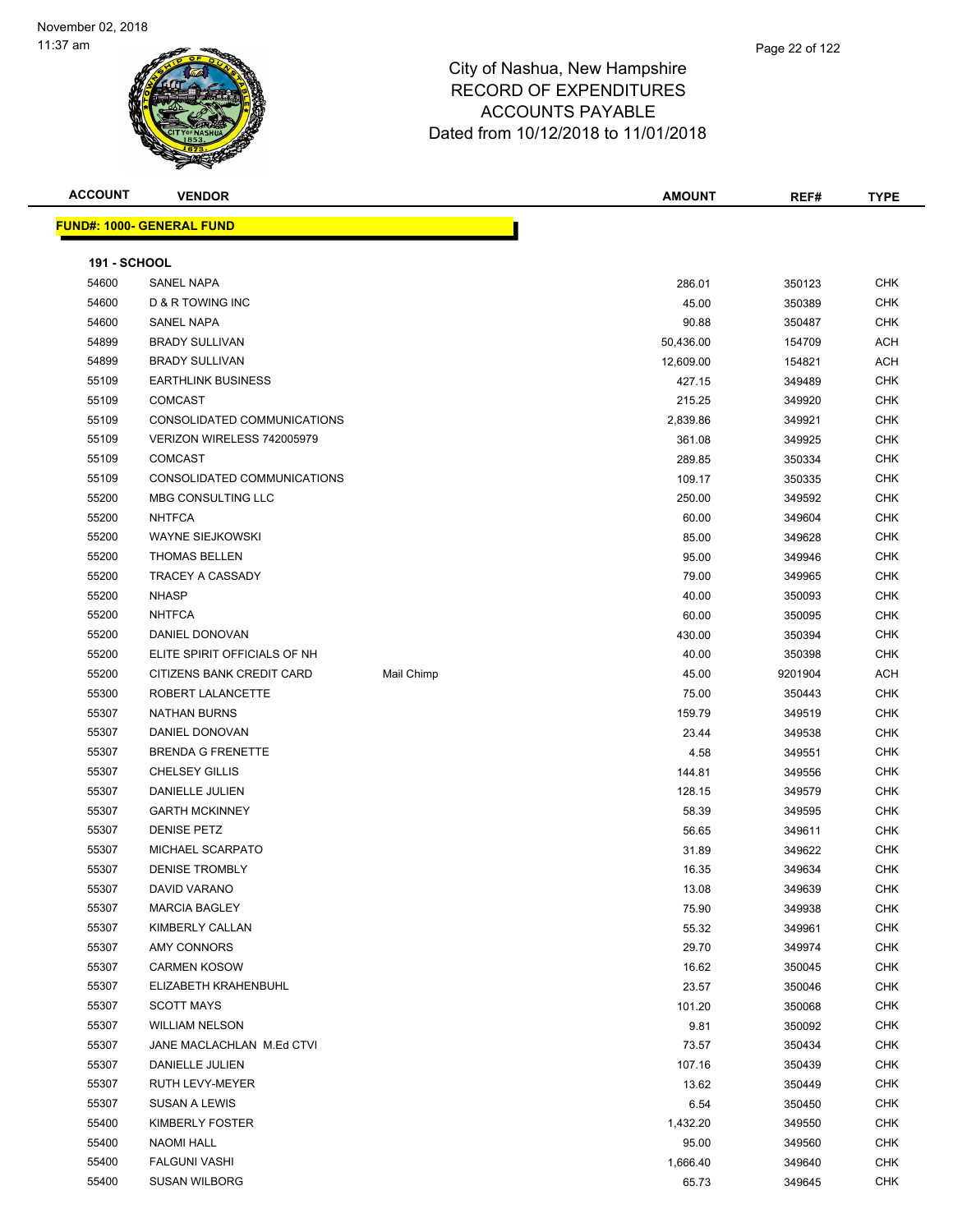# City of Nashua, New Hampshire
## RECORD OF EXPENDITURES
## ACCOUNTS PAYABLE
## Dated from 10/12/2018 to 11/01/2018

November 02, 2018
11:37 am

**FUND#: 1000- GENERAL FUND**

**191 - SCHOOL**

| ACCOUNT | VENDOR | | AMOUNT | REF# | TYPE |
|---|---|---|---|---|---|
| 54600 | SANEL NAPA | | 286.01 | 350123 | CHK |
| 54600 | D & R TOWING INC | | 45.00 | 350389 | CHK |
| 54600 | SANEL NAPA | | 90.88 | 350487 | CHK |
| 54899 | BRADY SULLIVAN | | 50,436.00 | 154709 | ACH |
| 54899 | BRADY SULLIVAN | | 12,609.00 | 154821 | ACH |
| 55109 | EARTHLINK BUSINESS | | 427.15 | 349489 | CHK |
| 55109 | COMCAST | | 215.25 | 349920 | CHK |
| 55109 | CONSOLIDATED COMMUNICATIONS | | 2,839.86 | 349921 | CHK |
| 55109 | VERIZON WIRELESS 742005979 | | 361.08 | 349925 | CHK |
| 55109 | COMCAST | | 289.85 | 350334 | CHK |
| 55109 | CONSOLIDATED COMMUNICATIONS | | 109.17 | 350335 | CHK |
| 55200 | MBG CONSULTING LLC | | 250.00 | 349592 | CHK |
| 55200 | NHTFCA | | 60.00 | 349604 | CHK |
| 55200 | WAYNE SIEJKOWSKI | | 85.00 | 349628 | CHK |
| 55200 | THOMAS BELLEN | | 95.00 | 349946 | CHK |
| 55200 | TRACEY A CASSADY | | 79.00 | 349965 | CHK |
| 55200 | NHASP | | 40.00 | 350093 | CHK |
| 55200 | NHTFCA | | 60.00 | 350095 | CHK |
| 55200 | DANIEL DONOVAN | | 430.00 | 350394 | CHK |
| 55200 | ELITE SPIRIT OFFICIALS OF NH | | 40.00 | 350398 | CHK |
| 55200 | CITIZENS BANK CREDIT CARD | Mail Chimp | 45.00 | 9201904 | ACH |
| 55300 | ROBERT LALANCETTE | | 75.00 | 350443 | CHK |
| 55307 | NATHAN BURNS | | 159.79 | 349519 | CHK |
| 55307 | DANIEL DONOVAN | | 23.44 | 349538 | CHK |
| 55307 | BRENDA G FRENETTE | | 4.58 | 349551 | CHK |
| 55307 | CHELSEY GILLIS | | 144.81 | 349556 | CHK |
| 55307 | DANIELLE JULIEN | | 128.15 | 349579 | CHK |
| 55307 | GARTH MCKINNEY | | 58.39 | 349595 | CHK |
| 55307 | DENISE PETZ | | 56.65 | 349611 | CHK |
| 55307 | MICHAEL SCARPATO | | 31.89 | 349622 | CHK |
| 55307 | DENISE TROMBLY | | 16.35 | 349634 | CHK |
| 55307 | DAVID VARANO | | 13.08 | 349639 | CHK |
| 55307 | MARCIA BAGLEY | | 75.90 | 349938 | CHK |
| 55307 | KIMBERLY CALLAN | | 55.32 | 349961 | CHK |
| 55307 | AMY CONNORS | | 29.70 | 349974 | CHK |
| 55307 | CARMEN KOSOW | | 16.62 | 350045 | CHK |
| 55307 | ELIZABETH KRAHENBUHL | | 23.57 | 350046 | CHK |
| 55307 | SCOTT MAYS | | 101.20 | 350068 | CHK |
| 55307 | WILLIAM NELSON | | 9.81 | 350092 | CHK |
| 55307 | JANE MACLACHLAN M.Ed CTVI | | 73.57 | 350434 | CHK |
| 55307 | DANIELLE JULIEN | | 107.16 | 350439 | CHK |
| 55307 | RUTH LEVY-MEYER | | 13.62 | 350449 | CHK |
| 55307 | SUSAN A LEWIS | | 6.54 | 350450 | CHK |
| 55400 | KIMBERLY FOSTER | | 1,432.20 | 349550 | CHK |
| 55400 | NAOMI HALL | | 95.00 | 349560 | CHK |
| 55400 | FALGUNI VASHI | | 1,666.40 | 349640 | CHK |
| 55400 | SUSAN WILBORG | | 65.73 | 349645 | CHK |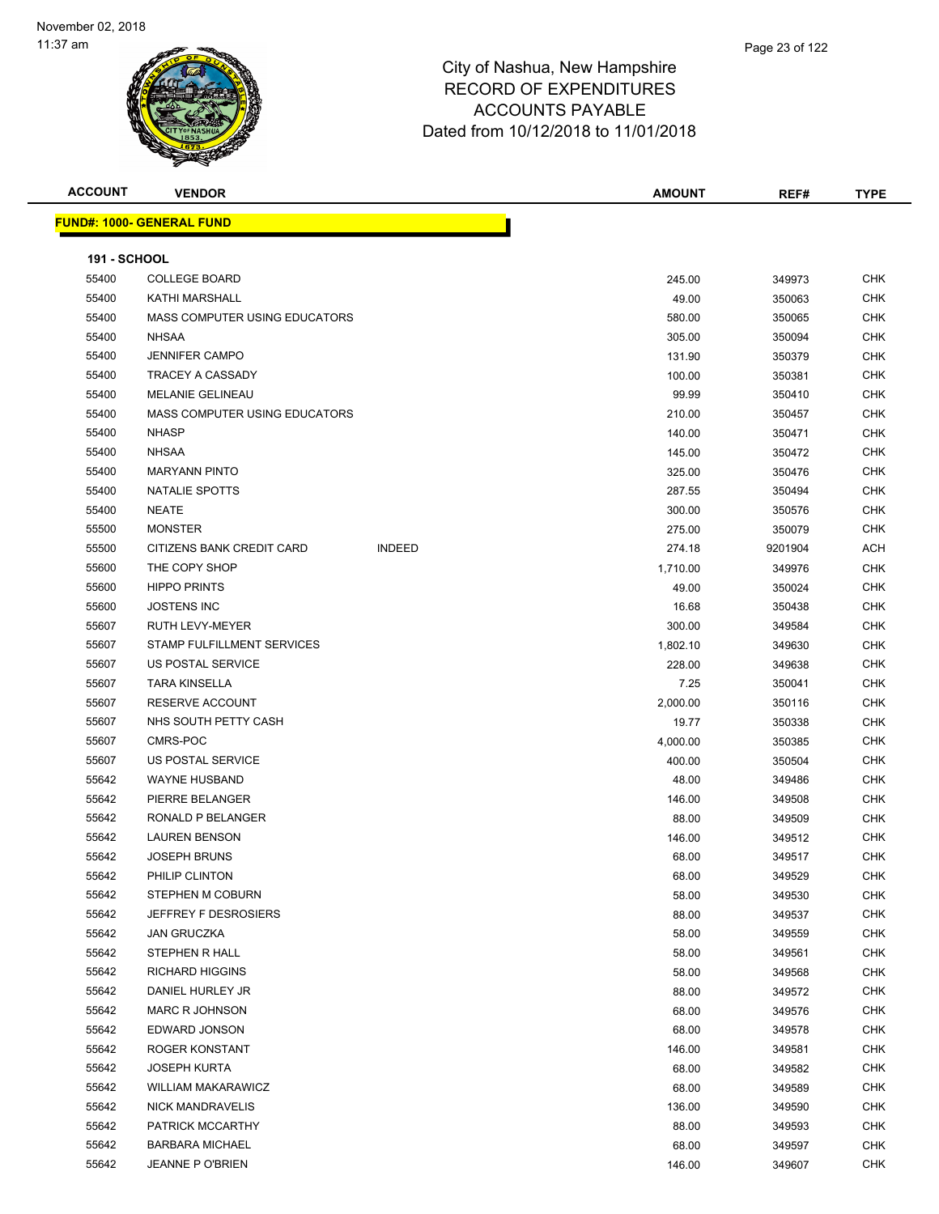City of Nashua, New Hampshire
RECORD OF EXPENDITURES
ACCOUNTS PAYABLE
Dated from 10/12/2018 to 11/01/2018

| ACCOUNT | VENDOR | | AMOUNT | REF# | TYPE |
|---|---|---|---|---|---|

**FUND#: 1000- GENERAL FUND**

**191 - SCHOOL**

| ACCOUNT | VENDOR | | AMOUNT | REF# | TYPE |
|---|---|---|---|---|---|
| 55400 | COLLEGE BOARD | | 245.00 | 349973 | CHK |
| 55400 | KATHI MARSHALL | | 49.00 | 350063 | CHK |
| 55400 | MASS COMPUTER USING EDUCATORS | | 580.00 | 350065 | CHK |
| 55400 | NHSAA | | 305.00 | 350094 | CHK |
| 55400 | JENNIFER CAMPO | | 131.90 | 350379 | CHK |
| 55400 | TRACEY A CASSADY | | 100.00 | 350381 | CHK |
| 55400 | MELANIE GELINEAU | | 99.99 | 350410 | CHK |
| 55400 | MASS COMPUTER USING EDUCATORS | | 210.00 | 350457 | CHK |
| 55400 | NHASP | | 140.00 | 350471 | CHK |
| 55400 | NHSAA | | 145.00 | 350472 | CHK |
| 55400 | MARYANN PINTO | | 325.00 | 350476 | CHK |
| 55400 | NATALIE SPOTTS | | 287.55 | 350494 | CHK |
| 55400 | NEATE | | 300.00 | 350576 | CHK |
| 55500 | MONSTER | | 275.00 | 350079 | CHK |
| 55500 | CITIZENS BANK CREDIT CARD | INDEED | 274.18 | 9201904 | ACH |
| 55600 | THE COPY SHOP | | 1,710.00 | 349976 | CHK |
| 55600 | HIPPO PRINTS | | 49.00 | 350024 | CHK |
| 55600 | JOSTENS INC | | 16.68 | 350438 | CHK |
| 55607 | RUTH LEVY-MEYER | | 300.00 | 349584 | CHK |
| 55607 | STAMP FULFILLMENT SERVICES | | 1,802.10 | 349630 | CHK |
| 55607 | US POSTAL SERVICE | | 228.00 | 349638 | CHK |
| 55607 | TARA KINSELLA | | 7.25 | 350041 | CHK |
| 55607 | RESERVE ACCOUNT | | 2,000.00 | 350116 | CHK |
| 55607 | NHS SOUTH PETTY CASH | | 19.77 | 350338 | CHK |
| 55607 | CMRS-POC | | 4,000.00 | 350385 | CHK |
| 55607 | US POSTAL SERVICE | | 400.00 | 350504 | CHK |
| 55642 | WAYNE HUSBAND | | 48.00 | 349486 | CHK |
| 55642 | PIERRE BELANGER | | 146.00 | 349508 | CHK |
| 55642 | RONALD P BELANGER | | 88.00 | 349509 | CHK |
| 55642 | LAUREN BENSON | | 146.00 | 349512 | CHK |
| 55642 | JOSEPH BRUNS | | 68.00 | 349517 | CHK |
| 55642 | PHILIP CLINTON | | 68.00 | 349529 | CHK |
| 55642 | STEPHEN M COBURN | | 58.00 | 349530 | CHK |
| 55642 | JEFFREY F DESROSIERS | | 88.00 | 349537 | CHK |
| 55642 | JAN GRUCZKA | | 58.00 | 349559 | CHK |
| 55642 | STEPHEN R HALL | | 58.00 | 349561 | CHK |
| 55642 | RICHARD HIGGINS | | 58.00 | 349568 | CHK |
| 55642 | DANIEL HURLEY JR | | 88.00 | 349572 | CHK |
| 55642 | MARC R JOHNSON | | 68.00 | 349576 | CHK |
| 55642 | EDWARD JONSON | | 68.00 | 349578 | CHK |
| 55642 | ROGER KONSTANT | | 146.00 | 349581 | CHK |
| 55642 | JOSEPH KURTA | | 68.00 | 349582 | CHK |
| 55642 | WILLIAM MAKARAWICZ | | 68.00 | 349589 | CHK |
| 55642 | NICK MANDRAVELIS | | 136.00 | 349590 | CHK |
| 55642 | PATRICK MCCARTHY | | 88.00 | 349593 | CHK |
| 55642 | BARBARA MICHAEL | | 68.00 | 349597 | CHK |
| 55642 | JEANNE P O'BRIEN | | 146.00 | 349607 | CHK |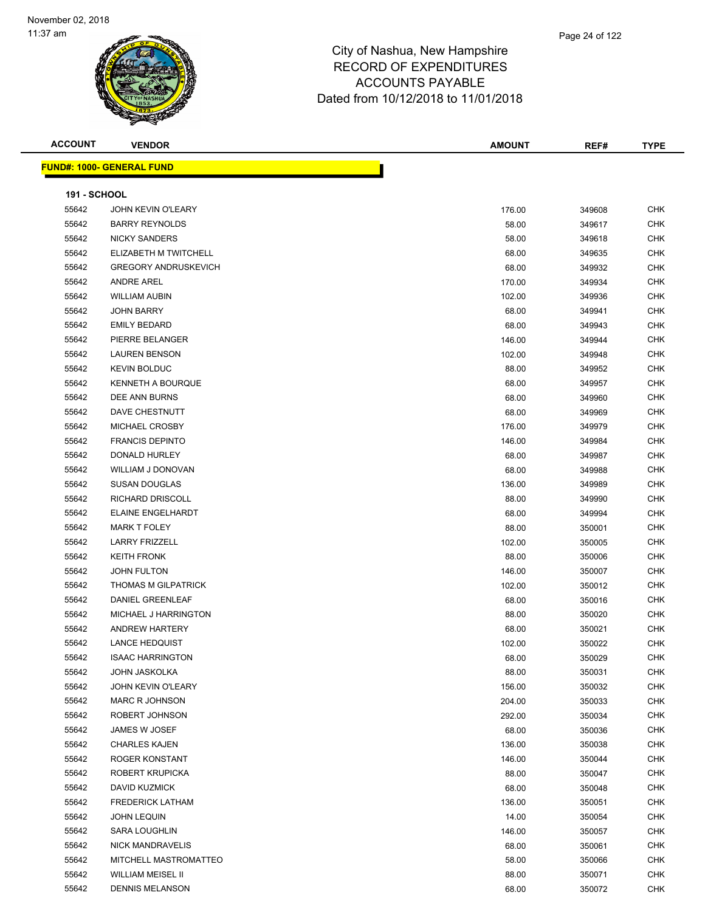November 02, 2018
11:37 am

# City of Nashua, New Hampshire
## RECORD OF EXPENDITURES
## ACCOUNTS PAYABLE
## Dated from 10/12/2018 to 11/01/2018

**FUND#: 1000- GENERAL FUND**

**191 - SCHOOL**

| ACCOUNT | VENDOR | AMOUNT | REF# | TYPE |
|---|---|---|---|---|
| 55642 | JOHN KEVIN O'LEARY | 176.00 | 349608 | CHK |
| 55642 | BARRY REYNOLDS | 58.00 | 349617 | CHK |
| 55642 | NICKY SANDERS | 58.00 | 349618 | CHK |
| 55642 | ELIZABETH M TWITCHELL | 68.00 | 349635 | CHK |
| 55642 | GREGORY ANDRUSKEVICH | 68.00 | 349932 | CHK |
| 55642 | ANDRE AREL | 170.00 | 349934 | CHK |
| 55642 | WILLIAM AUBIN | 102.00 | 349936 | CHK |
| 55642 | JOHN BARRY | 68.00 | 349941 | CHK |
| 55642 | EMILY BEDARD | 68.00 | 349943 | CHK |
| 55642 | PIERRE BELANGER | 146.00 | 349944 | CHK |
| 55642 | LAUREN BENSON | 102.00 | 349948 | CHK |
| 55642 | KEVIN BOLDUC | 88.00 | 349952 | CHK |
| 55642 | KENNETH A BOURQUE | 68.00 | 349957 | CHK |
| 55642 | DEE ANN BURNS | 68.00 | 349960 | CHK |
| 55642 | DAVE CHESTNUTT | 68.00 | 349969 | CHK |
| 55642 | MICHAEL CROSBY | 176.00 | 349979 | CHK |
| 55642 | FRANCIS DEPINTO | 146.00 | 349984 | CHK |
| 55642 | DONALD HURLEY | 68.00 | 349987 | CHK |
| 55642 | WILLIAM J DONOVAN | 68.00 | 349988 | CHK |
| 55642 | SUSAN DOUGLAS | 136.00 | 349989 | CHK |
| 55642 | RICHARD DRISCOLL | 88.00 | 349990 | CHK |
| 55642 | ELAINE ENGELHARDT | 68.00 | 349994 | CHK |
| 55642 | MARK T FOLEY | 88.00 | 350001 | CHK |
| 55642 | LARRY FRIZZELL | 102.00 | 350005 | CHK |
| 55642 | KEITH FRONK | 88.00 | 350006 | CHK |
| 55642 | JOHN FULTON | 146.00 | 350007 | CHK |
| 55642 | THOMAS M GILPATRICK | 102.00 | 350012 | CHK |
| 55642 | DANIEL GREENLEAF | 68.00 | 350016 | CHK |
| 55642 | MICHAEL J HARRINGTON | 88.00 | 350020 | CHK |
| 55642 | ANDREW HARTERY | 68.00 | 350021 | CHK |
| 55642 | LANCE HEDQUIST | 102.00 | 350022 | CHK |
| 55642 | ISAAC HARRINGTON | 68.00 | 350029 | CHK |
| 55642 | JOHN JASKOLKA | 88.00 | 350031 | CHK |
| 55642 | JOHN KEVIN O'LEARY | 156.00 | 350032 | CHK |
| 55642 | MARC R JOHNSON | 204.00 | 350033 | CHK |
| 55642 | ROBERT JOHNSON | 292.00 | 350034 | CHK |
| 55642 | JAMES W JOSEF | 68.00 | 350036 | CHK |
| 55642 | CHARLES KAJEN | 136.00 | 350038 | CHK |
| 55642 | ROGER KONSTANT | 146.00 | 350044 | CHK |
| 55642 | ROBERT KRUPICKA | 88.00 | 350047 | CHK |
| 55642 | DAVID KUZMICK | 68.00 | 350048 | CHK |
| 55642 | FREDERICK LATHAM | 136.00 | 350051 | CHK |
| 55642 | JOHN LEQUIN | 14.00 | 350054 | CHK |
| 55642 | SARA LOUGHLIN | 146.00 | 350057 | CHK |
| 55642 | NICK MANDRAVELIS | 68.00 | 350061 | CHK |
| 55642 | MITCHELL MASTROMATTEO | 58.00 | 350066 | CHK |
| 55642 | WILLIAM MEISEL II | 88.00 | 350071 | CHK |
| 55642 | DENNIS MELANSON | 68.00 | 350072 | CHK |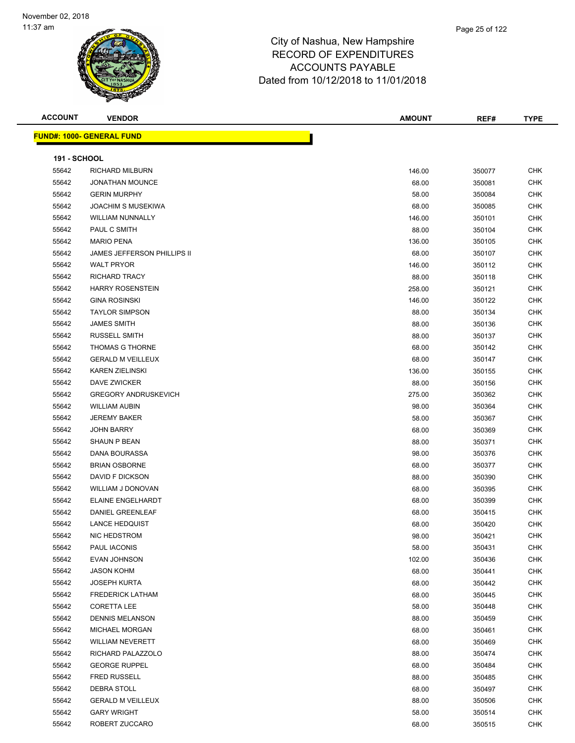City of Nashua, New Hampshire
RECORD OF EXPENDITURES
ACCOUNTS PAYABLE
Dated from 10/12/2018 to 11/01/2018

| ACCOUNT | VENDOR | AMOUNT | REF# | TYPE |
|---|---|---|---|---|

**FUND#: 1000- GENERAL FUND**

**191 - SCHOOL**

| ACCOUNT | VENDOR | AMOUNT | REF# | TYPE |
|---|---|---|---|---|
| 55642 | RICHARD MILBURN | 146.00 | 350077 | CHK |
| 55642 | JONATHAN MOUNCE | 68.00 | 350081 | CHK |
| 55642 | GERIN MURPHY | 58.00 | 350084 | CHK |
| 55642 | JOACHIM S MUSEKIWA | 68.00 | 350085 | CHK |
| 55642 | WILLIAM NUNNALLY | 146.00 | 350101 | CHK |
| 55642 | PAUL C SMITH | 88.00 | 350104 | CHK |
| 55642 | MARIO PENA | 136.00 | 350105 | CHK |
| 55642 | JAMES JEFFERSON PHILLIPS II | 68.00 | 350107 | CHK |
| 55642 | WALT PRYOR | 146.00 | 350112 | CHK |
| 55642 | RICHARD TRACY | 88.00 | 350118 | CHK |
| 55642 | HARRY ROSENSTEIN | 258.00 | 350121 | CHK |
| 55642 | GINA ROSINSKI | 146.00 | 350122 | CHK |
| 55642 | TAYLOR SIMPSON | 88.00 | 350134 | CHK |
| 55642 | JAMES SMITH | 88.00 | 350136 | CHK |
| 55642 | RUSSELL SMITH | 88.00 | 350137 | CHK |
| 55642 | THOMAS G THORNE | 68.00 | 350142 | CHK |
| 55642 | GERALD M VEILLEUX | 68.00 | 350147 | CHK |
| 55642 | KAREN ZIELINSKI | 136.00 | 350155 | CHK |
| 55642 | DAVE ZWICKER | 88.00 | 350156 | CHK |
| 55642 | GREGORY ANDRUSKEVICH | 275.00 | 350362 | CHK |
| 55642 | WILLIAM AUBIN | 98.00 | 350364 | CHK |
| 55642 | JEREMY BAKER | 58.00 | 350367 | CHK |
| 55642 | JOHN BARRY | 68.00 | 350369 | CHK |
| 55642 | SHAUN P BEAN | 88.00 | 350371 | CHK |
| 55642 | DANA BOURASSA | 98.00 | 350376 | CHK |
| 55642 | BRIAN OSBORNE | 68.00 | 350377 | CHK |
| 55642 | DAVID F DICKSON | 88.00 | 350390 | CHK |
| 55642 | WILLIAM J DONOVAN | 68.00 | 350395 | CHK |
| 55642 | ELAINE ENGELHARDT | 68.00 | 350399 | CHK |
| 55642 | DANIEL GREENLEAF | 68.00 | 350415 | CHK |
| 55642 | LANCE HEDQUIST | 68.00 | 350420 | CHK |
| 55642 | NIC HEDSTROM | 98.00 | 350421 | CHK |
| 55642 | PAUL IACONIS | 58.00 | 350431 | CHK |
| 55642 | EVAN JOHNSON | 102.00 | 350436 | CHK |
| 55642 | JASON KOHM | 68.00 | 350441 | CHK |
| 55642 | JOSEPH KURTA | 68.00 | 350442 | CHK |
| 55642 | FREDERICK LATHAM | 68.00 | 350445 | CHK |
| 55642 | CORETTA LEE | 58.00 | 350448 | CHK |
| 55642 | DENNIS MELANSON | 88.00 | 350459 | CHK |
| 55642 | MICHAEL MORGAN | 68.00 | 350461 | CHK |
| 55642 | WILLIAM NEVERETT | 68.00 | 350469 | CHK |
| 55642 | RICHARD PALAZZOLO | 88.00 | 350474 | CHK |
| 55642 | GEORGE RUPPEL | 68.00 | 350484 | CHK |
| 55642 | FRED RUSSELL | 88.00 | 350485 | CHK |
| 55642 | DEBRA STOLL | 68.00 | 350497 | CHK |
| 55642 | GERALD M VEILLEUX | 88.00 | 350506 | CHK |
| 55642 | GARY WRIGHT | 58.00 | 350514 | CHK |
| 55642 | ROBERT ZUCCARO | 68.00 | 350515 | CHK |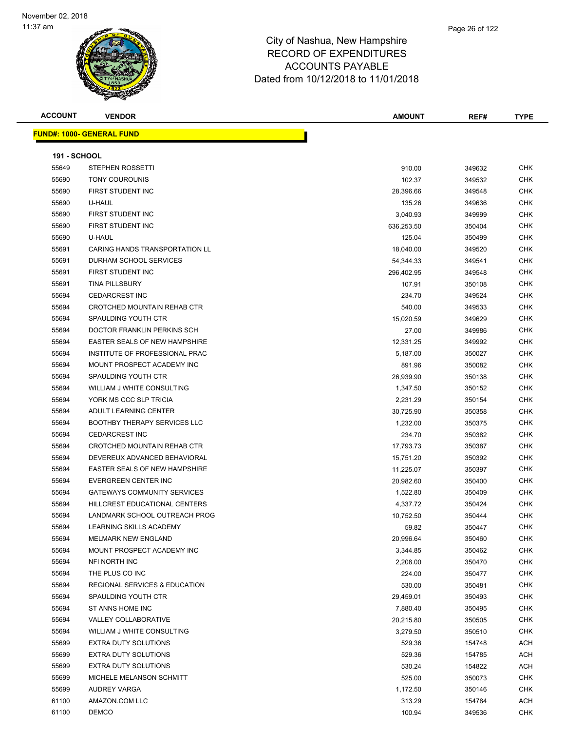City of Nashua, New Hampshire
RECORD OF EXPENDITURES
ACCOUNTS PAYABLE
Dated from 10/12/2018 to 11/01/2018

| ACCOUNT | VENDOR | AMOUNT | REF# | TYPE |
|---|---|---|---|---|

**FUND#: 1000- GENERAL FUND**

**191 - SCHOOL**

| ACCOUNT | VENDOR | AMOUNT | REF# | TYPE |
|---|---|---|---|---|
| 55649 | STEPHEN ROSSETTI | 910.00 | 349632 | CHK |
| 55690 | TONY COUROUNIS | 102.37 | 349532 | CHK |
| 55690 | FIRST STUDENT INC | 28,396.66 | 349548 | CHK |
| 55690 | U-HAUL | 135.26 | 349636 | CHK |
| 55690 | FIRST STUDENT INC | 3,040.93 | 349999 | CHK |
| 55690 | FIRST STUDENT INC | 636,253.50 | 350404 | CHK |
| 55690 | U-HAUL | 125.04 | 350499 | CHK |
| 55691 | CARING HANDS TRANSPORTATION LL | 18,040.00 | 349520 | CHK |
| 55691 | DURHAM SCHOOL SERVICES | 54,344.33 | 349541 | CHK |
| 55691 | FIRST STUDENT INC | 296,402.95 | 349548 | CHK |
| 55691 | TINA PILLSBURY | 107.91 | 350108 | CHK |
| 55694 | CEDARCREST INC | 234.70 | 349524 | CHK |
| 55694 | CROTCHED MOUNTAIN REHAB CTR | 540.00 | 349533 | CHK |
| 55694 | SPAULDING YOUTH CTR | 15,020.59 | 349629 | CHK |
| 55694 | DOCTOR FRANKLIN PERKINS SCH | 27.00 | 349986 | CHK |
| 55694 | EASTER SEALS OF NEW HAMPSHIRE | 12,331.25 | 349992 | CHK |
| 55694 | INSTITUTE OF PROFESSIONAL PRAC | 5,187.00 | 350027 | CHK |
| 55694 | MOUNT PROSPECT ACADEMY INC | 891.96 | 350082 | CHK |
| 55694 | SPAULDING YOUTH CTR | 26,939.90 | 350138 | CHK |
| 55694 | WILLIAM J WHITE CONSULTING | 1,347.50 | 350152 | CHK |
| 55694 | YORK MS CCC SLP TRICIA | 2,231.29 | 350154 | CHK |
| 55694 | ADULT LEARNING CENTER | 30,725.90 | 350358 | CHK |
| 55694 | BOOTHBY THERAPY SERVICES LLC | 1,232.00 | 350375 | CHK |
| 55694 | CEDARCREST INC | 234.70 | 350382 | CHK |
| 55694 | CROTCHED MOUNTAIN REHAB CTR | 17,793.73 | 350387 | CHK |
| 55694 | DEVEREUX ADVANCED BEHAVIORAL | 15,751.20 | 350392 | CHK |
| 55694 | EASTER SEALS OF NEW HAMPSHIRE | 11,225.07 | 350397 | CHK |
| 55694 | EVERGREEN CENTER INC | 20,982.60 | 350400 | CHK |
| 55694 | GATEWAYS COMMUNITY SERVICES | 1,522.80 | 350409 | CHK |
| 55694 | HILLCREST EDUCATIONAL CENTERS | 4,337.72 | 350424 | CHK |
| 55694 | LANDMARK SCHOOL OUTREACH PROG | 10,752.50 | 350444 | CHK |
| 55694 | LEARNING SKILLS ACADEMY | 59.82 | 350447 | CHK |
| 55694 | MELMARK NEW ENGLAND | 20,996.64 | 350460 | CHK |
| 55694 | MOUNT PROSPECT ACADEMY INC | 3,344.85 | 350462 | CHK |
| 55694 | NFI NORTH INC | 2,208.00 | 350470 | CHK |
| 55694 | THE PLUS CO INC | 224.00 | 350477 | CHK |
| 55694 | REGIONAL SERVICES & EDUCATION | 530.00 | 350481 | CHK |
| 55694 | SPAULDING YOUTH CTR | 29,459.01 | 350493 | CHK |
| 55694 | ST ANNS HOME INC | 7,880.40 | 350495 | CHK |
| 55694 | VALLEY COLLABORATIVE | 20,215.80 | 350505 | CHK |
| 55694 | WILLIAM J WHITE CONSULTING | 3,279.50 | 350510 | CHK |
| 55699 | EXTRA DUTY SOLUTIONS | 529.36 | 154748 | ACH |
| 55699 | EXTRA DUTY SOLUTIONS | 529.36 | 154785 | ACH |
| 55699 | EXTRA DUTY SOLUTIONS | 530.24 | 154822 | ACH |
| 55699 | MICHELE MELANSON SCHMITT | 525.00 | 350073 | CHK |
| 55699 | AUDREY VARGA | 1,172.50 | 350146 | CHK |
| 61100 | AMAZON.COM LLC | 313.29 | 154784 | ACH |
| 61100 | DEMCO | 100.94 | 349536 | CHK |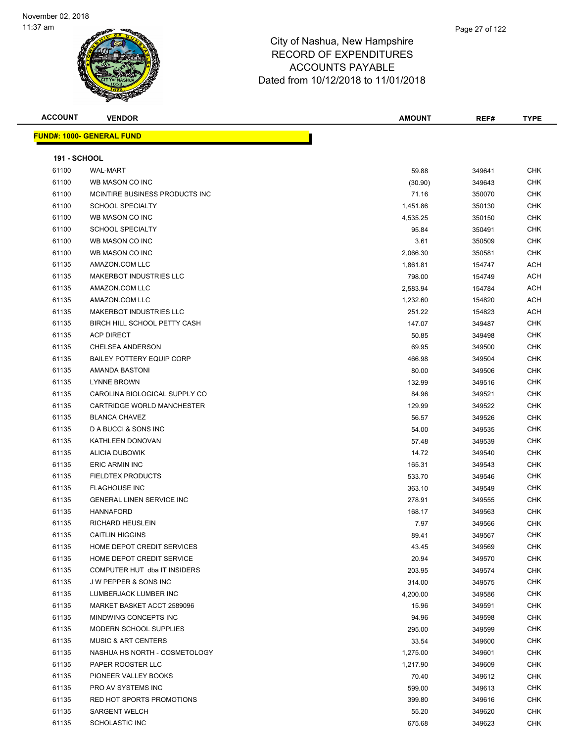# City of Nashua, New Hampshire
## RECORD OF EXPENDITURES
## ACCOUNTS PAYABLE
### Dated from 10/12/2018 to 11/01/2018

November 02, 2018
11:37 am

| ACCOUNT | VENDOR | AMOUNT | REF# | TYPE |
|---|---|---|---|---|

**FUND#: 1000- GENERAL FUND**

**191 - SCHOOL**

| ACCOUNT | VENDOR | AMOUNT | REF# | TYPE |
|---|---|---|---|---|
| 61100 | WAL-MART | 59.88 | 349641 | CHK |
| 61100 | WB MASON CO INC | (30.90) | 349643 | CHK |
| 61100 | MCINTIRE BUSINESS PRODUCTS INC | 71.16 | 350070 | CHK |
| 61100 | SCHOOL SPECIALTY | 1,451.86 | 350130 | CHK |
| 61100 | WB MASON CO INC | 4,535.25 | 350150 | CHK |
| 61100 | SCHOOL SPECIALTY | 95.84 | 350491 | CHK |
| 61100 | WB MASON CO INC | 3.61 | 350509 | CHK |
| 61100 | WB MASON CO INC | 2,066.30 | 350581 | CHK |
| 61135 | AMAZON.COM LLC | 1,861.81 | 154747 | ACH |
| 61135 | MAKERBOT INDUSTRIES LLC | 798.00 | 154749 | ACH |
| 61135 | AMAZON.COM LLC | 2,583.94 | 154784 | ACH |
| 61135 | AMAZON.COM LLC | 1,232.60 | 154820 | ACH |
| 61135 | MAKERBOT INDUSTRIES LLC | 251.22 | 154823 | ACH |
| 61135 | BIRCH HILL SCHOOL PETTY CASH | 147.07 | 349487 | CHK |
| 61135 | ACP DIRECT | 50.85 | 349498 | CHK |
| 61135 | CHELSEA ANDERSON | 69.95 | 349500 | CHK |
| 61135 | BAILEY POTTERY EQUIP CORP | 466.98 | 349504 | CHK |
| 61135 | AMANDA BASTONI | 80.00 | 349506 | CHK |
| 61135 | LYNNE BROWN | 132.99 | 349516 | CHK |
| 61135 | CAROLINA BIOLOGICAL SUPPLY CO | 84.96 | 349521 | CHK |
| 61135 | CARTRIDGE WORLD MANCHESTER | 129.99 | 349522 | CHK |
| 61135 | BLANCA CHAVEZ | 56.57 | 349526 | CHK |
| 61135 | D A BUCCI & SONS INC | 54.00 | 349535 | CHK |
| 61135 | KATHLEEN DONOVAN | 57.48 | 349539 | CHK |
| 61135 | ALICIA DUBOWIK | 14.72 | 349540 | CHK |
| 61135 | ERIC ARMIN INC | 165.31 | 349543 | CHK |
| 61135 | FIELDTEX PRODUCTS | 533.70 | 349546 | CHK |
| 61135 | FLAGHOUSE INC | 363.10 | 349549 | CHK |
| 61135 | GENERAL LINEN SERVICE INC | 278.91 | 349555 | CHK |
| 61135 | HANNAFORD | 168.17 | 349563 | CHK |
| 61135 | RICHARD HEUSLEIN | 7.97 | 349566 | CHK |
| 61135 | CAITLIN HIGGINS | 89.41 | 349567 | CHK |
| 61135 | HOME DEPOT CREDIT SERVICES | 43.45 | 349569 | CHK |
| 61135 | HOME DEPOT CREDIT SERVICE | 20.94 | 349570 | CHK |
| 61135 | COMPUTER HUT dba IT INSIDERS | 203.95 | 349574 | CHK |
| 61135 | J W PEPPER & SONS INC | 314.00 | 349575 | CHK |
| 61135 | LUMBERJACK LUMBER INC | 4,200.00 | 349586 | CHK |
| 61135 | MARKET BASKET ACCT 2589096 | 15.96 | 349591 | CHK |
| 61135 | MINDWING CONCEPTS INC | 94.96 | 349598 | CHK |
| 61135 | MODERN SCHOOL SUPPLIES | 295.00 | 349599 | CHK |
| 61135 | MUSIC & ART CENTERS | 33.54 | 349600 | CHK |
| 61135 | NASHUA HS NORTH - COSMETOLOGY | 1,275.00 | 349601 | CHK |
| 61135 | PAPER ROOSTER LLC | 1,217.90 | 349609 | CHK |
| 61135 | PIONEER VALLEY BOOKS | 70.40 | 349612 | CHK |
| 61135 | PRO AV SYSTEMS INC | 599.00 | 349613 | CHK |
| 61135 | RED HOT SPORTS PROMOTIONS | 399.80 | 349616 | CHK |
| 61135 | SARGENT WELCH | 55.20 | 349620 | CHK |
| 61135 | SCHOLASTIC INC | 675.68 | 349623 | CHK |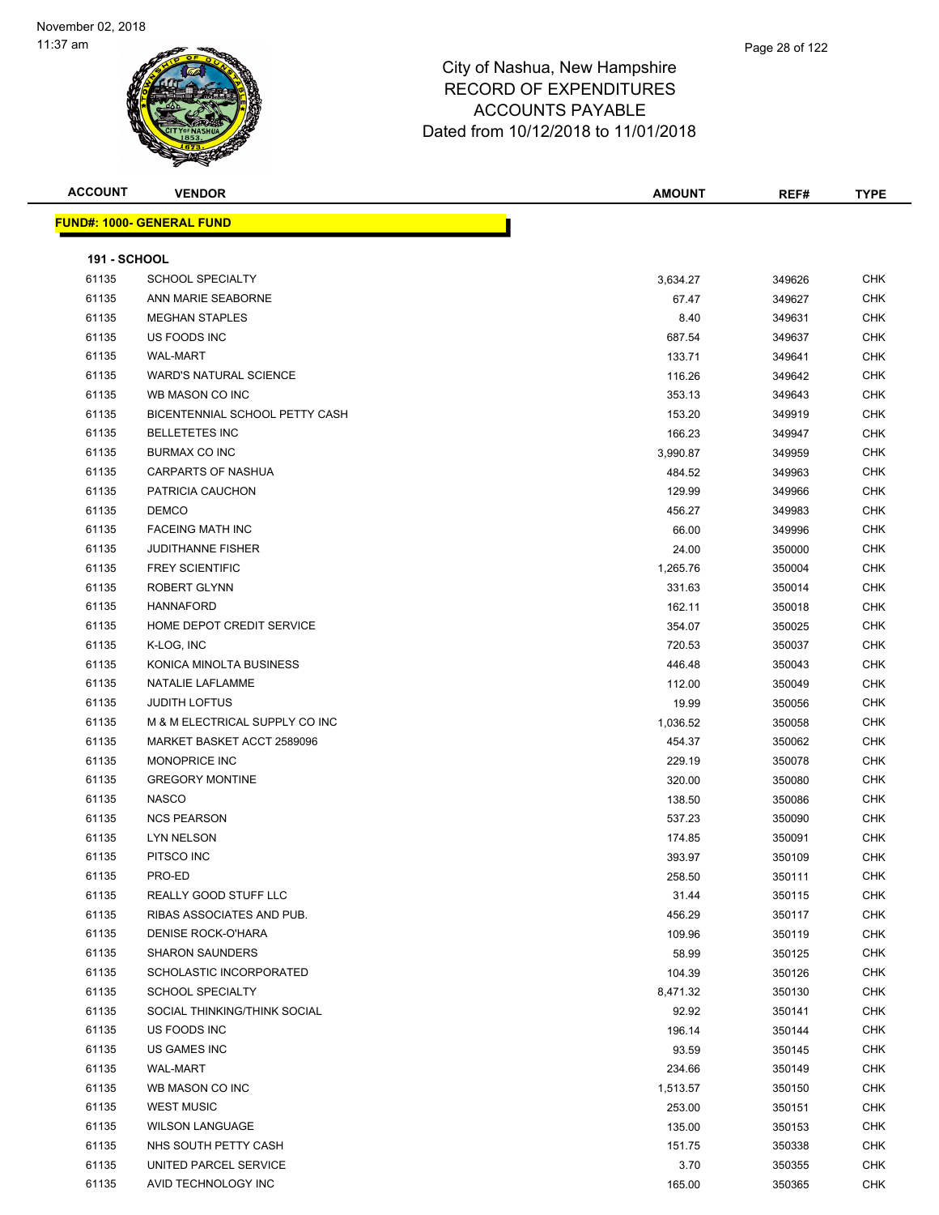City of Nashua, New Hampshire
RECORD OF EXPENDITURES
ACCOUNTS PAYABLE
Dated from 10/12/2018 to 11/01/2018

November 02, 2018
11:37 am

| ACCOUNT | VENDOR | AMOUNT | REF# | TYPE |
|---|---|---|---|---|

**FUND#: 1000- GENERAL FUND**

**191 - SCHOOL**

| ACCOUNT | VENDOR | AMOUNT | REF# | TYPE |
|---|---|---|---|---|
| 61135 | SCHOOL SPECIALTY | 3,634.27 | 349626 | CHK |
| 61135 | ANN MARIE SEABORNE | 67.47 | 349627 | CHK |
| 61135 | MEGHAN STAPLES | 8.40 | 349631 | CHK |
| 61135 | US FOODS INC | 687.54 | 349637 | CHK |
| 61135 | WAL-MART | 133.71 | 349641 | CHK |
| 61135 | WARD'S NATURAL SCIENCE | 116.26 | 349642 | CHK |
| 61135 | WB MASON CO INC | 353.13 | 349643 | CHK |
| 61135 | BICENTENNIAL SCHOOL PETTY CASH | 153.20 | 349919 | CHK |
| 61135 | BELLETETES INC | 166.23 | 349947 | CHK |
| 61135 | BURMAX CO INC | 3,990.87 | 349959 | CHK |
| 61135 | CARPARTS OF NASHUA | 484.52 | 349963 | CHK |
| 61135 | PATRICIA CAUCHON | 129.99 | 349966 | CHK |
| 61135 | DEMCO | 456.27 | 349983 | CHK |
| 61135 | FACEING MATH INC | 66.00 | 349996 | CHK |
| 61135 | JUDITHANNE FISHER | 24.00 | 350000 | CHK |
| 61135 | FREY SCIENTIFIC | 1,265.76 | 350004 | CHK |
| 61135 | ROBERT GLYNN | 331.63 | 350014 | CHK |
| 61135 | HANNAFORD | 162.11 | 350018 | CHK |
| 61135 | HOME DEPOT CREDIT SERVICE | 354.07 | 350025 | CHK |
| 61135 | K-LOG, INC | 720.53 | 350037 | CHK |
| 61135 | KONICA MINOLTA BUSINESS | 446.48 | 350043 | CHK |
| 61135 | NATALIE LAFLAMME | 112.00 | 350049 | CHK |
| 61135 | JUDITH LOFTUS | 19.99 | 350056 | CHK |
| 61135 | M & M ELECTRICAL SUPPLY CO INC | 1,036.52 | 350058 | CHK |
| 61135 | MARKET BASKET ACCT 2589096 | 454.37 | 350062 | CHK |
| 61135 | MONOPRICE INC | 229.19 | 350078 | CHK |
| 61135 | GREGORY MONTINE | 320.00 | 350080 | CHK |
| 61135 | NASCO | 138.50 | 350086 | CHK |
| 61135 | NCS PEARSON | 537.23 | 350090 | CHK |
| 61135 | LYN NELSON | 174.85 | 350091 | CHK |
| 61135 | PITSCO INC | 393.97 | 350109 | CHK |
| 61135 | PRO-ED | 258.50 | 350111 | CHK |
| 61135 | REALLY GOOD STUFF LLC | 31.44 | 350115 | CHK |
| 61135 | RIBAS ASSOCIATES AND PUB. | 456.29 | 350117 | CHK |
| 61135 | DENISE ROCK-O'HARA | 109.96 | 350119 | CHK |
| 61135 | SHARON SAUNDERS | 58.99 | 350125 | CHK |
| 61135 | SCHOLASTIC INCORPORATED | 104.39 | 350126 | CHK |
| 61135 | SCHOOL SPECIALTY | 8,471.32 | 350130 | CHK |
| 61135 | SOCIAL THINKING/THINK SOCIAL | 92.92 | 350141 | CHK |
| 61135 | US FOODS INC | 196.14 | 350144 | CHK |
| 61135 | US GAMES INC | 93.59 | 350145 | CHK |
| 61135 | WAL-MART | 234.66 | 350149 | CHK |
| 61135 | WB MASON CO INC | 1,513.57 | 350150 | CHK |
| 61135 | WEST MUSIC | 253.00 | 350151 | CHK |
| 61135 | WILSON LANGUAGE | 135.00 | 350153 | CHK |
| 61135 | NHS SOUTH PETTY CASH | 151.75 | 350338 | CHK |
| 61135 | UNITED PARCEL SERVICE | 3.70 | 350355 | CHK |
| 61135 | AVID TECHNOLOGY INC | 165.00 | 350365 | CHK |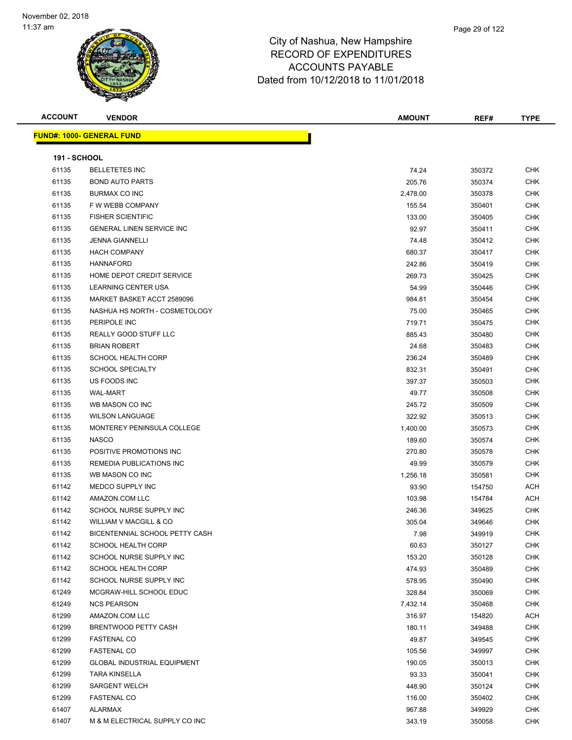# City of Nashua, New Hampshire
## RECORD OF EXPENDITURES
## ACCOUNTS PAYABLE
## Dated from 10/12/2018 to 11/01/2018

November 02, 2018
11:37 am

| ACCOUNT | VENDOR | AMOUNT | REF# | TYPE |
|---|---|---|---|---|

**FUND#: 1000- GENERAL FUND**

**191 - SCHOOL**

| ACCOUNT | VENDOR | AMOUNT | REF# | TYPE |
|---|---|---|---|---|
| 61135 | BELLETETES INC | 74.24 | 350372 | CHK |
| 61135 | BOND AUTO PARTS | 205.76 | 350374 | CHK |
| 61135 | BURMAX CO INC | 2,478.00 | 350378 | CHK |
| 61135 | F W WEBB COMPANY | 155.54 | 350401 | CHK |
| 61135 | FISHER SCIENTIFIC | 133.00 | 350405 | CHK |
| 61135 | GENERAL LINEN SERVICE INC | 92.97 | 350411 | CHK |
| 61135 | JENNA GIANNELLI | 74.48 | 350412 | CHK |
| 61135 | HACH COMPANY | 680.37 | 350417 | CHK |
| 61135 | HANNAFORD | 242.86 | 350419 | CHK |
| 61135 | HOME DEPOT CREDIT SERVICE | 269.73 | 350425 | CHK |
| 61135 | LEARNING CENTER USA | 54.99 | 350446 | CHK |
| 61135 | MARKET BASKET ACCT 2589096 | 984.81 | 350454 | CHK |
| 61135 | NASHUA HS NORTH - COSMETOLOGY | 75.00 | 350465 | CHK |
| 61135 | PERIPOLE INC | 719.71 | 350475 | CHK |
| 61135 | REALLY GOOD STUFF LLC | 885.43 | 350480 | CHK |
| 61135 | BRIAN ROBERT | 24.68 | 350483 | CHK |
| 61135 | SCHOOL HEALTH CORP | 236.24 | 350489 | CHK |
| 61135 | SCHOOL SPECIALTY | 832.31 | 350491 | CHK |
| 61135 | US FOODS INC | 397.37 | 350503 | CHK |
| 61135 | WAL-MART | 49.77 | 350508 | CHK |
| 61135 | WB MASON CO INC | 245.72 | 350509 | CHK |
| 61135 | WILSON LANGUAGE | 322.92 | 350513 | CHK |
| 61135 | MONTEREY PENINSULA COLLEGE | 1,400.00 | 350573 | CHK |
| 61135 | NASCO | 189.60 | 350574 | CHK |
| 61135 | POSITIVE PROMOTIONS INC | 270.80 | 350578 | CHK |
| 61135 | REMEDIA PUBLICATIONS INC | 49.99 | 350579 | CHK |
| 61135 | WB MASON CO INC | 1,256.18 | 350581 | CHK |
| 61142 | MEDCO SUPPLY INC | 93.90 | 154750 | ACH |
| 61142 | AMAZON.COM LLC | 103.98 | 154784 | ACH |
| 61142 | SCHOOL NURSE SUPPLY INC | 246.36 | 349625 | CHK |
| 61142 | WILLIAM V MACGILL & CO | 305.04 | 349646 | CHK |
| 61142 | BICENTENNIAL SCHOOL PETTY CASH | 7.98 | 349919 | CHK |
| 61142 | SCHOOL HEALTH CORP | 60.63 | 350127 | CHK |
| 61142 | SCHOOL NURSE SUPPLY INC | 153.20 | 350128 | CHK |
| 61142 | SCHOOL HEALTH CORP | 474.93 | 350489 | CHK |
| 61142 | SCHOOL NURSE SUPPLY INC | 578.95 | 350490 | CHK |
| 61249 | MCGRAW-HILL SCHOOL EDUC | 328.84 | 350069 | CHK |
| 61249 | NCS PEARSON | 7,432.14 | 350468 | CHK |
| 61299 | AMAZON.COM LLC | 316.97 | 154820 | ACH |
| 61299 | BRENTWOOD PETTY CASH | 180.11 | 349488 | CHK |
| 61299 | FASTENAL CO | 49.87 | 349545 | CHK |
| 61299 | FASTENAL CO | 105.56 | 349997 | CHK |
| 61299 | GLOBAL INDUSTRIAL EQUIPMENT | 190.05 | 350013 | CHK |
| 61299 | TARA KINSELLA | 93.33 | 350041 | CHK |
| 61299 | SARGENT WELCH | 448.90 | 350124 | CHK |
| 61299 | FASTENAL CO | 116.00 | 350402 | CHK |
| 61407 | ALARMAX | 967.88 | 349929 | CHK |
| 61407 | M & M ELECTRICAL SUPPLY CO INC | 343.19 | 350058 | CHK |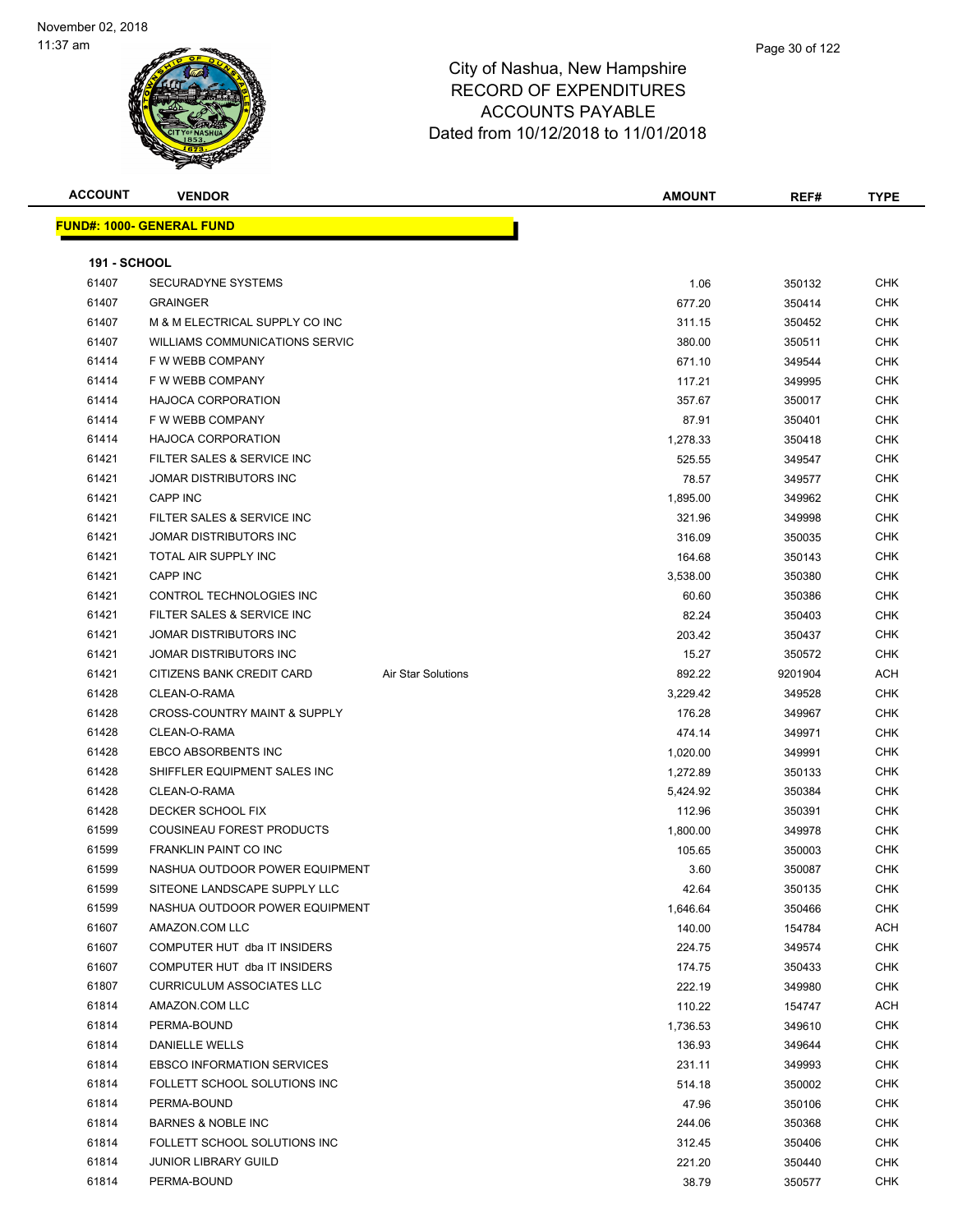City of Nashua, New Hampshire
RECORD OF EXPENDITURES
ACCOUNTS PAYABLE
Dated from 10/12/2018 to 11/01/2018

| ACCOUNT | VENDOR | | AMOUNT | REF# | TYPE |
|---|---|---|---|---|---|
| **FUND#: 1000- GENERAL FUND** | | | | | |
| **191 - SCHOOL** | | | | | |
| 61407 | SECURADYNE SYSTEMS | | 1.06 | 350132 | CHK |
| 61407 | GRAINGER | | 677.20 | 350414 | CHK |
| 61407 | M & M ELECTRICAL SUPPLY CO INC | | 311.15 | 350452 | CHK |
| 61407 | WILLIAMS COMMUNICATIONS SERVIC | | 380.00 | 350511 | CHK |
| 61414 | F W WEBB COMPANY | | 671.10 | 349544 | CHK |
| 61414 | F W WEBB COMPANY | | 117.21 | 349995 | CHK |
| 61414 | HAJOCA CORPORATION | | 357.67 | 350017 | CHK |
| 61414 | F W WEBB COMPANY | | 87.91 | 350401 | CHK |
| 61414 | HAJOCA CORPORATION | | 1,278.33 | 350418 | CHK |
| 61421 | FILTER SALES & SERVICE INC | | 525.55 | 349547 | CHK |
| 61421 | JOMAR DISTRIBUTORS INC | | 78.57 | 349577 | CHK |
| 61421 | CAPP INC | | 1,895.00 | 349962 | CHK |
| 61421 | FILTER SALES & SERVICE INC | | 321.96 | 349998 | CHK |
| 61421 | JOMAR DISTRIBUTORS INC | | 316.09 | 350035 | CHK |
| 61421 | TOTAL AIR SUPPLY INC | | 164.68 | 350143 | CHK |
| 61421 | CAPP INC | | 3,538.00 | 350380 | CHK |
| 61421 | CONTROL TECHNOLOGIES INC | | 60.60 | 350386 | CHK |
| 61421 | FILTER SALES & SERVICE INC | | 82.24 | 350403 | CHK |
| 61421 | JOMAR DISTRIBUTORS INC | | 203.42 | 350437 | CHK |
| 61421 | JOMAR DISTRIBUTORS INC | | 15.27 | 350572 | CHK |
| 61421 | CITIZENS BANK CREDIT CARD | Air Star Solutions | 892.22 | 9201904 | ACH |
| 61428 | CLEAN-O-RAMA | | 3,229.42 | 349528 | CHK |
| 61428 | CROSS-COUNTRY MAINT & SUPPLY | | 176.28 | 349967 | CHK |
| 61428 | CLEAN-O-RAMA | | 474.14 | 349971 | CHK |
| 61428 | EBCO ABSORBENTS INC | | 1,020.00 | 349991 | CHK |
| 61428 | SHIFFLER EQUIPMENT SALES INC | | 1,272.89 | 350133 | CHK |
| 61428 | CLEAN-O-RAMA | | 5,424.92 | 350384 | CHK |
| 61428 | DECKER SCHOOL FIX | | 112.96 | 350391 | CHK |
| 61599 | COUSINEAU FOREST PRODUCTS | | 1,800.00 | 349978 | CHK |
| 61599 | FRANKLIN PAINT CO INC | | 105.65 | 350003 | CHK |
| 61599 | NASHUA OUTDOOR POWER EQUIPMENT | | 3.60 | 350087 | CHK |
| 61599 | SITEONE LANDSCAPE SUPPLY LLC | | 42.64 | 350135 | CHK |
| 61599 | NASHUA OUTDOOR POWER EQUIPMENT | | 1,646.64 | 350466 | CHK |
| 61607 | AMAZON.COM LLC | | 140.00 | 154784 | ACH |
| 61607 | COMPUTER HUT dba IT INSIDERS | | 224.75 | 349574 | CHK |
| 61607 | COMPUTER HUT dba IT INSIDERS | | 174.75 | 350433 | CHK |
| 61807 | CURRICULUM ASSOCIATES LLC | | 222.19 | 349980 | CHK |
| 61814 | AMAZON.COM LLC | | 110.22 | 154747 | ACH |
| 61814 | PERMA-BOUND | | 1,736.53 | 349610 | CHK |
| 61814 | DANIELLE WELLS | | 136.93 | 349644 | CHK |
| 61814 | EBSCO INFORMATION SERVICES | | 231.11 | 349993 | CHK |
| 61814 | FOLLETT SCHOOL SOLUTIONS INC | | 514.18 | 350002 | CHK |
| 61814 | PERMA-BOUND | | 47.96 | 350106 | CHK |
| 61814 | BARNES & NOBLE INC | | 244.06 | 350368 | CHK |
| 61814 | FOLLETT SCHOOL SOLUTIONS INC | | 312.45 | 350406 | CHK |
| 61814 | JUNIOR LIBRARY GUILD | | 221.20 | 350440 | CHK |
| 61814 | PERMA-BOUND | | 38.79 | 350577 | CHK |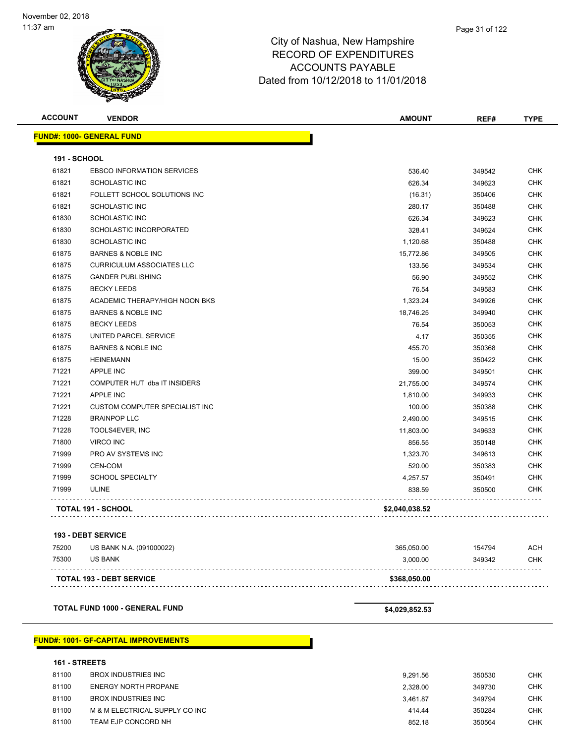November 02, 2018
11:37 am

# City of Nashua, New Hampshire
## RECORD OF EXPENDITURES
## ACCOUNTS PAYABLE
## Dated from 10/12/2018 to 11/01/2018

| ACCOUNT | VENDOR | AMOUNT | REF# | TYPE |
|---|---|---|---|---|
| **FUND#: 1000- GENERAL FUND** | | | | |
| **191 - SCHOOL** | | | | |
| 61821 | EBSCO INFORMATION SERVICES | 536.40 | 349542 | CHK |
| 61821 | SCHOLASTIC INC | 626.34 | 349623 | CHK |
| 61821 | FOLLETT SCHOOL SOLUTIONS INC | (16.31) | 350406 | CHK |
| 61821 | SCHOLASTIC INC | 280.17 | 350488 | CHK |
| 61830 | SCHOLASTIC INC | 626.34 | 349623 | CHK |
| 61830 | SCHOLASTIC INCORPORATED | 328.41 | 349624 | CHK |
| 61830 | SCHOLASTIC INC | 1,120.68 | 350488 | CHK |
| 61875 | BARNES & NOBLE INC | 15,772.86 | 349505 | CHK |
| 61875 | CURRICULUM ASSOCIATES LLC | 133.56 | 349534 | CHK |
| 61875 | GANDER PUBLISHING | 56.90 | 349552 | CHK |
| 61875 | BECKY LEEDS | 76.54 | 349583 | CHK |
| 61875 | ACADEMIC THERAPY/HIGH NOON BKS | 1,323.24 | 349926 | CHK |
| 61875 | BARNES & NOBLE INC | 18,746.25 | 349940 | CHK |
| 61875 | BECKY LEEDS | 76.54 | 350053 | CHK |
| 61875 | UNITED PARCEL SERVICE | 4.17 | 350355 | CHK |
| 61875 | BARNES & NOBLE INC | 455.70 | 350368 | CHK |
| 61875 | HEINEMANN | 15.00 | 350422 | CHK |
| 71221 | APPLE INC | 399.00 | 349501 | CHK |
| 71221 | COMPUTER HUT dba IT INSIDERS | 21,755.00 | 349574 | CHK |
| 71221 | APPLE INC | 1,810.00 | 349933 | CHK |
| 71221 | CUSTOM COMPUTER SPECIALIST INC | 100.00 | 350388 | CHK |
| 71228 | BRAINPOP LLC | 2,490.00 | 349515 | CHK |
| 71228 | TOOLS4EVER, INC | 11,803.00 | 349633 | CHK |
| 71800 | VIRCO INC | 856.55 | 350148 | CHK |
| 71999 | PRO AV SYSTEMS INC | 1,323.70 | 349613 | CHK |
| 71999 | CEN-COM | 520.00 | 350383 | CHK |
| 71999 | SCHOOL SPECIALTY | 4,257.57 | 350491 | CHK |
| 71999 | ULINE | 838.59 | 350500 | CHK |
| **TOTAL 191 - SCHOOL** | | **$2,040,038.52** | | |
| **193 - DEBT SERVICE** | | | | |
| 75200 | US BANK N.A. (091000022) | 365,050.00 | 154794 | ACH |
| 75300 | US BANK | 3,000.00 | 349342 | CHK |
| **TOTAL 193 - DEBT SERVICE** | | **$368,050.00** | | |
| **TOTAL FUND 1000 - GENERAL FUND** | | **$4,029,852.53** | | |
| **FUND#: 1001- GF-CAPITAL IMPROVEMENTS** | | | | |
| **161 - STREETS** | | | | |
| 81100 | BROX INDUSTRIES INC | 9,291.56 | 350530 | CHK |
| 81100 | ENERGY NORTH PROPANE | 2,328.00 | 349730 | CHK |
| 81100 | BROX INDUSTRIES INC | 3,461.87 | 349794 | CHK |
| 81100 | M & M ELECTRICAL SUPPLY CO INC | 414.44 | 350284 | CHK |
| 81100 | TEAM EJP CONCORD NH | 852.18 | 350564 | CHK |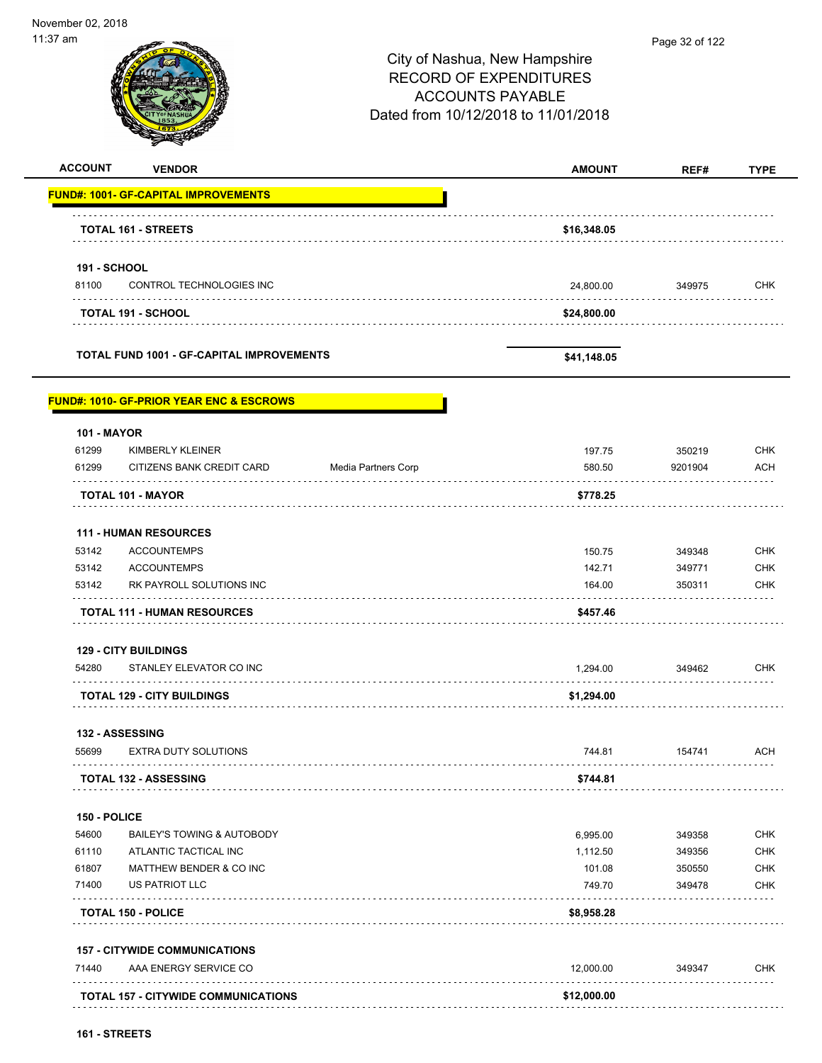City of Nashua, New Hampshire
RECORD OF EXPENDITURES
ACCOUNTS PAYABLE
Dated from 10/12/2018 to 11/01/2018

| ACCOUNT | VENDOR | | AMOUNT | REF# | TYPE |
|---|---|---|---|---|---|
| **FUND#: 1001- GF-CAPITAL IMPROVEMENTS** | | | | | |
| **TOTAL 161 - STREETS** | | | **$16,348.05** | | |
| **191 - SCHOOL** | | | | | |
| 81100 | CONTROL TECHNOLOGIES INC | | 24,800.00 | 349975 | CHK |
| **TOTAL 191 - SCHOOL** | | | **$24,800.00** | | |
| **TOTAL FUND 1001 - GF-CAPITAL IMPROVEMENTS** | | | **$41,148.05** | | |
| **FUND#: 1010- GF-PRIOR YEAR ENC & ESCROWS** | | | | | |
| **101 - MAYOR** | | | | | |
| 61299 | KIMBERLY KLEINER | | 197.75 | 350219 | CHK |
| 61299 | CITIZENS BANK CREDIT CARD | Media Partners Corp | 580.50 | 9201904 | ACH |
| **TOTAL 101 - MAYOR** | | | **$778.25** | | |
| **111 - HUMAN RESOURCES** | | | | | |
| 53142 | ACCOUNTEMPS | | 150.75 | 349348 | CHK |
| 53142 | ACCOUNTEMPS | | 142.71 | 349771 | CHK |
| 53142 | RK PAYROLL SOLUTIONS INC | | 164.00 | 350311 | CHK |
| **TOTAL 111 - HUMAN RESOURCES** | | | **$457.46** | | |
| **129 - CITY BUILDINGS** | | | | | |
| 54280 | STANLEY ELEVATOR CO INC | | 1,294.00 | 349462 | CHK |
| **TOTAL 129 - CITY BUILDINGS** | | | **$1,294.00** | | |
| **132 - ASSESSING** | | | | | |
| 55699 | EXTRA DUTY SOLUTIONS | | 744.81 | 154741 | ACH |
| **TOTAL 132 - ASSESSING** | | | **$744.81** | | |
| **150 - POLICE** | | | | | |
| 54600 | BAILEY'S TOWING & AUTOBODY | | 6,995.00 | 349358 | CHK |
| 61110 | ATLANTIC TACTICAL INC | | 1,112.50 | 349356 | CHK |
| 61807 | MATTHEW BENDER & CO INC | | 101.08 | 350550 | CHK |
| 71400 | US PATRIOT LLC | | 749.70 | 349478 | CHK |
| **TOTAL 150 - POLICE** | | | **$8,958.28** | | |
| **157 - CITYWIDE COMMUNICATIONS** | | | | | |
| 71440 | AAA ENERGY SERVICE CO | | 12,000.00 | 349347 | CHK |
| **TOTAL 157 - CITYWIDE COMMUNICATIONS** | | | **$12,000.00** | | |
| **161 - STREETS** | | | | | |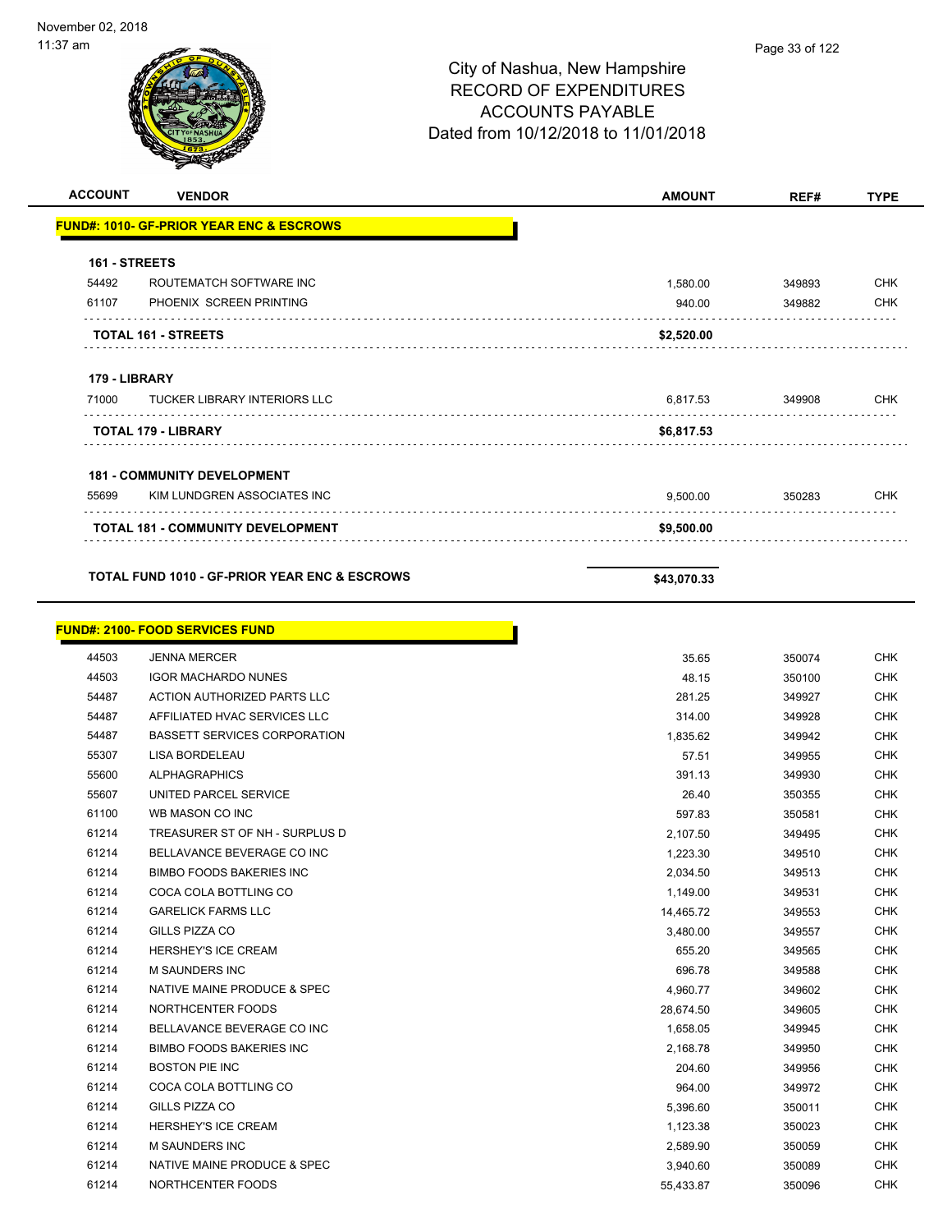City of Nashua, New Hampshire
RECORD OF EXPENDITURES
ACCOUNTS PAYABLE
Dated from 10/12/2018 to 11/01/2018

| ACCOUNT | VENDOR | AMOUNT | REF# | TYPE |
|---|---|---|---|---|
| **FUND#: 1010- GF-PRIOR YEAR ENC & ESCROWS** | | | | |
| **161 - STREETS** | | | | |
| 54492 | ROUTEMATCH SOFTWARE INC | 1,580.00 | 349893 | CHK |
| 61107 | PHOENIX SCREEN PRINTING | 940.00 | 349882 | CHK |
| | **TOTAL 161 - STREETS** | **$2,520.00** | | |
| **179 - LIBRARY** | | | | |
| 71000 | TUCKER LIBRARY INTERIORS LLC | 6,817.53 | 349908 | CHK |
| | **TOTAL 179 - LIBRARY** | **$6,817.53** | | |
| **181 - COMMUNITY DEVELOPMENT** | | | | |
| 55699 | KIM LUNDGREN ASSOCIATES INC | 9,500.00 | 350283 | CHK |
| | **TOTAL 181 - COMMUNITY DEVELOPMENT** | **$9,500.00** | | |
| | **TOTAL FUND 1010 - GF-PRIOR YEAR ENC & ESCROWS** | **$43,070.33** | | |
| **FUND#: 2100- FOOD SERVICES FUND** | | | | |
| 44503 | JENNA MERCER | 35.65 | 350074 | CHK |
| 44503 | IGOR MACHARDO NUNES | 48.15 | 350100 | CHK |
| 54487 | ACTION AUTHORIZED PARTS LLC | 281.25 | 349927 | CHK |
| 54487 | AFFILIATED HVAC SERVICES LLC | 314.00 | 349928 | CHK |
| 54487 | BASSETT SERVICES CORPORATION | 1,835.62 | 349942 | CHK |
| 55307 | LISA BORDELEAU | 57.51 | 349955 | CHK |
| 55600 | ALPHAGRAPHICS | 391.13 | 349930 | CHK |
| 55607 | UNITED PARCEL SERVICE | 26.40 | 350355 | CHK |
| 61100 | WB MASON CO INC | 597.83 | 350581 | CHK |
| 61214 | TREASURER ST OF NH - SURPLUS D | 2,107.50 | 349495 | CHK |
| 61214 | BELLAVANCE BEVERAGE CO INC | 1,223.30 | 349510 | CHK |
| 61214 | BIMBO FOODS BAKERIES INC | 2,034.50 | 349513 | CHK |
| 61214 | COCA COLA BOTTLING CO | 1,149.00 | 349531 | CHK |
| 61214 | GARELICK FARMS LLC | 14,465.72 | 349553 | CHK |
| 61214 | GILLS PIZZA CO | 3,480.00 | 349557 | CHK |
| 61214 | HERSHEY'S ICE CREAM | 655.20 | 349565 | CHK |
| 61214 | M SAUNDERS INC | 696.78 | 349588 | CHK |
| 61214 | NATIVE MAINE PRODUCE & SPEC | 4,960.77 | 349602 | CHK |
| 61214 | NORTHCENTER FOODS | 28,674.50 | 349605 | CHK |
| 61214 | BELLAVANCE BEVERAGE CO INC | 1,658.05 | 349945 | CHK |
| 61214 | BIMBO FOODS BAKERIES INC | 2,168.78 | 349950 | CHK |
| 61214 | BOSTON PIE INC | 204.60 | 349956 | CHK |
| 61214 | COCA COLA BOTTLING CO | 964.00 | 349972 | CHK |
| 61214 | GILLS PIZZA CO | 5,396.60 | 350011 | CHK |
| 61214 | HERSHEY'S ICE CREAM | 1,123.38 | 350023 | CHK |
| 61214 | M SAUNDERS INC | 2,589.90 | 350059 | CHK |
| 61214 | NATIVE MAINE PRODUCE & SPEC | 3,940.60 | 350089 | CHK |
| 61214 | NORTHCENTER FOODS | 55,433.87 | 350096 | CHK |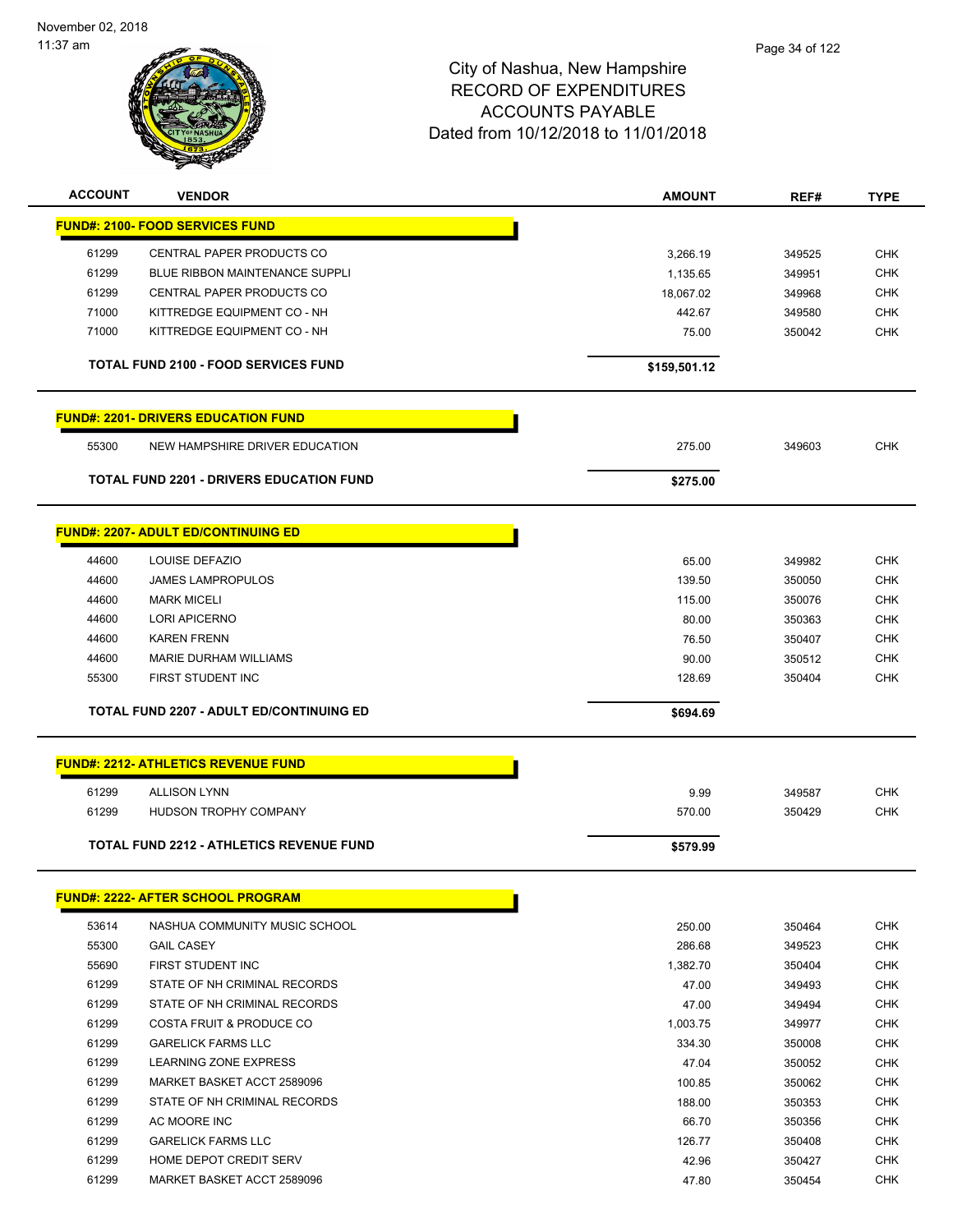# City of Nashua, New Hampshire
## RECORD OF EXPENDITURES
## ACCOUNTS PAYABLE
## Dated from 10/12/2018 to 11/01/2018

| ACCOUNT | VENDOR | AMOUNT | REF# | TYPE |
|---|---|---|---|---|
| **FUND#: 2100- FOOD SERVICES FUND** | | | | |
| 61299 | CENTRAL PAPER PRODUCTS CO | 3,266.19 | 349525 | CHK |
| 61299 | BLUE RIBBON MAINTENANCE SUPPLI | 1,135.65 | 349951 | CHK |
| 61299 | CENTRAL PAPER PRODUCTS CO | 18,067.02 | 349968 | CHK |
| 71000 | KITTREDGE EQUIPMENT CO - NH | 442.67 | 349580 | CHK |
| 71000 | KITTREDGE EQUIPMENT CO - NH | 75.00 | 350042 | CHK |
| | **TOTAL FUND 2100 - FOOD SERVICES FUND** | **$159,501.12** | | |
| **FUND#: 2201- DRIVERS EDUCATION FUND** | | | | |
| 55300 | NEW HAMPSHIRE DRIVER EDUCATION | 275.00 | 349603 | CHK |
| | **TOTAL FUND 2201 - DRIVERS EDUCATION FUND** | **$275.00** | | |
| **FUND#: 2207- ADULT ED/CONTINUING ED** | | | | |
| 44600 | LOUISE DEFAZIO | 65.00 | 349982 | CHK |
| 44600 | JAMES LAMPROPULOS | 139.50 | 350050 | CHK |
| 44600 | MARK MICELI | 115.00 | 350076 | CHK |
| 44600 | LORI APICERNO | 80.00 | 350363 | CHK |
| 44600 | KAREN FRENN | 76.50 | 350407 | CHK |
| 44600 | MARIE DURHAM WILLIAMS | 90.00 | 350512 | CHK |
| 55300 | FIRST STUDENT INC | 128.69 | 350404 | CHK |
| | **TOTAL FUND 2207 - ADULT ED/CONTINUING ED** | **$694.69** | | |
| **FUND#: 2212- ATHLETICS REVENUE FUND** | | | | |
| 61299 | ALLISON LYNN | 9.99 | 349587 | CHK |
| 61299 | HUDSON TROPHY COMPANY | 570.00 | 350429 | CHK |
| | **TOTAL FUND 2212 - ATHLETICS REVENUE FUND** | **$579.99** | | |
| **FUND#: 2222- AFTER SCHOOL PROGRAM** | | | | |
| 53614 | NASHUA COMMUNITY MUSIC SCHOOL | 250.00 | 350464 | CHK |
| 55300 | GAIL CASEY | 286.68 | 349523 | CHK |
| 55690 | FIRST STUDENT INC | 1,382.70 | 350404 | CHK |
| 61299 | STATE OF NH CRIMINAL RECORDS | 47.00 | 349493 | CHK |
| 61299 | STATE OF NH CRIMINAL RECORDS | 47.00 | 349494 | CHK |
| 61299 | COSTA FRUIT & PRODUCE CO | 1,003.75 | 349977 | CHK |
| 61299 | GARELICK FARMS LLC | 334.30 | 350008 | CHK |
| 61299 | LEARNING ZONE EXPRESS | 47.04 | 350052 | CHK |
| 61299 | MARKET BASKET ACCT 2589096 | 100.85 | 350062 | CHK |
| 61299 | STATE OF NH CRIMINAL RECORDS | 188.00 | 350353 | CHK |
| 61299 | AC MOORE INC | 66.70 | 350356 | CHK |
| 61299 | GARELICK FARMS LLC | 126.77 | 350408 | CHK |
| 61299 | HOME DEPOT CREDIT SERV | 42.96 | 350427 | CHK |
| 61299 | MARKET BASKET ACCT 2589096 | 47.80 | 350454 | CHK |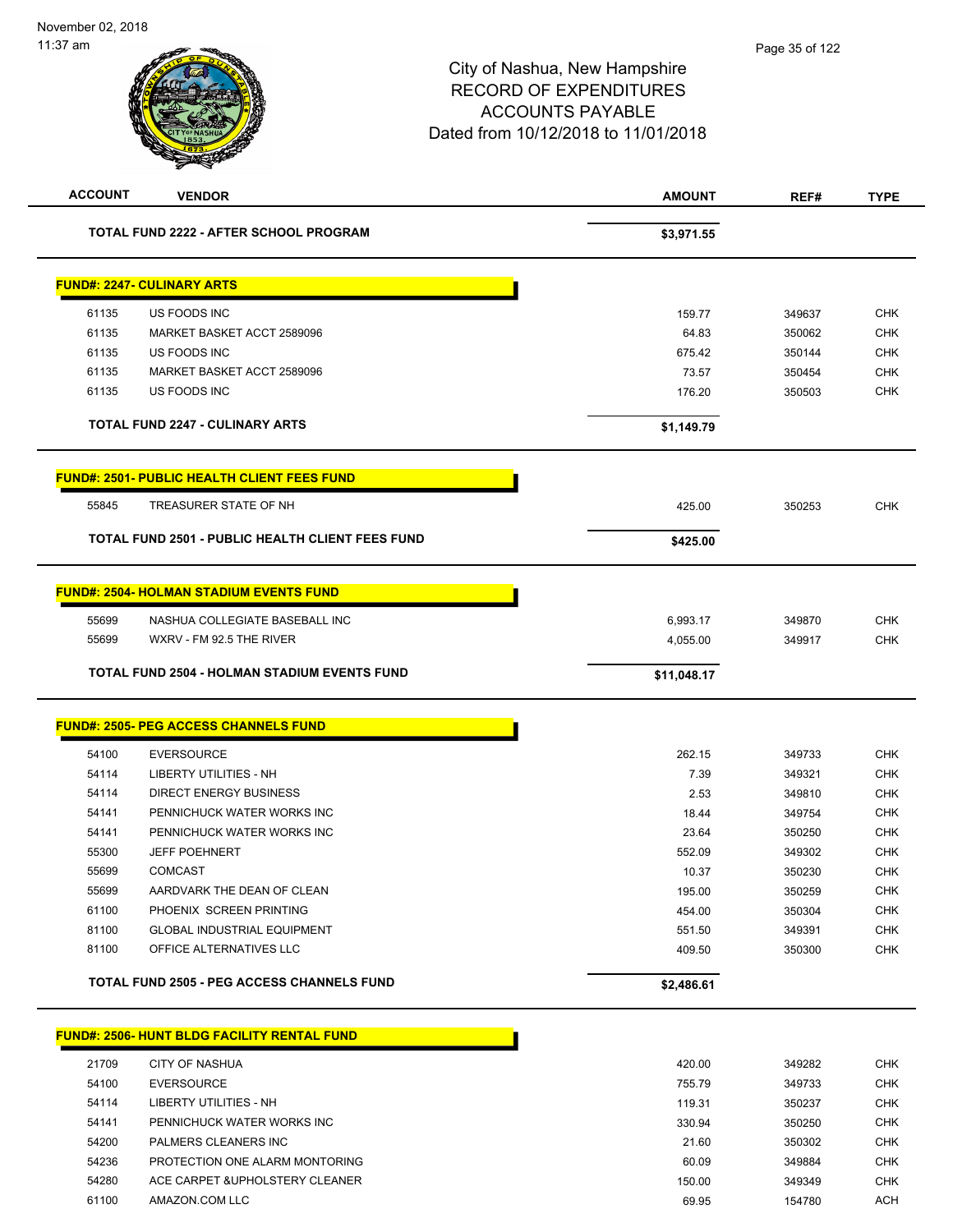# City of Nashua, New Hampshire
## RECORD OF EXPENDITURES
## ACCOUNTS PAYABLE
## Dated from 10/12/2018 to 11/01/2018

| ACCOUNT | VENDOR | AMOUNT | REF# | TYPE |
|---|---|---|---|---|
| | **TOTAL FUND 2222 - AFTER SCHOOL PROGRAM** | **$3,971.55** | | |

**FUND#: 2247- CULINARY ARTS**

| ACCOUNT | VENDOR | AMOUNT | REF# | TYPE |
|---|---|---|---|---|
| 61135 | US FOODS INC | 159.77 | 349637 | CHK |
| 61135 | MARKET BASKET ACCT 2589096 | 64.83 | 350062 | CHK |
| 61135 | US FOODS INC | 675.42 | 350144 | CHK |
| 61135 | MARKET BASKET ACCT 2589096 | 73.57 | 350454 | CHK |
| 61135 | US FOODS INC | 176.20 | 350503 | CHK |
| | **TOTAL FUND 2247 - CULINARY ARTS** | **$1,149.79** | | |

**FUND#: 2501- PUBLIC HEALTH CLIENT FEES FUND**

| ACCOUNT | VENDOR | AMOUNT | REF# | TYPE |
|---|---|---|---|---|
| 55845 | TREASURER STATE OF NH | 425.00 | 350253 | CHK |
| | **TOTAL FUND 2501 - PUBLIC HEALTH CLIENT FEES FUND** | **$425.00** | | |

**FUND#: 2504- HOLMAN STADIUM EVENTS FUND**

| ACCOUNT | VENDOR | AMOUNT | REF# | TYPE |
|---|---|---|---|---|
| 55699 | NASHUA COLLEGIATE BASEBALL INC | 6,993.17 | 349870 | CHK |
| 55699 | WXRV - FM 92.5 THE RIVER | 4,055.00 | 349917 | CHK |
| | **TOTAL FUND 2504 - HOLMAN STADIUM EVENTS FUND** | **$11,048.17** | | |

**FUND#: 2505- PEG ACCESS CHANNELS FUND**

| ACCOUNT | VENDOR | AMOUNT | REF# | TYPE |
|---|---|---|---|---|
| 54100 | EVERSOURCE | 262.15 | 349733 | CHK |
| 54114 | LIBERTY UTILITIES - NH | 7.39 | 349321 | CHK |
| 54114 | DIRECT ENERGY BUSINESS | 2.53 | 349810 | CHK |
| 54141 | PENNICHUCK WATER WORKS INC | 18.44 | 349754 | CHK |
| 54141 | PENNICHUCK WATER WORKS INC | 23.64 | 350250 | CHK |
| 55300 | JEFF POEHNERT | 552.09 | 349302 | CHK |
| 55699 | COMCAST | 10.37 | 350230 | CHK |
| 55699 | AARDVARK THE DEAN OF CLEAN | 195.00 | 350259 | CHK |
| 61100 | PHOENIX SCREEN PRINTING | 454.00 | 350304 | CHK |
| 81100 | GLOBAL INDUSTRIAL EQUIPMENT | 551.50 | 349391 | CHK |
| 81100 | OFFICE ALTERNATIVES LLC | 409.50 | 350300 | CHK |
| | **TOTAL FUND 2505 - PEG ACCESS CHANNELS FUND** | **$2,486.61** | | |

**FUND#: 2506- HUNT BLDG FACILITY RENTAL FUND**

| ACCOUNT | VENDOR | AMOUNT | REF# | TYPE |
|---|---|---|---|---|
| 21709 | CITY OF NASHUA | 420.00 | 349282 | CHK |
| 54100 | EVERSOURCE | 755.79 | 349733 | CHK |
| 54114 | LIBERTY UTILITIES - NH | 119.31 | 350237 | CHK |
| 54141 | PENNICHUCK WATER WORKS INC | 330.94 | 350250 | CHK |
| 54200 | PALMERS CLEANERS INC | 21.60 | 350302 | CHK |
| 54236 | PROTECTION ONE ALARM MONTORING | 60.09 | 349884 | CHK |
| 54280 | ACE CARPET &UPHOLSTERY CLEANER | 150.00 | 349349 | CHK |
| 61100 | AMAZON.COM LLC | 69.95 | 154780 | ACH |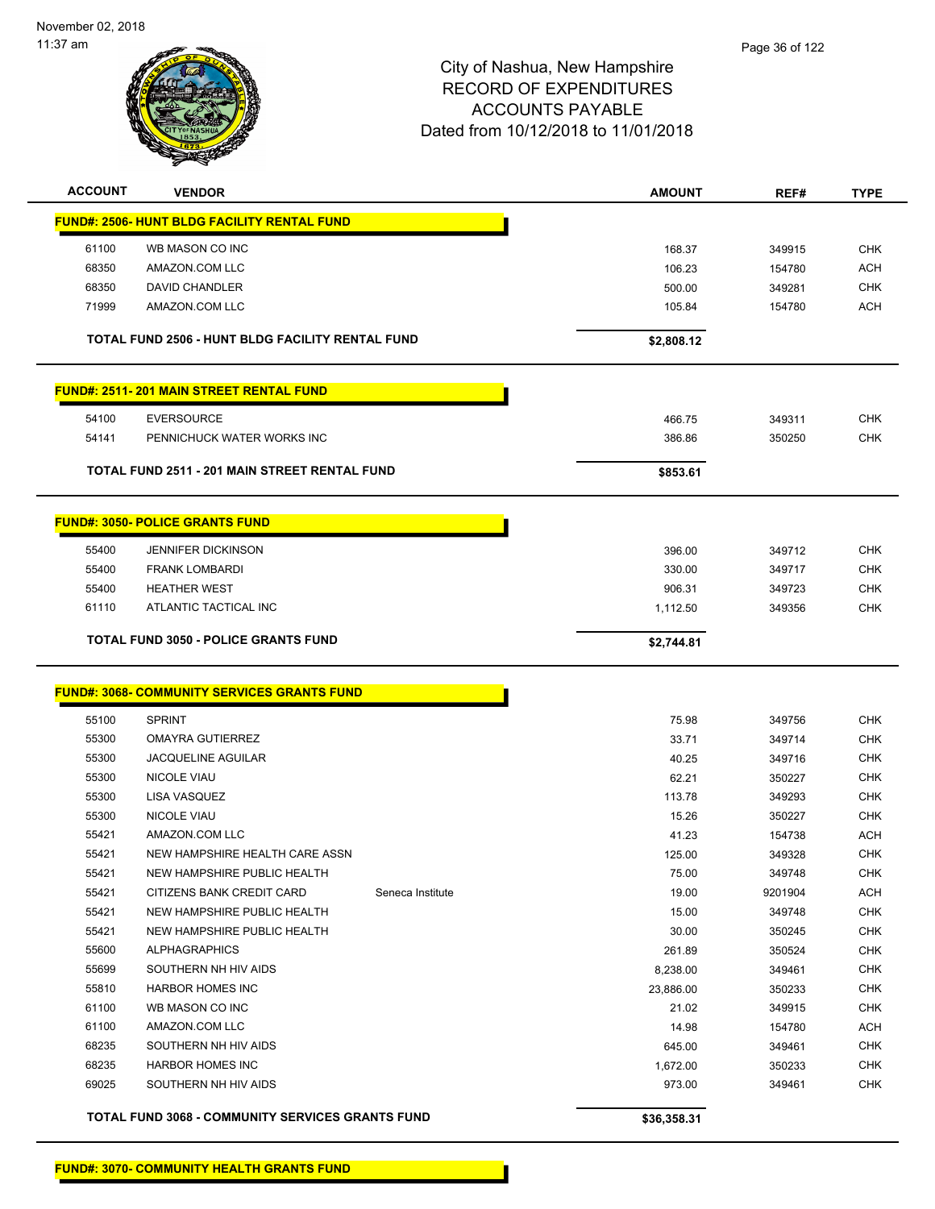# City of Nashua, New Hampshire
## RECORD OF EXPENDITURES
## ACCOUNTS PAYABLE
## Dated from 10/12/2018 to 11/01/2018

November 02, 2018
11:37 am

| ACCOUNT | VENDOR | | AMOUNT | REF# | TYPE |
|---|---|---|---|---|---|
| **FUND#: 2506- HUNT BLDG FACILITY RENTAL FUND** | | | | | |
| 61100 | WB MASON CO INC | | 168.37 | 349915 | CHK |
| 68350 | AMAZON.COM LLC | | 106.23 | 154780 | ACH |
| 68350 | DAVID CHANDLER | | 500.00 | 349281 | CHK |
| 71999 | AMAZON.COM LLC | | 105.84 | 154780 | ACH |
| **TOTAL FUND 2506 - HUNT BLDG FACILITY RENTAL FUND** | | | **$2,808.12** | | |
| **FUND#: 2511- 201 MAIN STREET RENTAL FUND** | | | | | |
| 54100 | EVERSOURCE | | 466.75 | 349311 | CHK |
| 54141 | PENNICHUCK WATER WORKS INC | | 386.86 | 350250 | CHK |
| **TOTAL FUND 2511 - 201 MAIN STREET RENTAL FUND** | | | **$853.61** | | |
| **FUND#: 3050- POLICE GRANTS FUND** | | | | | |
| 55400 | JENNIFER DICKINSON | | 396.00 | 349712 | CHK |
| 55400 | FRANK LOMBARDI | | 330.00 | 349717 | CHK |
| 55400 | HEATHER WEST | | 906.31 | 349723 | CHK |
| 61110 | ATLANTIC TACTICAL INC | | 1,112.50 | 349356 | CHK |
| **TOTAL FUND 3050 - POLICE GRANTS FUND** | | | **$2,744.81** | | |
| **FUND#: 3068- COMMUNITY SERVICES GRANTS FUND** | | | | | |
| 55100 | SPRINT | | 75.98 | 349756 | CHK |
| 55300 | OMAYRA GUTIERREZ | | 33.71 | 349714 | CHK |
| 55300 | JACQUELINE AGUILAR | | 40.25 | 349716 | CHK |
| 55300 | NICOLE VIAU | | 62.21 | 350227 | CHK |
| 55300 | LISA VASQUEZ | | 113.78 | 349293 | CHK |
| 55300 | NICOLE VIAU | | 15.26 | 350227 | CHK |
| 55421 | AMAZON.COM LLC | | 41.23 | 154738 | ACH |
| 55421 | NEW HAMPSHIRE HEALTH CARE ASSN | | 125.00 | 349328 | CHK |
| 55421 | NEW HAMPSHIRE PUBLIC HEALTH | | 75.00 | 349748 | CHK |
| 55421 | CITIZENS BANK CREDIT CARD | Seneca Institute | 19.00 | 9201904 | ACH |
| 55421 | NEW HAMPSHIRE PUBLIC HEALTH | | 15.00 | 349748 | CHK |
| 55421 | NEW HAMPSHIRE PUBLIC HEALTH | | 30.00 | 350245 | CHK |
| 55600 | ALPHAGRAPHICS | | 261.89 | 350524 | CHK |
| 55699 | SOUTHERN NH HIV AIDS | | 8,238.00 | 349461 | CHK |
| 55810 | HARBOR HOMES INC | | 23,886.00 | 350233 | CHK |
| 61100 | WB MASON CO INC | | 21.02 | 349915 | CHK |
| 61100 | AMAZON.COM LLC | | 14.98 | 154780 | ACH |
| 68235 | SOUTHERN NH HIV AIDS | | 645.00 | 349461 | CHK |
| 68235 | HARBOR HOMES INC | | 1,672.00 | 350233 | CHK |
| 69025 | SOUTHERN NH HIV AIDS | | 973.00 | 349461 | CHK |
| **TOTAL FUND 3068 - COMMUNITY SERVICES GRANTS FUND** | | | **$36,358.31** | | |
| **FUND#: 3070- COMMUNITY HEALTH GRANTS FUND** | | | | | |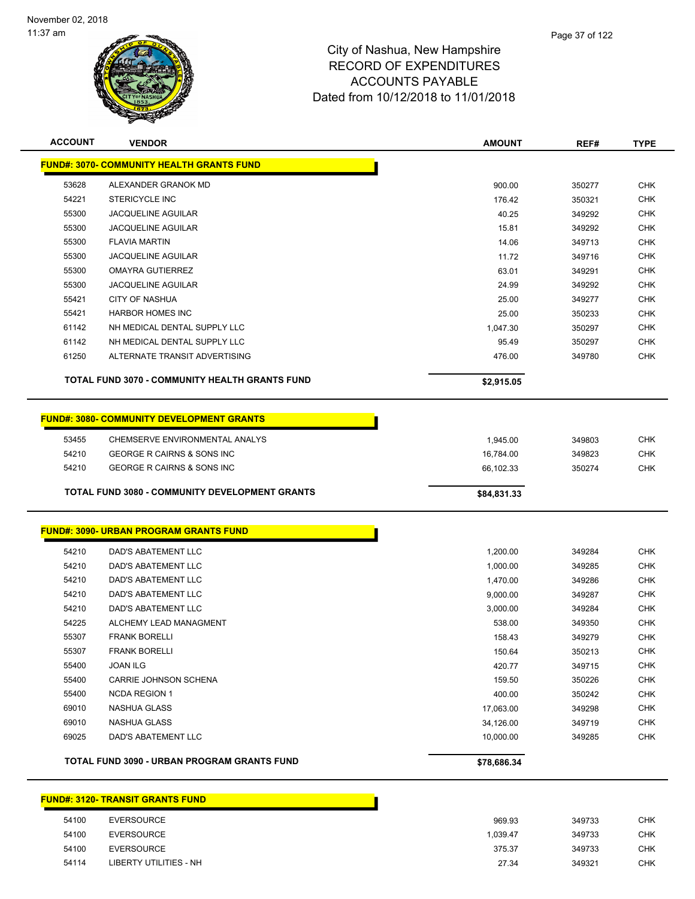City of Nashua, New Hampshire
RECORD OF EXPENDITURES
ACCOUNTS PAYABLE
Dated from 10/12/2018 to 11/01/2018

| ACCOUNT | VENDOR | AMOUNT | REF# | TYPE |
|---|---|---|---|---|
| **FUND#: 3070- COMMUNITY HEALTH GRANTS FUND** | | | | |
| 53628 | ALEXANDER GRANOK MD | 900.00 | 350277 | CHK |
| 54221 | STERICYCLE INC | 176.42 | 350321 | CHK |
| 55300 | JACQUELINE AGUILAR | 40.25 | 349292 | CHK |
| 55300 | JACQUELINE AGUILAR | 15.81 | 349292 | CHK |
| 55300 | FLAVIA MARTIN | 14.06 | 349713 | CHK |
| 55300 | JACQUELINE AGUILAR | 11.72 | 349716 | CHK |
| 55300 | OMAYRA GUTIERREZ | 63.01 | 349291 | CHK |
| 55300 | JACQUELINE AGUILAR | 24.99 | 349292 | CHK |
| 55421 | CITY OF NASHUA | 25.00 | 349277 | CHK |
| 55421 | HARBOR HOMES INC | 25.00 | 350233 | CHK |
| 61142 | NH MEDICAL DENTAL SUPPLY LLC | 1,047.30 | 350297 | CHK |
| 61142 | NH MEDICAL DENTAL SUPPLY LLC | 95.49 | 350297 | CHK |
| 61250 | ALTERNATE TRANSIT ADVERTISING | 476.00 | 349780 | CHK |
| | **TOTAL FUND 3070 - COMMUNITY HEALTH GRANTS FUND** | **$2,915.05** | | |
| **FUND#: 3080- COMMUNITY DEVELOPMENT GRANTS** | | | | |
| 53455 | CHEMSERVE ENVIRONMENTAL ANALYS | 1,945.00 | 349803 | CHK |
| 54210 | GEORGE R CAIRNS & SONS INC | 16,784.00 | 349823 | CHK |
| 54210 | GEORGE R CAIRNS & SONS INC | 66,102.33 | 350274 | CHK |
| | **TOTAL FUND 3080 - COMMUNITY DEVELOPMENT GRANTS** | **$84,831.33** | | |
| **FUND#: 3090- URBAN PROGRAM GRANTS FUND** | | | | |
| 54210 | DAD'S ABATEMENT LLC | 1,200.00 | 349284 | CHK |
| 54210 | DAD'S ABATEMENT LLC | 1,000.00 | 349285 | CHK |
| 54210 | DAD'S ABATEMENT LLC | 1,470.00 | 349286 | CHK |
| 54210 | DAD'S ABATEMENT LLC | 9,000.00 | 349287 | CHK |
| 54210 | DAD'S ABATEMENT LLC | 3,000.00 | 349284 | CHK |
| 54225 | ALCHEMY LEAD MANAGMENT | 538.00 | 349350 | CHK |
| 55307 | FRANK BORELLI | 158.43 | 349279 | CHK |
| 55307 | FRANK BORELLI | 150.64 | 350213 | CHK |
| 55400 | JOAN ILG | 420.77 | 349715 | CHK |
| 55400 | CARRIE JOHNSON SCHENA | 159.50 | 350226 | CHK |
| 55400 | NCDA REGION 1 | 400.00 | 350242 | CHK |
| 69010 | NASHUA GLASS | 17,063.00 | 349298 | CHK |
| 69010 | NASHUA GLASS | 34,126.00 | 349719 | CHK |
| 69025 | DAD'S ABATEMENT LLC | 10,000.00 | 349285 | CHK |
| | **TOTAL FUND 3090 - URBAN PROGRAM GRANTS FUND** | **$78,686.34** | | |
| **FUND#: 3120- TRANSIT GRANTS FUND** | | | | |
| 54100 | EVERSOURCE | 969.93 | 349733 | CHK |
| 54100 | EVERSOURCE | 1,039.47 | 349733 | CHK |
| 54100 | EVERSOURCE | 375.37 | 349733 | CHK |
| 54114 | LIBERTY UTILITIES - NH | 27.34 | 349321 | CHK |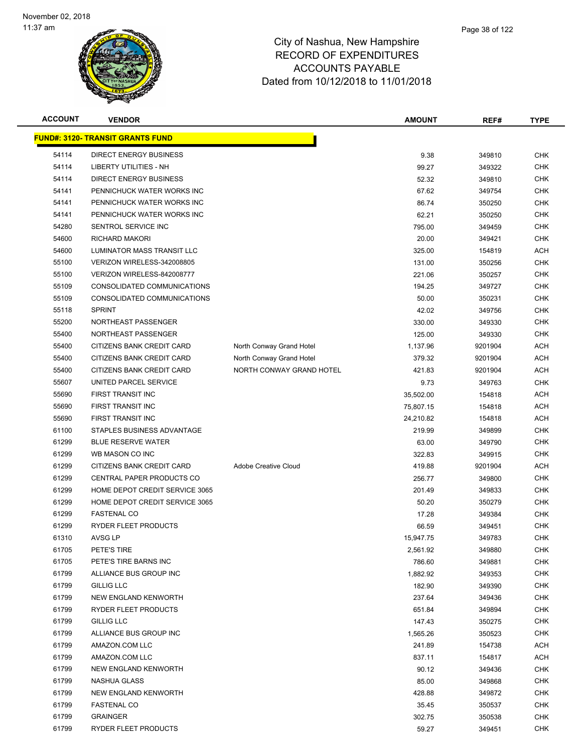# City of Nashua, New Hampshire
## RECORD OF EXPENDITURES
## ACCOUNTS PAYABLE
## Dated from 10/12/2018 to 11/01/2018

| ACCOUNT | VENDOR | | AMOUNT | REF# | TYPE |
|---|---|---|---|---|---|
| **FUND#: 3120- TRANSIT GRANTS FUND** | | | | | |
| 54114 | DIRECT ENERGY BUSINESS | | 9.38 | 349810 | CHK |
| 54114 | LIBERTY UTILITIES - NH | | 99.27 | 349322 | CHK |
| 54114 | DIRECT ENERGY BUSINESS | | 52.32 | 349810 | CHK |
| 54141 | PENNICHUCK WATER WORKS INC | | 67.62 | 349754 | CHK |
| 54141 | PENNICHUCK WATER WORKS INC | | 86.74 | 350250 | CHK |
| 54141 | PENNICHUCK WATER WORKS INC | | 62.21 | 350250 | CHK |
| 54280 | SENTROL SERVICE INC | | 795.00 | 349459 | CHK |
| 54600 | RICHARD MAKORI | | 20.00 | 349421 | CHK |
| 54600 | LUMINATOR MASS TRANSIT LLC | | 325.00 | 154819 | ACH |
| 55100 | VERIZON WIRELESS-342008805 | | 131.00 | 350256 | CHK |
| 55100 | VERIZON WIRELESS-842008777 | | 221.06 | 350257 | CHK |
| 55109 | CONSOLIDATED COMMUNICATIONS | | 194.25 | 349727 | CHK |
| 55109 | CONSOLIDATED COMMUNICATIONS | | 50.00 | 350231 | CHK |
| 55118 | SPRINT | | 42.02 | 349756 | CHK |
| 55200 | NORTHEAST PASSENGER | | 330.00 | 349330 | CHK |
| 55400 | NORTHEAST PASSENGER | | 125.00 | 349330 | CHK |
| 55400 | CITIZENS BANK CREDIT CARD | North Conway Grand Hotel | 1,137.96 | 9201904 | ACH |
| 55400 | CITIZENS BANK CREDIT CARD | North Conway Grand Hotel | 379.32 | 9201904 | ACH |
| 55400 | CITIZENS BANK CREDIT CARD | NORTH CONWAY GRAND HOTEL | 421.83 | 9201904 | ACH |
| 55607 | UNITED PARCEL SERVICE | | 9.73 | 349763 | CHK |
| 55690 | FIRST TRANSIT INC | | 35,502.00 | 154818 | ACH |
| 55690 | FIRST TRANSIT INC | | 75,807.15 | 154818 | ACH |
| 55690 | FIRST TRANSIT INC | | 24,210.82 | 154818 | ACH |
| 61100 | STAPLES BUSINESS ADVANTAGE | | 219.99 | 349899 | CHK |
| 61299 | BLUE RESERVE WATER | | 63.00 | 349790 | CHK |
| 61299 | WB MASON CO INC | | 322.83 | 349915 | CHK |
| 61299 | CITIZENS BANK CREDIT CARD | Adobe Creative Cloud | 419.88 | 9201904 | ACH |
| 61299 | CENTRAL PAPER PRODUCTS CO | | 256.77 | 349800 | CHK |
| 61299 | HOME DEPOT CREDIT SERVICE 3065 | | 201.49 | 349833 | CHK |
| 61299 | HOME DEPOT CREDIT SERVICE 3065 | | 50.20 | 350279 | CHK |
| 61299 | FASTENAL CO | | 17.28 | 349384 | CHK |
| 61299 | RYDER FLEET PRODUCTS | | 66.59 | 349451 | CHK |
| 61310 | AVSG LP | | 15,947.75 | 349783 | CHK |
| 61705 | PETE'S TIRE | | 2,561.92 | 349880 | CHK |
| 61705 | PETE'S TIRE BARNS INC | | 786.60 | 349881 | CHK |
| 61799 | ALLIANCE BUS GROUP INC | | 1,882.92 | 349353 | CHK |
| 61799 | GILLIG LLC | | 182.90 | 349390 | CHK |
| 61799 | NEW ENGLAND KENWORTH | | 237.64 | 349436 | CHK |
| 61799 | RYDER FLEET PRODUCTS | | 651.84 | 349894 | CHK |
| 61799 | GILLIG LLC | | 147.43 | 350275 | CHK |
| 61799 | ALLIANCE BUS GROUP INC | | 1,565.26 | 350523 | CHK |
| 61799 | AMAZON.COM LLC | | 241.89 | 154738 | ACH |
| 61799 | AMAZON.COM LLC | | 837.11 | 154817 | ACH |
| 61799 | NEW ENGLAND KENWORTH | | 90.12 | 349436 | CHK |
| 61799 | NASHUA GLASS | | 85.00 | 349868 | CHK |
| 61799 | NEW ENGLAND KENWORTH | | 428.88 | 349872 | CHK |
| 61799 | FASTENAL CO | | 35.45 | 350537 | CHK |
| 61799 | GRAINGER | | 302.75 | 350538 | CHK |
| 61799 | RYDER FLEET PRODUCTS | | 59.27 | 349451 | CHK |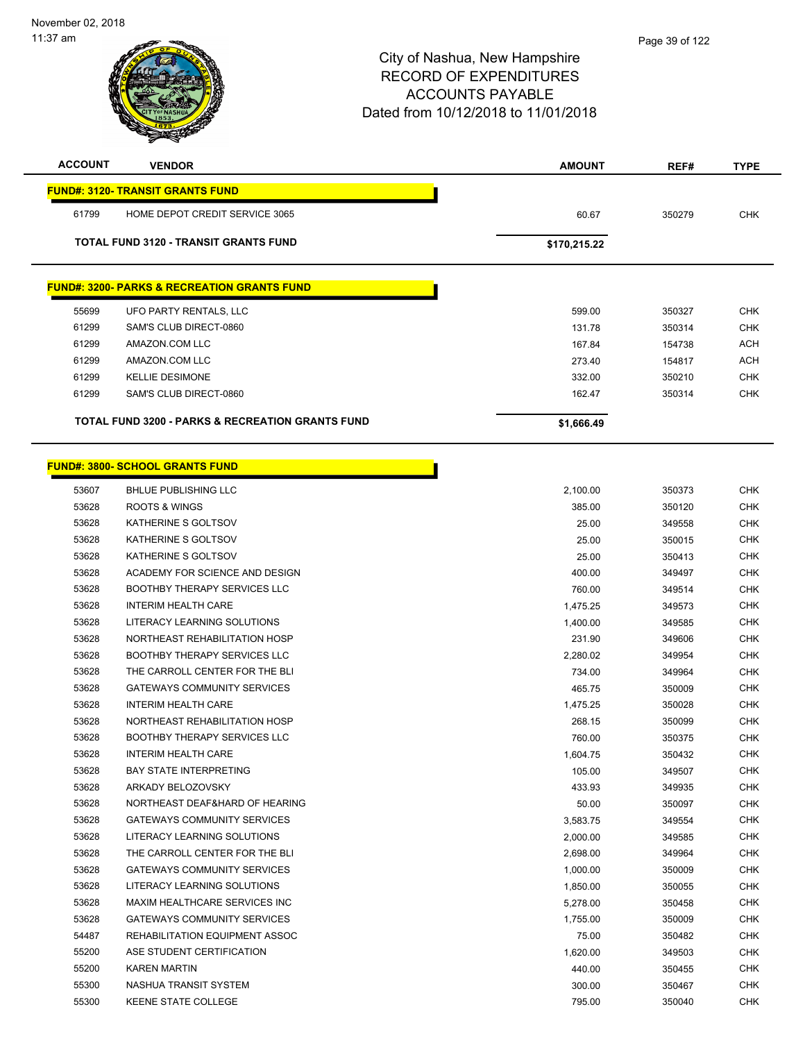# City of Nashua, New Hampshire
## RECORD OF EXPENDITURES
## ACCOUNTS PAYABLE
## Dated from 10/12/2018 to 11/01/2018

| ACCOUNT | VENDOR | AMOUNT | REF# | TYPE |
|---|---|---|---|---|
| **FUND#: 3120- TRANSIT GRANTS FUND** | | | | |
| 61799 | HOME DEPOT CREDIT SERVICE 3065 | 60.67 | 350279 | CHK |
| | **TOTAL FUND 3120 - TRANSIT GRANTS FUND** | **$170,215.22** | | |
| **FUND#: 3200- PARKS & RECREATION GRANTS FUND** | | | | |
| 55699 | UFO PARTY RENTALS, LLC | 599.00 | 350327 | CHK |
| 61299 | SAM'S CLUB DIRECT-0860 | 131.78 | 350314 | CHK |
| 61299 | AMAZON.COM LLC | 167.84 | 154738 | ACH |
| 61299 | AMAZON.COM LLC | 273.40 | 154817 | ACH |
| 61299 | KELLIE DESIMONE | 332.00 | 350210 | CHK |
| 61299 | SAM'S CLUB DIRECT-0860 | 162.47 | 350314 | CHK |
| | **TOTAL FUND 3200 - PARKS & RECREATION GRANTS FUND** | **$1,666.49** | | |
| **FUND#: 3800- SCHOOL GRANTS FUND** | | | | |
| 53607 | BHLUE PUBLISHING LLC | 2,100.00 | 350373 | CHK |
| 53628 | ROOTS & WINGS | 385.00 | 350120 | CHK |
| 53628 | KATHERINE S GOLTSOV | 25.00 | 349558 | CHK |
| 53628 | KATHERINE S GOLTSOV | 25.00 | 350015 | CHK |
| 53628 | KATHERINE S GOLTSOV | 25.00 | 350413 | CHK |
| 53628 | ACADEMY FOR SCIENCE AND DESIGN | 400.00 | 349497 | CHK |
| 53628 | BOOTHBY THERAPY SERVICES LLC | 760.00 | 349514 | CHK |
| 53628 | INTERIM HEALTH CARE | 1,475.25 | 349573 | CHK |
| 53628 | LITERACY LEARNING SOLUTIONS | 1,400.00 | 349585 | CHK |
| 53628 | NORTHEAST REHABILITATION HOSP | 231.90 | 349606 | CHK |
| 53628 | BOOTHBY THERAPY SERVICES LLC | 2,280.02 | 349954 | CHK |
| 53628 | THE CARROLL CENTER FOR THE BLI | 734.00 | 349964 | CHK |
| 53628 | GATEWAYS COMMUNITY SERVICES | 465.75 | 350009 | CHK |
| 53628 | INTERIM HEALTH CARE | 1,475.25 | 350028 | CHK |
| 53628 | NORTHEAST REHABILITATION HOSP | 268.15 | 350099 | CHK |
| 53628 | BOOTHBY THERAPY SERVICES LLC | 760.00 | 350375 | CHK |
| 53628 | INTERIM HEALTH CARE | 1,604.75 | 350432 | CHK |
| 53628 | BAY STATE INTERPRETING | 105.00 | 349507 | CHK |
| 53628 | ARKADY BELOZOVSKY | 433.93 | 349935 | CHK |
| 53628 | NORTHEAST DEAF&HARD OF HEARING | 50.00 | 350097 | CHK |
| 53628 | GATEWAYS COMMUNITY SERVICES | 3,583.75 | 349554 | CHK |
| 53628 | LITERACY LEARNING SOLUTIONS | 2,000.00 | 349585 | CHK |
| 53628 | THE CARROLL CENTER FOR THE BLI | 2,698.00 | 349964 | CHK |
| 53628 | GATEWAYS COMMUNITY SERVICES | 1,000.00 | 350009 | CHK |
| 53628 | LITERACY LEARNING SOLUTIONS | 1,850.00 | 350055 | CHK |
| 53628 | MAXIM HEALTHCARE SERVICES INC | 5,278.00 | 350458 | CHK |
| 53628 | GATEWAYS COMMUNITY SERVICES | 1,755.00 | 350009 | CHK |
| 54487 | REHABILITATION EQUIPMENT ASSOC | 75.00 | 350482 | CHK |
| 55200 | ASE STUDENT CERTIFICATION | 1,620.00 | 349503 | CHK |
| 55200 | KAREN MARTIN | 440.00 | 350455 | CHK |
| 55300 | NASHUA TRANSIT SYSTEM | 300.00 | 350467 | CHK |
| 55300 | KEENE STATE COLLEGE | 795.00 | 350040 | CHK |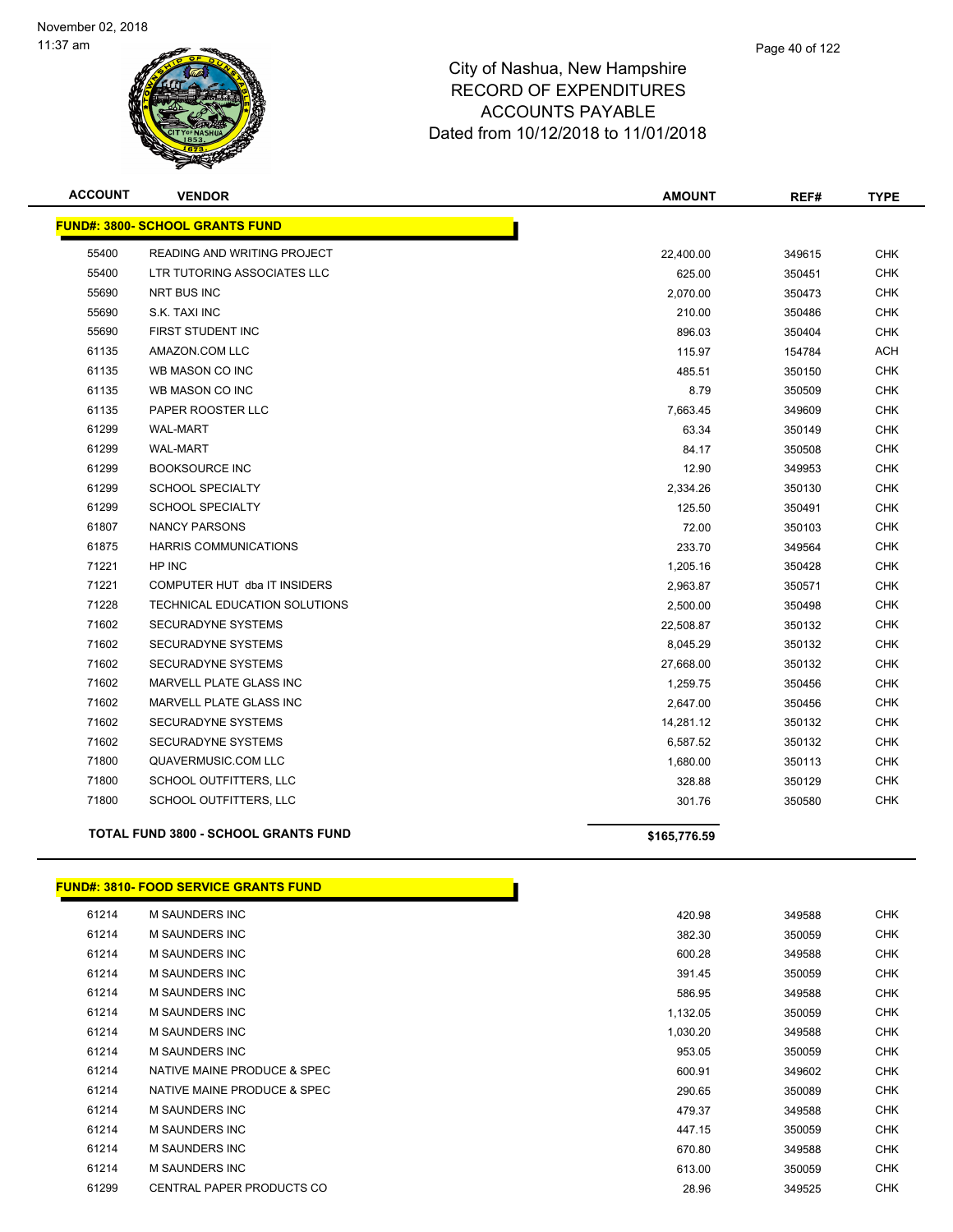# City of Nashua, New Hampshire
## RECORD OF EXPENDITURES
## ACCOUNTS PAYABLE
## Dated from 10/12/2018 to 11/01/2018

November 02, 2018
11:37 am

**FUND#: 3800- SCHOOL GRANTS FUND**

| ACCOUNT | VENDOR | AMOUNT | REF# | TYPE |
|---|---|---|---|---|
| 55400 | READING AND WRITING PROJECT | 22,400.00 | 349615 | CHK |
| 55400 | LTR TUTORING ASSOCIATES LLC | 625.00 | 350451 | CHK |
| 55690 | NRT BUS INC | 2,070.00 | 350473 | CHK |
| 55690 | S.K. TAXI INC | 210.00 | 350486 | CHK |
| 55690 | FIRST STUDENT INC | 896.03 | 350404 | CHK |
| 61135 | AMAZON.COM LLC | 115.97 | 154784 | ACH |
| 61135 | WB MASON CO INC | 485.51 | 350150 | CHK |
| 61135 | WB MASON CO INC | 8.79 | 350509 | CHK |
| 61135 | PAPER ROOSTER LLC | 7,663.45 | 349609 | CHK |
| 61299 | WAL-MART | 63.34 | 350149 | CHK |
| 61299 | WAL-MART | 84.17 | 350508 | CHK |
| 61299 | BOOKSOURCE INC | 12.90 | 349953 | CHK |
| 61299 | SCHOOL SPECIALTY | 2,334.26 | 350130 | CHK |
| 61299 | SCHOOL SPECIALTY | 125.50 | 350491 | CHK |
| 61807 | NANCY PARSONS | 72.00 | 350103 | CHK |
| 61875 | HARRIS COMMUNICATIONS | 233.70 | 349564 | CHK |
| 71221 | HP INC | 1,205.16 | 350428 | CHK |
| 71221 | COMPUTER HUT dba IT INSIDERS | 2,963.87 | 350571 | CHK |
| 71228 | TECHNICAL EDUCATION SOLUTIONS | 2,500.00 | 350498 | CHK |
| 71602 | SECURADYNE SYSTEMS | 22,508.87 | 350132 | CHK |
| 71602 | SECURADYNE SYSTEMS | 8,045.29 | 350132 | CHK |
| 71602 | SECURADYNE SYSTEMS | 27,668.00 | 350132 | CHK |
| 71602 | MARVELL PLATE GLASS INC | 1,259.75 | 350456 | CHK |
| 71602 | MARVELL PLATE GLASS INC | 2,647.00 | 350456 | CHK |
| 71602 | SECURADYNE SYSTEMS | 14,281.12 | 350132 | CHK |
| 71602 | SECURADYNE SYSTEMS | 6,587.52 | 350132 | CHK |
| 71800 | QUAVERMUSIC.COM LLC | 1,680.00 | 350113 | CHK |
| 71800 | SCHOOL OUTFITTERS, LLC | 328.88 | 350129 | CHK |
| 71800 | SCHOOL OUTFITTERS, LLC | 301.76 | 350580 | CHK |
| | **TOTAL FUND 3800 - SCHOOL GRANTS FUND** | **$165,776.59** | | |

**FUND#: 3810- FOOD SERVICE GRANTS FUND**

| ACCOUNT | VENDOR | AMOUNT | REF# | TYPE |
|---|---|---|---|---|
| 61214 | M SAUNDERS INC | 420.98 | 349588 | CHK |
| 61214 | M SAUNDERS INC | 382.30 | 350059 | CHK |
| 61214 | M SAUNDERS INC | 600.28 | 349588 | CHK |
| 61214 | M SAUNDERS INC | 391.45 | 350059 | CHK |
| 61214 | M SAUNDERS INC | 586.95 | 349588 | CHK |
| 61214 | M SAUNDERS INC | 1,132.05 | 350059 | CHK |
| 61214 | M SAUNDERS INC | 1,030.20 | 349588 | CHK |
| 61214 | M SAUNDERS INC | 953.05 | 350059 | CHK |
| 61214 | NATIVE MAINE PRODUCE & SPEC | 600.91 | 349602 | CHK |
| 61214 | NATIVE MAINE PRODUCE & SPEC | 290.65 | 350089 | CHK |
| 61214 | M SAUNDERS INC | 479.37 | 349588 | CHK |
| 61214 | M SAUNDERS INC | 447.15 | 350059 | CHK |
| 61214 | M SAUNDERS INC | 670.80 | 349588 | CHK |
| 61214 | M SAUNDERS INC | 613.00 | 350059 | CHK |
| 61299 | CENTRAL PAPER PRODUCTS CO | 28.96 | 349525 | CHK |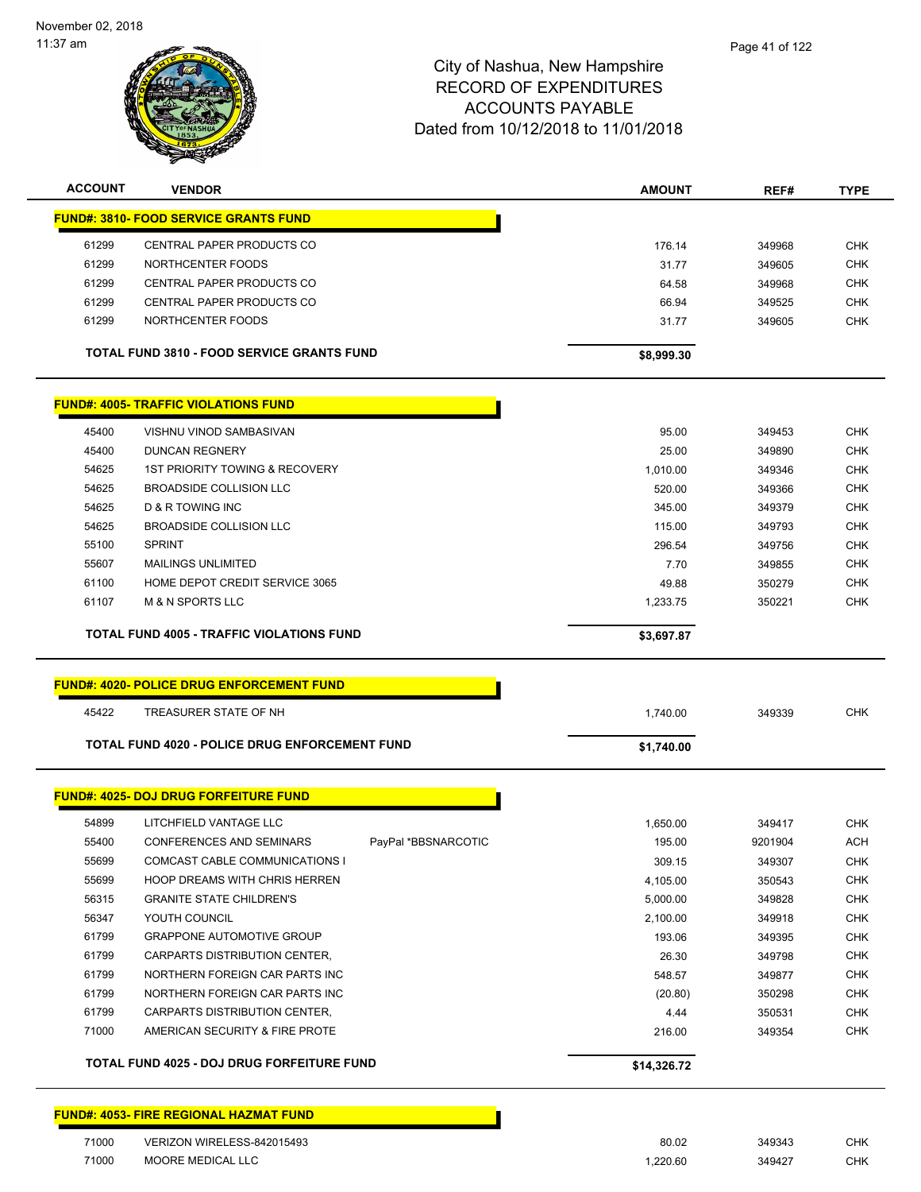City of Nashua, New Hampshire
RECORD OF EXPENDITURES
ACCOUNTS PAYABLE
Dated from 10/12/2018 to 11/01/2018

| ACCOUNT | VENDOR | | AMOUNT | REF# | TYPE |
|---|---|---|---|---|---|
| **FUND#: 3810- FOOD SERVICE GRANTS FUND** | | | | | |
| 61299 | CENTRAL PAPER PRODUCTS CO | | 176.14 | 349968 | CHK |
| 61299 | NORTHCENTER FOODS | | 31.77 | 349605 | CHK |
| 61299 | CENTRAL PAPER PRODUCTS CO | | 64.58 | 349968 | CHK |
| 61299 | CENTRAL PAPER PRODUCTS CO | | 66.94 | 349525 | CHK |
| 61299 | NORTHCENTER FOODS | | 31.77 | 349605 | CHK |
| **TOTAL FUND 3810 - FOOD SERVICE GRANTS FUND** | | | **$8,999.30** | | |
| **FUND#: 4005- TRAFFIC VIOLATIONS FUND** | | | | | |
| 45400 | VISHNU VINOD SAMBASIVAN | | 95.00 | 349453 | CHK |
| 45400 | DUNCAN REGNERY | | 25.00 | 349890 | CHK |
| 54625 | 1ST PRIORITY TOWING & RECOVERY | | 1,010.00 | 349346 | CHK |
| 54625 | BROADSIDE COLLISION LLC | | 520.00 | 349366 | CHK |
| 54625 | D & R TOWING INC | | 345.00 | 349379 | CHK |
| 54625 | BROADSIDE COLLISION LLC | | 115.00 | 349793 | CHK |
| 55100 | SPRINT | | 296.54 | 349756 | CHK |
| 55607 | MAILINGS UNLIMITED | | 7.70 | 349855 | CHK |
| 61100 | HOME DEPOT CREDIT SERVICE 3065 | | 49.88 | 350279 | CHK |
| 61107 | M & N SPORTS LLC | | 1,233.75 | 350221 | CHK |
| **TOTAL FUND 4005 - TRAFFIC VIOLATIONS FUND** | | | **$3,697.87** | | |
| **FUND#: 4020- POLICE DRUG ENFORCEMENT FUND** | | | | | |
| 45422 | TREASURER STATE OF NH | | 1,740.00 | 349339 | CHK |
| **TOTAL FUND 4020 - POLICE DRUG ENFORCEMENT FUND** | | | **$1,740.00** | | |
| **FUND#: 4025- DOJ DRUG FORFEITURE FUND** | | | | | |
| 54899 | LITCHFIELD VANTAGE LLC | | 1,650.00 | 349417 | CHK |
| 55400 | CONFERENCES AND SEMINARS | PayPal *BBSNARCOTIC | 195.00 | 9201904 | ACH |
| 55699 | COMCAST CABLE COMMUNICATIONS I | | 309.15 | 349307 | CHK |
| 55699 | HOOP DREAMS WITH CHRIS HERREN | | 4,105.00 | 350543 | CHK |
| 56315 | GRANITE STATE CHILDREN'S | | 5,000.00 | 349828 | CHK |
| 56347 | YOUTH COUNCIL | | 2,100.00 | 349918 | CHK |
| 61799 | GRAPPONE AUTOMOTIVE GROUP | | 193.06 | 349395 | CHK |
| 61799 | CARPARTS DISTRIBUTION CENTER, | | 26.30 | 349798 | CHK |
| 61799 | NORTHERN FOREIGN CAR PARTS INC | | 548.57 | 349877 | CHK |
| 61799 | NORTHERN FOREIGN CAR PARTS INC | | (20.80) | 350298 | CHK |
| 61799 | CARPARTS DISTRIBUTION CENTER, | | 4.44 | 350531 | CHK |
| 71000 | AMERICAN SECURITY & FIRE PROTE | | 216.00 | 349354 | CHK |
| **TOTAL FUND 4025 - DOJ DRUG FORFEITURE FUND** | | | **$14,326.72** | | |
| **FUND#: 4053- FIRE REGIONAL HAZMAT FUND** | | | | | |
| 71000 | VERIZON WIRELESS-842015493 | | 80.02 | 349343 | CHK |
| 71000 | MOORE MEDICAL LLC | | 1,220.60 | 349427 | CHK |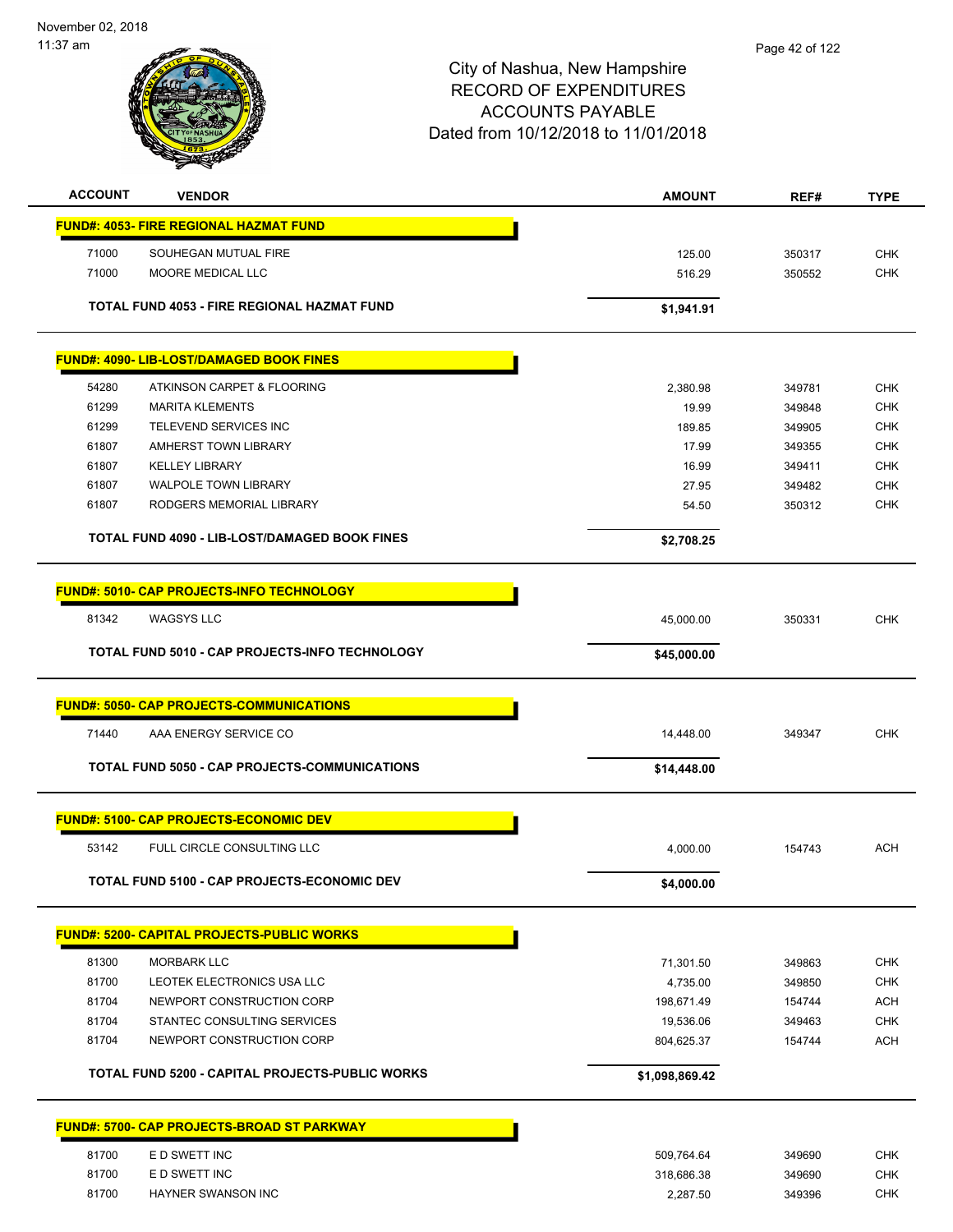City of Nashua, New Hampshire
RECORD OF EXPENDITURES
ACCOUNTS PAYABLE
Dated from 10/12/2018 to 11/01/2018

| ACCOUNT | VENDOR | AMOUNT | REF# | TYPE |
|---|---|---|---|---|
| **FUND#: 4053- FIRE REGIONAL HAZMAT FUND** | | | | |
| 71000 | SOUHEGAN MUTUAL FIRE | 125.00 | 350317 | CHK |
| 71000 | MOORE MEDICAL LLC | 516.29 | 350552 | CHK |
| **TOTAL FUND 4053 - FIRE REGIONAL HAZMAT FUND** | | **$1,941.91** | | |
| **FUND#: 4090- LIB-LOST/DAMAGED BOOK FINES** | | | | |
| 54280 | ATKINSON CARPET & FLOORING | 2,380.98 | 349781 | CHK |
| 61299 | MARITA KLEMENTS | 19.99 | 349848 | CHK |
| 61299 | TELEVEND SERVICES INC | 189.85 | 349905 | CHK |
| 61807 | AMHERST TOWN LIBRARY | 17.99 | 349355 | CHK |
| 61807 | KELLEY LIBRARY | 16.99 | 349411 | CHK |
| 61807 | WALPOLE TOWN LIBRARY | 27.95 | 349482 | CHK |
| 61807 | RODGERS MEMORIAL LIBRARY | 54.50 | 350312 | CHK |
| **TOTAL FUND 4090 - LIB-LOST/DAMAGED BOOK FINES** | | **$2,708.25** | | |
| **FUND#: 5010- CAP PROJECTS-INFO TECHNOLOGY** | | | | |
| 81342 | WAGSYS LLC | 45,000.00 | 350331 | CHK |
| **TOTAL FUND 5010 - CAP PROJECTS-INFO TECHNOLOGY** | | **$45,000.00** | | |
| **FUND#: 5050- CAP PROJECTS-COMMUNICATIONS** | | | | |
| 71440 | AAA ENERGY SERVICE CO | 14,448.00 | 349347 | CHK |
| **TOTAL FUND 5050 - CAP PROJECTS-COMMUNICATIONS** | | **$14,448.00** | | |
| **FUND#: 5100- CAP PROJECTS-ECONOMIC DEV** | | | | |
| 53142 | FULL CIRCLE CONSULTING LLC | 4,000.00 | 154743 | ACH |
| **TOTAL FUND 5100 - CAP PROJECTS-ECONOMIC DEV** | | **$4,000.00** | | |
| **FUND#: 5200- CAPITAL PROJECTS-PUBLIC WORKS** | | | | |
| 81300 | MORBARK LLC | 71,301.50 | 349863 | CHK |
| 81700 | LEOTEK ELECTRONICS USA LLC | 4,735.00 | 349850 | CHK |
| 81704 | NEWPORT CONSTRUCTION CORP | 198,671.49 | 154744 | ACH |
| 81704 | STANTEC CONSULTING SERVICES | 19,536.06 | 349463 | CHK |
| 81704 | NEWPORT CONSTRUCTION CORP | 804,625.37 | 154744 | ACH |
| **TOTAL FUND 5200 - CAPITAL PROJECTS-PUBLIC WORKS** | | **$1,098,869.42** | | |
| **FUND#: 5700- CAP PROJECTS-BROAD ST PARKWAY** | | | | |
| 81700 | E D SWETT INC | 509,764.64 | 349690 | CHK |
| 81700 | E D SWETT INC | 318,686.38 | 349690 | CHK |
| 81700 | HAYNER SWANSON INC | 2,287.50 | 349396 | CHK |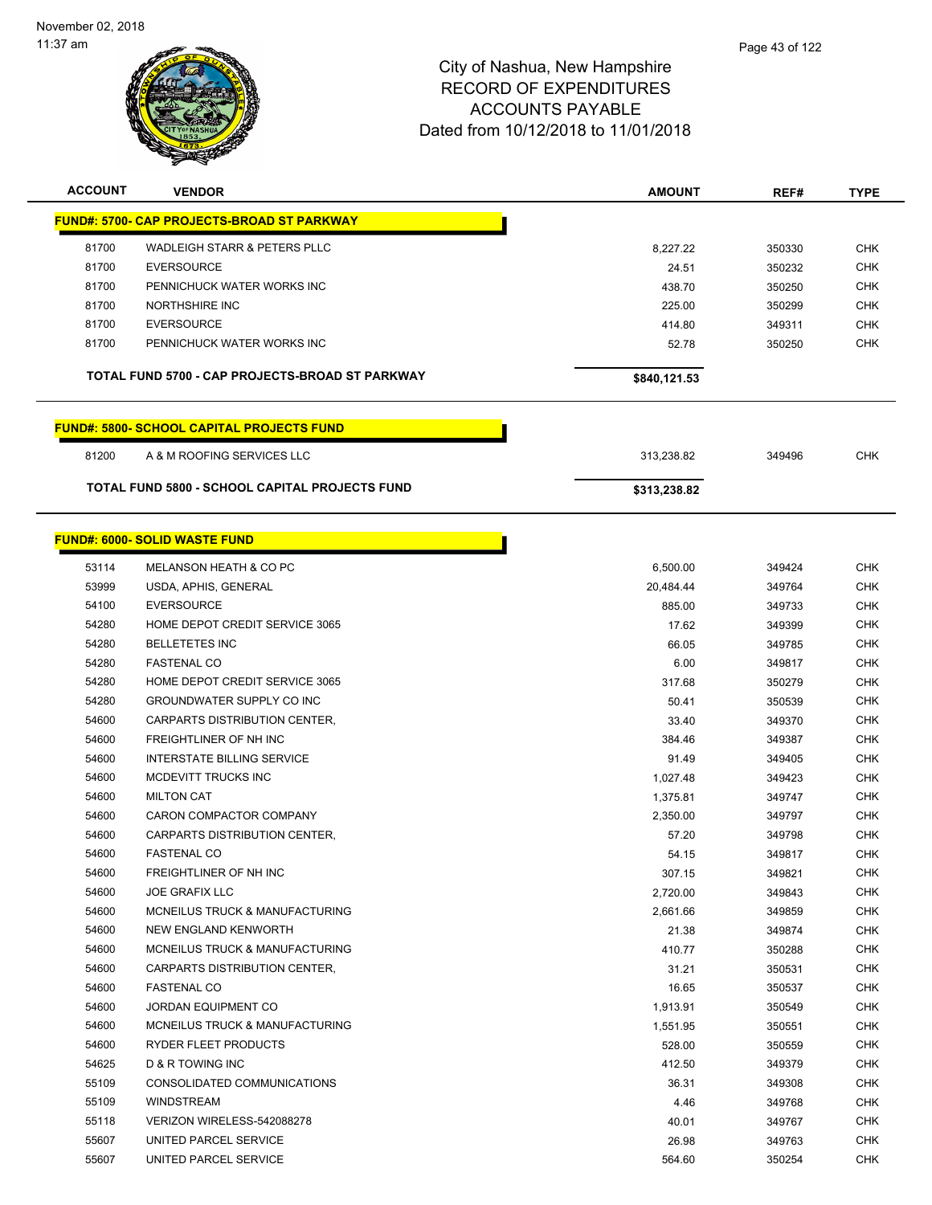City of Nashua, New Hampshire
RECORD OF EXPENDITURES
ACCOUNTS PAYABLE
Dated from 10/12/2018 to 11/01/2018

| ACCOUNT | VENDOR | AMOUNT | REF# | TYPE |
|---|---|---|---|---|
| **FUND#: 5700- CAP PROJECTS-BROAD ST PARKWAY** | | | | |
| 81700 | WADLEIGH STARR & PETERS PLLC | 8,227.22 | 350330 | CHK |
| 81700 | EVERSOURCE | 24.51 | 350232 | CHK |
| 81700 | PENNICHUCK WATER WORKS INC | 438.70 | 350250 | CHK |
| 81700 | NORTHSHIRE INC | 225.00 | 350299 | CHK |
| 81700 | EVERSOURCE | 414.80 | 349311 | CHK |
| 81700 | PENNICHUCK WATER WORKS INC | 52.78 | 350250 | CHK |
| | **TOTAL FUND 5700 - CAP PROJECTS-BROAD ST PARKWAY** | **$840,121.53** | | |
| **FUND#: 5800- SCHOOL CAPITAL PROJECTS FUND** | | | | |
| 81200 | A & M ROOFING SERVICES LLC | 313,238.82 | 349496 | CHK |
| | **TOTAL FUND 5800 - SCHOOL CAPITAL PROJECTS FUND** | **$313,238.82** | | |
| **FUND#: 6000- SOLID WASTE FUND** | | | | |
| 53114 | MELANSON HEATH & CO PC | 6,500.00 | 349424 | CHK |
| 53999 | USDA, APHIS, GENERAL | 20,484.44 | 349764 | CHK |
| 54100 | EVERSOURCE | 885.00 | 349733 | CHK |
| 54280 | HOME DEPOT CREDIT SERVICE 3065 | 17.62 | 349399 | CHK |
| 54280 | BELLETETES INC | 66.05 | 349785 | CHK |
| 54280 | FASTENAL CO | 6.00 | 349817 | CHK |
| 54280 | HOME DEPOT CREDIT SERVICE 3065 | 317.68 | 350279 | CHK |
| 54280 | GROUNDWATER SUPPLY CO INC | 50.41 | 350539 | CHK |
| 54600 | CARPARTS DISTRIBUTION CENTER, | 33.40 | 349370 | CHK |
| 54600 | FREIGHTLINER OF NH INC | 384.46 | 349387 | CHK |
| 54600 | INTERSTATE BILLING SERVICE | 91.49 | 349405 | CHK |
| 54600 | MCDEVITT TRUCKS INC | 1,027.48 | 349423 | CHK |
| 54600 | MILTON CAT | 1,375.81 | 349747 | CHK |
| 54600 | CARON COMPACTOR COMPANY | 2,350.00 | 349797 | CHK |
| 54600 | CARPARTS DISTRIBUTION CENTER, | 57.20 | 349798 | CHK |
| 54600 | FASTENAL CO | 54.15 | 349817 | CHK |
| 54600 | FREIGHTLINER OF NH INC | 307.15 | 349821 | CHK |
| 54600 | JOE GRAFIX LLC | 2,720.00 | 349843 | CHK |
| 54600 | MCNEILUS TRUCK & MANUFACTURING | 2,661.66 | 349859 | CHK |
| 54600 | NEW ENGLAND KENWORTH | 21.38 | 349874 | CHK |
| 54600 | MCNEILUS TRUCK & MANUFACTURING | 410.77 | 350288 | CHK |
| 54600 | CARPARTS DISTRIBUTION CENTER, | 31.21 | 350531 | CHK |
| 54600 | FASTENAL CO | 16.65 | 350537 | CHK |
| 54600 | JORDAN EQUIPMENT CO | 1,913.91 | 350549 | CHK |
| 54600 | MCNEILUS TRUCK & MANUFACTURING | 1,551.95 | 350551 | CHK |
| 54600 | RYDER FLEET PRODUCTS | 528.00 | 350559 | CHK |
| 54625 | D & R TOWING INC | 412.50 | 349379 | CHK |
| 55109 | CONSOLIDATED COMMUNICATIONS | 36.31 | 349308 | CHK |
| 55109 | WINDSTREAM | 4.46 | 349768 | CHK |
| 55118 | VERIZON WIRELESS-542088278 | 40.01 | 349767 | CHK |
| 55607 | UNITED PARCEL SERVICE | 26.98 | 349763 | CHK |
| 55607 | UNITED PARCEL SERVICE | 564.60 | 350254 | CHK |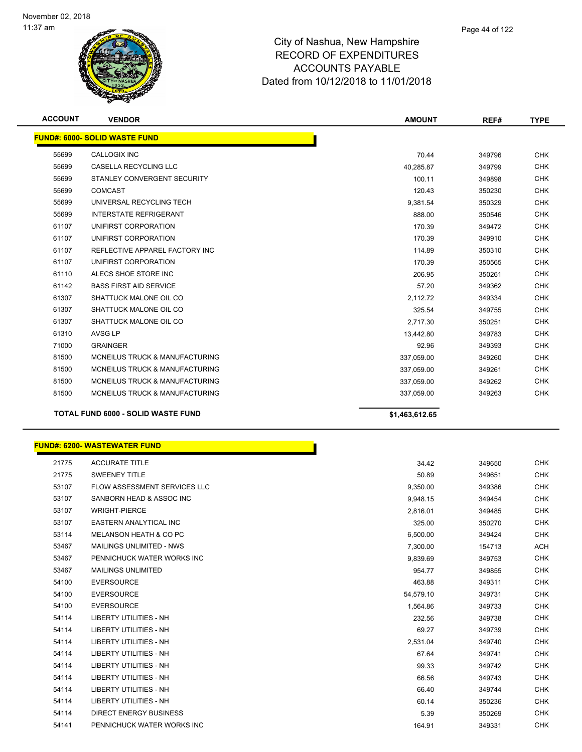# City of Nashua, New Hampshire
## RECORD OF EXPENDITURES
## ACCOUNTS PAYABLE
## Dated from 10/12/2018 to 11/01/2018

November 02, 2018
11:37 am

| ACCOUNT | VENDOR | AMOUNT | REF# | TYPE |
|---|---|---|---|---|
| **FUND#: 6000- SOLID WASTE FUND** | | | | |
| 55699 | CALLOGIX INC | 70.44 | 349796 | CHK |
| 55699 | CASELLA RECYCLING LLC | 40,285.87 | 349799 | CHK |
| 55699 | STANLEY CONVERGENT SECURITY | 100.11 | 349898 | CHK |
| 55699 | COMCAST | 120.43 | 350230 | CHK |
| 55699 | UNIVERSAL RECYCLING TECH | 9,381.54 | 350329 | CHK |
| 55699 | INTERSTATE REFRIGERANT | 888.00 | 350546 | CHK |
| 61107 | UNIFIRST CORPORATION | 170.39 | 349472 | CHK |
| 61107 | UNIFIRST CORPORATION | 170.39 | 349910 | CHK |
| 61107 | REFLECTIVE APPAREL FACTORY INC | 114.89 | 350310 | CHK |
| 61107 | UNIFIRST CORPORATION | 170.39 | 350565 | CHK |
| 61110 | ALECS SHOE STORE INC | 206.95 | 350261 | CHK |
| 61142 | BASS FIRST AID SERVICE | 57.20 | 349362 | CHK |
| 61307 | SHATTUCK MALONE OIL CO | 2,112.72 | 349334 | CHK |
| 61307 | SHATTUCK MALONE OIL CO | 325.54 | 349755 | CHK |
| 61307 | SHATTUCK MALONE OIL CO | 2,717.30 | 350251 | CHK |
| 61310 | AVSG LP | 13,442.80 | 349783 | CHK |
| 71000 | GRAINGER | 92.96 | 349393 | CHK |
| 81500 | MCNEILUS TRUCK & MANUFACTURING | 337,059.00 | 349260 | CHK |
| 81500 | MCNEILUS TRUCK & MANUFACTURING | 337,059.00 | 349261 | CHK |
| 81500 | MCNEILUS TRUCK & MANUFACTURING | 337,059.00 | 349262 | CHK |
| 81500 | MCNEILUS TRUCK & MANUFACTURING | 337,059.00 | 349263 | CHK |
| **TOTAL FUND 6000 - SOLID WASTE FUND** | | **$1,463,612.65** | | |

| ACCOUNT | VENDOR | AMOUNT | REF# | TYPE |
|---|---|---|---|---|
| **FUND#: 6200- WASTEWATER FUND** | | | | |
| 21775 | ACCURATE TITLE | 34.42 | 349650 | CHK |
| 21775 | SWEENEY TITLE | 50.89 | 349651 | CHK |
| 53107 | FLOW ASSESSMENT SERVICES LLC | 9,350.00 | 349386 | CHK |
| 53107 | SANBORN HEAD & ASSOC INC | 9,948.15 | 349454 | CHK |
| 53107 | WRIGHT-PIERCE | 2,816.01 | 349485 | CHK |
| 53107 | EASTERN ANALYTICAL INC | 325.00 | 350270 | CHK |
| 53114 | MELANSON HEATH & CO PC | 6,500.00 | 349424 | CHK |
| 53467 | MAILINGS UNLIMITED - NWS | 7,300.00 | 154713 | ACH |
| 53467 | PENNICHUCK WATER WORKS INC | 9,839.69 | 349753 | CHK |
| 53467 | MAILINGS UNLIMITED | 954.77 | 349855 | CHK |
| 54100 | EVERSOURCE | 463.88 | 349311 | CHK |
| 54100 | EVERSOURCE | 54,579.10 | 349731 | CHK |
| 54100 | EVERSOURCE | 1,564.86 | 349733 | CHK |
| 54114 | LIBERTY UTILITIES - NH | 232.56 | 349738 | CHK |
| 54114 | LIBERTY UTILITIES - NH | 69.27 | 349739 | CHK |
| 54114 | LIBERTY UTILITIES - NH | 2,531.04 | 349740 | CHK |
| 54114 | LIBERTY UTILITIES - NH | 67.64 | 349741 | CHK |
| 54114 | LIBERTY UTILITIES - NH | 99.33 | 349742 | CHK |
| 54114 | LIBERTY UTILITIES - NH | 66.56 | 349743 | CHK |
| 54114 | LIBERTY UTILITIES - NH | 66.40 | 349744 | CHK |
| 54114 | LIBERTY UTILITIES - NH | 60.14 | 350236 | CHK |
| 54114 | DIRECT ENERGY BUSINESS | 5.39 | 350269 | CHK |
| 54141 | PENNICHUCK WATER WORKS INC | 164.91 | 349331 | CHK |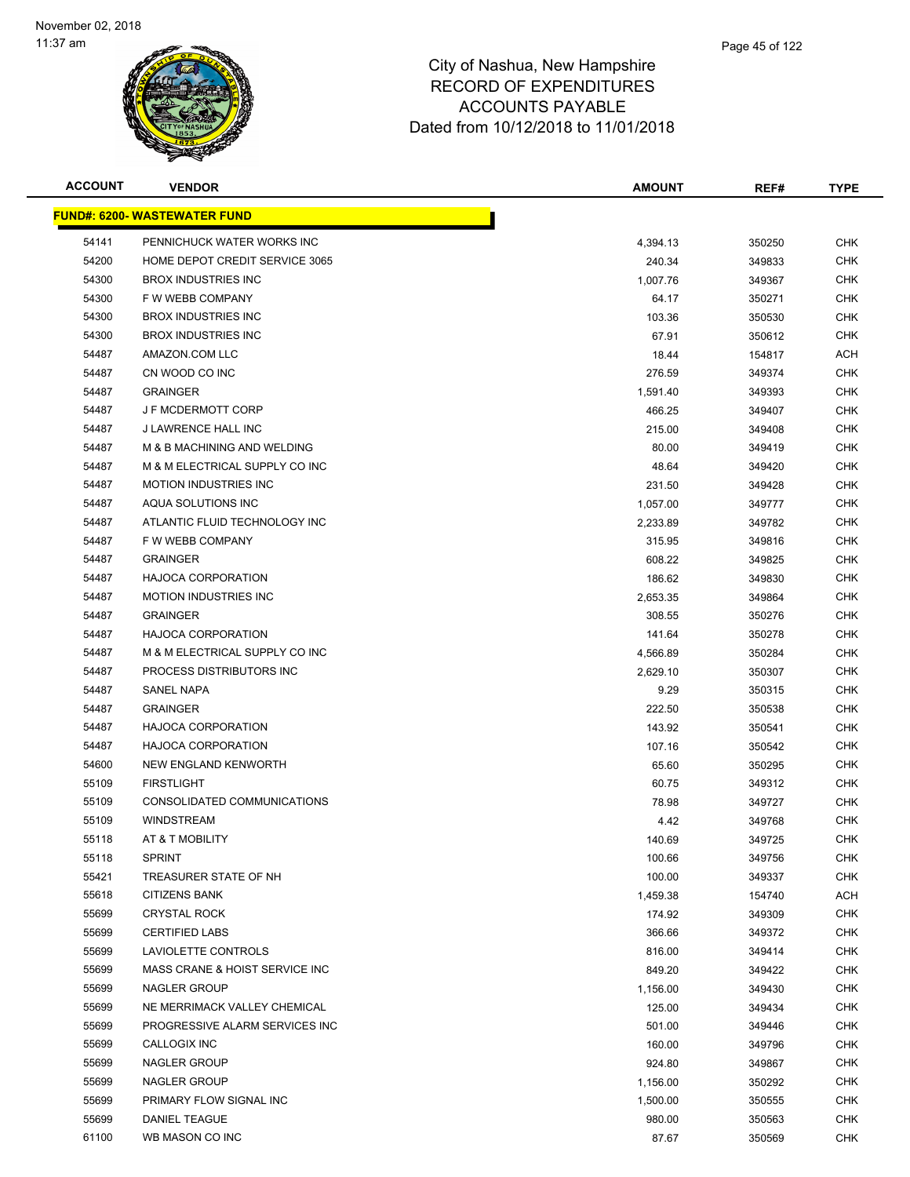# City of Nashua, New Hampshire
# RECORD OF EXPENDITURES
# ACCOUNTS PAYABLE
# Dated from 10/12/2018 to 11/01/2018

November 02, 2018
11:37 am

| ACCOUNT | VENDOR | AMOUNT | REF# | TYPE |
|---|---|---|---|---|
| **FUND#: 6200- WASTEWATER FUND** | | | | |
| 54141 | PENNICHUCK WATER WORKS INC | 4,394.13 | 350250 | CHK |
| 54200 | HOME DEPOT CREDIT SERVICE 3065 | 240.34 | 349833 | CHK |
| 54300 | BROX INDUSTRIES INC | 1,007.76 | 349367 | CHK |
| 54300 | F W WEBB COMPANY | 64.17 | 350271 | CHK |
| 54300 | BROX INDUSTRIES INC | 103.36 | 350530 | CHK |
| 54300 | BROX INDUSTRIES INC | 67.91 | 350612 | CHK |
| 54487 | AMAZON.COM LLC | 18.44 | 154817 | ACH |
| 54487 | CN WOOD CO INC | 276.59 | 349374 | CHK |
| 54487 | GRAINGER | 1,591.40 | 349393 | CHK |
| 54487 | J F MCDERMOTT CORP | 466.25 | 349407 | CHK |
| 54487 | J LAWRENCE HALL INC | 215.00 | 349408 | CHK |
| 54487 | M & B MACHINING AND WELDING | 80.00 | 349419 | CHK |
| 54487 | M & M ELECTRICAL SUPPLY CO INC | 48.64 | 349420 | CHK |
| 54487 | MOTION INDUSTRIES INC | 231.50 | 349428 | CHK |
| 54487 | AQUA SOLUTIONS INC | 1,057.00 | 349777 | CHK |
| 54487 | ATLANTIC FLUID TECHNOLOGY INC | 2,233.89 | 349782 | CHK |
| 54487 | F W WEBB COMPANY | 315.95 | 349816 | CHK |
| 54487 | GRAINGER | 608.22 | 349825 | CHK |
| 54487 | HAJOCA CORPORATION | 186.62 | 349830 | CHK |
| 54487 | MOTION INDUSTRIES INC | 2,653.35 | 349864 | CHK |
| 54487 | GRAINGER | 308.55 | 350276 | CHK |
| 54487 | HAJOCA CORPORATION | 141.64 | 350278 | CHK |
| 54487 | M & M ELECTRICAL SUPPLY CO INC | 4,566.89 | 350284 | CHK |
| 54487 | PROCESS DISTRIBUTORS INC | 2,629.10 | 350307 | CHK |
| 54487 | SANEL NAPA | 9.29 | 350315 | CHK |
| 54487 | GRAINGER | 222.50 | 350538 | CHK |
| 54487 | HAJOCA CORPORATION | 143.92 | 350541 | CHK |
| 54487 | HAJOCA CORPORATION | 107.16 | 350542 | CHK |
| 54600 | NEW ENGLAND KENWORTH | 65.60 | 350295 | CHK |
| 55109 | FIRSTLIGHT | 60.75 | 349312 | CHK |
| 55109 | CONSOLIDATED COMMUNICATIONS | 78.98 | 349727 | CHK |
| 55109 | WINDSTREAM | 4.42 | 349768 | CHK |
| 55118 | AT & T MOBILITY | 140.69 | 349725 | CHK |
| 55118 | SPRINT | 100.66 | 349756 | CHK |
| 55421 | TREASURER STATE OF NH | 100.00 | 349337 | CHK |
| 55618 | CITIZENS BANK | 1,459.38 | 154740 | ACH |
| 55699 | CRYSTAL ROCK | 174.92 | 349309 | CHK |
| 55699 | CERTIFIED LABS | 366.66 | 349372 | CHK |
| 55699 | LAVIOLETTE CONTROLS | 816.00 | 349414 | CHK |
| 55699 | MASS CRANE & HOIST SERVICE INC | 849.20 | 349422 | CHK |
| 55699 | NAGLER GROUP | 1,156.00 | 349430 | CHK |
| 55699 | NE MERRIMACK VALLEY CHEMICAL | 125.00 | 349434 | CHK |
| 55699 | PROGRESSIVE ALARM SERVICES INC | 501.00 | 349446 | CHK |
| 55699 | CALLOGIX INC | 160.00 | 349796 | CHK |
| 55699 | NAGLER GROUP | 924.80 | 349867 | CHK |
| 55699 | NAGLER GROUP | 1,156.00 | 350292 | CHK |
| 55699 | PRIMARY FLOW SIGNAL INC | 1,500.00 | 350555 | CHK |
| 55699 | DANIEL TEAGUE | 980.00 | 350563 | CHK |
| 61100 | WB MASON CO INC | 87.67 | 350569 | CHK |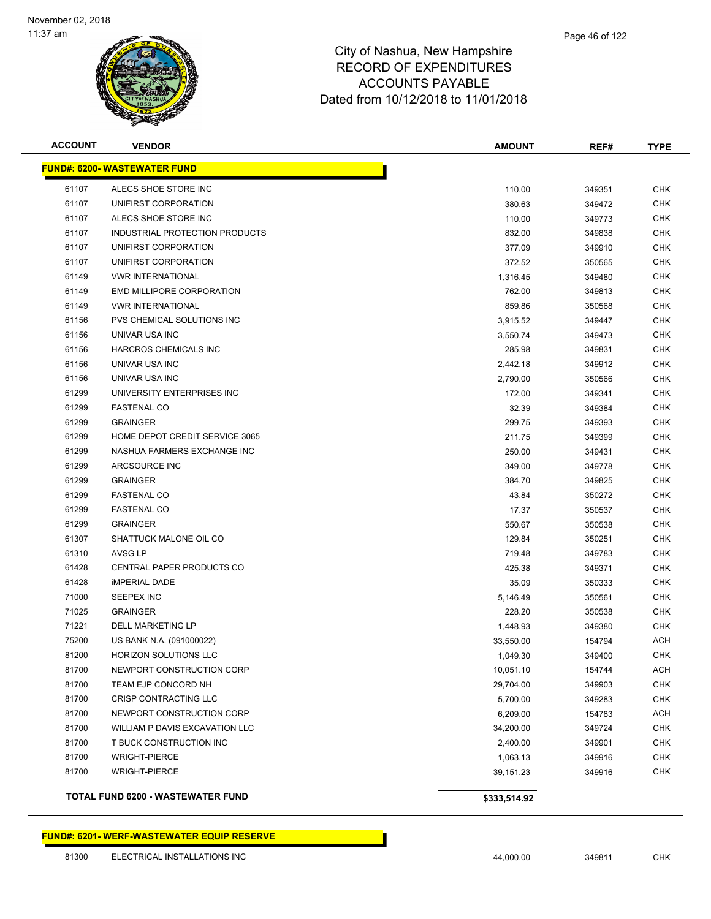November 02, 2018
11:37 am

# City of Nashua, New Hampshire
## RECORD OF EXPENDITURES
## ACCOUNTS PAYABLE
### Dated from 10/12/2018 to 11/01/2018

| ACCOUNT | VENDOR | AMOUNT | REF# | TYPE |
|---|---|---|---|---|
| **FUND#: 6200- WASTEWATER FUND** | | | | |
| 61107 | ALECS SHOE STORE INC | 110.00 | 349351 | CHK |
| 61107 | UNIFIRST CORPORATION | 380.63 | 349472 | CHK |
| 61107 | ALECS SHOE STORE INC | 110.00 | 349773 | CHK |
| 61107 | INDUSTRIAL PROTECTION PRODUCTS | 832.00 | 349838 | CHK |
| 61107 | UNIFIRST CORPORATION | 377.09 | 349910 | CHK |
| 61107 | UNIFIRST CORPORATION | 372.52 | 350565 | CHK |
| 61149 | VWR INTERNATIONAL | 1,316.45 | 349480 | CHK |
| 61149 | EMD MILLIPORE CORPORATION | 762.00 | 349813 | CHK |
| 61149 | VWR INTERNATIONAL | 859.86 | 350568 | CHK |
| 61156 | PVS CHEMICAL SOLUTIONS INC | 3,915.52 | 349447 | CHK |
| 61156 | UNIVAR USA INC | 3,550.74 | 349473 | CHK |
| 61156 | HARCROS CHEMICALS INC | 285.98 | 349831 | CHK |
| 61156 | UNIVAR USA INC | 2,442.18 | 349912 | CHK |
| 61156 | UNIVAR USA INC | 2,790.00 | 350566 | CHK |
| 61299 | UNIVERSITY ENTERPRISES INC | 172.00 | 349341 | CHK |
| 61299 | FASTENAL CO | 32.39 | 349384 | CHK |
| 61299 | GRAINGER | 299.75 | 349393 | CHK |
| 61299 | HOME DEPOT CREDIT SERVICE 3065 | 211.75 | 349399 | CHK |
| 61299 | NASHUA FARMERS EXCHANGE INC | 250.00 | 349431 | CHK |
| 61299 | ARCSOURCE INC | 349.00 | 349778 | CHK |
| 61299 | GRAINGER | 384.70 | 349825 | CHK |
| 61299 | FASTENAL CO | 43.84 | 350272 | CHK |
| 61299 | FASTENAL CO | 17.37 | 350537 | CHK |
| 61299 | GRAINGER | 550.67 | 350538 | CHK |
| 61307 | SHATTUCK MALONE OIL CO | 129.84 | 350251 | CHK |
| 61310 | AVSG LP | 719.48 | 349783 | CHK |
| 61428 | CENTRAL PAPER PRODUCTS CO | 425.38 | 349371 | CHK |
| 61428 | iMPERIAL DADE | 35.09 | 350333 | CHK |
| 71000 | SEEPEX INC | 5,146.49 | 350561 | CHK |
| 71025 | GRAINGER | 228.20 | 350538 | CHK |
| 71221 | DELL MARKETING LP | 1,448.93 | 349380 | CHK |
| 75200 | US BANK N.A. (091000022) | 33,550.00 | 154794 | ACH |
| 81200 | HORIZON SOLUTIONS LLC | 1,049.30 | 349400 | CHK |
| 81700 | NEWPORT CONSTRUCTION CORP | 10,051.10 | 154744 | ACH |
| 81700 | TEAM EJP CONCORD NH | 29,704.00 | 349903 | CHK |
| 81700 | CRISP CONTRACTING LLC | 5,700.00 | 349283 | CHK |
| 81700 | NEWPORT CONSTRUCTION CORP | 6,209.00 | 154783 | ACH |
| 81700 | WILLIAM P DAVIS EXCAVATION LLC | 34,200.00 | 349724 | CHK |
| 81700 | T BUCK CONSTRUCTION INC | 2,400.00 | 349901 | CHK |
| 81700 | WRIGHT-PIERCE | 1,063.13 | 349916 | CHK |
| 81700 | WRIGHT-PIERCE | 39,151.23 | 349916 | CHK |
| **TOTAL FUND 6200 - WASTEWATER FUND** | | **$333,514.92** | | |

| ACCOUNT | VENDOR | AMOUNT | REF# | TYPE |
|---|---|---|---|---|
| **FUND#: 6201- WERF-WASTEWATER EQUIP RESERVE** | | | | |
| 81300 | ELECTRICAL INSTALLATIONS INC | 44,000.00 | 349811 | CHK |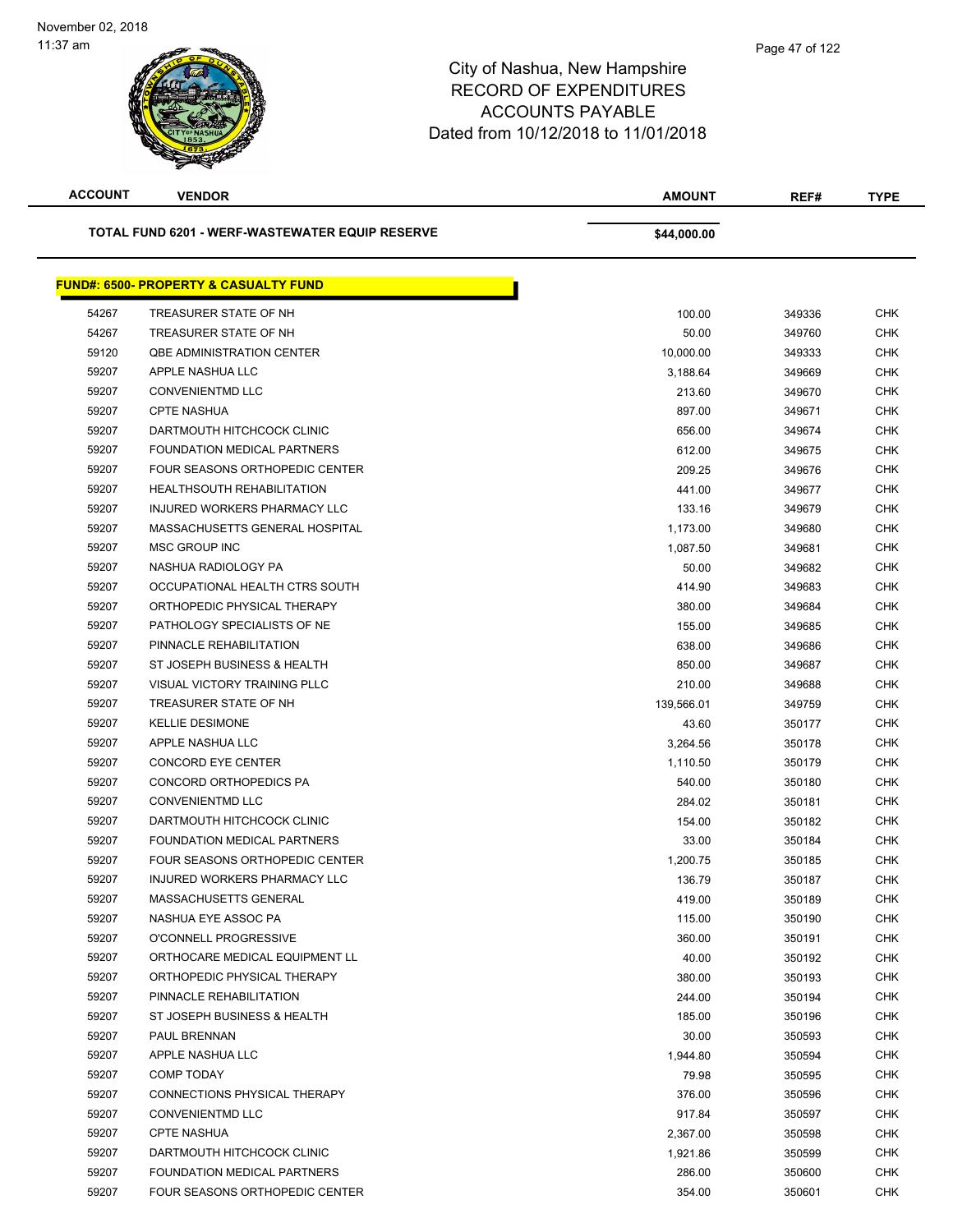# City of Nashua, New Hampshire
## RECORD OF EXPENDITURES
## ACCOUNTS PAYABLE
## Dated from 10/12/2018 to 11/01/2018

| ACCOUNT | VENDOR | AMOUNT | REF# | TYPE |
|---|---|---|---|---|
| | **TOTAL FUND 6201 - WERF-WASTEWATER EQUIP RESERVE** | **$44,000.00** | | |

**FUND#: 6500- PROPERTY & CASUALTY FUND**

| ACCOUNT | VENDOR | AMOUNT | REF# | TYPE |
|---|---|---|---|---|
| 54267 | TREASURER STATE OF NH | 100.00 | 349336 | CHK |
| 54267 | TREASURER STATE OF NH | 50.00 | 349760 | CHK |
| 59120 | QBE ADMINISTRATION CENTER | 10,000.00 | 349333 | CHK |
| 59207 | APPLE NASHUA LLC | 3,188.64 | 349669 | CHK |
| 59207 | CONVENIENTMD LLC | 213.60 | 349670 | CHK |
| 59207 | CPTE NASHUA | 897.00 | 349671 | CHK |
| 59207 | DARTMOUTH HITCHCOCK CLINIC | 656.00 | 349674 | CHK |
| 59207 | FOUNDATION MEDICAL PARTNERS | 612.00 | 349675 | CHK |
| 59207 | FOUR SEASONS ORTHOPEDIC CENTER | 209.25 | 349676 | CHK |
| 59207 | HEALTHSOUTH REHABILITATION | 441.00 | 349677 | CHK |
| 59207 | INJURED WORKERS PHARMACY LLC | 133.16 | 349679 | CHK |
| 59207 | MASSACHUSETTS GENERAL HOSPITAL | 1,173.00 | 349680 | CHK |
| 59207 | MSC GROUP INC | 1,087.50 | 349681 | CHK |
| 59207 | NASHUA RADIOLOGY PA | 50.00 | 349682 | CHK |
| 59207 | OCCUPATIONAL HEALTH CTRS SOUTH | 414.90 | 349683 | CHK |
| 59207 | ORTHOPEDIC PHYSICAL THERAPY | 380.00 | 349684 | CHK |
| 59207 | PATHOLOGY SPECIALISTS OF NE | 155.00 | 349685 | CHK |
| 59207 | PINNACLE REHABILITATION | 638.00 | 349686 | CHK |
| 59207 | ST JOSEPH BUSINESS & HEALTH | 850.00 | 349687 | CHK |
| 59207 | VISUAL VICTORY TRAINING PLLC | 210.00 | 349688 | CHK |
| 59207 | TREASURER STATE OF NH | 139,566.01 | 349759 | CHK |
| 59207 | KELLIE DESIMONE | 43.60 | 350177 | CHK |
| 59207 | APPLE NASHUA LLC | 3,264.56 | 350178 | CHK |
| 59207 | CONCORD EYE CENTER | 1,110.50 | 350179 | CHK |
| 59207 | CONCORD ORTHOPEDICS PA | 540.00 | 350180 | CHK |
| 59207 | CONVENIENTMD LLC | 284.02 | 350181 | CHK |
| 59207 | DARTMOUTH HITCHCOCK CLINIC | 154.00 | 350182 | CHK |
| 59207 | FOUNDATION MEDICAL PARTNERS | 33.00 | 350184 | CHK |
| 59207 | FOUR SEASONS ORTHOPEDIC CENTER | 1,200.75 | 350185 | CHK |
| 59207 | INJURED WORKERS PHARMACY LLC | 136.79 | 350187 | CHK |
| 59207 | MASSACHUSETTS GENERAL | 419.00 | 350189 | CHK |
| 59207 | NASHUA EYE ASSOC PA | 115.00 | 350190 | CHK |
| 59207 | O'CONNELL PROGRESSIVE | 360.00 | 350191 | CHK |
| 59207 | ORTHOCARE MEDICAL EQUIPMENT LL | 40.00 | 350192 | CHK |
| 59207 | ORTHOPEDIC PHYSICAL THERAPY | 380.00 | 350193 | CHK |
| 59207 | PINNACLE REHABILITATION | 244.00 | 350194 | CHK |
| 59207 | ST JOSEPH BUSINESS & HEALTH | 185.00 | 350196 | CHK |
| 59207 | PAUL BRENNAN | 30.00 | 350593 | CHK |
| 59207 | APPLE NASHUA LLC | 1,944.80 | 350594 | CHK |
| 59207 | COMP TODAY | 79.98 | 350595 | CHK |
| 59207 | CONNECTIONS PHYSICAL THERAPY | 376.00 | 350596 | CHK |
| 59207 | CONVENIENTMD LLC | 917.84 | 350597 | CHK |
| 59207 | CPTE NASHUA | 2,367.00 | 350598 | CHK |
| 59207 | DARTMOUTH HITCHCOCK CLINIC | 1,921.86 | 350599 | CHK |
| 59207 | FOUNDATION MEDICAL PARTNERS | 286.00 | 350600 | CHK |
| 59207 | FOUR SEASONS ORTHOPEDIC CENTER | 354.00 | 350601 | CHK |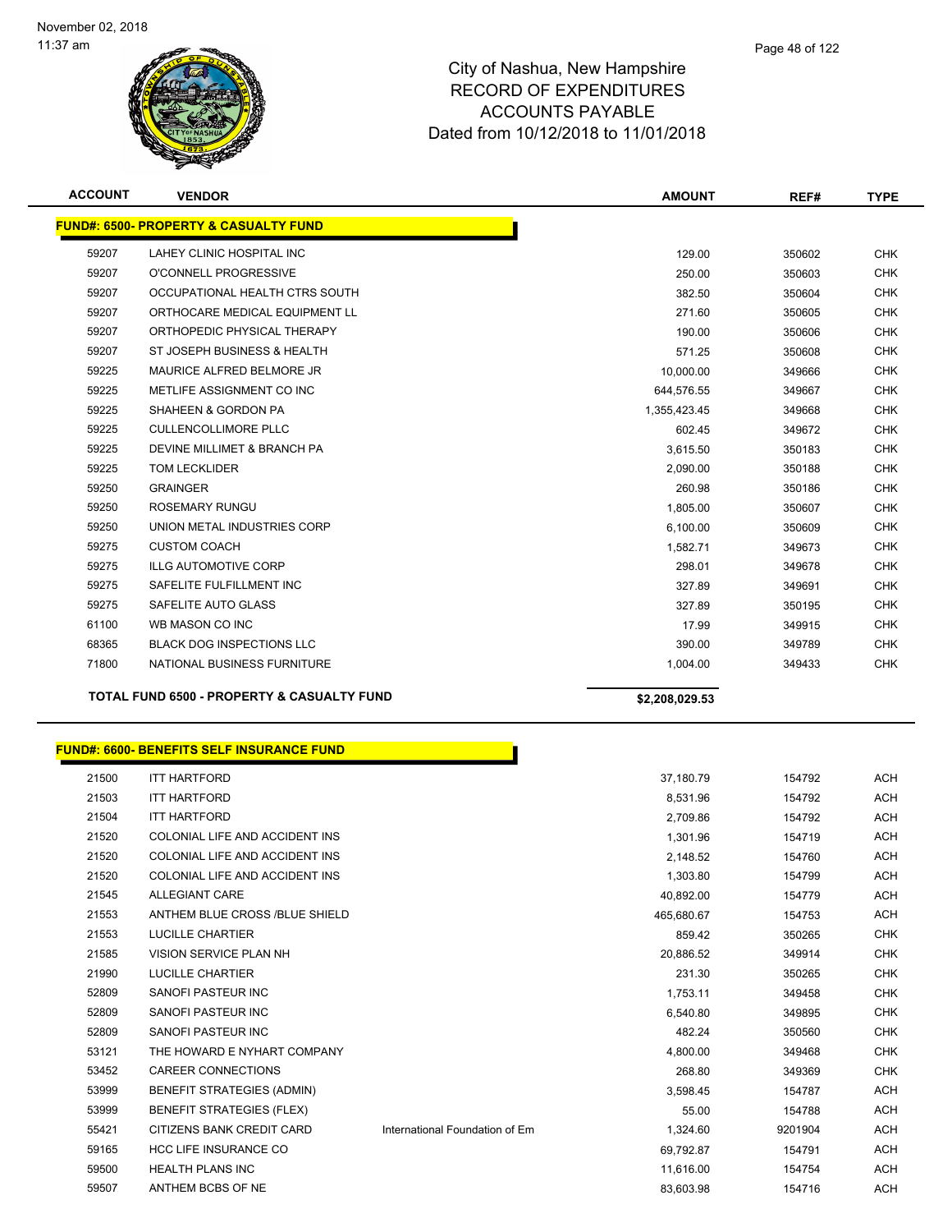# City of Nashua, New Hampshire
# RECORD OF EXPENDITURES
# ACCOUNTS PAYABLE
# Dated from 10/12/2018 to 11/01/2018

November 02, 2018
11:37 am

| ACCOUNT | VENDOR | | AMOUNT | REF# | TYPE |
|---|---|---|---|---|---|
| **FUND#: 6500- PROPERTY & CASUALTY FUND** | | | | | |
| 59207 | LAHEY CLINIC HOSPITAL INC | | 129.00 | 350602 | CHK |
| 59207 | O'CONNELL PROGRESSIVE | | 250.00 | 350603 | CHK |
| 59207 | OCCUPATIONAL HEALTH CTRS SOUTH | | 382.50 | 350604 | CHK |
| 59207 | ORTHOCARE MEDICAL EQUIPMENT LL | | 271.60 | 350605 | CHK |
| 59207 | ORTHOPEDIC PHYSICAL THERAPY | | 190.00 | 350606 | CHK |
| 59207 | ST JOSEPH BUSINESS & HEALTH | | 571.25 | 350608 | CHK |
| 59225 | MAURICE ALFRED BELMORE JR | | 10,000.00 | 349666 | CHK |
| 59225 | METLIFE ASSIGNMENT CO INC | | 644,576.55 | 349667 | CHK |
| 59225 | SHAHEEN & GORDON PA | | 1,355,423.45 | 349668 | CHK |
| 59225 | CULLENCOLLIMORE PLLC | | 602.45 | 349672 | CHK |
| 59225 | DEVINE MILLIMET & BRANCH PA | | 3,615.50 | 350183 | CHK |
| 59225 | TOM LECKLIDER | | 2,090.00 | 350188 | CHK |
| 59250 | GRAINGER | | 260.98 | 350186 | CHK |
| 59250 | ROSEMARY RUNGU | | 1,805.00 | 350607 | CHK |
| 59250 | UNION METAL INDUSTRIES CORP | | 6,100.00 | 350609 | CHK |
| 59275 | CUSTOM COACH | | 1,582.71 | 349673 | CHK |
| 59275 | ILLG AUTOMOTIVE CORP | | 298.01 | 349678 | CHK |
| 59275 | SAFELITE FULFILLMENT INC | | 327.89 | 349691 | CHK |
| 59275 | SAFELITE AUTO GLASS | | 327.89 | 350195 | CHK |
| 61100 | WB MASON CO INC | | 17.99 | 349915 | CHK |
| 68365 | BLACK DOG INSPECTIONS LLC | | 390.00 | 349789 | CHK |
| 71800 | NATIONAL BUSINESS FURNITURE | | 1,004.00 | 349433 | CHK |
| **TOTAL FUND 6500 - PROPERTY & CASUALTY FUND** | | | **$2,208,029.53** | | |

| ACCOUNT | VENDOR | | AMOUNT | REF# | TYPE |
|---|---|---|---|---|---|
| **FUND#: 6600- BENEFITS SELF INSURANCE FUND** | | | | | |
| 21500 | ITT HARTFORD | | 37,180.79 | 154792 | ACH |
| 21503 | ITT HARTFORD | | 8,531.96 | 154792 | ACH |
| 21504 | ITT HARTFORD | | 2,709.86 | 154792 | ACH |
| 21520 | COLONIAL LIFE AND ACCIDENT INS | | 1,301.96 | 154719 | ACH |
| 21520 | COLONIAL LIFE AND ACCIDENT INS | | 2,148.52 | 154760 | ACH |
| 21520 | COLONIAL LIFE AND ACCIDENT INS | | 1,303.80 | 154799 | ACH |
| 21545 | ALLEGIANT CARE | | 40,892.00 | 154779 | ACH |
| 21553 | ANTHEM BLUE CROSS /BLUE SHIELD | | 465,680.67 | 154753 | ACH |
| 21553 | LUCILLE CHARTIER | | 859.42 | 350265 | CHK |
| 21585 | VISION SERVICE PLAN NH | | 20,886.52 | 349914 | CHK |
| 21990 | LUCILLE CHARTIER | | 231.30 | 350265 | CHK |
| 52809 | SANOFI PASTEUR INC | | 1,753.11 | 349458 | CHK |
| 52809 | SANOFI PASTEUR INC | | 6,540.80 | 349895 | CHK |
| 52809 | SANOFI PASTEUR INC | | 482.24 | 350560 | CHK |
| 53121 | THE HOWARD E NYHART COMPANY | | 4,800.00 | 349468 | CHK |
| 53452 | CAREER CONNECTIONS | | 268.80 | 349369 | CHK |
| 53999 | BENEFIT STRATEGIES (ADMIN) | | 3,598.45 | 154787 | ACH |
| 53999 | BENEFIT STRATEGIES (FLEX) | | 55.00 | 154788 | ACH |
| 55421 | CITIZENS BANK CREDIT CARD | International Foundation of Em | 1,324.60 | 9201904 | ACH |
| 59165 | HCC LIFE INSURANCE CO | | 69,792.87 | 154791 | ACH |
| 59500 | HEALTH PLANS INC | | 11,616.00 | 154754 | ACH |
| 59507 | ANTHEM BCBS OF NE | | 83,603.98 | 154716 | ACH |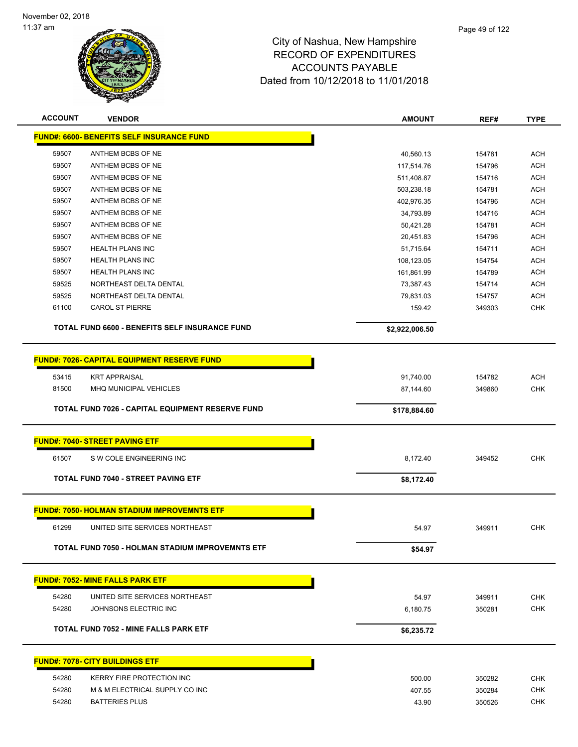# City of Nashua, New Hampshire
## RECORD OF EXPENDITURES
## ACCOUNTS PAYABLE
## Dated from 10/12/2018 to 11/01/2018

November 02, 2018
11:37 am

| ACCOUNT | VENDOR | AMOUNT | REF# | TYPE |
|---|---|---|---|---|
| **FUND#: 6600- BENEFITS SELF INSURANCE FUND** | | | | |
| 59507 | ANTHEM BCBS OF NE | 40,560.13 | 154781 | ACH |
| 59507 | ANTHEM BCBS OF NE | 117,514.76 | 154796 | ACH |
| 59507 | ANTHEM BCBS OF NE | 511,408.87 | 154716 | ACH |
| 59507 | ANTHEM BCBS OF NE | 503,238.18 | 154781 | ACH |
| 59507 | ANTHEM BCBS OF NE | 402,976.35 | 154796 | ACH |
| 59507 | ANTHEM BCBS OF NE | 34,793.89 | 154716 | ACH |
| 59507 | ANTHEM BCBS OF NE | 50,421.28 | 154781 | ACH |
| 59507 | ANTHEM BCBS OF NE | 20,451.83 | 154796 | ACH |
| 59507 | HEALTH PLANS INC | 51,715.64 | 154711 | ACH |
| 59507 | HEALTH PLANS INC | 108,123.05 | 154754 | ACH |
| 59507 | HEALTH PLANS INC | 161,861.99 | 154789 | ACH |
| 59525 | NORTHEAST DELTA DENTAL | 73,387.43 | 154714 | ACH |
| 59525 | NORTHEAST DELTA DENTAL | 79,831.03 | 154757 | ACH |
| 61100 | CAROL ST PIERRE | 159.42 | 349303 | CHK |
| | **TOTAL FUND 6600 - BENEFITS SELF INSURANCE FUND** | **$2,922,006.50** | | |
| **FUND#: 7026- CAPITAL EQUIPMENT RESERVE FUND** | | | | |
| 53415 | KRT APPRAISAL | 91,740.00 | 154782 | ACH |
| 81500 | MHQ MUNICIPAL VEHICLES | 87,144.60 | 349860 | CHK |
| | **TOTAL FUND 7026 - CAPITAL EQUIPMENT RESERVE FUND** | **$178,884.60** | | |
| **FUND#: 7040- STREET PAVING ETF** | | | | |
| 61507 | S W COLE ENGINEERING INC | 8,172.40 | 349452 | CHK |
| | **TOTAL FUND 7040 - STREET PAVING ETF** | **$8,172.40** | | |
| **FUND#: 7050- HOLMAN STADIUM IMPROVEMNTS ETF** | | | | |
| 61299 | UNITED SITE SERVICES NORTHEAST | 54.97 | 349911 | CHK |
| | **TOTAL FUND 7050 - HOLMAN STADIUM IMPROVEMNTS ETF** | **$54.97** | | |
| **FUND#: 7052- MINE FALLS PARK ETF** | | | | |
| 54280 | UNITED SITE SERVICES NORTHEAST | 54.97 | 349911 | CHK |
| 54280 | JOHNSONS ELECTRIC INC | 6,180.75 | 350281 | CHK |
| | **TOTAL FUND 7052 - MINE FALLS PARK ETF** | **$6,235.72** | | |
| **FUND#: 7078- CITY BUILDINGS ETF** | | | | |
| 54280 | KERRY FIRE PROTECTION INC | 500.00 | 350282 | CHK |
| 54280 | M & M ELECTRICAL SUPPLY CO INC | 407.55 | 350284 | CHK |
| 54280 | BATTERIES PLUS | 43.90 | 350526 | CHK |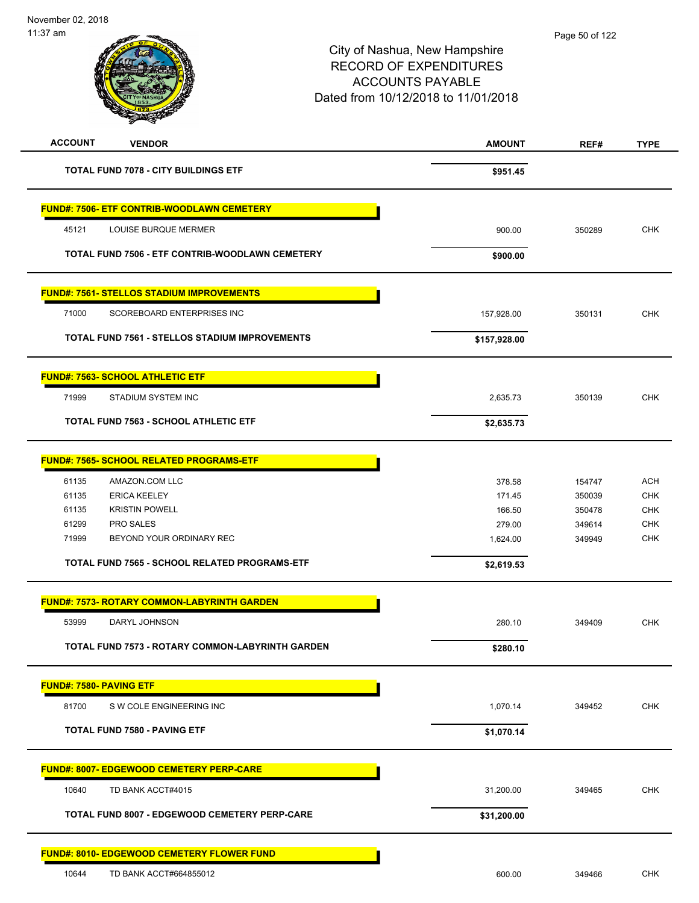# City of Nashua, New Hampshire
# RECORD OF EXPENDITURES
# ACCOUNTS PAYABLE
# Dated from 10/12/2018 to 11/01/2018

November 02, 2018
11:37 am

| ACCOUNT | VENDOR | AMOUNT | REF# | TYPE |
|---|---|---|---|---|
| | **TOTAL FUND 7078 - CITY BUILDINGS ETF** | **$951.45** | | |
| **FUND#: 7506- ETF CONTRIB-WOODLAWN CEMETERY** | | | | |
| 45121 | LOUISE BURQUE MERMER | 900.00 | 350289 | CHK |
| | **TOTAL FUND 7506 - ETF CONTRIB-WOODLAWN CEMETERY** | **$900.00** | | |
| **FUND#: 7561- STELLOS STADIUM IMPROVEMENTS** | | | | |
| 71000 | SCOREBOARD ENTERPRISES INC | 157,928.00 | 350131 | CHK |
| | **TOTAL FUND 7561 - STELLOS STADIUM IMPROVEMENTS** | **$157,928.00** | | |
| **FUND#: 7563- SCHOOL ATHLETIC ETF** | | | | |
| 71999 | STADIUM SYSTEM INC | 2,635.73 | 350139 | CHK |
| | **TOTAL FUND 7563 - SCHOOL ATHLETIC ETF** | **$2,635.73** | | |
| **FUND#: 7565- SCHOOL RELATED PROGRAMS-ETF** | | | | |
| 61135 | AMAZON.COM LLC | 378.58 | 154747 | ACH |
| 61135 | ERICA KEELEY | 171.45 | 350039 | CHK |
| 61135 | KRISTIN POWELL | 166.50 | 350478 | CHK |
| 61299 | PRO SALES | 279.00 | 349614 | CHK |
| 71999 | BEYOND YOUR ORDINARY REC | 1,624.00 | 349949 | CHK |
| | **TOTAL FUND 7565 - SCHOOL RELATED PROGRAMS-ETF** | **$2,619.53** | | |
| **FUND#: 7573- ROTARY COMMON-LABYRINTH GARDEN** | | | | |
| 53999 | DARYL JOHNSON | 280.10 | 349409 | CHK |
| | **TOTAL FUND 7573 - ROTARY COMMON-LABYRINTH GARDEN** | **$280.10** | | |
| **FUND#: 7580- PAVING ETF** | | | | |
| 81700 | S W COLE ENGINEERING INC | 1,070.14 | 349452 | CHK |
| | **TOTAL FUND 7580 - PAVING ETF** | **$1,070.14** | | |
| **FUND#: 8007- EDGEWOOD CEMETERY PERP-CARE** | | | | |
| 10640 | TD BANK ACCT#4015 | 31,200.00 | 349465 | CHK |
| | **TOTAL FUND 8007 - EDGEWOOD CEMETERY PERP-CARE** | **$31,200.00** | | |
| **FUND#: 8010- EDGEWOOD CEMETERY FLOWER FUND** | | | | |
| 10644 | TD BANK ACCT#664855012 | 600.00 | 349466 | CHK |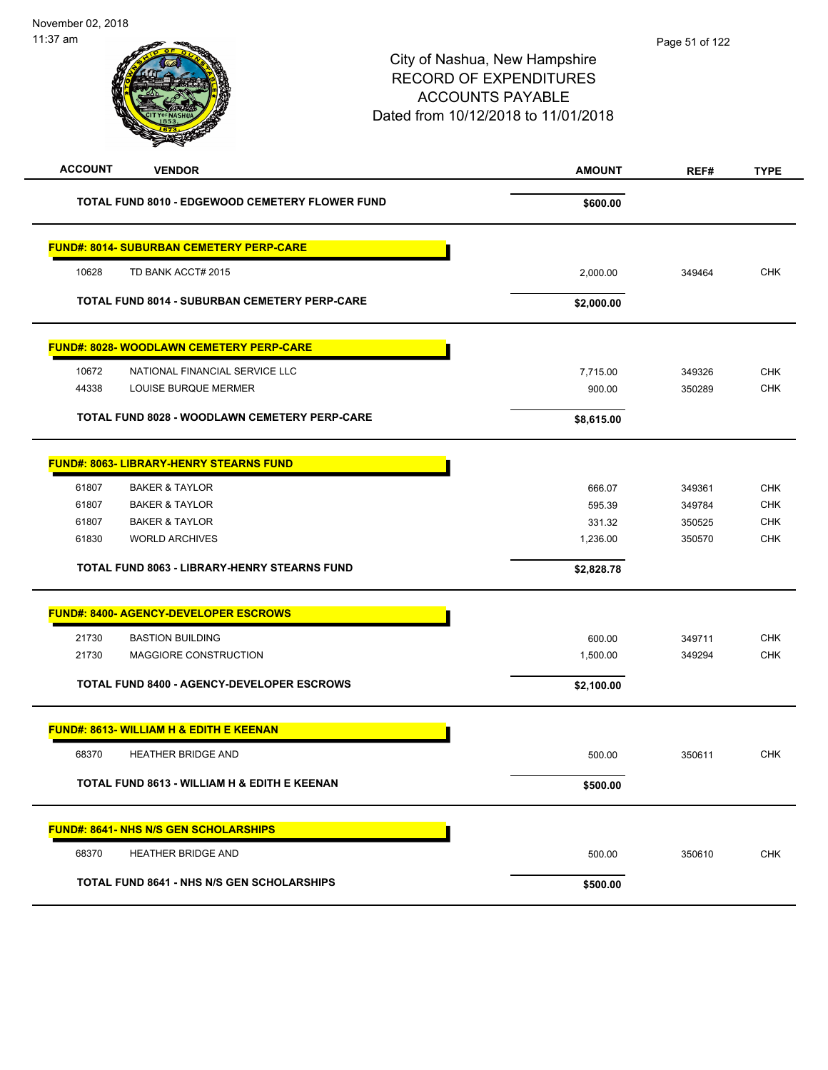November 02, 2018
11:37 am

City of Nashua, New Hampshire
RECORD OF EXPENDITURES
ACCOUNTS PAYABLE
Dated from 10/12/2018 to 11/01/2018

| ACCOUNT | VENDOR | AMOUNT | REF# | TYPE |
|---|---|---|---|---|
| | **TOTAL FUND 8010 - EDGEWOOD CEMETERY FLOWER FUND** | **$600.00** | | |
| | **FUND#: 8014- SUBURBAN CEMETERY PERP-CARE** | | | |
| 10628 | TD BANK ACCT# 2015 | 2,000.00 | 349464 | CHK |
| | **TOTAL FUND 8014 - SUBURBAN CEMETERY PERP-CARE** | **$2,000.00** | | |
| | **FUND#: 8028- WOODLAWN CEMETERY PERP-CARE** | | | |
| 10672 | NATIONAL FINANCIAL SERVICE LLC | 7,715.00 | 349326 | CHK |
| 44338 | LOUISE BURQUE MERMER | 900.00 | 350289 | CHK |
| | **TOTAL FUND 8028 - WOODLAWN CEMETERY PERP-CARE** | **$8,615.00** | | |
| | **FUND#: 8063- LIBRARY-HENRY STEARNS FUND** | | | |
| 61807 | BAKER & TAYLOR | 666.07 | 349361 | CHK |
| 61807 | BAKER & TAYLOR | 595.39 | 349784 | CHK |
| 61807 | BAKER & TAYLOR | 331.32 | 350525 | CHK |
| 61830 | WORLD ARCHIVES | 1,236.00 | 350570 | CHK |
| | **TOTAL FUND 8063 - LIBRARY-HENRY STEARNS FUND** | **$2,828.78** | | |
| | **FUND#: 8400- AGENCY-DEVELOPER ESCROWS** | | | |
| 21730 | BASTION BUILDING | 600.00 | 349711 | CHK |
| 21730 | MAGGIORE CONSTRUCTION | 1,500.00 | 349294 | CHK |
| | **TOTAL FUND 8400 - AGENCY-DEVELOPER ESCROWS** | **$2,100.00** | | |
| | **FUND#: 8613- WILLIAM H & EDITH E KEENAN** | | | |
| 68370 | HEATHER BRIDGE AND | 500.00 | 350611 | CHK |
| | **TOTAL FUND 8613 - WILLIAM H & EDITH E KEENAN** | **$500.00** | | |
| | **FUND#: 8641- NHS N/S GEN SCHOLARSHIPS** | | | |
| 68370 | HEATHER BRIDGE AND | 500.00 | 350610 | CHK |
| | **TOTAL FUND 8641 - NHS N/S GEN SCHOLARSHIPS** | **$500.00** | | |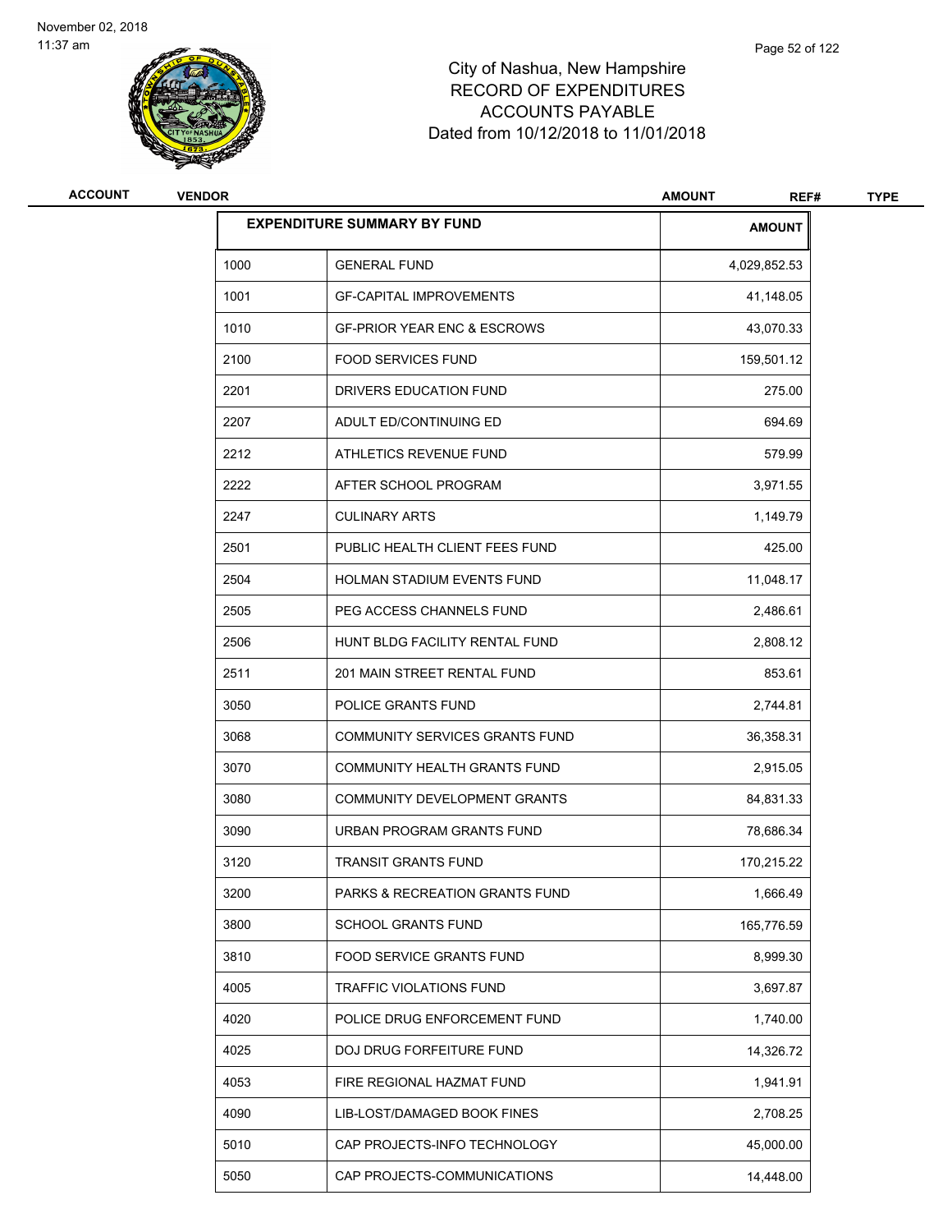# City of Nashua, New Hampshire
# RECORD OF EXPENDITURES
# ACCOUNTS PAYABLE
Dated from 10/12/2018 to 11/01/2018

November 02, 2018
11:37 am

| ACCOUNT | VENDOR | AMOUNT | REF# | TYPE |
|---|---|---|---|---|

| EXPENDITURE SUMMARY BY FUND | | AMOUNT |
|---|---|---|
| 1000 | GENERAL FUND | 4,029,852.53 |
| 1001 | GF-CAPITAL IMPROVEMENTS | 41,148.05 |
| 1010 | GF-PRIOR YEAR ENC & ESCROWS | 43,070.33 |
| 2100 | FOOD SERVICES FUND | 159,501.12 |
| 2201 | DRIVERS EDUCATION FUND | 275.00 |
| 2207 | ADULT ED/CONTINUING ED | 694.69 |
| 2212 | ATHLETICS REVENUE FUND | 579.99 |
| 2222 | AFTER SCHOOL PROGRAM | 3,971.55 |
| 2247 | CULINARY ARTS | 1,149.79 |
| 2501 | PUBLIC HEALTH CLIENT FEES FUND | 425.00 |
| 2504 | HOLMAN STADIUM EVENTS FUND | 11,048.17 |
| 2505 | PEG ACCESS CHANNELS FUND | 2,486.61 |
| 2506 | HUNT BLDG FACILITY RENTAL FUND | 2,808.12 |
| 2511 | 201 MAIN STREET RENTAL FUND | 853.61 |
| 3050 | POLICE GRANTS FUND | 2,744.81 |
| 3068 | COMMUNITY SERVICES GRANTS FUND | 36,358.31 |
| 3070 | COMMUNITY HEALTH GRANTS FUND | 2,915.05 |
| 3080 | COMMUNITY DEVELOPMENT GRANTS | 84,831.33 |
| 3090 | URBAN PROGRAM GRANTS FUND | 78,686.34 |
| 3120 | TRANSIT GRANTS FUND | 170,215.22 |
| 3200 | PARKS & RECREATION GRANTS FUND | 1,666.49 |
| 3800 | SCHOOL GRANTS FUND | 165,776.59 |
| 3810 | FOOD SERVICE GRANTS FUND | 8,999.30 |
| 4005 | TRAFFIC VIOLATIONS FUND | 3,697.87 |
| 4020 | POLICE DRUG ENFORCEMENT FUND | 1,740.00 |
| 4025 | DOJ DRUG FORFEITURE FUND | 14,326.72 |
| 4053 | FIRE REGIONAL HAZMAT FUND | 1,941.91 |
| 4090 | LIB-LOST/DAMAGED BOOK FINES | 2,708.25 |
| 5010 | CAP PROJECTS-INFO TECHNOLOGY | 45,000.00 |
| 5050 | CAP PROJECTS-COMMUNICATIONS | 14,448.00 |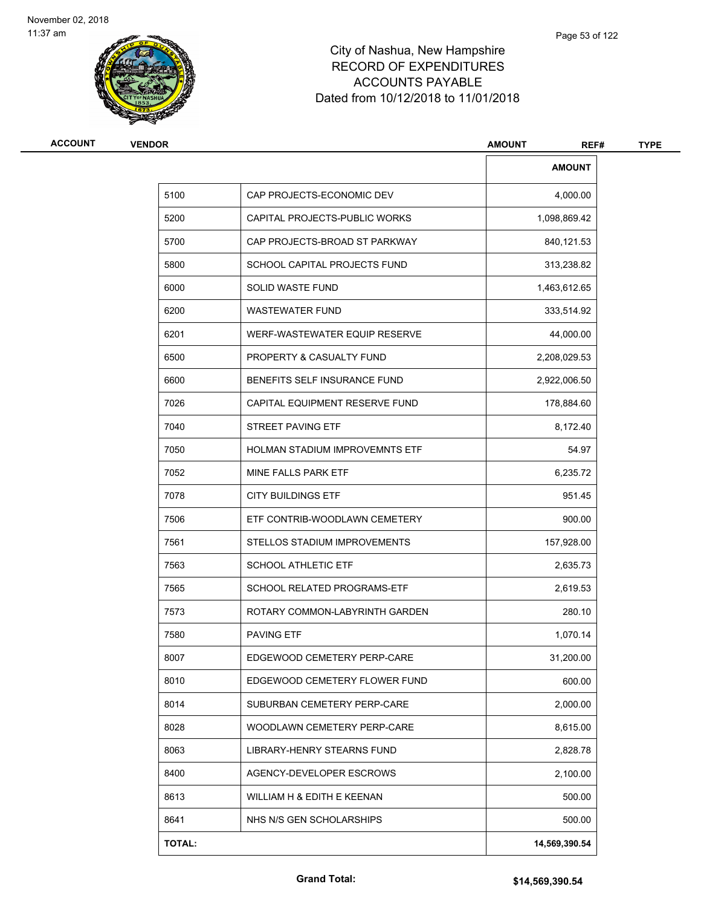# City of Nashua, New Hampshire
# RECORD OF EXPENDITURES
# ACCOUNTS PAYABLE
# Dated from 10/12/2018 to 11/01/2018

| ACCOUNT | VENDOR | AMOUNT | REF# | TYPE |
|---|---|---|---|---|

| | | AMOUNT |
|---|---|---|
| 5100 | CAP PROJECTS-ECONOMIC DEV | 4,000.00 |
| 5200 | CAPITAL PROJECTS-PUBLIC WORKS | 1,098,869.42 |
| 5700 | CAP PROJECTS-BROAD ST PARKWAY | 840,121.53 |
| 5800 | SCHOOL CAPITAL PROJECTS FUND | 313,238.82 |
| 6000 | SOLID WASTE FUND | 1,463,612.65 |
| 6200 | WASTEWATER FUND | 333,514.92 |
| 6201 | WERF-WASTEWATER EQUIP RESERVE | 44,000.00 |
| 6500 | PROPERTY & CASUALTY FUND | 2,208,029.53 |
| 6600 | BENEFITS SELF INSURANCE FUND | 2,922,006.50 |
| 7026 | CAPITAL EQUIPMENT RESERVE FUND | 178,884.60 |
| 7040 | STREET PAVING ETF | 8,172.40 |
| 7050 | HOLMAN STADIUM IMPROVEMNTS ETF | 54.97 |
| 7052 | MINE FALLS PARK ETF | 6,235.72 |
| 7078 | CITY BUILDINGS ETF | 951.45 |
| 7506 | ETF CONTRIB-WOODLAWN CEMETERY | 900.00 |
| 7561 | STELLOS STADIUM IMPROVEMENTS | 157,928.00 |
| 7563 | SCHOOL ATHLETIC ETF | 2,635.73 |
| 7565 | SCHOOL RELATED PROGRAMS-ETF | 2,619.53 |
| 7573 | ROTARY COMMON-LABYRINTH GARDEN | 280.10 |
| 7580 | PAVING ETF | 1,070.14 |
| 8007 | EDGEWOOD CEMETERY PERP-CARE | 31,200.00 |
| 8010 | EDGEWOOD CEMETERY FLOWER FUND | 600.00 |
| 8014 | SUBURBAN CEMETERY PERP-CARE | 2,000.00 |
| 8028 | WOODLAWN CEMETERY PERP-CARE | 8,615.00 |
| 8063 | LIBRARY-HENRY STEARNS FUND | 2,828.78 |
| 8400 | AGENCY-DEVELOPER ESCROWS | 2,100.00 |
| 8613 | WILLIAM H & EDITH E KEENAN | 500.00 |
| 8641 | NHS N/S GEN SCHOLARSHIPS | 500.00 |
| **TOTAL:** | | **14,569,390.54** |

**Grand Total:** **$14,569,390.54**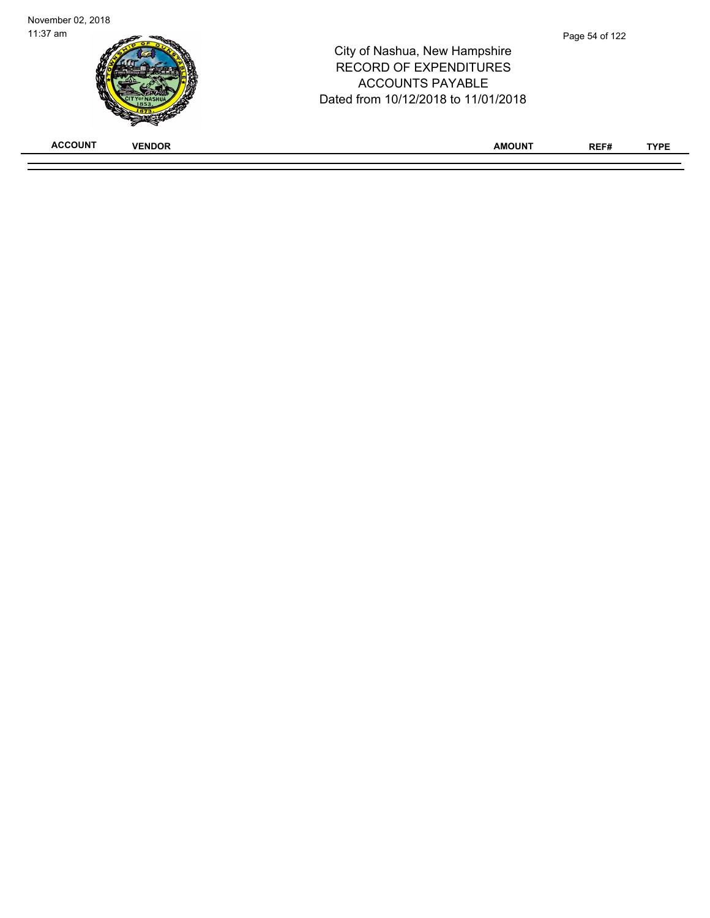City of Nashua, New Hampshire
RECORD OF EXPENDITURES
ACCOUNTS PAYABLE
Dated from 10/12/2018 to 11/01/2018

| ACCOUNT | VENDOR | AMOUNT | REF# | TYPE |
| --- | --- | --- | --- | --- |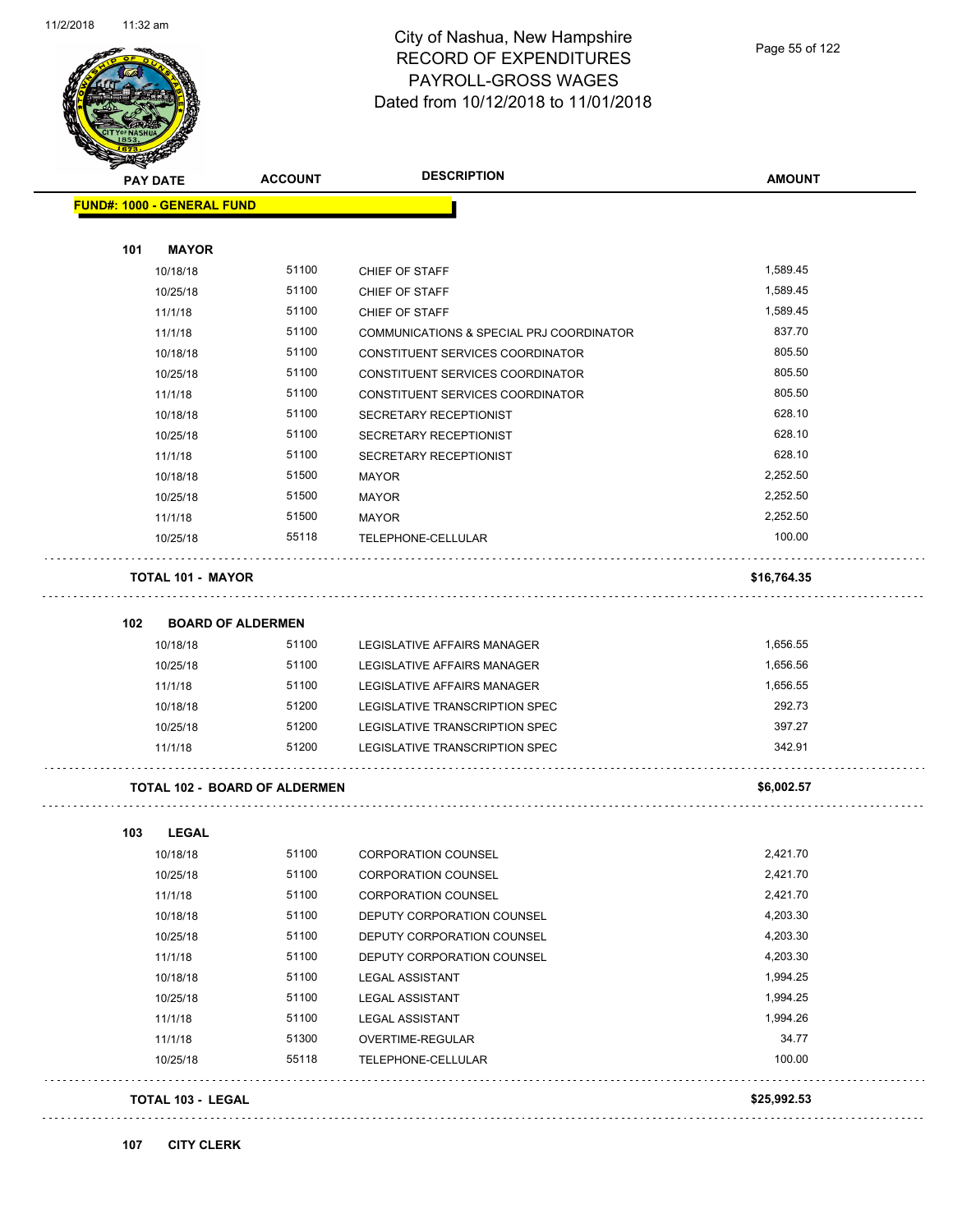# City of Nashua, New Hampshire
## RECORD OF EXPENDITURES
## PAYROLL-GROSS WAGES
## Dated from 10/12/2018 to 11/01/2018

| PAY DATE | ACCOUNT | DESCRIPTION | AMOUNT |
|---|---|---|---|
| **FUND#: 1000 - GENERAL FUND** | | | |
| **101 MAYOR** | | | |
| 10/18/18 | 51100 | CHIEF OF STAFF | 1,589.45 |
| 10/25/18 | 51100 | CHIEF OF STAFF | 1,589.45 |
| 11/1/18 | 51100 | CHIEF OF STAFF | 1,589.45 |
| 11/1/18 | 51100 | COMMUNICATIONS & SPECIAL PRJ COORDINATOR | 837.70 |
| 10/18/18 | 51100 | CONSTITUENT SERVICES COORDINATOR | 805.50 |
| 10/25/18 | 51100 | CONSTITUENT SERVICES COORDINATOR | 805.50 |
| 11/1/18 | 51100 | CONSTITUENT SERVICES COORDINATOR | 805.50 |
| 10/18/18 | 51100 | SECRETARY RECEPTIONIST | 628.10 |
| 10/25/18 | 51100 | SECRETARY RECEPTIONIST | 628.10 |
| 11/1/18 | 51100 | SECRETARY RECEPTIONIST | 628.10 |
| 10/18/18 | 51500 | MAYOR | 2,252.50 |
| 10/25/18 | 51500 | MAYOR | 2,252.50 |
| 11/1/18 | 51500 | MAYOR | 2,252.50 |
| 10/25/18 | 55118 | TELEPHONE-CELLULAR | 100.00 |
| **TOTAL 101 - MAYOR** | | | **$16,764.35** |
| **102 BOARD OF ALDERMEN** | | | |
| 10/18/18 | 51100 | LEGISLATIVE AFFAIRS MANAGER | 1,656.55 |
| 10/25/18 | 51100 | LEGISLATIVE AFFAIRS MANAGER | 1,656.56 |
| 11/1/18 | 51100 | LEGISLATIVE AFFAIRS MANAGER | 1,656.55 |
| 10/18/18 | 51200 | LEGISLATIVE TRANSCRIPTION SPEC | 292.73 |
| 10/25/18 | 51200 | LEGISLATIVE TRANSCRIPTION SPEC | 397.27 |
| 11/1/18 | 51200 | LEGISLATIVE TRANSCRIPTION SPEC | 342.91 |
| **TOTAL 102 - BOARD OF ALDERMEN** | | | **$6,002.57** |
| **103 LEGAL** | | | |
| 10/18/18 | 51100 | CORPORATION COUNSEL | 2,421.70 |
| 10/25/18 | 51100 | CORPORATION COUNSEL | 2,421.70 |
| 11/1/18 | 51100 | CORPORATION COUNSEL | 2,421.70 |
| 10/18/18 | 51100 | DEPUTY CORPORATION COUNSEL | 4,203.30 |
| 10/25/18 | 51100 | DEPUTY CORPORATION COUNSEL | 4,203.30 |
| 11/1/18 | 51100 | DEPUTY CORPORATION COUNSEL | 4,203.30 |
| 10/18/18 | 51100 | LEGAL ASSISTANT | 1,994.25 |
| 10/25/18 | 51100 | LEGAL ASSISTANT | 1,994.25 |
| 11/1/18 | 51100 | LEGAL ASSISTANT | 1,994.26 |
| 11/1/18 | 51300 | OVERTIME-REGULAR | 34.77 |
| 10/25/18 | 55118 | TELEPHONE-CELLULAR | 100.00 |
| **TOTAL 103 - LEGAL** | | | **$25,992.53** |
| **107 CITY CLERK** | | | |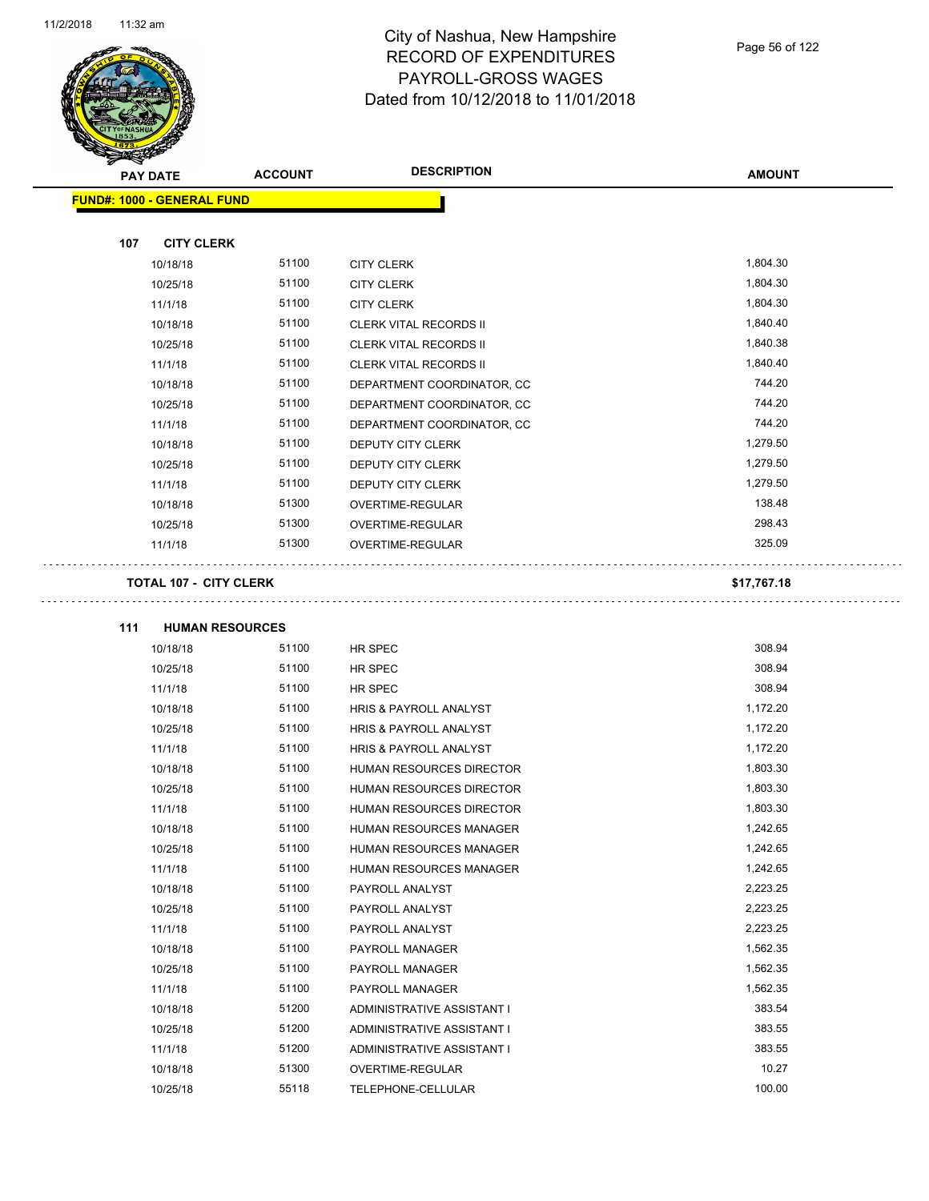# City of Nashua, New Hampshire
## RECORD OF EXPENDITURES
## PAYROLL-GROSS WAGES
## Dated from 10/12/2018 to 11/01/2018

| PAY DATE | ACCOUNT | DESCRIPTION | AMOUNT |
|---|---|---|---|
| **FUND#: 1000 - GENERAL FUND** | | | |
| **107 CITY CLERK** | | | |
| 10/18/18 | 51100 | CITY CLERK | 1,804.30 |
| 10/25/18 | 51100 | CITY CLERK | 1,804.30 |
| 11/1/18 | 51100 | CITY CLERK | 1,804.30 |
| 10/18/18 | 51100 | CLERK VITAL RECORDS II | 1,840.40 |
| 10/25/18 | 51100 | CLERK VITAL RECORDS II | 1,840.38 |
| 11/1/18 | 51100 | CLERK VITAL RECORDS II | 1,840.40 |
| 10/18/18 | 51100 | DEPARTMENT COORDINATOR, CC | 744.20 |
| 10/25/18 | 51100 | DEPARTMENT COORDINATOR, CC | 744.20 |
| 11/1/18 | 51100 | DEPARTMENT COORDINATOR, CC | 744.20 |
| 10/18/18 | 51100 | DEPUTY CITY CLERK | 1,279.50 |
| 10/25/18 | 51100 | DEPUTY CITY CLERK | 1,279.50 |
| 11/1/18 | 51100 | DEPUTY CITY CLERK | 1,279.50 |
| 10/18/18 | 51300 | OVERTIME-REGULAR | 138.48 |
| 10/25/18 | 51300 | OVERTIME-REGULAR | 298.43 |
| 11/1/18 | 51300 | OVERTIME-REGULAR | 325.09 |
| **TOTAL 107 - CITY CLERK** | | | **$17,767.18** |
| **111 HUMAN RESOURCES** | | | |
| 10/18/18 | 51100 | HR SPEC | 308.94 |
| 10/25/18 | 51100 | HR SPEC | 308.94 |
| 11/1/18 | 51100 | HR SPEC | 308.94 |
| 10/18/18 | 51100 | HRIS & PAYROLL ANALYST | 1,172.20 |
| 10/25/18 | 51100 | HRIS & PAYROLL ANALYST | 1,172.20 |
| 11/1/18 | 51100 | HRIS & PAYROLL ANALYST | 1,172.20 |
| 10/18/18 | 51100 | HUMAN RESOURCES DIRECTOR | 1,803.30 |
| 10/25/18 | 51100 | HUMAN RESOURCES DIRECTOR | 1,803.30 |
| 11/1/18 | 51100 | HUMAN RESOURCES DIRECTOR | 1,803.30 |
| 10/18/18 | 51100 | HUMAN RESOURCES MANAGER | 1,242.65 |
| 10/25/18 | 51100 | HUMAN RESOURCES MANAGER | 1,242.65 |
| 11/1/18 | 51100 | HUMAN RESOURCES MANAGER | 1,242.65 |
| 10/18/18 | 51100 | PAYROLL ANALYST | 2,223.25 |
| 10/25/18 | 51100 | PAYROLL ANALYST | 2,223.25 |
| 11/1/18 | 51100 | PAYROLL ANALYST | 2,223.25 |
| 10/18/18 | 51100 | PAYROLL MANAGER | 1,562.35 |
| 10/25/18 | 51100 | PAYROLL MANAGER | 1,562.35 |
| 11/1/18 | 51100 | PAYROLL MANAGER | 1,562.35 |
| 10/18/18 | 51200 | ADMINISTRATIVE ASSISTANT I | 383.54 |
| 10/25/18 | 51200 | ADMINISTRATIVE ASSISTANT I | 383.55 |
| 11/1/18 | 51200 | ADMINISTRATIVE ASSISTANT I | 383.55 |
| 10/18/18 | 51300 | OVERTIME-REGULAR | 10.27 |
| 10/25/18 | 55118 | TELEPHONE-CELLULAR | 100.00 |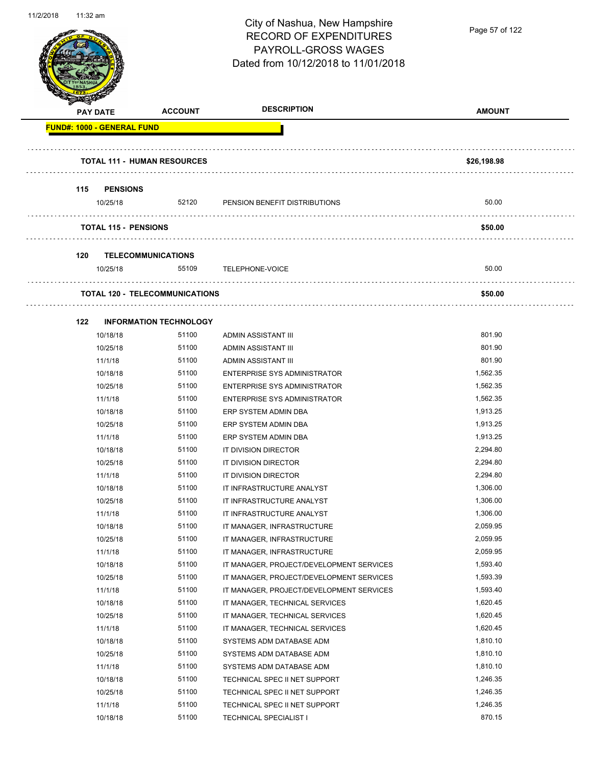City of Nashua, New Hampshire
RECORD OF EXPENDITURES
PAYROLL-GROSS WAGES
Dated from 10/12/2018 to 11/01/2018

| PAY DATE | ACCOUNT | DESCRIPTION | AMOUNT |
|---|---|---|---|
| **FUND#: 1000 - GENERAL FUND** | | | |
| **TOTAL 111 - HUMAN RESOURCES** | | | **$26,198.98** |
| **115 PENSIONS** | | | |
| 10/25/18 | 52120 | PENSION BENEFIT DISTRIBUTIONS | 50.00 |
| **TOTAL 115 - PENSIONS** | | | **$50.00** |
| **120 TELECOMMUNICATIONS** | | | |
| 10/25/18 | 55109 | TELEPHONE-VOICE | 50.00 |
| **TOTAL 120 - TELECOMMUNICATIONS** | | | **$50.00** |
| **122 INFORMATION TECHNOLOGY** | | | |
| 10/18/18 | 51100 | ADMIN ASSISTANT III | 801.90 |
| 10/25/18 | 51100 | ADMIN ASSISTANT III | 801.90 |
| 11/1/18 | 51100 | ADMIN ASSISTANT III | 801.90 |
| 10/18/18 | 51100 | ENTERPRISE SYS ADMINISTRATOR | 1,562.35 |
| 10/25/18 | 51100 | ENTERPRISE SYS ADMINISTRATOR | 1,562.35 |
| 11/1/18 | 51100 | ENTERPRISE SYS ADMINISTRATOR | 1,562.35 |
| 10/18/18 | 51100 | ERP SYSTEM ADMIN DBA | 1,913.25 |
| 10/25/18 | 51100 | ERP SYSTEM ADMIN DBA | 1,913.25 |
| 11/1/18 | 51100 | ERP SYSTEM ADMIN DBA | 1,913.25 |
| 10/18/18 | 51100 | IT DIVISION DIRECTOR | 2,294.80 |
| 10/25/18 | 51100 | IT DIVISION DIRECTOR | 2,294.80 |
| 11/1/18 | 51100 | IT DIVISION DIRECTOR | 2,294.80 |
| 10/18/18 | 51100 | IT INFRASTRUCTURE ANALYST | 1,306.00 |
| 10/25/18 | 51100 | IT INFRASTRUCTURE ANALYST | 1,306.00 |
| 11/1/18 | 51100 | IT INFRASTRUCTURE ANALYST | 1,306.00 |
| 10/18/18 | 51100 | IT MANAGER, INFRASTRUCTURE | 2,059.95 |
| 10/25/18 | 51100 | IT MANAGER, INFRASTRUCTURE | 2,059.95 |
| 11/1/18 | 51100 | IT MANAGER, INFRASTRUCTURE | 2,059.95 |
| 10/18/18 | 51100 | IT MANAGER, PROJECT/DEVELOPMENT SERVICES | 1,593.40 |
| 10/25/18 | 51100 | IT MANAGER, PROJECT/DEVELOPMENT SERVICES | 1,593.39 |
| 11/1/18 | 51100 | IT MANAGER, PROJECT/DEVELOPMENT SERVICES | 1,593.40 |
| 10/18/18 | 51100 | IT MANAGER, TECHNICAL SERVICES | 1,620.45 |
| 10/25/18 | 51100 | IT MANAGER, TECHNICAL SERVICES | 1,620.45 |
| 11/1/18 | 51100 | IT MANAGER, TECHNICAL SERVICES | 1,620.45 |
| 10/18/18 | 51100 | SYSTEMS ADM DATABASE ADM | 1,810.10 |
| 10/25/18 | 51100 | SYSTEMS ADM DATABASE ADM | 1,810.10 |
| 11/1/18 | 51100 | SYSTEMS ADM DATABASE ADM | 1,810.10 |
| 10/18/18 | 51100 | TECHNICAL SPEC II NET SUPPORT | 1,246.35 |
| 10/25/18 | 51100 | TECHNICAL SPEC II NET SUPPORT | 1,246.35 |
| 11/1/18 | 51100 | TECHNICAL SPEC II NET SUPPORT | 1,246.35 |
| 10/18/18 | 51100 | TECHNICAL SPECIALIST I | 870.15 |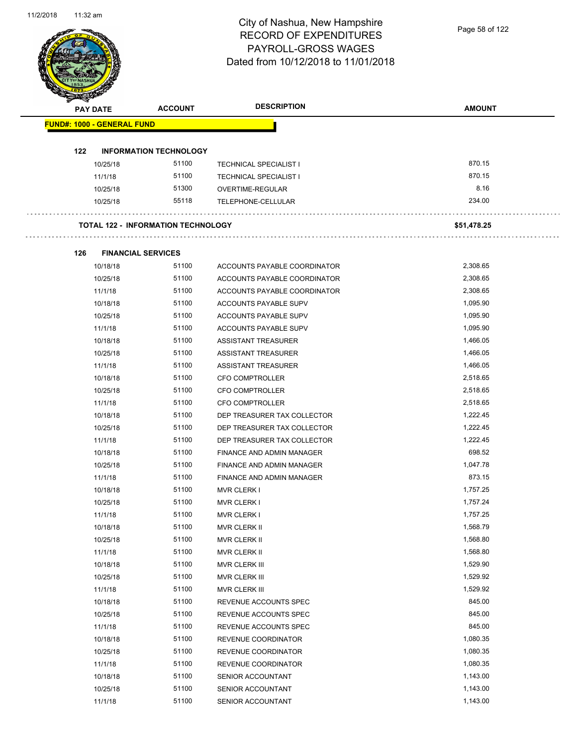# City of Nashua, New Hampshire
# RECORD OF EXPENDITURES
# PAYROLL-GROSS WAGES
# Dated from 10/12/2018 to 11/01/2018

| PAY DATE | ACCOUNT | DESCRIPTION | AMOUNT |
|---|---|---|---|
| **FUND#: 1000 - GENERAL FUND** | | | |
| **122 INFORMATION TECHNOLOGY** | | | |
| 10/25/18 | 51100 | TECHNICAL SPECIALIST I | 870.15 |
| 11/1/18 | 51100 | TECHNICAL SPECIALIST I | 870.15 |
| 10/25/18 | 51300 | OVERTIME-REGULAR | 8.16 |
| 10/25/18 | 55118 | TELEPHONE-CELLULAR | 234.00 |
| **TOTAL 122 - INFORMATION TECHNOLOGY** | | | **$51,478.25** |
| **126 FINANCIAL SERVICES** | | | |
| 10/18/18 | 51100 | ACCOUNTS PAYABLE COORDINATOR | 2,308.65 |
| 10/25/18 | 51100 | ACCOUNTS PAYABLE COORDINATOR | 2,308.65 |
| 11/1/18 | 51100 | ACCOUNTS PAYABLE COORDINATOR | 2,308.65 |
| 10/18/18 | 51100 | ACCOUNTS PAYABLE SUPV | 1,095.90 |
| 10/25/18 | 51100 | ACCOUNTS PAYABLE SUPV | 1,095.90 |
| 11/1/18 | 51100 | ACCOUNTS PAYABLE SUPV | 1,095.90 |
| 10/18/18 | 51100 | ASSISTANT TREASURER | 1,466.05 |
| 10/25/18 | 51100 | ASSISTANT TREASURER | 1,466.05 |
| 11/1/18 | 51100 | ASSISTANT TREASURER | 1,466.05 |
| 10/18/18 | 51100 | CFO COMPTROLLER | 2,518.65 |
| 10/25/18 | 51100 | CFO COMPTROLLER | 2,518.65 |
| 11/1/18 | 51100 | CFO COMPTROLLER | 2,518.65 |
| 10/18/18 | 51100 | DEP TREASURER TAX COLLECTOR | 1,222.45 |
| 10/25/18 | 51100 | DEP TREASURER TAX COLLECTOR | 1,222.45 |
| 11/1/18 | 51100 | DEP TREASURER TAX COLLECTOR | 1,222.45 |
| 10/18/18 | 51100 | FINANCE AND ADMIN MANAGER | 698.52 |
| 10/25/18 | 51100 | FINANCE AND ADMIN MANAGER | 1,047.78 |
| 11/1/18 | 51100 | FINANCE AND ADMIN MANAGER | 873.15 |
| 10/18/18 | 51100 | MVR CLERK I | 1,757.25 |
| 10/25/18 | 51100 | MVR CLERK I | 1,757.24 |
| 11/1/18 | 51100 | MVR CLERK I | 1,757.25 |
| 10/18/18 | 51100 | MVR CLERK II | 1,568.79 |
| 10/25/18 | 51100 | MVR CLERK II | 1,568.80 |
| 11/1/18 | 51100 | MVR CLERK II | 1,568.80 |
| 10/18/18 | 51100 | MVR CLERK III | 1,529.90 |
| 10/25/18 | 51100 | MVR CLERK III | 1,529.92 |
| 11/1/18 | 51100 | MVR CLERK III | 1,529.92 |
| 10/18/18 | 51100 | REVENUE ACCOUNTS SPEC | 845.00 |
| 10/25/18 | 51100 | REVENUE ACCOUNTS SPEC | 845.00 |
| 11/1/18 | 51100 | REVENUE ACCOUNTS SPEC | 845.00 |
| 10/18/18 | 51100 | REVENUE COORDINATOR | 1,080.35 |
| 10/25/18 | 51100 | REVENUE COORDINATOR | 1,080.35 |
| 11/1/18 | 51100 | REVENUE COORDINATOR | 1,080.35 |
| 10/18/18 | 51100 | SENIOR ACCOUNTANT | 1,143.00 |
| 10/25/18 | 51100 | SENIOR ACCOUNTANT | 1,143.00 |
| 11/1/18 | 51100 | SENIOR ACCOUNTANT | 1,143.00 |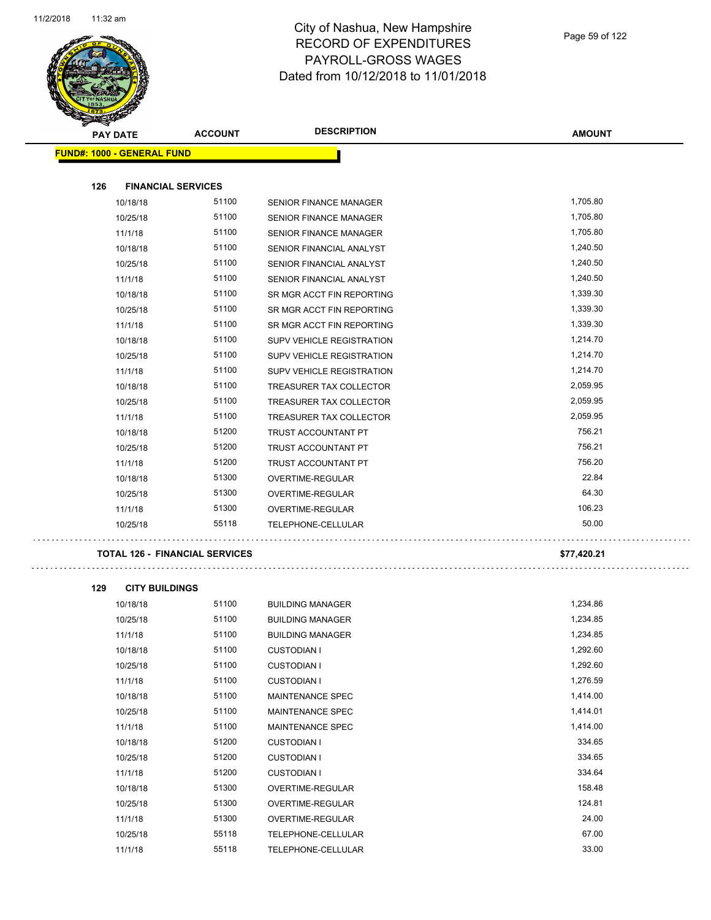# City of Nashua, New Hampshire
## RECORD OF EXPENDITURES
## PAYROLL-GROSS WAGES
## Dated from 10/12/2018 to 11/01/2018

| PAY DATE | ACCOUNT | DESCRIPTION | AMOUNT |
|---|---|---|---|
| **FUND#: 1000 - GENERAL FUND** | | | |
| **126 FINANCIAL SERVICES** | | | |
| 10/18/18 | 51100 | SENIOR FINANCE MANAGER | 1,705.80 |
| 10/25/18 | 51100 | SENIOR FINANCE MANAGER | 1,705.80 |
| 11/1/18 | 51100 | SENIOR FINANCE MANAGER | 1,705.80 |
| 10/18/18 | 51100 | SENIOR FINANCIAL ANALYST | 1,240.50 |
| 10/25/18 | 51100 | SENIOR FINANCIAL ANALYST | 1,240.50 |
| 11/1/18 | 51100 | SENIOR FINANCIAL ANALYST | 1,240.50 |
| 10/18/18 | 51100 | SR MGR ACCT FIN REPORTING | 1,339.30 |
| 10/25/18 | 51100 | SR MGR ACCT FIN REPORTING | 1,339.30 |
| 11/1/18 | 51100 | SR MGR ACCT FIN REPORTING | 1,339.30 |
| 10/18/18 | 51100 | SUPV VEHICLE REGISTRATION | 1,214.70 |
| 10/25/18 | 51100 | SUPV VEHICLE REGISTRATION | 1,214.70 |
| 11/1/18 | 51100 | SUPV VEHICLE REGISTRATION | 1,214.70 |
| 10/18/18 | 51100 | TREASURER TAX COLLECTOR | 2,059.95 |
| 10/25/18 | 51100 | TREASURER TAX COLLECTOR | 2,059.95 |
| 11/1/18 | 51100 | TREASURER TAX COLLECTOR | 2,059.95 |
| 10/18/18 | 51200 | TRUST ACCOUNTANT PT | 756.21 |
| 10/25/18 | 51200 | TRUST ACCOUNTANT PT | 756.21 |
| 11/1/18 | 51200 | TRUST ACCOUNTANT PT | 756.20 |
| 10/18/18 | 51300 | OVERTIME-REGULAR | 22.84 |
| 10/25/18 | 51300 | OVERTIME-REGULAR | 64.30 |
| 11/1/18 | 51300 | OVERTIME-REGULAR | 106.23 |
| 10/25/18 | 55118 | TELEPHONE-CELLULAR | 50.00 |
| **TOTAL 126 - FINANCIAL SERVICES** | | | **$77,420.21** |
| **129 CITY BUILDINGS** | | | |
| 10/18/18 | 51100 | BUILDING MANAGER | 1,234.86 |
| 10/25/18 | 51100 | BUILDING MANAGER | 1,234.85 |
| 11/1/18 | 51100 | BUILDING MANAGER | 1,234.85 |
| 10/18/18 | 51100 | CUSTODIAN I | 1,292.60 |
| 10/25/18 | 51100 | CUSTODIAN I | 1,292.60 |
| 11/1/18 | 51100 | CUSTODIAN I | 1,276.59 |
| 10/18/18 | 51100 | MAINTENANCE SPEC | 1,414.00 |
| 10/25/18 | 51100 | MAINTENANCE SPEC | 1,414.01 |
| 11/1/18 | 51100 | MAINTENANCE SPEC | 1,414.00 |
| 10/18/18 | 51200 | CUSTODIAN I | 334.65 |
| 10/25/18 | 51200 | CUSTODIAN I | 334.65 |
| 11/1/18 | 51200 | CUSTODIAN I | 334.64 |
| 10/18/18 | 51300 | OVERTIME-REGULAR | 158.48 |
| 10/25/18 | 51300 | OVERTIME-REGULAR | 124.81 |
| 11/1/18 | 51300 | OVERTIME-REGULAR | 24.00 |
| 10/25/18 | 55118 | TELEPHONE-CELLULAR | 67.00 |
| 11/1/18 | 55118 | TELEPHONE-CELLULAR | 33.00 |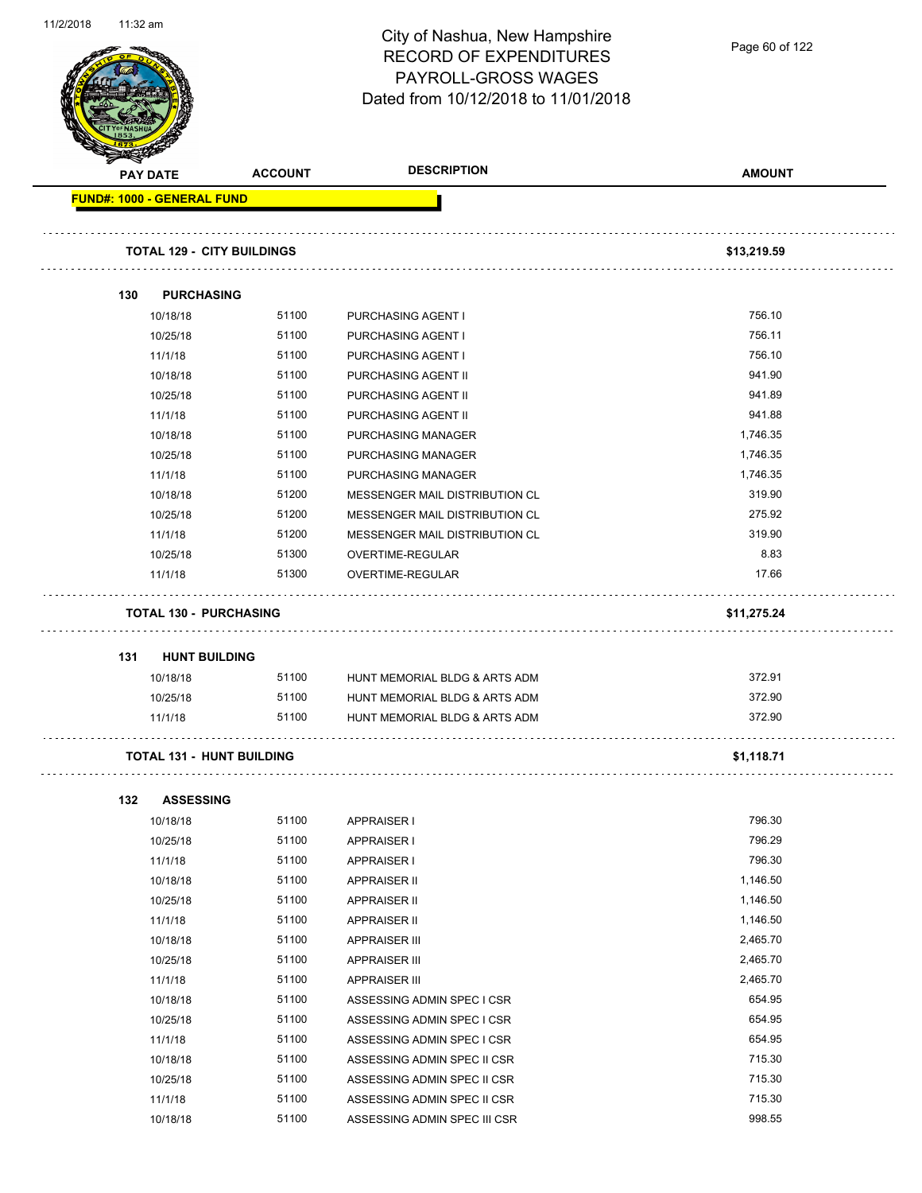# City of Nashua, New Hampshire
## RECORD OF EXPENDITURES
## PAYROLL-GROSS WAGES
## Dated from 10/12/2018 to 11/01/2018

| PAY DATE | ACCOUNT | DESCRIPTION | AMOUNT |
|---|---|---|---|
| **FUND#: 1000 - GENERAL FUND** | | | |
| **TOTAL 129 - CITY BUILDINGS** | | | **$13,219.59** |
| **130 PURCHASING** | | | |
| 10/18/18 | 51100 | PURCHASING AGENT I | 756.10 |
| 10/25/18 | 51100 | PURCHASING AGENT I | 756.11 |
| 11/1/18 | 51100 | PURCHASING AGENT I | 756.10 |
| 10/18/18 | 51100 | PURCHASING AGENT II | 941.90 |
| 10/25/18 | 51100 | PURCHASING AGENT II | 941.89 |
| 11/1/18 | 51100 | PURCHASING AGENT II | 941.88 |
| 10/18/18 | 51100 | PURCHASING MANAGER | 1,746.35 |
| 10/25/18 | 51100 | PURCHASING MANAGER | 1,746.35 |
| 11/1/18 | 51100 | PURCHASING MANAGER | 1,746.35 |
| 10/18/18 | 51200 | MESSENGER MAIL DISTRIBUTION CL | 319.90 |
| 10/25/18 | 51200 | MESSENGER MAIL DISTRIBUTION CL | 275.92 |
| 11/1/18 | 51200 | MESSENGER MAIL DISTRIBUTION CL | 319.90 |
| 10/25/18 | 51300 | OVERTIME-REGULAR | 8.83 |
| 11/1/18 | 51300 | OVERTIME-REGULAR | 17.66 |
| **TOTAL 130 - PURCHASING** | | | **$11,275.24** |
| **131 HUNT BUILDING** | | | |
| 10/18/18 | 51100 | HUNT MEMORIAL BLDG & ARTS ADM | 372.91 |
| 10/25/18 | 51100 | HUNT MEMORIAL BLDG & ARTS ADM | 372.90 |
| 11/1/18 | 51100 | HUNT MEMORIAL BLDG & ARTS ADM | 372.90 |
| **TOTAL 131 - HUNT BUILDING** | | | **$1,118.71** |
| **132 ASSESSING** | | | |
| 10/18/18 | 51100 | APPRAISER I | 796.30 |
| 10/25/18 | 51100 | APPRAISER I | 796.29 |
| 11/1/18 | 51100 | APPRAISER I | 796.30 |
| 10/18/18 | 51100 | APPRAISER II | 1,146.50 |
| 10/25/18 | 51100 | APPRAISER II | 1,146.50 |
| 11/1/18 | 51100 | APPRAISER II | 1,146.50 |
| 10/18/18 | 51100 | APPRAISER III | 2,465.70 |
| 10/25/18 | 51100 | APPRAISER III | 2,465.70 |
| 11/1/18 | 51100 | APPRAISER III | 2,465.70 |
| 10/18/18 | 51100 | ASSESSING ADMIN SPEC I CSR | 654.95 |
| 10/25/18 | 51100 | ASSESSING ADMIN SPEC I CSR | 654.95 |
| 11/1/18 | 51100 | ASSESSING ADMIN SPEC I CSR | 654.95 |
| 10/18/18 | 51100 | ASSESSING ADMIN SPEC II CSR | 715.30 |
| 10/25/18 | 51100 | ASSESSING ADMIN SPEC II CSR | 715.30 |
| 11/1/18 | 51100 | ASSESSING ADMIN SPEC II CSR | 715.30 |
| 10/18/18 | 51100 | ASSESSING ADMIN SPEC III CSR | 998.55 |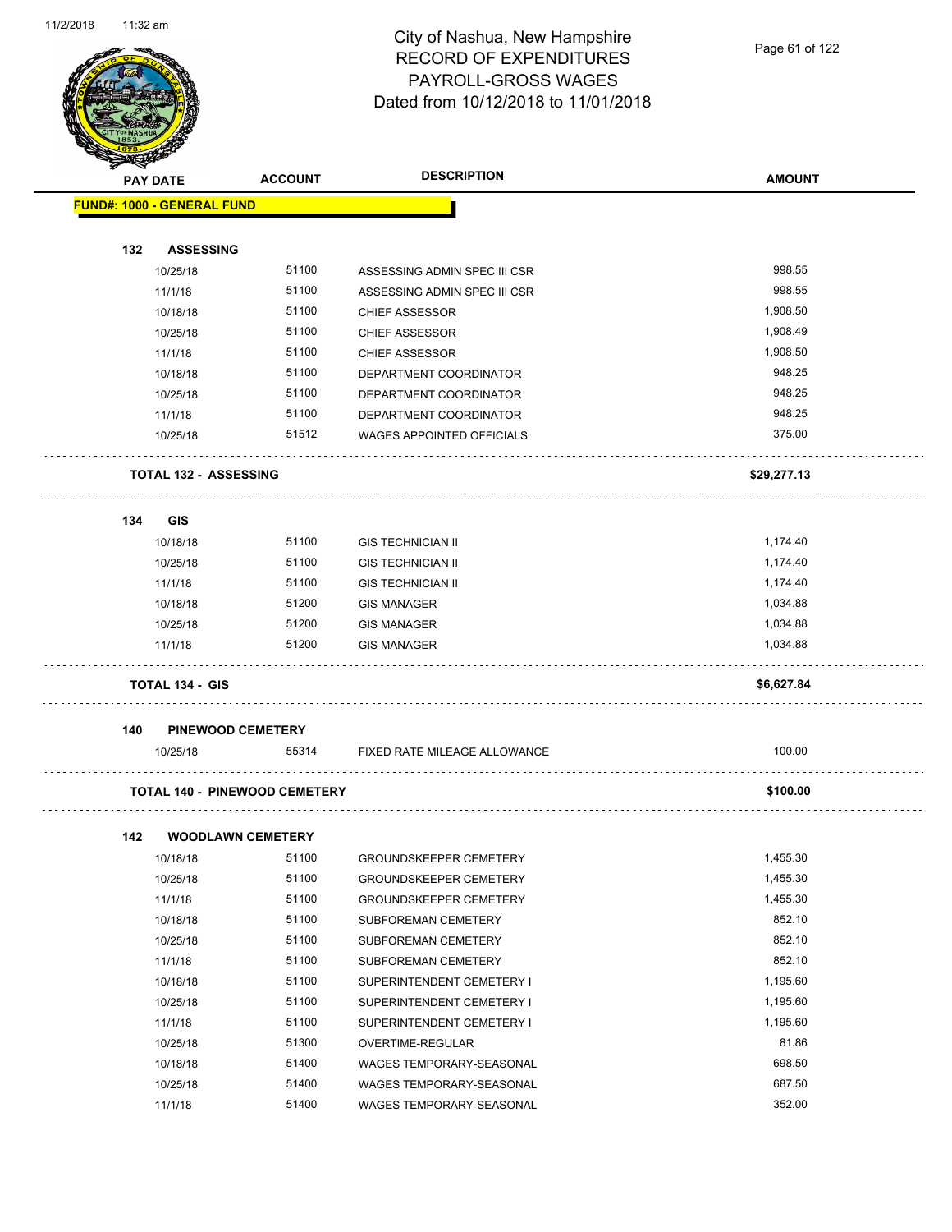# City of Nashua, New Hampshire
## RECORD OF EXPENDITURES
## PAYROLL-GROSS WAGES
## Dated from 10/12/2018 to 11/01/2018

| PAY DATE | ACCOUNT | DESCRIPTION | AMOUNT |
|---|---|---|---|
| **FUND#: 1000 - GENERAL FUND** | | | |
| **132 ASSESSING** | | | |
| 10/25/18 | 51100 | ASSESSING ADMIN SPEC III CSR | 998.55 |
| 11/1/18 | 51100 | ASSESSING ADMIN SPEC III CSR | 998.55 |
| 10/18/18 | 51100 | CHIEF ASSESSOR | 1,908.50 |
| 10/25/18 | 51100 | CHIEF ASSESSOR | 1,908.49 |
| 11/1/18 | 51100 | CHIEF ASSESSOR | 1,908.50 |
| 10/18/18 | 51100 | DEPARTMENT COORDINATOR | 948.25 |
| 10/25/18 | 51100 | DEPARTMENT COORDINATOR | 948.25 |
| 11/1/18 | 51100 | DEPARTMENT COORDINATOR | 948.25 |
| 10/25/18 | 51512 | WAGES APPOINTED OFFICIALS | 375.00 |
| **TOTAL 132 - ASSESSING** | | | **$29,277.13** |
| **134 GIS** | | | |
| 10/18/18 | 51100 | GIS TECHNICIAN II | 1,174.40 |
| 10/25/18 | 51100 | GIS TECHNICIAN II | 1,174.40 |
| 11/1/18 | 51100 | GIS TECHNICIAN II | 1,174.40 |
| 10/18/18 | 51200 | GIS MANAGER | 1,034.88 |
| 10/25/18 | 51200 | GIS MANAGER | 1,034.88 |
| 11/1/18 | 51200 | GIS MANAGER | 1,034.88 |
| **TOTAL 134 - GIS** | | | **$6,627.84** |
| **140 PINEWOOD CEMETERY** | | | |
| 10/25/18 | 55314 | FIXED RATE MILEAGE ALLOWANCE | 100.00 |
| **TOTAL 140 - PINEWOOD CEMETERY** | | | **$100.00** |
| **142 WOODLAWN CEMETERY** | | | |
| 10/18/18 | 51100 | GROUNDSKEEPER CEMETERY | 1,455.30 |
| 10/25/18 | 51100 | GROUNDSKEEPER CEMETERY | 1,455.30 |
| 11/1/18 | 51100 | GROUNDSKEEPER CEMETERY | 1,455.30 |
| 10/18/18 | 51100 | SUBFOREMAN CEMETERY | 852.10 |
| 10/25/18 | 51100 | SUBFOREMAN CEMETERY | 852.10 |
| 11/1/18 | 51100 | SUBFOREMAN CEMETERY | 852.10 |
| 10/18/18 | 51100 | SUPERINTENDENT CEMETERY I | 1,195.60 |
| 10/25/18 | 51100 | SUPERINTENDENT CEMETERY I | 1,195.60 |
| 11/1/18 | 51100 | SUPERINTENDENT CEMETERY I | 1,195.60 |
| 10/25/18 | 51300 | OVERTIME-REGULAR | 81.86 |
| 10/18/18 | 51400 | WAGES TEMPORARY-SEASONAL | 698.50 |
| 10/25/18 | 51400 | WAGES TEMPORARY-SEASONAL | 687.50 |
| 11/1/18 | 51400 | WAGES TEMPORARY-SEASONAL | 352.00 |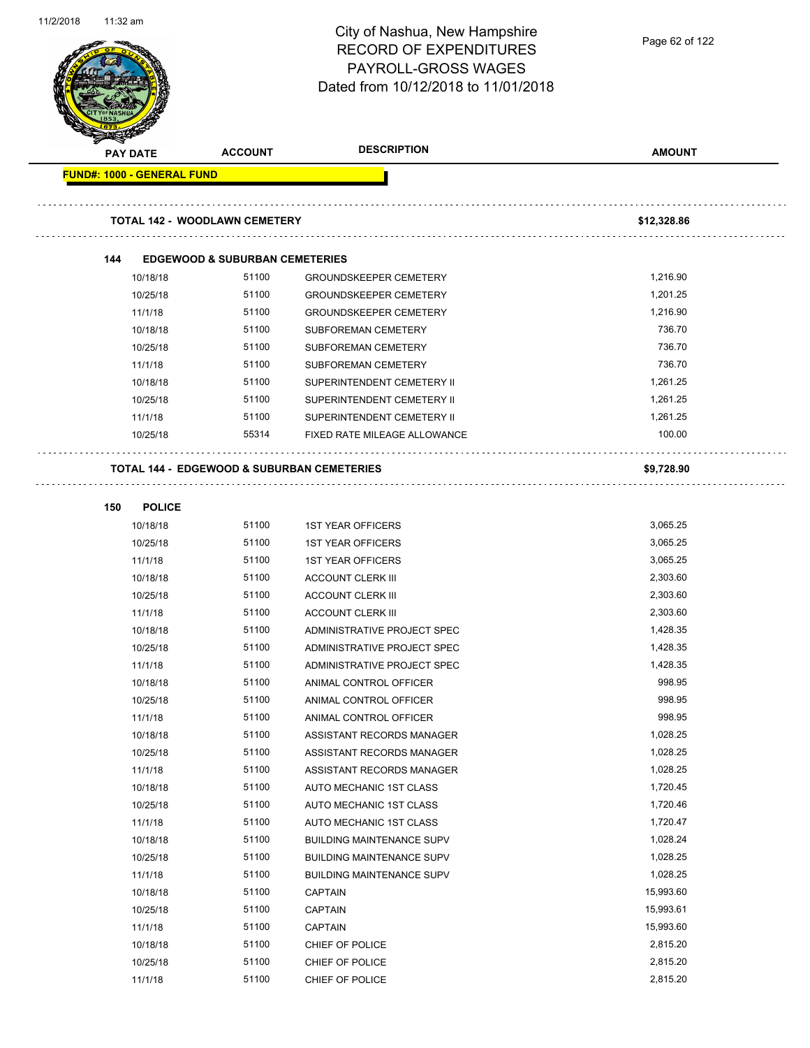# City of Nashua, New Hampshire
## RECORD OF EXPENDITURES
## PAYROLL-GROSS WAGES
## Dated from 10/12/2018 to 11/01/2018

| PAY DATE | ACCOUNT | DESCRIPTION | AMOUNT |
|---|---|---|---|

**FUND#: 1000 - GENERAL FUND**

**TOTAL 142 - WOODLAWN CEMETERY** — **$12,328.86**

**144 EDGEWOOD & SUBURBAN CEMETERIES**

| PAY DATE | ACCOUNT | DESCRIPTION | AMOUNT |
|---|---|---|---|
| 10/18/18 | 51100 | GROUNDSKEEPER CEMETERY | 1,216.90 |
| 10/25/18 | 51100 | GROUNDSKEEPER CEMETERY | 1,201.25 |
| 11/1/18 | 51100 | GROUNDSKEEPER CEMETERY | 1,216.90 |
| 10/18/18 | 51100 | SUBFOREMAN CEMETERY | 736.70 |
| 10/25/18 | 51100 | SUBFOREMAN CEMETERY | 736.70 |
| 11/1/18 | 51100 | SUBFOREMAN CEMETERY | 736.70 |
| 10/18/18 | 51100 | SUPERINTENDENT CEMETERY II | 1,261.25 |
| 10/25/18 | 51100 | SUPERINTENDENT CEMETERY II | 1,261.25 |
| 11/1/18 | 51100 | SUPERINTENDENT CEMETERY II | 1,261.25 |
| 10/25/18 | 55314 | FIXED RATE MILEAGE ALLOWANCE | 100.00 |

**TOTAL 144 - EDGEWOOD & SUBURBAN CEMETERIES** — **$9,728.90**

**150 POLICE**

| PAY DATE | ACCOUNT | DESCRIPTION | AMOUNT |
|---|---|---|---|
| 10/18/18 | 51100 | 1ST YEAR OFFICERS | 3,065.25 |
| 10/25/18 | 51100 | 1ST YEAR OFFICERS | 3,065.25 |
| 11/1/18 | 51100 | 1ST YEAR OFFICERS | 3,065.25 |
| 10/18/18 | 51100 | ACCOUNT CLERK III | 2,303.60 |
| 10/25/18 | 51100 | ACCOUNT CLERK III | 2,303.60 |
| 11/1/18 | 51100 | ACCOUNT CLERK III | 2,303.60 |
| 10/18/18 | 51100 | ADMINISTRATIVE PROJECT SPEC | 1,428.35 |
| 10/25/18 | 51100 | ADMINISTRATIVE PROJECT SPEC | 1,428.35 |
| 11/1/18 | 51100 | ADMINISTRATIVE PROJECT SPEC | 1,428.35 |
| 10/18/18 | 51100 | ANIMAL CONTROL OFFICER | 998.95 |
| 10/25/18 | 51100 | ANIMAL CONTROL OFFICER | 998.95 |
| 11/1/18 | 51100 | ANIMAL CONTROL OFFICER | 998.95 |
| 10/18/18 | 51100 | ASSISTANT RECORDS MANAGER | 1,028.25 |
| 10/25/18 | 51100 | ASSISTANT RECORDS MANAGER | 1,028.25 |
| 11/1/18 | 51100 | ASSISTANT RECORDS MANAGER | 1,028.25 |
| 10/18/18 | 51100 | AUTO MECHANIC 1ST CLASS | 1,720.45 |
| 10/25/18 | 51100 | AUTO MECHANIC 1ST CLASS | 1,720.46 |
| 11/1/18 | 51100 | AUTO MECHANIC 1ST CLASS | 1,720.47 |
| 10/18/18 | 51100 | BUILDING MAINTENANCE SUPV | 1,028.24 |
| 10/25/18 | 51100 | BUILDING MAINTENANCE SUPV | 1,028.25 |
| 11/1/18 | 51100 | BUILDING MAINTENANCE SUPV | 1,028.25 |
| 10/18/18 | 51100 | CAPTAIN | 15,993.60 |
| 10/25/18 | 51100 | CAPTAIN | 15,993.61 |
| 11/1/18 | 51100 | CAPTAIN | 15,993.60 |
| 10/18/18 | 51100 | CHIEF OF POLICE | 2,815.20 |
| 10/25/18 | 51100 | CHIEF OF POLICE | 2,815.20 |
| 11/1/18 | 51100 | CHIEF OF POLICE | 2,815.20 |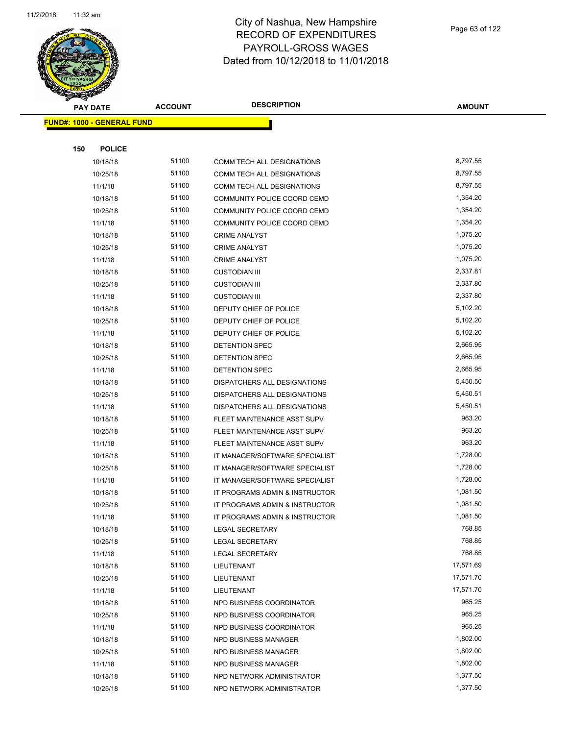# City of Nashua, New Hampshire
## RECORD OF EXPENDITURES
## PAYROLL-GROSS WAGES
## Dated from 10/12/2018 to 11/01/2018

| PAY DATE | ACCOUNT | DESCRIPTION | AMOUNT |
|---|---|---|---|

**FUND#: 1000 - GENERAL FUND**

**150 POLICE**

| PAY DATE | ACCOUNT | DESCRIPTION | AMOUNT |
|---|---|---|---|
| 10/18/18 | 51100 | COMM TECH ALL DESIGNATIONS | 8,797.55 |
| 10/25/18 | 51100 | COMM TECH ALL DESIGNATIONS | 8,797.55 |
| 11/1/18 | 51100 | COMM TECH ALL DESIGNATIONS | 8,797.55 |
| 10/18/18 | 51100 | COMMUNITY POLICE COORD CEMD | 1,354.20 |
| 10/25/18 | 51100 | COMMUNITY POLICE COORD CEMD | 1,354.20 |
| 11/1/18 | 51100 | COMMUNITY POLICE COORD CEMD | 1,354.20 |
| 10/18/18 | 51100 | CRIME ANALYST | 1,075.20 |
| 10/25/18 | 51100 | CRIME ANALYST | 1,075.20 |
| 11/1/18 | 51100 | CRIME ANALYST | 1,075.20 |
| 10/18/18 | 51100 | CUSTODIAN III | 2,337.81 |
| 10/25/18 | 51100 | CUSTODIAN III | 2,337.80 |
| 11/1/18 | 51100 | CUSTODIAN III | 2,337.80 |
| 10/18/18 | 51100 | DEPUTY CHIEF OF POLICE | 5,102.20 |
| 10/25/18 | 51100 | DEPUTY CHIEF OF POLICE | 5,102.20 |
| 11/1/18 | 51100 | DEPUTY CHIEF OF POLICE | 5,102.20 |
| 10/18/18 | 51100 | DETENTION SPEC | 2,665.95 |
| 10/25/18 | 51100 | DETENTION SPEC | 2,665.95 |
| 11/1/18 | 51100 | DETENTION SPEC | 2,665.95 |
| 10/18/18 | 51100 | DISPATCHERS ALL DESIGNATIONS | 5,450.50 |
| 10/25/18 | 51100 | DISPATCHERS ALL DESIGNATIONS | 5,450.51 |
| 11/1/18 | 51100 | DISPATCHERS ALL DESIGNATIONS | 5,450.51 |
| 10/18/18 | 51100 | FLEET MAINTENANCE ASST SUPV | 963.20 |
| 10/25/18 | 51100 | FLEET MAINTENANCE ASST SUPV | 963.20 |
| 11/1/18 | 51100 | FLEET MAINTENANCE ASST SUPV | 963.20 |
| 10/18/18 | 51100 | IT MANAGER/SOFTWARE SPECIALIST | 1,728.00 |
| 10/25/18 | 51100 | IT MANAGER/SOFTWARE SPECIALIST | 1,728.00 |
| 11/1/18 | 51100 | IT MANAGER/SOFTWARE SPECIALIST | 1,728.00 |
| 10/18/18 | 51100 | IT PROGRAMS ADMIN & INSTRUCTOR | 1,081.50 |
| 10/25/18 | 51100 | IT PROGRAMS ADMIN & INSTRUCTOR | 1,081.50 |
| 11/1/18 | 51100 | IT PROGRAMS ADMIN & INSTRUCTOR | 1,081.50 |
| 10/18/18 | 51100 | LEGAL SECRETARY | 768.85 |
| 10/25/18 | 51100 | LEGAL SECRETARY | 768.85 |
| 11/1/18 | 51100 | LEGAL SECRETARY | 768.85 |
| 10/18/18 | 51100 | LIEUTENANT | 17,571.69 |
| 10/25/18 | 51100 | LIEUTENANT | 17,571.70 |
| 11/1/18 | 51100 | LIEUTENANT | 17,571.70 |
| 10/18/18 | 51100 | NPD BUSINESS COORDINATOR | 965.25 |
| 10/25/18 | 51100 | NPD BUSINESS COORDINATOR | 965.25 |
| 11/1/18 | 51100 | NPD BUSINESS COORDINATOR | 965.25 |
| 10/18/18 | 51100 | NPD BUSINESS MANAGER | 1,802.00 |
| 10/25/18 | 51100 | NPD BUSINESS MANAGER | 1,802.00 |
| 11/1/18 | 51100 | NPD BUSINESS MANAGER | 1,802.00 |
| 10/18/18 | 51100 | NPD NETWORK ADMINISTRATOR | 1,377.50 |
| 10/25/18 | 51100 | NPD NETWORK ADMINISTRATOR | 1,377.50 |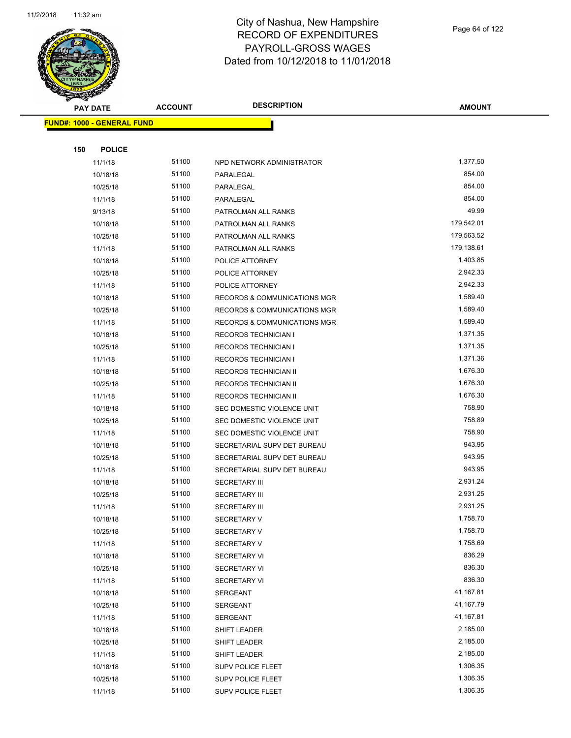# City of Nashua, New Hampshire
# RECORD OF EXPENDITURES
# PAYROLL-GROSS WAGES
# Dated from 10/12/2018 to 11/01/2018

| PAY DATE | ACCOUNT | DESCRIPTION | AMOUNT |
|---|---|---|---|

**FUND#: 1000 - GENERAL FUND**

**150 POLICE**

| PAY DATE | ACCOUNT | DESCRIPTION | AMOUNT |
|---|---|---|---|
| 11/1/18 | 51100 | NPD NETWORK ADMINISTRATOR | 1,377.50 |
| 10/18/18 | 51100 | PARALEGAL | 854.00 |
| 10/25/18 | 51100 | PARALEGAL | 854.00 |
| 11/1/18 | 51100 | PARALEGAL | 854.00 |
| 9/13/18 | 51100 | PATROLMAN ALL RANKS | 49.99 |
| 10/18/18 | 51100 | PATROLMAN ALL RANKS | 179,542.01 |
| 10/25/18 | 51100 | PATROLMAN ALL RANKS | 179,563.52 |
| 11/1/18 | 51100 | PATROLMAN ALL RANKS | 179,138.61 |
| 10/18/18 | 51100 | POLICE ATTORNEY | 1,403.85 |
| 10/25/18 | 51100 | POLICE ATTORNEY | 2,942.33 |
| 11/1/18 | 51100 | POLICE ATTORNEY | 2,942.33 |
| 10/18/18 | 51100 | RECORDS & COMMUNICATIONS MGR | 1,589.40 |
| 10/25/18 | 51100 | RECORDS & COMMUNICATIONS MGR | 1,589.40 |
| 11/1/18 | 51100 | RECORDS & COMMUNICATIONS MGR | 1,589.40 |
| 10/18/18 | 51100 | RECORDS TECHNICIAN I | 1,371.35 |
| 10/25/18 | 51100 | RECORDS TECHNICIAN I | 1,371.35 |
| 11/1/18 | 51100 | RECORDS TECHNICIAN I | 1,371.36 |
| 10/18/18 | 51100 | RECORDS TECHNICIAN II | 1,676.30 |
| 10/25/18 | 51100 | RECORDS TECHNICIAN II | 1,676.30 |
| 11/1/18 | 51100 | RECORDS TECHNICIAN II | 1,676.30 |
| 10/18/18 | 51100 | SEC DOMESTIC VIOLENCE UNIT | 758.90 |
| 10/25/18 | 51100 | SEC DOMESTIC VIOLENCE UNIT | 758.89 |
| 11/1/18 | 51100 | SEC DOMESTIC VIOLENCE UNIT | 758.90 |
| 10/18/18 | 51100 | SECRETARIAL SUPV DET BUREAU | 943.95 |
| 10/25/18 | 51100 | SECRETARIAL SUPV DET BUREAU | 943.95 |
| 11/1/18 | 51100 | SECRETARIAL SUPV DET BUREAU | 943.95 |
| 10/18/18 | 51100 | SECRETARY III | 2,931.24 |
| 10/25/18 | 51100 | SECRETARY III | 2,931.25 |
| 11/1/18 | 51100 | SECRETARY III | 2,931.25 |
| 10/18/18 | 51100 | SECRETARY V | 1,758.70 |
| 10/25/18 | 51100 | SECRETARY V | 1,758.70 |
| 11/1/18 | 51100 | SECRETARY V | 1,758.69 |
| 10/18/18 | 51100 | SECRETARY VI | 836.29 |
| 10/25/18 | 51100 | SECRETARY VI | 836.30 |
| 11/1/18 | 51100 | SECRETARY VI | 836.30 |
| 10/18/18 | 51100 | SERGEANT | 41,167.81 |
| 10/25/18 | 51100 | SERGEANT | 41,167.79 |
| 11/1/18 | 51100 | SERGEANT | 41,167.81 |
| 10/18/18 | 51100 | SHIFT LEADER | 2,185.00 |
| 10/25/18 | 51100 | SHIFT LEADER | 2,185.00 |
| 11/1/18 | 51100 | SHIFT LEADER | 2,185.00 |
| 10/18/18 | 51100 | SUPV POLICE FLEET | 1,306.35 |
| 10/25/18 | 51100 | SUPV POLICE FLEET | 1,306.35 |
| 11/1/18 | 51100 | SUPV POLICE FLEET | 1,306.35 |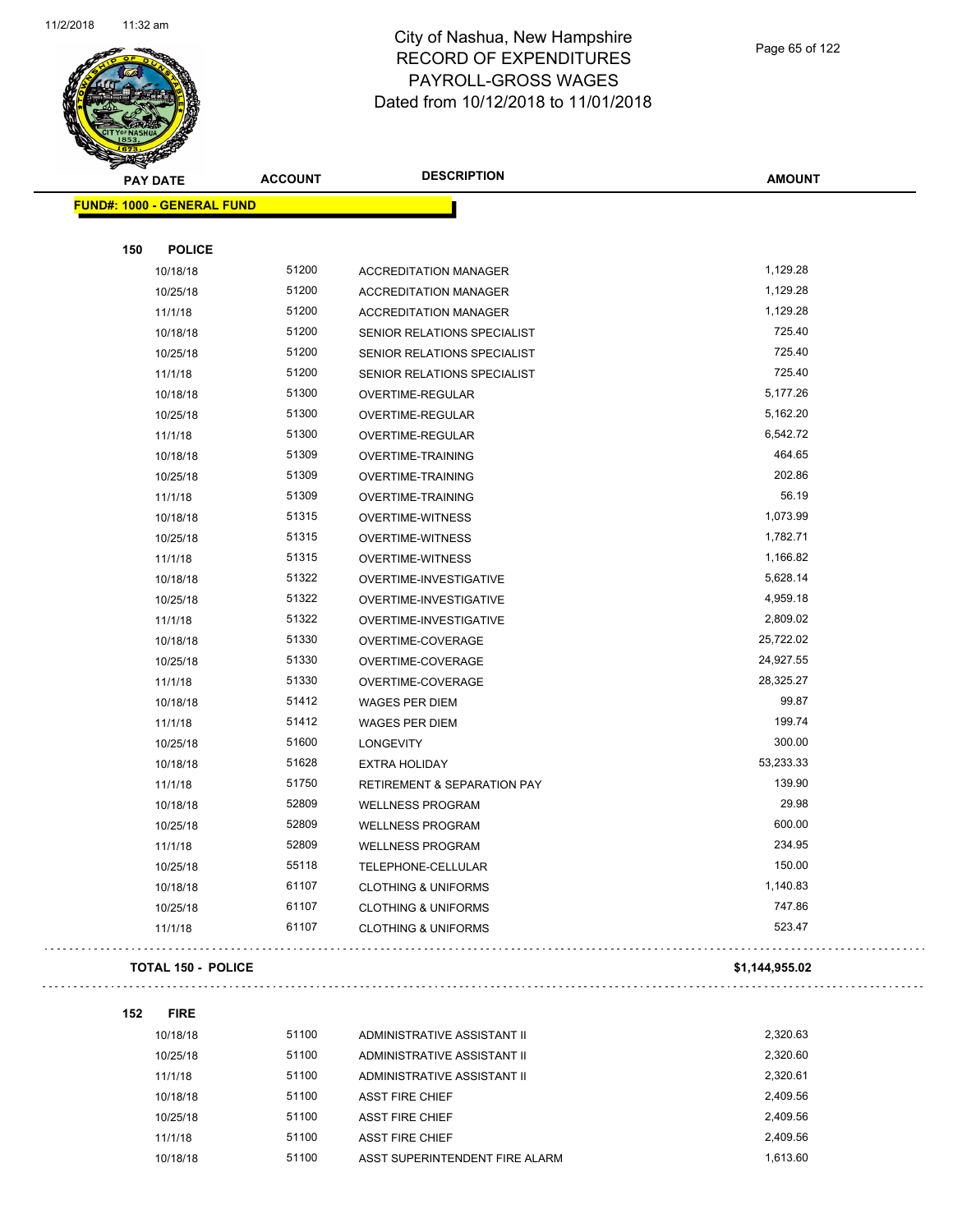# City of Nashua, New Hampshire
# RECORD OF EXPENDITURES
# PAYROLL-GROSS WAGES
# Dated from 10/12/2018 to 11/01/2018

| PAY DATE | ACCOUNT | DESCRIPTION | AMOUNT |
|---|---|---|---|
| **FUND#: 1000 - GENERAL FUND** | | | |
| **150 POLICE** | | | |
| 10/18/18 | 51200 | ACCREDITATION MANAGER | 1,129.28 |
| 10/25/18 | 51200 | ACCREDITATION MANAGER | 1,129.28 |
| 11/1/18 | 51200 | ACCREDITATION MANAGER | 1,129.28 |
| 10/18/18 | 51200 | SENIOR RELATIONS SPECIALIST | 725.40 |
| 10/25/18 | 51200 | SENIOR RELATIONS SPECIALIST | 725.40 |
| 11/1/18 | 51200 | SENIOR RELATIONS SPECIALIST | 725.40 |
| 10/18/18 | 51300 | OVERTIME-REGULAR | 5,177.26 |
| 10/25/18 | 51300 | OVERTIME-REGULAR | 5,162.20 |
| 11/1/18 | 51300 | OVERTIME-REGULAR | 6,542.72 |
| 10/18/18 | 51309 | OVERTIME-TRAINING | 464.65 |
| 10/25/18 | 51309 | OVERTIME-TRAINING | 202.86 |
| 11/1/18 | 51309 | OVERTIME-TRAINING | 56.19 |
| 10/18/18 | 51315 | OVERTIME-WITNESS | 1,073.99 |
| 10/25/18 | 51315 | OVERTIME-WITNESS | 1,782.71 |
| 11/1/18 | 51315 | OVERTIME-WITNESS | 1,166.82 |
| 10/18/18 | 51322 | OVERTIME-INVESTIGATIVE | 5,628.14 |
| 10/25/18 | 51322 | OVERTIME-INVESTIGATIVE | 4,959.18 |
| 11/1/18 | 51322 | OVERTIME-INVESTIGATIVE | 2,809.02 |
| 10/18/18 | 51330 | OVERTIME-COVERAGE | 25,722.02 |
| 10/25/18 | 51330 | OVERTIME-COVERAGE | 24,927.55 |
| 11/1/18 | 51330 | OVERTIME-COVERAGE | 28,325.27 |
| 10/18/18 | 51412 | WAGES PER DIEM | 99.87 |
| 11/1/18 | 51412 | WAGES PER DIEM | 199.74 |
| 10/25/18 | 51600 | LONGEVITY | 300.00 |
| 10/18/18 | 51628 | EXTRA HOLIDAY | 53,233.33 |
| 11/1/18 | 51750 | RETIREMENT & SEPARATION PAY | 139.90 |
| 10/18/18 | 52809 | WELLNESS PROGRAM | 29.98 |
| 10/25/18 | 52809 | WELLNESS PROGRAM | 600.00 |
| 11/1/18 | 52809 | WELLNESS PROGRAM | 234.95 |
| 10/25/18 | 55118 | TELEPHONE-CELLULAR | 150.00 |
| 10/18/18 | 61107 | CLOTHING & UNIFORMS | 1,140.83 |
| 10/25/18 | 61107 | CLOTHING & UNIFORMS | 747.86 |
| 11/1/18 | 61107 | CLOTHING & UNIFORMS | 523.47 |
| **TOTAL 150 - POLICE** | | | **$1,144,955.02** |
| **152 FIRE** | | | |
| 10/18/18 | 51100 | ADMINISTRATIVE ASSISTANT II | 2,320.63 |
| 10/25/18 | 51100 | ADMINISTRATIVE ASSISTANT II | 2,320.60 |
| 11/1/18 | 51100 | ADMINISTRATIVE ASSISTANT II | 2,320.61 |
| 10/18/18 | 51100 | ASST FIRE CHIEF | 2,409.56 |
| 10/25/18 | 51100 | ASST FIRE CHIEF | 2,409.56 |
| 11/1/18 | 51100 | ASST FIRE CHIEF | 2,409.56 |
| 10/18/18 | 51100 | ASST SUPERINTENDENT FIRE ALARM | 1,613.60 |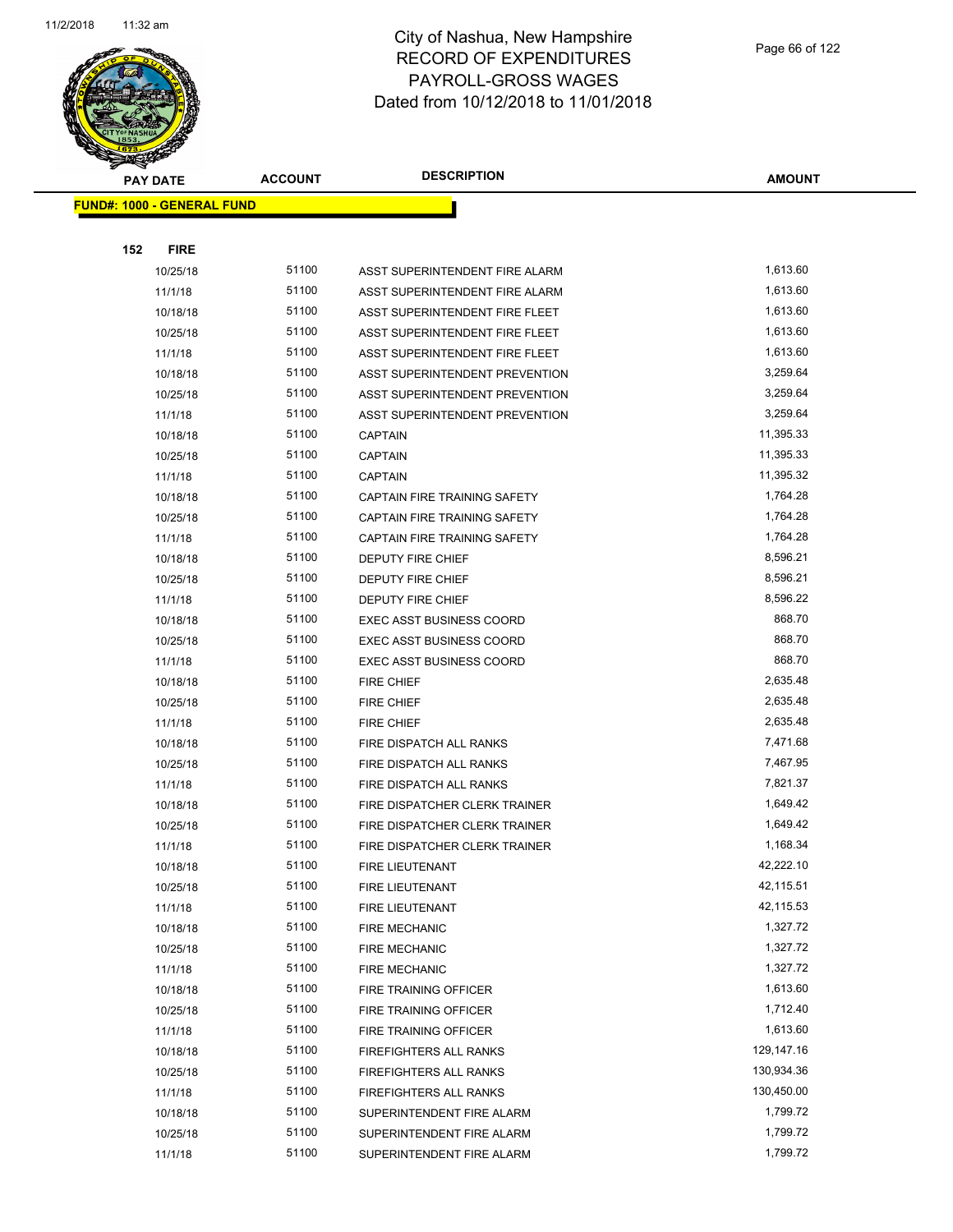# City of Nashua, New Hampshire
# RECORD OF EXPENDITURES
# PAYROLL-GROSS WAGES
# Dated from 10/12/2018 to 11/01/2018

| PAY DATE | ACCOUNT | DESCRIPTION | AMOUNT |
|---|---|---|---|

**FUND#: 1000 - GENERAL FUND**

**152 FIRE**

| PAY DATE | ACCOUNT | DESCRIPTION | AMOUNT |
|---|---|---|---|
| 10/25/18 | 51100 | ASST SUPERINTENDENT FIRE ALARM | 1,613.60 |
| 11/1/18 | 51100 | ASST SUPERINTENDENT FIRE ALARM | 1,613.60 |
| 10/18/18 | 51100 | ASST SUPERINTENDENT FIRE FLEET | 1,613.60 |
| 10/25/18 | 51100 | ASST SUPERINTENDENT FIRE FLEET | 1,613.60 |
| 11/1/18 | 51100 | ASST SUPERINTENDENT FIRE FLEET | 1,613.60 |
| 10/18/18 | 51100 | ASST SUPERINTENDENT PREVENTION | 3,259.64 |
| 10/25/18 | 51100 | ASST SUPERINTENDENT PREVENTION | 3,259.64 |
| 11/1/18 | 51100 | ASST SUPERINTENDENT PREVENTION | 3,259.64 |
| 10/18/18 | 51100 | CAPTAIN | 11,395.33 |
| 10/25/18 | 51100 | CAPTAIN | 11,395.33 |
| 11/1/18 | 51100 | CAPTAIN | 11,395.32 |
| 10/18/18 | 51100 | CAPTAIN FIRE TRAINING SAFETY | 1,764.28 |
| 10/25/18 | 51100 | CAPTAIN FIRE TRAINING SAFETY | 1,764.28 |
| 11/1/18 | 51100 | CAPTAIN FIRE TRAINING SAFETY | 1,764.28 |
| 10/18/18 | 51100 | DEPUTY FIRE CHIEF | 8,596.21 |
| 10/25/18 | 51100 | DEPUTY FIRE CHIEF | 8,596.21 |
| 11/1/18 | 51100 | DEPUTY FIRE CHIEF | 8,596.22 |
| 10/18/18 | 51100 | EXEC ASST BUSINESS COORD | 868.70 |
| 10/25/18 | 51100 | EXEC ASST BUSINESS COORD | 868.70 |
| 11/1/18 | 51100 | EXEC ASST BUSINESS COORD | 868.70 |
| 10/18/18 | 51100 | FIRE CHIEF | 2,635.48 |
| 10/25/18 | 51100 | FIRE CHIEF | 2,635.48 |
| 11/1/18 | 51100 | FIRE CHIEF | 2,635.48 |
| 10/18/18 | 51100 | FIRE DISPATCH ALL RANKS | 7,471.68 |
| 10/25/18 | 51100 | FIRE DISPATCH ALL RANKS | 7,467.95 |
| 11/1/18 | 51100 | FIRE DISPATCH ALL RANKS | 7,821.37 |
| 10/18/18 | 51100 | FIRE DISPATCHER CLERK TRAINER | 1,649.42 |
| 10/25/18 | 51100 | FIRE DISPATCHER CLERK TRAINER | 1,649.42 |
| 11/1/18 | 51100 | FIRE DISPATCHER CLERK TRAINER | 1,168.34 |
| 10/18/18 | 51100 | FIRE LIEUTENANT | 42,222.10 |
| 10/25/18 | 51100 | FIRE LIEUTENANT | 42,115.51 |
| 11/1/18 | 51100 | FIRE LIEUTENANT | 42,115.53 |
| 10/18/18 | 51100 | FIRE MECHANIC | 1,327.72 |
| 10/25/18 | 51100 | FIRE MECHANIC | 1,327.72 |
| 11/1/18 | 51100 | FIRE MECHANIC | 1,327.72 |
| 10/18/18 | 51100 | FIRE TRAINING OFFICER | 1,613.60 |
| 10/25/18 | 51100 | FIRE TRAINING OFFICER | 1,712.40 |
| 11/1/18 | 51100 | FIRE TRAINING OFFICER | 1,613.60 |
| 10/18/18 | 51100 | FIREFIGHTERS ALL RANKS | 129,147.16 |
| 10/25/18 | 51100 | FIREFIGHTERS ALL RANKS | 130,934.36 |
| 11/1/18 | 51100 | FIREFIGHTERS ALL RANKS | 130,450.00 |
| 10/18/18 | 51100 | SUPERINTENDENT FIRE ALARM | 1,799.72 |
| 10/25/18 | 51100 | SUPERINTENDENT FIRE ALARM | 1,799.72 |
| 11/1/18 | 51100 | SUPERINTENDENT FIRE ALARM | 1,799.72 |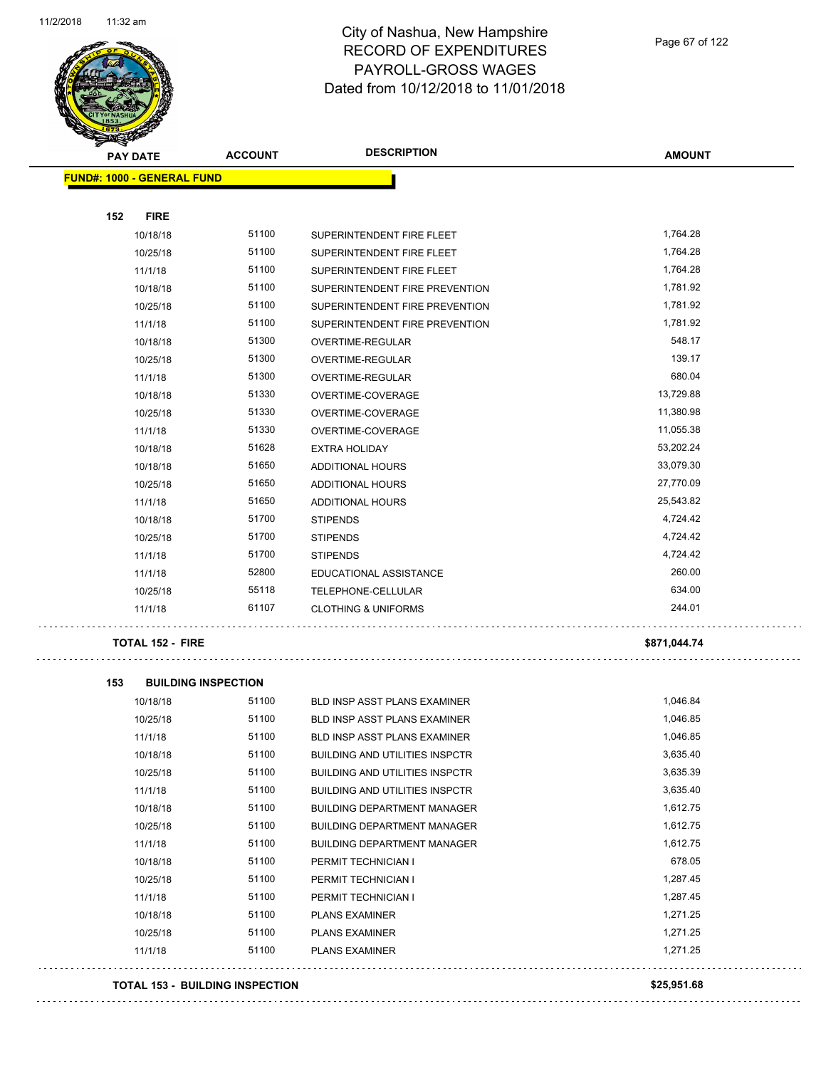# City of Nashua, New Hampshire
## RECORD OF EXPENDITURES
## PAYROLL-GROSS WAGES
## Dated from 10/12/2018 to 11/01/2018

| PAY DATE | ACCOUNT | DESCRIPTION | AMOUNT |
|---|---|---|---|
| **FUND#: 1000 - GENERAL FUND** | | | |
| **152 FIRE** | | | |
| 10/18/18 | 51100 | SUPERINTENDENT FIRE FLEET | 1,764.28 |
| 10/25/18 | 51100 | SUPERINTENDENT FIRE FLEET | 1,764.28 |
| 11/1/18 | 51100 | SUPERINTENDENT FIRE FLEET | 1,764.28 |
| 10/18/18 | 51100 | SUPERINTENDENT FIRE PREVENTION | 1,781.92 |
| 10/25/18 | 51100 | SUPERINTENDENT FIRE PREVENTION | 1,781.92 |
| 11/1/18 | 51100 | SUPERINTENDENT FIRE PREVENTION | 1,781.92 |
| 10/18/18 | 51300 | OVERTIME-REGULAR | 548.17 |
| 10/25/18 | 51300 | OVERTIME-REGULAR | 139.17 |
| 11/1/18 | 51300 | OVERTIME-REGULAR | 680.04 |
| 10/18/18 | 51330 | OVERTIME-COVERAGE | 13,729.88 |
| 10/25/18 | 51330 | OVERTIME-COVERAGE | 11,380.98 |
| 11/1/18 | 51330 | OVERTIME-COVERAGE | 11,055.38 |
| 10/18/18 | 51628 | EXTRA HOLIDAY | 53,202.24 |
| 10/18/18 | 51650 | ADDITIONAL HOURS | 33,079.30 |
| 10/25/18 | 51650 | ADDITIONAL HOURS | 27,770.09 |
| 11/1/18 | 51650 | ADDITIONAL HOURS | 25,543.82 |
| 10/18/18 | 51700 | STIPENDS | 4,724.42 |
| 10/25/18 | 51700 | STIPENDS | 4,724.42 |
| 11/1/18 | 51700 | STIPENDS | 4,724.42 |
| 11/1/18 | 52800 | EDUCATIONAL ASSISTANCE | 260.00 |
| 10/25/18 | 55118 | TELEPHONE-CELLULAR | 634.00 |
| 11/1/18 | 61107 | CLOTHING & UNIFORMS | 244.01 |
| **TOTAL 152 - FIRE** | | | **$871,044.74** |
| **153 BUILDING INSPECTION** | | | |
| 10/18/18 | 51100 | BLD INSP ASST PLANS EXAMINER | 1,046.84 |
| 10/25/18 | 51100 | BLD INSP ASST PLANS EXAMINER | 1,046.85 |
| 11/1/18 | 51100 | BLD INSP ASST PLANS EXAMINER | 1,046.85 |
| 10/18/18 | 51100 | BUILDING AND UTILITIES INSPCTR | 3,635.40 |
| 10/25/18 | 51100 | BUILDING AND UTILITIES INSPCTR | 3,635.39 |
| 11/1/18 | 51100 | BUILDING AND UTILITIES INSPCTR | 3,635.40 |
| 10/18/18 | 51100 | BUILDING DEPARTMENT MANAGER | 1,612.75 |
| 10/25/18 | 51100 | BUILDING DEPARTMENT MANAGER | 1,612.75 |
| 11/1/18 | 51100 | BUILDING DEPARTMENT MANAGER | 1,612.75 |
| 10/18/18 | 51100 | PERMIT TECHNICIAN I | 678.05 |
| 10/25/18 | 51100 | PERMIT TECHNICIAN I | 1,287.45 |
| 11/1/18 | 51100 | PERMIT TECHNICIAN I | 1,287.45 |
| 10/18/18 | 51100 | PLANS EXAMINER | 1,271.25 |
| 10/25/18 | 51100 | PLANS EXAMINER | 1,271.25 |
| 11/1/18 | 51100 | PLANS EXAMINER | 1,271.25 |
| **TOTAL 153 - BUILDING INSPECTION** | | | **$25,951.68** |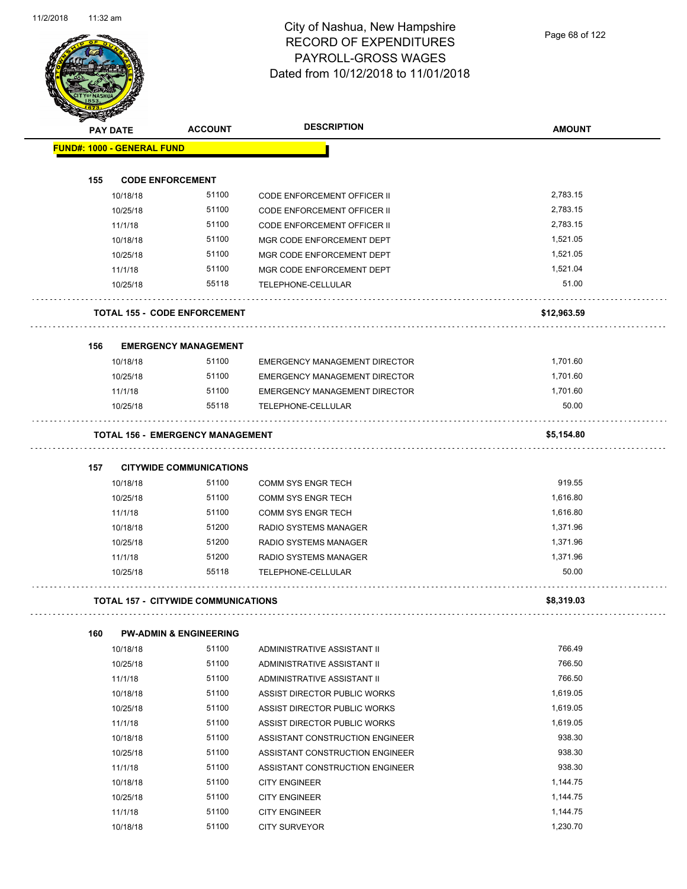# City of Nashua, New Hampshire
# RECORD OF EXPENDITURES
# PAYROLL-GROSS WAGES
## Dated from 10/12/2018 to 11/01/2018

| PAY DATE | ACCOUNT | DESCRIPTION | AMOUNT |
|---|---|---|---|
| **FUND#: 1000 - GENERAL FUND** | | | |
| **155 CODE ENFORCEMENT** | | | |
| 10/18/18 | 51100 | CODE ENFORCEMENT OFFICER II | 2,783.15 |
| 10/25/18 | 51100 | CODE ENFORCEMENT OFFICER II | 2,783.15 |
| 11/1/18 | 51100 | CODE ENFORCEMENT OFFICER II | 2,783.15 |
| 10/18/18 | 51100 | MGR CODE ENFORCEMENT DEPT | 1,521.05 |
| 10/25/18 | 51100 | MGR CODE ENFORCEMENT DEPT | 1,521.05 |
| 11/1/18 | 51100 | MGR CODE ENFORCEMENT DEPT | 1,521.04 |
| 10/25/18 | 55118 | TELEPHONE-CELLULAR | 51.00 |
| **TOTAL 155 - CODE ENFORCEMENT** | | | **$12,963.59** |
| **156 EMERGENCY MANAGEMENT** | | | |
| 10/18/18 | 51100 | EMERGENCY MANAGEMENT DIRECTOR | 1,701.60 |
| 10/25/18 | 51100 | EMERGENCY MANAGEMENT DIRECTOR | 1,701.60 |
| 11/1/18 | 51100 | EMERGENCY MANAGEMENT DIRECTOR | 1,701.60 |
| 10/25/18 | 55118 | TELEPHONE-CELLULAR | 50.00 |
| **TOTAL 156 - EMERGENCY MANAGEMENT** | | | **$5,154.80** |
| **157 CITYWIDE COMMUNICATIONS** | | | |
| 10/18/18 | 51100 | COMM SYS ENGR TECH | 919.55 |
| 10/25/18 | 51100 | COMM SYS ENGR TECH | 1,616.80 |
| 11/1/18 | 51100 | COMM SYS ENGR TECH | 1,616.80 |
| 10/18/18 | 51200 | RADIO SYSTEMS MANAGER | 1,371.96 |
| 10/25/18 | 51200 | RADIO SYSTEMS MANAGER | 1,371.96 |
| 11/1/18 | 51200 | RADIO SYSTEMS MANAGER | 1,371.96 |
| 10/25/18 | 55118 | TELEPHONE-CELLULAR | 50.00 |
| **TOTAL 157 - CITYWIDE COMMUNICATIONS** | | | **$8,319.03** |
| **160 PW-ADMIN & ENGINEERING** | | | |
| 10/18/18 | 51100 | ADMINISTRATIVE ASSISTANT II | 766.49 |
| 10/25/18 | 51100 | ADMINISTRATIVE ASSISTANT II | 766.50 |
| 11/1/18 | 51100 | ADMINISTRATIVE ASSISTANT II | 766.50 |
| 10/18/18 | 51100 | ASSIST DIRECTOR PUBLIC WORKS | 1,619.05 |
| 10/25/18 | 51100 | ASSIST DIRECTOR PUBLIC WORKS | 1,619.05 |
| 11/1/18 | 51100 | ASSIST DIRECTOR PUBLIC WORKS | 1,619.05 |
| 10/18/18 | 51100 | ASSISTANT CONSTRUCTION ENGINEER | 938.30 |
| 10/25/18 | 51100 | ASSISTANT CONSTRUCTION ENGINEER | 938.30 |
| 11/1/18 | 51100 | ASSISTANT CONSTRUCTION ENGINEER | 938.30 |
| 10/18/18 | 51100 | CITY ENGINEER | 1,144.75 |
| 10/25/18 | 51100 | CITY ENGINEER | 1,144.75 |
| 11/1/18 | 51100 | CITY ENGINEER | 1,144.75 |
| 10/18/18 | 51100 | CITY SURVEYOR | 1,230.70 |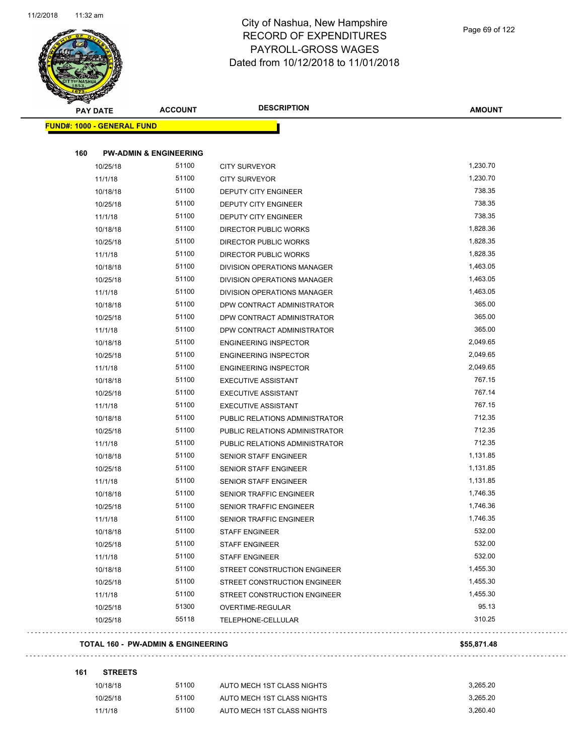# City of Nashua, New Hampshire
# RECORD OF EXPENDITURES
# PAYROLL-GROSS WAGES
# Dated from 10/12/2018 to 11/01/2018

11/2/2018 11:32 am

| PAY DATE | ACCOUNT | DESCRIPTION | AMOUNT |
|---|---|---|---|

**FUND#: 1000 - GENERAL FUND**

**160 PW-ADMIN & ENGINEERING**

| PAY DATE | ACCOUNT | DESCRIPTION | AMOUNT |
|---|---|---|---|
| 10/25/18 | 51100 | CITY SURVEYOR | 1,230.70 |
| 11/1/18 | 51100 | CITY SURVEYOR | 1,230.70 |
| 10/18/18 | 51100 | DEPUTY CITY ENGINEER | 738.35 |
| 10/25/18 | 51100 | DEPUTY CITY ENGINEER | 738.35 |
| 11/1/18 | 51100 | DEPUTY CITY ENGINEER | 738.35 |
| 10/18/18 | 51100 | DIRECTOR PUBLIC WORKS | 1,828.36 |
| 10/25/18 | 51100 | DIRECTOR PUBLIC WORKS | 1,828.35 |
| 11/1/18 | 51100 | DIRECTOR PUBLIC WORKS | 1,828.35 |
| 10/18/18 | 51100 | DIVISION OPERATIONS MANAGER | 1,463.05 |
| 10/25/18 | 51100 | DIVISION OPERATIONS MANAGER | 1,463.05 |
| 11/1/18 | 51100 | DIVISION OPERATIONS MANAGER | 1,463.05 |
| 10/18/18 | 51100 | DPW CONTRACT ADMINISTRATOR | 365.00 |
| 10/25/18 | 51100 | DPW CONTRACT ADMINISTRATOR | 365.00 |
| 11/1/18 | 51100 | DPW CONTRACT ADMINISTRATOR | 365.00 |
| 10/18/18 | 51100 | ENGINEERING INSPECTOR | 2,049.65 |
| 10/25/18 | 51100 | ENGINEERING INSPECTOR | 2,049.65 |
| 11/1/18 | 51100 | ENGINEERING INSPECTOR | 2,049.65 |
| 10/18/18 | 51100 | EXECUTIVE ASSISTANT | 767.15 |
| 10/25/18 | 51100 | EXECUTIVE ASSISTANT | 767.14 |
| 11/1/18 | 51100 | EXECUTIVE ASSISTANT | 767.15 |
| 10/18/18 | 51100 | PUBLIC RELATIONS ADMINISTRATOR | 712.35 |
| 10/25/18 | 51100 | PUBLIC RELATIONS ADMINISTRATOR | 712.35 |
| 11/1/18 | 51100 | PUBLIC RELATIONS ADMINISTRATOR | 712.35 |
| 10/18/18 | 51100 | SENIOR STAFF ENGINEER | 1,131.85 |
| 10/25/18 | 51100 | SENIOR STAFF ENGINEER | 1,131.85 |
| 11/1/18 | 51100 | SENIOR STAFF ENGINEER | 1,131.85 |
| 10/18/18 | 51100 | SENIOR TRAFFIC ENGINEER | 1,746.35 |
| 10/25/18 | 51100 | SENIOR TRAFFIC ENGINEER | 1,746.36 |
| 11/1/18 | 51100 | SENIOR TRAFFIC ENGINEER | 1,746.35 |
| 10/18/18 | 51100 | STAFF ENGINEER | 532.00 |
| 10/25/18 | 51100 | STAFF ENGINEER | 532.00 |
| 11/1/18 | 51100 | STAFF ENGINEER | 532.00 |
| 10/18/18 | 51100 | STREET CONSTRUCTION ENGINEER | 1,455.30 |
| 10/25/18 | 51100 | STREET CONSTRUCTION ENGINEER | 1,455.30 |
| 11/1/18 | 51100 | STREET CONSTRUCTION ENGINEER | 1,455.30 |
| 10/25/18 | 51300 | OVERTIME-REGULAR | 95.13 |
| 10/25/18 | 55118 | TELEPHONE-CELLULAR | 310.25 |

**TOTAL 160 - PW-ADMIN & ENGINEERING** **$55,871.48**

**161 STREETS**

| PAY DATE | ACCOUNT | DESCRIPTION | AMOUNT |
|---|---|---|---|
| 10/18/18 | 51100 | AUTO MECH 1ST CLASS NIGHTS | 3,265.20 |
| 10/25/18 | 51100 | AUTO MECH 1ST CLASS NIGHTS | 3,265.20 |
| 11/1/18 | 51100 | AUTO MECH 1ST CLASS NIGHTS | 3,260.40 |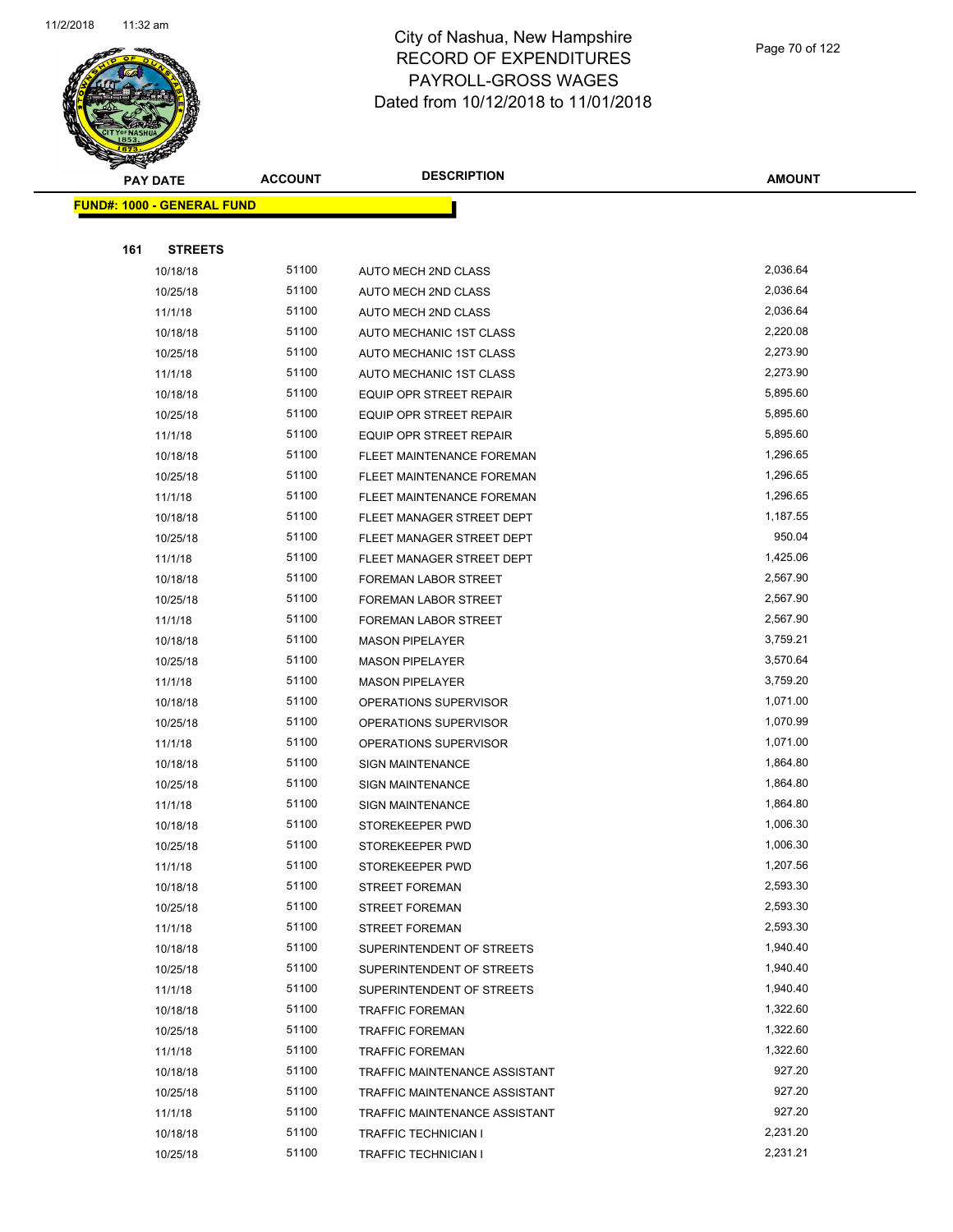# City of Nashua, New Hampshire
## RECORD OF EXPENDITURES
## PAYROLL-GROSS WAGES
## Dated from 10/12/2018 to 11/01/2018

| PAY DATE | ACCOUNT | DESCRIPTION | AMOUNT |
|---|---|---|---|

**FUND#: 1000 - GENERAL FUND**

**161 STREETS**

| PAY DATE | ACCOUNT | DESCRIPTION | AMOUNT |
|---|---|---|---|
| 10/18/18 | 51100 | AUTO MECH 2ND CLASS | 2,036.64 |
| 10/25/18 | 51100 | AUTO MECH 2ND CLASS | 2,036.64 |
| 11/1/18 | 51100 | AUTO MECH 2ND CLASS | 2,036.64 |
| 10/18/18 | 51100 | AUTO MECHANIC 1ST CLASS | 2,220.08 |
| 10/25/18 | 51100 | AUTO MECHANIC 1ST CLASS | 2,273.90 |
| 11/1/18 | 51100 | AUTO MECHANIC 1ST CLASS | 2,273.90 |
| 10/18/18 | 51100 | EQUIP OPR STREET REPAIR | 5,895.60 |
| 10/25/18 | 51100 | EQUIP OPR STREET REPAIR | 5,895.60 |
| 11/1/18 | 51100 | EQUIP OPR STREET REPAIR | 5,895.60 |
| 10/18/18 | 51100 | FLEET MAINTENANCE FOREMAN | 1,296.65 |
| 10/25/18 | 51100 | FLEET MAINTENANCE FOREMAN | 1,296.65 |
| 11/1/18 | 51100 | FLEET MAINTENANCE FOREMAN | 1,296.65 |
| 10/18/18 | 51100 | FLEET MANAGER STREET DEPT | 1,187.55 |
| 10/25/18 | 51100 | FLEET MANAGER STREET DEPT | 950.04 |
| 11/1/18 | 51100 | FLEET MANAGER STREET DEPT | 1,425.06 |
| 10/18/18 | 51100 | FOREMAN LABOR STREET | 2,567.90 |
| 10/25/18 | 51100 | FOREMAN LABOR STREET | 2,567.90 |
| 11/1/18 | 51100 | FOREMAN LABOR STREET | 2,567.90 |
| 10/18/18 | 51100 | MASON PIPELAYER | 3,759.21 |
| 10/25/18 | 51100 | MASON PIPELAYER | 3,570.64 |
| 11/1/18 | 51100 | MASON PIPELAYER | 3,759.20 |
| 10/18/18 | 51100 | OPERATIONS SUPERVISOR | 1,071.00 |
| 10/25/18 | 51100 | OPERATIONS SUPERVISOR | 1,070.99 |
| 11/1/18 | 51100 | OPERATIONS SUPERVISOR | 1,071.00 |
| 10/18/18 | 51100 | SIGN MAINTENANCE | 1,864.80 |
| 10/25/18 | 51100 | SIGN MAINTENANCE | 1,864.80 |
| 11/1/18 | 51100 | SIGN MAINTENANCE | 1,864.80 |
| 10/18/18 | 51100 | STOREKEEPER PWD | 1,006.30 |
| 10/25/18 | 51100 | STOREKEEPER PWD | 1,006.30 |
| 11/1/18 | 51100 | STOREKEEPER PWD | 1,207.56 |
| 10/18/18 | 51100 | STREET FOREMAN | 2,593.30 |
| 10/25/18 | 51100 | STREET FOREMAN | 2,593.30 |
| 11/1/18 | 51100 | STREET FOREMAN | 2,593.30 |
| 10/18/18 | 51100 | SUPERINTENDENT OF STREETS | 1,940.40 |
| 10/25/18 | 51100 | SUPERINTENDENT OF STREETS | 1,940.40 |
| 11/1/18 | 51100 | SUPERINTENDENT OF STREETS | 1,940.40 |
| 10/18/18 | 51100 | TRAFFIC FOREMAN | 1,322.60 |
| 10/25/18 | 51100 | TRAFFIC FOREMAN | 1,322.60 |
| 11/1/18 | 51100 | TRAFFIC FOREMAN | 1,322.60 |
| 10/18/18 | 51100 | TRAFFIC MAINTENANCE ASSISTANT | 927.20 |
| 10/25/18 | 51100 | TRAFFIC MAINTENANCE ASSISTANT | 927.20 |
| 11/1/18 | 51100 | TRAFFIC MAINTENANCE ASSISTANT | 927.20 |
| 10/18/18 | 51100 | TRAFFIC TECHNICIAN I | 2,231.20 |
| 10/25/18 | 51100 | TRAFFIC TECHNICIAN I | 2,231.21 |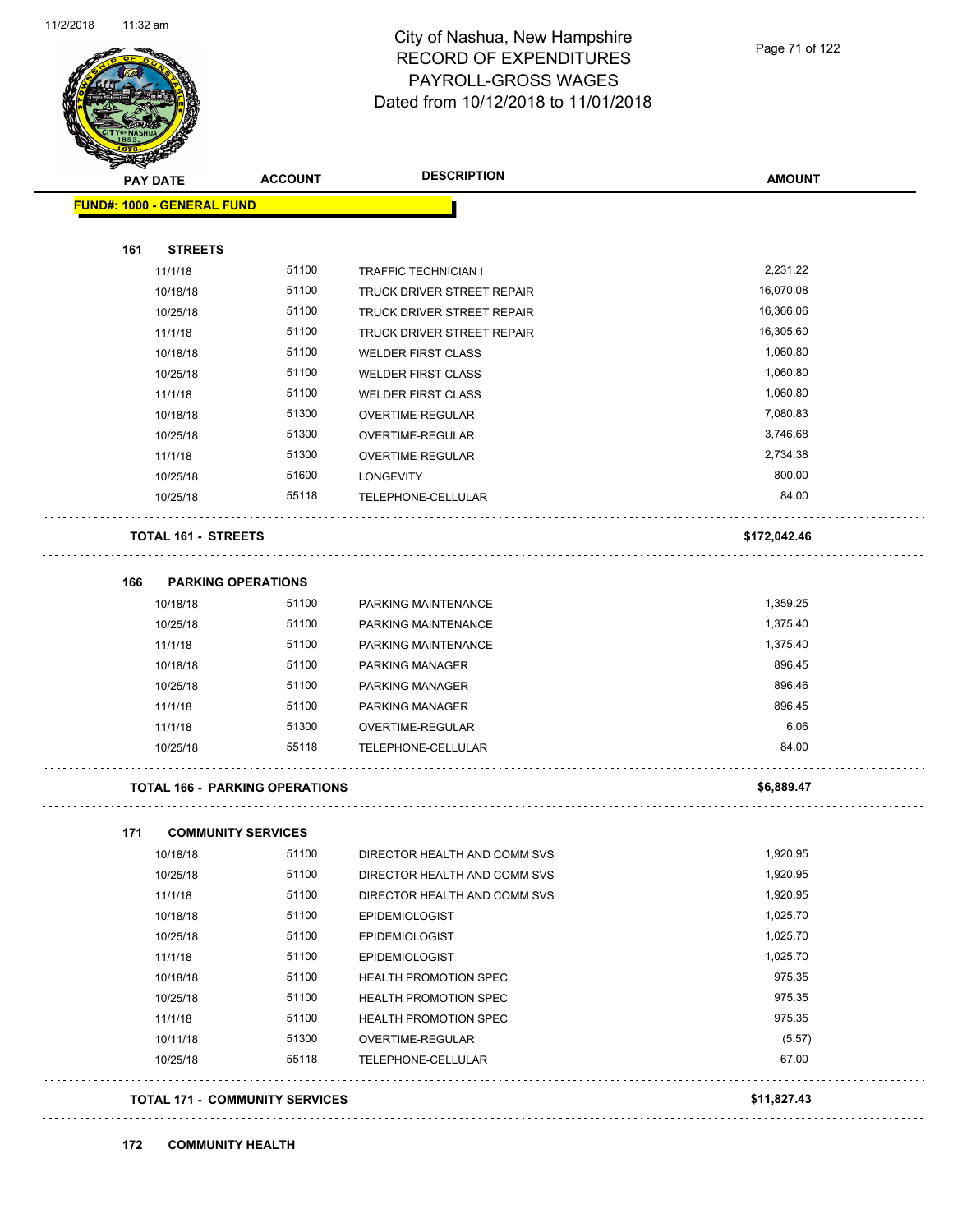# City of Nashua, New Hampshire
## RECORD OF EXPENDITURES
## PAYROLL-GROSS WAGES
## Dated from 10/12/2018 to 11/01/2018

| PAY DATE | ACCOUNT | DESCRIPTION | AMOUNT |
|---|---|---|---|
| **FUND#: 1000 - GENERAL FUND** | | | |
| **161 STREETS** | | | |
| 11/1/18 | 51100 | TRAFFIC TECHNICIAN I | 2,231.22 |
| 10/18/18 | 51100 | TRUCK DRIVER STREET REPAIR | 16,070.08 |
| 10/25/18 | 51100 | TRUCK DRIVER STREET REPAIR | 16,366.06 |
| 11/1/18 | 51100 | TRUCK DRIVER STREET REPAIR | 16,305.60 |
| 10/18/18 | 51100 | WELDER FIRST CLASS | 1,060.80 |
| 10/25/18 | 51100 | WELDER FIRST CLASS | 1,060.80 |
| 11/1/18 | 51100 | WELDER FIRST CLASS | 1,060.80 |
| 10/18/18 | 51300 | OVERTIME-REGULAR | 7,080.83 |
| 10/25/18 | 51300 | OVERTIME-REGULAR | 3,746.68 |
| 11/1/18 | 51300 | OVERTIME-REGULAR | 2,734.38 |
| 10/25/18 | 51600 | LONGEVITY | 800.00 |
| 10/25/18 | 55118 | TELEPHONE-CELLULAR | 84.00 |
| **TOTAL 161 - STREETS** | | | **$172,042.46** |
| **166 PARKING OPERATIONS** | | | |
| 10/18/18 | 51100 | PARKING MAINTENANCE | 1,359.25 |
| 10/25/18 | 51100 | PARKING MAINTENANCE | 1,375.40 |
| 11/1/18 | 51100 | PARKING MAINTENANCE | 1,375.40 |
| 10/18/18 | 51100 | PARKING MANAGER | 896.45 |
| 10/25/18 | 51100 | PARKING MANAGER | 896.46 |
| 11/1/18 | 51100 | PARKING MANAGER | 896.45 |
| 11/1/18 | 51300 | OVERTIME-REGULAR | 6.06 |
| 10/25/18 | 55118 | TELEPHONE-CELLULAR | 84.00 |
| **TOTAL 166 - PARKING OPERATIONS** | | | **$6,889.47** |
| **171 COMMUNITY SERVICES** | | | |
| 10/18/18 | 51100 | DIRECTOR HEALTH AND COMM SVS | 1,920.95 |
| 10/25/18 | 51100 | DIRECTOR HEALTH AND COMM SVS | 1,920.95 |
| 11/1/18 | 51100 | DIRECTOR HEALTH AND COMM SVS | 1,920.95 |
| 10/18/18 | 51100 | EPIDEMIOLOGIST | 1,025.70 |
| 10/25/18 | 51100 | EPIDEMIOLOGIST | 1,025.70 |
| 11/1/18 | 51100 | EPIDEMIOLOGIST | 1,025.70 |
| 10/18/18 | 51100 | HEALTH PROMOTION SPEC | 975.35 |
| 10/25/18 | 51100 | HEALTH PROMOTION SPEC | 975.35 |
| 11/1/18 | 51100 | HEALTH PROMOTION SPEC | 975.35 |
| 10/11/18 | 51300 | OVERTIME-REGULAR | (5.57) |
| 10/25/18 | 55118 | TELEPHONE-CELLULAR | 67.00 |
| **TOTAL 171 - COMMUNITY SERVICES** | | | **$11,827.43** |
| **172 COMMUNITY HEALTH** | | | |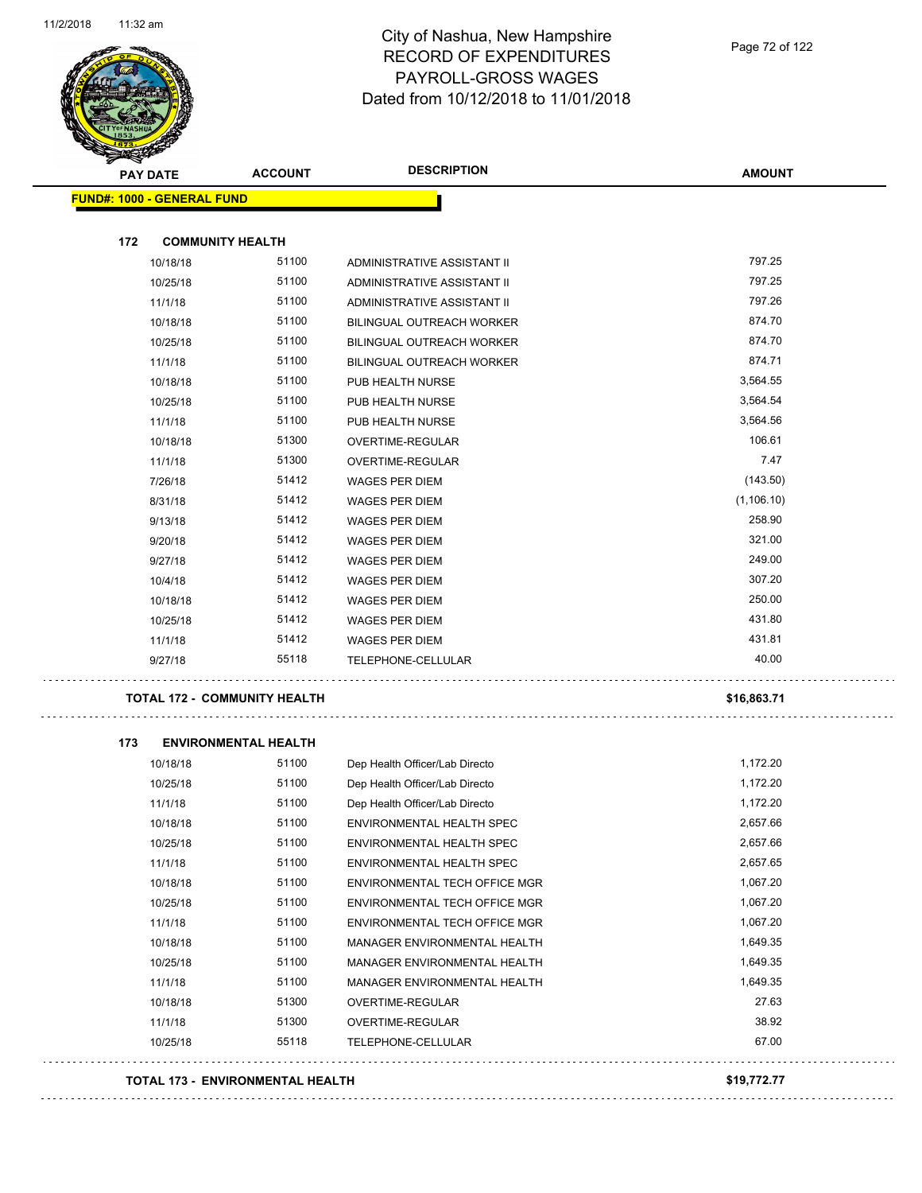# City of Nashua, New Hampshire
## RECORD OF EXPENDITURES
## PAYROLL-GROSS WAGES
## Dated from 10/12/2018 to 11/01/2018

| PAY DATE | ACCOUNT | DESCRIPTION | AMOUNT |
|---|---|---|---|

**FUND#: 1000 - GENERAL FUND**

**172 COMMUNITY HEALTH**

| PAY DATE | ACCOUNT | DESCRIPTION | AMOUNT |
|---|---|---|---|
| 10/18/18 | 51100 | ADMINISTRATIVE ASSISTANT II | 797.25 |
| 10/25/18 | 51100 | ADMINISTRATIVE ASSISTANT II | 797.25 |
| 11/1/18 | 51100 | ADMINISTRATIVE ASSISTANT II | 797.26 |
| 10/18/18 | 51100 | BILINGUAL OUTREACH WORKER | 874.70 |
| 10/25/18 | 51100 | BILINGUAL OUTREACH WORKER | 874.70 |
| 11/1/18 | 51100 | BILINGUAL OUTREACH WORKER | 874.71 |
| 10/18/18 | 51100 | PUB HEALTH NURSE | 3,564.55 |
| 10/25/18 | 51100 | PUB HEALTH NURSE | 3,564.54 |
| 11/1/18 | 51100 | PUB HEALTH NURSE | 3,564.56 |
| 10/18/18 | 51300 | OVERTIME-REGULAR | 106.61 |
| 11/1/18 | 51300 | OVERTIME-REGULAR | 7.47 |
| 7/26/18 | 51412 | WAGES PER DIEM | (143.50) |
| 8/31/18 | 51412 | WAGES PER DIEM | (1,106.10) |
| 9/13/18 | 51412 | WAGES PER DIEM | 258.90 |
| 9/20/18 | 51412 | WAGES PER DIEM | 321.00 |
| 9/27/18 | 51412 | WAGES PER DIEM | 249.00 |
| 10/4/18 | 51412 | WAGES PER DIEM | 307.20 |
| 10/18/18 | 51412 | WAGES PER DIEM | 250.00 |
| 10/25/18 | 51412 | WAGES PER DIEM | 431.80 |
| 11/1/18 | 51412 | WAGES PER DIEM | 431.81 |
| 9/27/18 | 55118 | TELEPHONE-CELLULAR | 40.00 |

**TOTAL 172 - COMMUNITY HEALTH** **$16,863.71**

**173 ENVIRONMENTAL HEALTH**

| PAY DATE | ACCOUNT | DESCRIPTION | AMOUNT |
|---|---|---|---|
| 10/18/18 | 51100 | Dep Health Officer/Lab Directo | 1,172.20 |
| 10/25/18 | 51100 | Dep Health Officer/Lab Directo | 1,172.20 |
| 11/1/18 | 51100 | Dep Health Officer/Lab Directo | 1,172.20 |
| 10/18/18 | 51100 | ENVIRONMENTAL HEALTH SPEC | 2,657.66 |
| 10/25/18 | 51100 | ENVIRONMENTAL HEALTH SPEC | 2,657.66 |
| 11/1/18 | 51100 | ENVIRONMENTAL HEALTH SPEC | 2,657.65 |
| 10/18/18 | 51100 | ENVIRONMENTAL TECH OFFICE MGR | 1,067.20 |
| 10/25/18 | 51100 | ENVIRONMENTAL TECH OFFICE MGR | 1,067.20 |
| 11/1/18 | 51100 | ENVIRONMENTAL TECH OFFICE MGR | 1,067.20 |
| 10/18/18 | 51100 | MANAGER ENVIRONMENTAL HEALTH | 1,649.35 |
| 10/25/18 | 51100 | MANAGER ENVIRONMENTAL HEALTH | 1,649.35 |
| 11/1/18 | 51100 | MANAGER ENVIRONMENTAL HEALTH | 1,649.35 |
| 10/18/18 | 51300 | OVERTIME-REGULAR | 27.63 |
| 11/1/18 | 51300 | OVERTIME-REGULAR | 38.92 |
| 10/25/18 | 55118 | TELEPHONE-CELLULAR | 67.00 |

**TOTAL 173 - ENVIRONMENTAL HEALTH** **$19,772.77**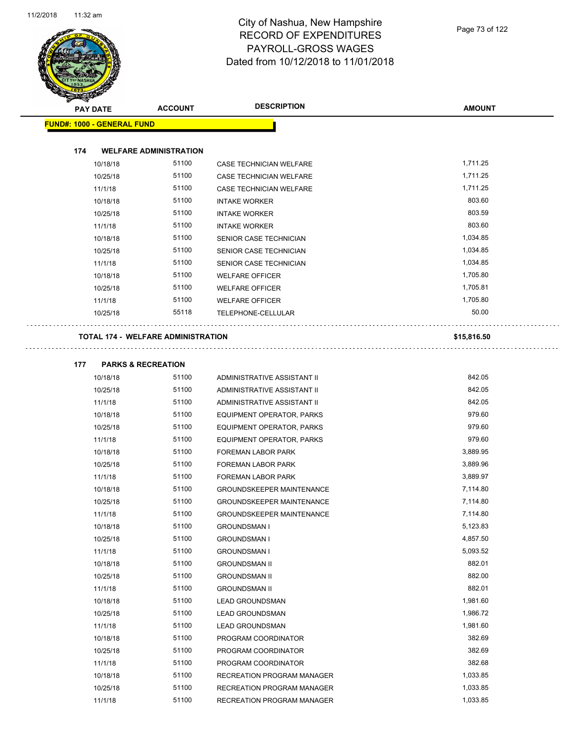# City of Nashua, New Hampshire
# RECORD OF EXPENDITURES
# PAYROLL-GROSS WAGES
# Dated from 10/12/2018 to 11/01/2018

| PAY DATE | ACCOUNT | DESCRIPTION | AMOUNT |
|---|---|---|---|
| **FUND#: 1000 - GENERAL FUND** | | | |
| **174 WELFARE ADMINISTRATION** | | | |
| 10/18/18 | 51100 | CASE TECHNICIAN WELFARE | 1,711.25 |
| 10/25/18 | 51100 | CASE TECHNICIAN WELFARE | 1,711.25 |
| 11/1/18 | 51100 | CASE TECHNICIAN WELFARE | 1,711.25 |
| 10/18/18 | 51100 | INTAKE WORKER | 803.60 |
| 10/25/18 | 51100 | INTAKE WORKER | 803.59 |
| 11/1/18 | 51100 | INTAKE WORKER | 803.60 |
| 10/18/18 | 51100 | SENIOR CASE TECHNICIAN | 1,034.85 |
| 10/25/18 | 51100 | SENIOR CASE TECHNICIAN | 1,034.85 |
| 11/1/18 | 51100 | SENIOR CASE TECHNICIAN | 1,034.85 |
| 10/18/18 | 51100 | WELFARE OFFICER | 1,705.80 |
| 10/25/18 | 51100 | WELFARE OFFICER | 1,705.81 |
| 11/1/18 | 51100 | WELFARE OFFICER | 1,705.80 |
| 10/25/18 | 55118 | TELEPHONE-CELLULAR | 50.00 |
| **TOTAL 174 - WELFARE ADMINISTRATION** | | | **$15,816.50** |
| **177 PARKS & RECREATION** | | | |
| 10/18/18 | 51100 | ADMINISTRATIVE ASSISTANT II | 842.05 |
| 10/25/18 | 51100 | ADMINISTRATIVE ASSISTANT II | 842.05 |
| 11/1/18 | 51100 | ADMINISTRATIVE ASSISTANT II | 842.05 |
| 10/18/18 | 51100 | EQUIPMENT OPERATOR, PARKS | 979.60 |
| 10/25/18 | 51100 | EQUIPMENT OPERATOR, PARKS | 979.60 |
| 11/1/18 | 51100 | EQUIPMENT OPERATOR, PARKS | 979.60 |
| 10/18/18 | 51100 | FOREMAN LABOR PARK | 3,889.95 |
| 10/25/18 | 51100 | FOREMAN LABOR PARK | 3,889.96 |
| 11/1/18 | 51100 | FOREMAN LABOR PARK | 3,889.97 |
| 10/18/18 | 51100 | GROUNDSKEEPER MAINTENANCE | 7,114.80 |
| 10/25/18 | 51100 | GROUNDSKEEPER MAINTENANCE | 7,114.80 |
| 11/1/18 | 51100 | GROUNDSKEEPER MAINTENANCE | 7,114.80 |
| 10/18/18 | 51100 | GROUNDSMAN I | 5,123.83 |
| 10/25/18 | 51100 | GROUNDSMAN I | 4,857.50 |
| 11/1/18 | 51100 | GROUNDSMAN I | 5,093.52 |
| 10/18/18 | 51100 | GROUNDSMAN II | 882.01 |
| 10/25/18 | 51100 | GROUNDSMAN II | 882.00 |
| 11/1/18 | 51100 | GROUNDSMAN II | 882.01 |
| 10/18/18 | 51100 | LEAD GROUNDSMAN | 1,981.60 |
| 10/25/18 | 51100 | LEAD GROUNDSMAN | 1,986.72 |
| 11/1/18 | 51100 | LEAD GROUNDSMAN | 1,981.60 |
| 10/18/18 | 51100 | PROGRAM COORDINATOR | 382.69 |
| 10/25/18 | 51100 | PROGRAM COORDINATOR | 382.69 |
| 11/1/18 | 51100 | PROGRAM COORDINATOR | 382.68 |
| 10/18/18 | 51100 | RECREATION PROGRAM MANAGER | 1,033.85 |
| 10/25/18 | 51100 | RECREATION PROGRAM MANAGER | 1,033.85 |
| 11/1/18 | 51100 | RECREATION PROGRAM MANAGER | 1,033.85 |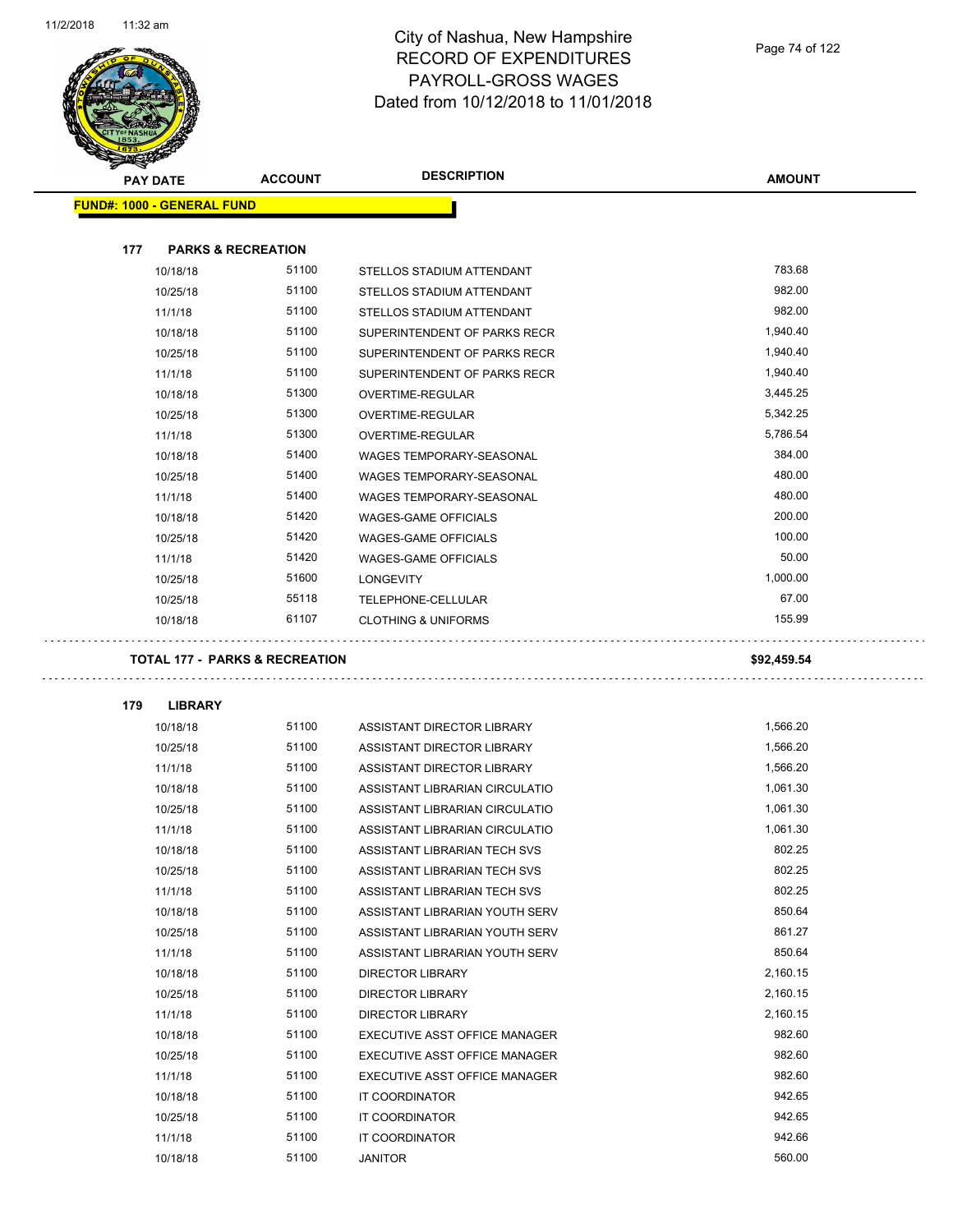# City of Nashua, New Hampshire
## RECORD OF EXPENDITURES
## PAYROLL-GROSS WAGES
## Dated from 10/12/2018 to 11/01/2018

**FUND#: 1000 - GENERAL FUND**

### 177 PARKS & RECREATION

| PAY DATE | ACCOUNT | DESCRIPTION | AMOUNT |
|---|---|---|---|
| 10/18/18 | 51100 | STELLOS STADIUM ATTENDANT | 783.68 |
| 10/25/18 | 51100 | STELLOS STADIUM ATTENDANT | 982.00 |
| 11/1/18 | 51100 | STELLOS STADIUM ATTENDANT | 982.00 |
| 10/18/18 | 51100 | SUPERINTENDENT OF PARKS RECR | 1,940.40 |
| 10/25/18 | 51100 | SUPERINTENDENT OF PARKS RECR | 1,940.40 |
| 11/1/18 | 51100 | SUPERINTENDENT OF PARKS RECR | 1,940.40 |
| 10/18/18 | 51300 | OVERTIME-REGULAR | 3,445.25 |
| 10/25/18 | 51300 | OVERTIME-REGULAR | 5,342.25 |
| 11/1/18 | 51300 | OVERTIME-REGULAR | 5,786.54 |
| 10/18/18 | 51400 | WAGES TEMPORARY-SEASONAL | 384.00 |
| 10/25/18 | 51400 | WAGES TEMPORARY-SEASONAL | 480.00 |
| 11/1/18 | 51400 | WAGES TEMPORARY-SEASONAL | 480.00 |
| 10/18/18 | 51420 | WAGES-GAME OFFICIALS | 200.00 |
| 10/25/18 | 51420 | WAGES-GAME OFFICIALS | 100.00 |
| 11/1/18 | 51420 | WAGES-GAME OFFICIALS | 50.00 |
| 10/25/18 | 51600 | LONGEVITY | 1,000.00 |
| 10/25/18 | 55118 | TELEPHONE-CELLULAR | 67.00 |
| 10/18/18 | 61107 | CLOTHING & UNIFORMS | 155.99 |

**TOTAL 177 - PARKS & RECREATION** **$92,459.54**

### 179 LIBRARY

| PAY DATE | ACCOUNT | DESCRIPTION | AMOUNT |
|---|---|---|---|
| 10/18/18 | 51100 | ASSISTANT DIRECTOR LIBRARY | 1,566.20 |
| 10/25/18 | 51100 | ASSISTANT DIRECTOR LIBRARY | 1,566.20 |
| 11/1/18 | 51100 | ASSISTANT DIRECTOR LIBRARY | 1,566.20 |
| 10/18/18 | 51100 | ASSISTANT LIBRARIAN CIRCULATIO | 1,061.30 |
| 10/25/18 | 51100 | ASSISTANT LIBRARIAN CIRCULATIO | 1,061.30 |
| 11/1/18 | 51100 | ASSISTANT LIBRARIAN CIRCULATIO | 1,061.30 |
| 10/18/18 | 51100 | ASSISTANT LIBRARIAN TECH SVS | 802.25 |
| 10/25/18 | 51100 | ASSISTANT LIBRARIAN TECH SVS | 802.25 |
| 11/1/18 | 51100 | ASSISTANT LIBRARIAN TECH SVS | 802.25 |
| 10/18/18 | 51100 | ASSISTANT LIBRARIAN YOUTH SERV | 850.64 |
| 10/25/18 | 51100 | ASSISTANT LIBRARIAN YOUTH SERV | 861.27 |
| 11/1/18 | 51100 | ASSISTANT LIBRARIAN YOUTH SERV | 850.64 |
| 10/18/18 | 51100 | DIRECTOR LIBRARY | 2,160.15 |
| 10/25/18 | 51100 | DIRECTOR LIBRARY | 2,160.15 |
| 11/1/18 | 51100 | DIRECTOR LIBRARY | 2,160.15 |
| 10/18/18 | 51100 | EXECUTIVE ASST OFFICE MANAGER | 982.60 |
| 10/25/18 | 51100 | EXECUTIVE ASST OFFICE MANAGER | 982.60 |
| 11/1/18 | 51100 | EXECUTIVE ASST OFFICE MANAGER | 982.60 |
| 10/18/18 | 51100 | IT COORDINATOR | 942.65 |
| 10/25/18 | 51100 | IT COORDINATOR | 942.65 |
| 11/1/18 | 51100 | IT COORDINATOR | 942.66 |
| 10/18/18 | 51100 | JANITOR | 560.00 |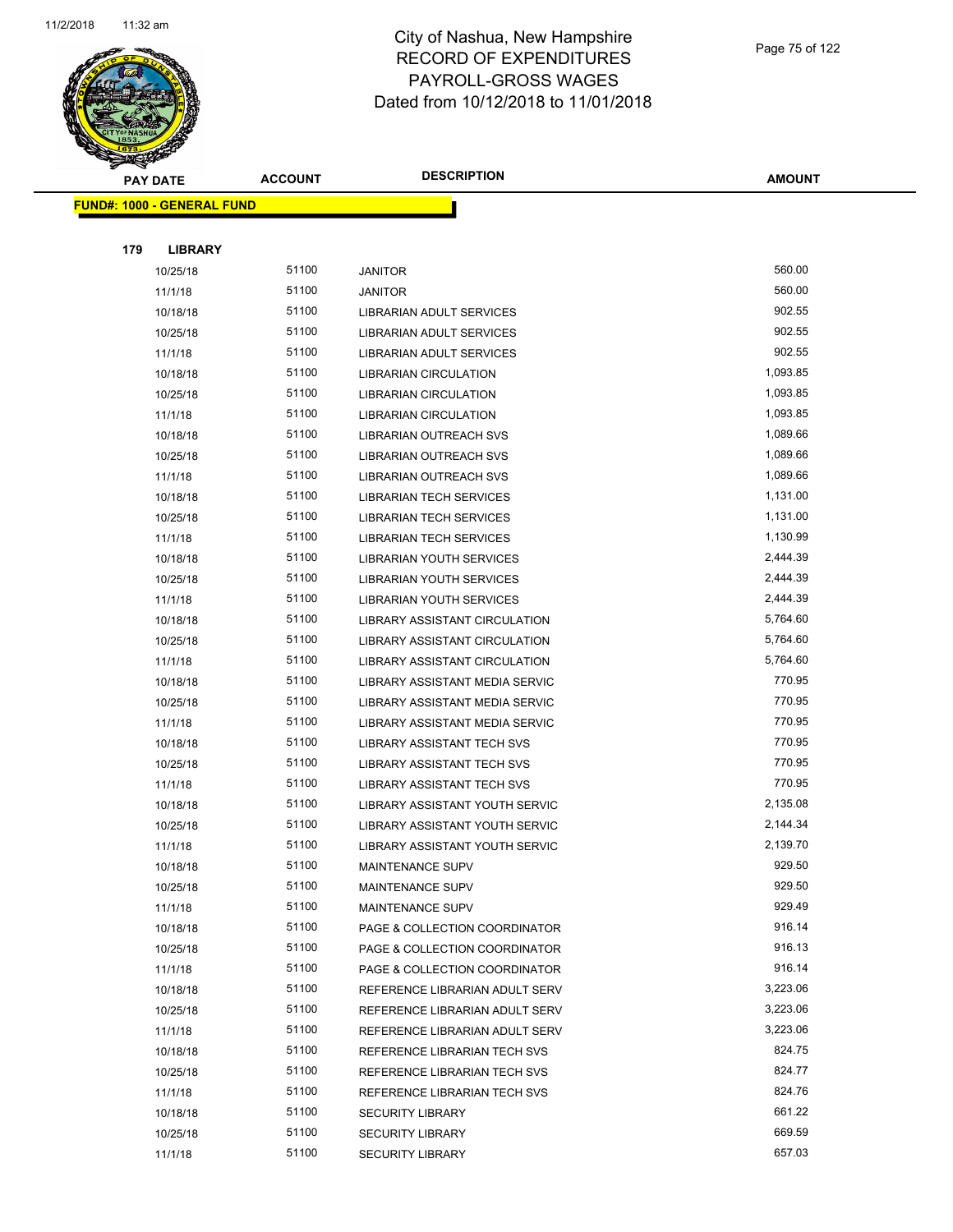# City of Nashua, New Hampshire
# RECORD OF EXPENDITURES
# PAYROLL-GROSS WAGES
# Dated from 10/12/2018 to 11/01/2018

**FUND#: 1000 - GENERAL FUND**

**179 LIBRARY**

| PAY DATE | ACCOUNT | DESCRIPTION | AMOUNT |
|---|---|---|---|
| 10/25/18 | 51100 | JANITOR | 560.00 |
| 11/1/18 | 51100 | JANITOR | 560.00 |
| 10/18/18 | 51100 | LIBRARIAN ADULT SERVICES | 902.55 |
| 10/25/18 | 51100 | LIBRARIAN ADULT SERVICES | 902.55 |
| 11/1/18 | 51100 | LIBRARIAN ADULT SERVICES | 902.55 |
| 10/18/18 | 51100 | LIBRARIAN CIRCULATION | 1,093.85 |
| 10/25/18 | 51100 | LIBRARIAN CIRCULATION | 1,093.85 |
| 11/1/18 | 51100 | LIBRARIAN CIRCULATION | 1,093.85 |
| 10/18/18 | 51100 | LIBRARIAN OUTREACH SVS | 1,089.66 |
| 10/25/18 | 51100 | LIBRARIAN OUTREACH SVS | 1,089.66 |
| 11/1/18 | 51100 | LIBRARIAN OUTREACH SVS | 1,089.66 |
| 10/18/18 | 51100 | LIBRARIAN TECH SERVICES | 1,131.00 |
| 10/25/18 | 51100 | LIBRARIAN TECH SERVICES | 1,131.00 |
| 11/1/18 | 51100 | LIBRARIAN TECH SERVICES | 1,130.99 |
| 10/18/18 | 51100 | LIBRARIAN YOUTH SERVICES | 2,444.39 |
| 10/25/18 | 51100 | LIBRARIAN YOUTH SERVICES | 2,444.39 |
| 11/1/18 | 51100 | LIBRARIAN YOUTH SERVICES | 2,444.39 |
| 10/18/18 | 51100 | LIBRARY ASSISTANT CIRCULATION | 5,764.60 |
| 10/25/18 | 51100 | LIBRARY ASSISTANT CIRCULATION | 5,764.60 |
| 11/1/18 | 51100 | LIBRARY ASSISTANT CIRCULATION | 5,764.60 |
| 10/18/18 | 51100 | LIBRARY ASSISTANT MEDIA SERVIC | 770.95 |
| 10/25/18 | 51100 | LIBRARY ASSISTANT MEDIA SERVIC | 770.95 |
| 11/1/18 | 51100 | LIBRARY ASSISTANT MEDIA SERVIC | 770.95 |
| 10/18/18 | 51100 | LIBRARY ASSISTANT TECH SVS | 770.95 |
| 10/25/18 | 51100 | LIBRARY ASSISTANT TECH SVS | 770.95 |
| 11/1/18 | 51100 | LIBRARY ASSISTANT TECH SVS | 770.95 |
| 10/18/18 | 51100 | LIBRARY ASSISTANT YOUTH SERVIC | 2,135.08 |
| 10/25/18 | 51100 | LIBRARY ASSISTANT YOUTH SERVIC | 2,144.34 |
| 11/1/18 | 51100 | LIBRARY ASSISTANT YOUTH SERVIC | 2,139.70 |
| 10/18/18 | 51100 | MAINTENANCE SUPV | 929.50 |
| 10/25/18 | 51100 | MAINTENANCE SUPV | 929.50 |
| 11/1/18 | 51100 | MAINTENANCE SUPV | 929.49 |
| 10/18/18 | 51100 | PAGE & COLLECTION COORDINATOR | 916.14 |
| 10/25/18 | 51100 | PAGE & COLLECTION COORDINATOR | 916.13 |
| 11/1/18 | 51100 | PAGE & COLLECTION COORDINATOR | 916.14 |
| 10/18/18 | 51100 | REFERENCE LIBRARIAN ADULT SERV | 3,223.06 |
| 10/25/18 | 51100 | REFERENCE LIBRARIAN ADULT SERV | 3,223.06 |
| 11/1/18 | 51100 | REFERENCE LIBRARIAN ADULT SERV | 3,223.06 |
| 10/18/18 | 51100 | REFERENCE LIBRARIAN TECH SVS | 824.75 |
| 10/25/18 | 51100 | REFERENCE LIBRARIAN TECH SVS | 824.77 |
| 11/1/18 | 51100 | REFERENCE LIBRARIAN TECH SVS | 824.76 |
| 10/18/18 | 51100 | SECURITY LIBRARY | 661.22 |
| 10/25/18 | 51100 | SECURITY LIBRARY | 669.59 |
| 11/1/18 | 51100 | SECURITY LIBRARY | 657.03 |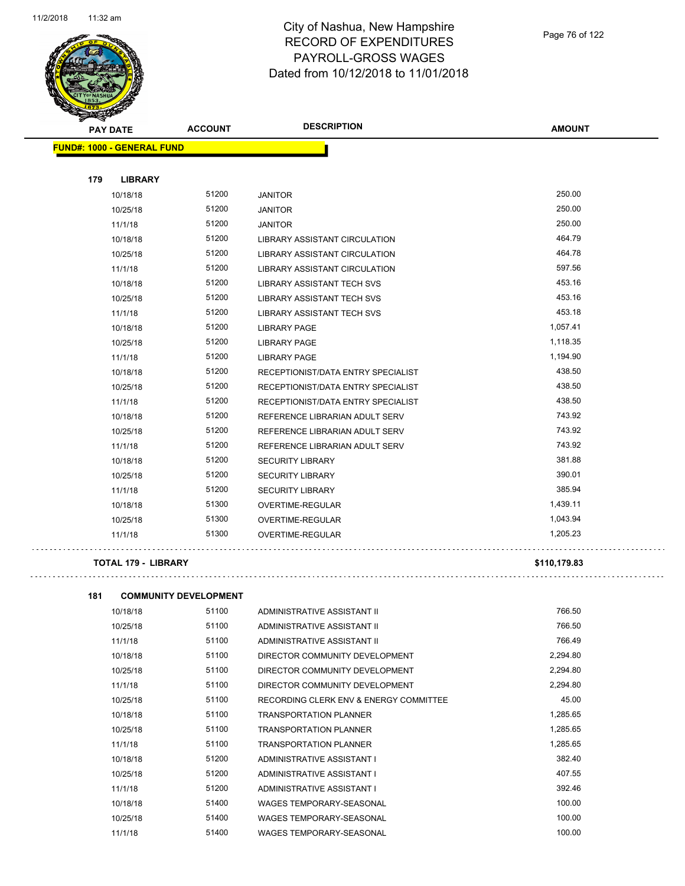# City of Nashua, New Hampshire
# RECORD OF EXPENDITURES
# PAYROLL-GROSS WAGES
# Dated from 10/12/2018 to 11/01/2018

| PAY DATE | ACCOUNT | DESCRIPTION | AMOUNT |
|---|---|---|---|
| **FUND#: 1000 - GENERAL FUND** | | | |
| **179 LIBRARY** | | | |
| 10/18/18 | 51200 | JANITOR | 250.00 |
| 10/25/18 | 51200 | JANITOR | 250.00 |
| 11/1/18 | 51200 | JANITOR | 250.00 |
| 10/18/18 | 51200 | LIBRARY ASSISTANT CIRCULATION | 464.79 |
| 10/25/18 | 51200 | LIBRARY ASSISTANT CIRCULATION | 464.78 |
| 11/1/18 | 51200 | LIBRARY ASSISTANT CIRCULATION | 597.56 |
| 10/18/18 | 51200 | LIBRARY ASSISTANT TECH SVS | 453.16 |
| 10/25/18 | 51200 | LIBRARY ASSISTANT TECH SVS | 453.16 |
| 11/1/18 | 51200 | LIBRARY ASSISTANT TECH SVS | 453.18 |
| 10/18/18 | 51200 | LIBRARY PAGE | 1,057.41 |
| 10/25/18 | 51200 | LIBRARY PAGE | 1,118.35 |
| 11/1/18 | 51200 | LIBRARY PAGE | 1,194.90 |
| 10/18/18 | 51200 | RECEPTIONIST/DATA ENTRY SPECIALIST | 438.50 |
| 10/25/18 | 51200 | RECEPTIONIST/DATA ENTRY SPECIALIST | 438.50 |
| 11/1/18 | 51200 | RECEPTIONIST/DATA ENTRY SPECIALIST | 438.50 |
| 10/18/18 | 51200 | REFERENCE LIBRARIAN ADULT SERV | 743.92 |
| 10/25/18 | 51200 | REFERENCE LIBRARIAN ADULT SERV | 743.92 |
| 11/1/18 | 51200 | REFERENCE LIBRARIAN ADULT SERV | 743.92 |
| 10/18/18 | 51200 | SECURITY LIBRARY | 381.88 |
| 10/25/18 | 51200 | SECURITY LIBRARY | 390.01 |
| 11/1/18 | 51200 | SECURITY LIBRARY | 385.94 |
| 10/18/18 | 51300 | OVERTIME-REGULAR | 1,439.11 |
| 10/25/18 | 51300 | OVERTIME-REGULAR | 1,043.94 |
| 11/1/18 | 51300 | OVERTIME-REGULAR | 1,205.23 |
| **TOTAL 179 - LIBRARY** | | | **$110,179.83** |
| **181 COMMUNITY DEVELOPMENT** | | | |
| 10/18/18 | 51100 | ADMINISTRATIVE ASSISTANT II | 766.50 |
| 10/25/18 | 51100 | ADMINISTRATIVE ASSISTANT II | 766.50 |
| 11/1/18 | 51100 | ADMINISTRATIVE ASSISTANT II | 766.49 |
| 10/18/18 | 51100 | DIRECTOR COMMUNITY DEVELOPMENT | 2,294.80 |
| 10/25/18 | 51100 | DIRECTOR COMMUNITY DEVELOPMENT | 2,294.80 |
| 11/1/18 | 51100 | DIRECTOR COMMUNITY DEVELOPMENT | 2,294.80 |
| 10/25/18 | 51100 | RECORDING CLERK ENV & ENERGY COMMITTEE | 45.00 |
| 10/18/18 | 51100 | TRANSPORTATION PLANNER | 1,285.65 |
| 10/25/18 | 51100 | TRANSPORTATION PLANNER | 1,285.65 |
| 11/1/18 | 51100 | TRANSPORTATION PLANNER | 1,285.65 |
| 10/18/18 | 51200 | ADMINISTRATIVE ASSISTANT I | 382.40 |
| 10/25/18 | 51200 | ADMINISTRATIVE ASSISTANT I | 407.55 |
| 11/1/18 | 51200 | ADMINISTRATIVE ASSISTANT I | 392.46 |
| 10/18/18 | 51400 | WAGES TEMPORARY-SEASONAL | 100.00 |
| 10/25/18 | 51400 | WAGES TEMPORARY-SEASONAL | 100.00 |
| 11/1/18 | 51400 | WAGES TEMPORARY-SEASONAL | 100.00 |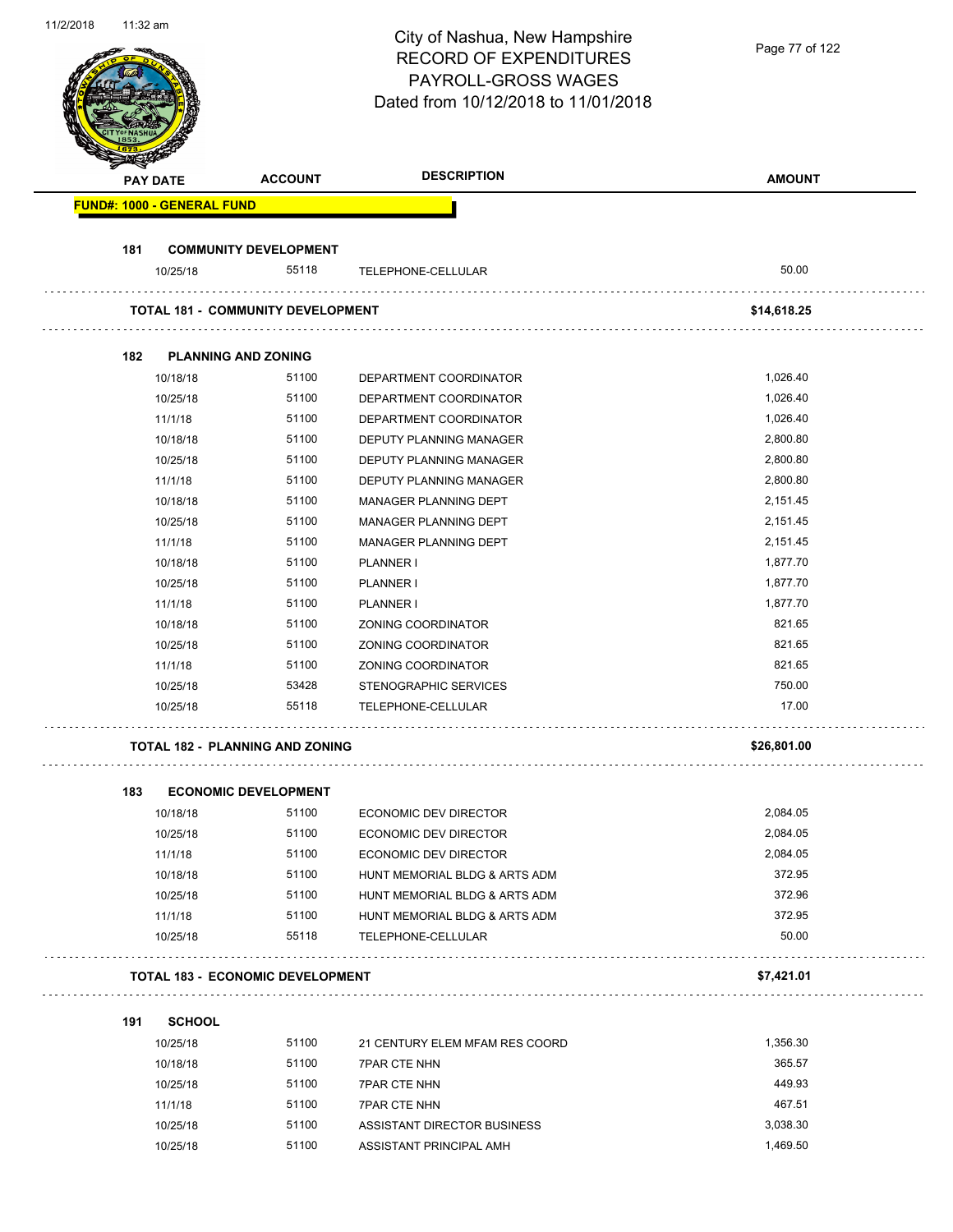# City of Nashua, New Hampshire
## RECORD OF EXPENDITURES
## PAYROLL-GROSS WAGES
## Dated from 10/12/2018 to 11/01/2018

| PAY DATE | ACCOUNT | DESCRIPTION | AMOUNT |
|---|---|---|---|
| **FUND#: 1000 - GENERAL FUND** | | | |
| **181 COMMUNITY DEVELOPMENT** | | | |
| 10/25/18 | 55118 | TELEPHONE-CELLULAR | 50.00 |
| **TOTAL 181 - COMMUNITY DEVELOPMENT** | | | **$14,618.25** |
| **182 PLANNING AND ZONING** | | | |
| 10/18/18 | 51100 | DEPARTMENT COORDINATOR | 1,026.40 |
| 10/25/18 | 51100 | DEPARTMENT COORDINATOR | 1,026.40 |
| 11/1/18 | 51100 | DEPARTMENT COORDINATOR | 1,026.40 |
| 10/18/18 | 51100 | DEPUTY PLANNING MANAGER | 2,800.80 |
| 10/25/18 | 51100 | DEPUTY PLANNING MANAGER | 2,800.80 |
| 11/1/18 | 51100 | DEPUTY PLANNING MANAGER | 2,800.80 |
| 10/18/18 | 51100 | MANAGER PLANNING DEPT | 2,151.45 |
| 10/25/18 | 51100 | MANAGER PLANNING DEPT | 2,151.45 |
| 11/1/18 | 51100 | MANAGER PLANNING DEPT | 2,151.45 |
| 10/18/18 | 51100 | PLANNER I | 1,877.70 |
| 10/25/18 | 51100 | PLANNER I | 1,877.70 |
| 11/1/18 | 51100 | PLANNER I | 1,877.70 |
| 10/18/18 | 51100 | ZONING COORDINATOR | 821.65 |
| 10/25/18 | 51100 | ZONING COORDINATOR | 821.65 |
| 11/1/18 | 51100 | ZONING COORDINATOR | 821.65 |
| 10/25/18 | 53428 | STENOGRAPHIC SERVICES | 750.00 |
| 10/25/18 | 55118 | TELEPHONE-CELLULAR | 17.00 |
| **TOTAL 182 - PLANNING AND ZONING** | | | **$26,801.00** |
| **183 ECONOMIC DEVELOPMENT** | | | |
| 10/18/18 | 51100 | ECONOMIC DEV DIRECTOR | 2,084.05 |
| 10/25/18 | 51100 | ECONOMIC DEV DIRECTOR | 2,084.05 |
| 11/1/18 | 51100 | ECONOMIC DEV DIRECTOR | 2,084.05 |
| 10/18/18 | 51100 | HUNT MEMORIAL BLDG & ARTS ADM | 372.95 |
| 10/25/18 | 51100 | HUNT MEMORIAL BLDG & ARTS ADM | 372.96 |
| 11/1/18 | 51100 | HUNT MEMORIAL BLDG & ARTS ADM | 372.95 |
| 10/25/18 | 55118 | TELEPHONE-CELLULAR | 50.00 |
| **TOTAL 183 - ECONOMIC DEVELOPMENT** | | | **$7,421.01** |
| **191 SCHOOL** | | | |
| 10/25/18 | 51100 | 21 CENTURY ELEM MFAM RES COORD | 1,356.30 |
| 10/18/18 | 51100 | 7PAR CTE NHN | 365.57 |
| 10/25/18 | 51100 | 7PAR CTE NHN | 449.93 |
| 11/1/18 | 51100 | 7PAR CTE NHN | 467.51 |
| 10/25/18 | 51100 | ASSISTANT DIRECTOR BUSINESS | 3,038.30 |
| 10/25/18 | 51100 | ASSISTANT PRINCIPAL AMH | 1,469.50 |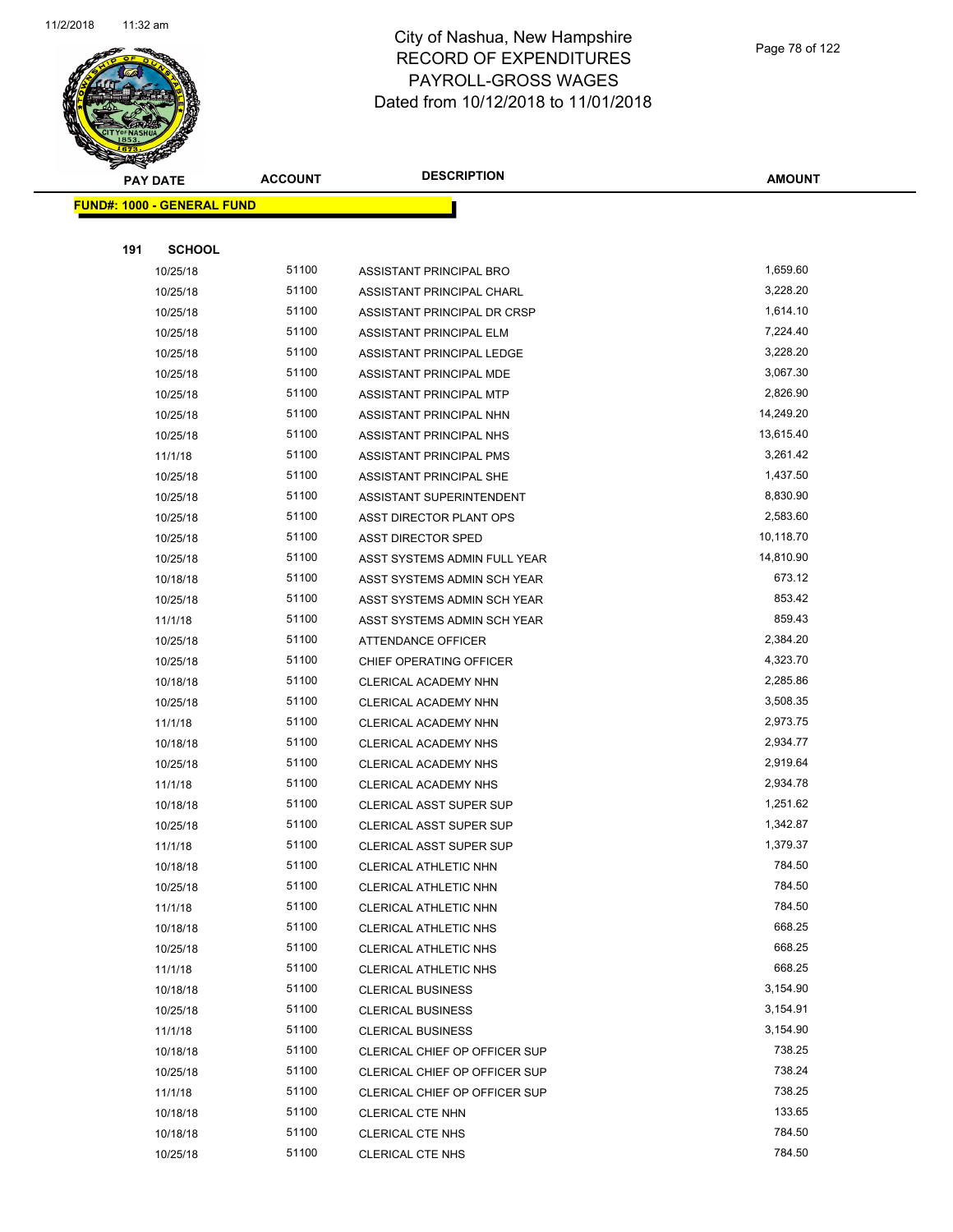# City of Nashua, New Hampshire
## RECORD OF EXPENDITURES
## PAYROLL-GROSS WAGES
## Dated from 10/12/2018 to 11/01/2018

**FUND#: 1000 - GENERAL FUND**

**191 SCHOOL**

| PAY DATE | ACCOUNT | DESCRIPTION | AMOUNT |
|---|---|---|---|
| 10/25/18 | 51100 | ASSISTANT PRINCIPAL BRO | 1,659.60 |
| 10/25/18 | 51100 | ASSISTANT PRINCIPAL CHARL | 3,228.20 |
| 10/25/18 | 51100 | ASSISTANT PRINCIPAL DR CRSP | 1,614.10 |
| 10/25/18 | 51100 | ASSISTANT PRINCIPAL ELM | 7,224.40 |
| 10/25/18 | 51100 | ASSISTANT PRINCIPAL LEDGE | 3,228.20 |
| 10/25/18 | 51100 | ASSISTANT PRINCIPAL MDE | 3,067.30 |
| 10/25/18 | 51100 | ASSISTANT PRINCIPAL MTP | 2,826.90 |
| 10/25/18 | 51100 | ASSISTANT PRINCIPAL NHN | 14,249.20 |
| 10/25/18 | 51100 | ASSISTANT PRINCIPAL NHS | 13,615.40 |
| 11/1/18 | 51100 | ASSISTANT PRINCIPAL PMS | 3,261.42 |
| 10/25/18 | 51100 | ASSISTANT PRINCIPAL SHE | 1,437.50 |
| 10/25/18 | 51100 | ASSISTANT SUPERINTENDENT | 8,830.90 |
| 10/25/18 | 51100 | ASST DIRECTOR PLANT OPS | 2,583.60 |
| 10/25/18 | 51100 | ASST DIRECTOR SPED | 10,118.70 |
| 10/25/18 | 51100 | ASST SYSTEMS ADMIN FULL YEAR | 14,810.90 |
| 10/18/18 | 51100 | ASST SYSTEMS ADMIN SCH YEAR | 673.12 |
| 10/25/18 | 51100 | ASST SYSTEMS ADMIN SCH YEAR | 853.42 |
| 11/1/18 | 51100 | ASST SYSTEMS ADMIN SCH YEAR | 859.43 |
| 10/25/18 | 51100 | ATTENDANCE OFFICER | 2,384.20 |
| 10/25/18 | 51100 | CHIEF OPERATING OFFICER | 4,323.70 |
| 10/18/18 | 51100 | CLERICAL ACADEMY NHN | 2,285.86 |
| 10/25/18 | 51100 | CLERICAL ACADEMY NHN | 3,508.35 |
| 11/1/18 | 51100 | CLERICAL ACADEMY NHN | 2,973.75 |
| 10/18/18 | 51100 | CLERICAL ACADEMY NHS | 2,934.77 |
| 10/25/18 | 51100 | CLERICAL ACADEMY NHS | 2,919.64 |
| 11/1/18 | 51100 | CLERICAL ACADEMY NHS | 2,934.78 |
| 10/18/18 | 51100 | CLERICAL ASST SUPER SUP | 1,251.62 |
| 10/25/18 | 51100 | CLERICAL ASST SUPER SUP | 1,342.87 |
| 11/1/18 | 51100 | CLERICAL ASST SUPER SUP | 1,379.37 |
| 10/18/18 | 51100 | CLERICAL ATHLETIC NHN | 784.50 |
| 10/25/18 | 51100 | CLERICAL ATHLETIC NHN | 784.50 |
| 11/1/18 | 51100 | CLERICAL ATHLETIC NHN | 784.50 |
| 10/18/18 | 51100 | CLERICAL ATHLETIC NHS | 668.25 |
| 10/25/18 | 51100 | CLERICAL ATHLETIC NHS | 668.25 |
| 11/1/18 | 51100 | CLERICAL ATHLETIC NHS | 668.25 |
| 10/18/18 | 51100 | CLERICAL BUSINESS | 3,154.90 |
| 10/25/18 | 51100 | CLERICAL BUSINESS | 3,154.91 |
| 11/1/18 | 51100 | CLERICAL BUSINESS | 3,154.90 |
| 10/18/18 | 51100 | CLERICAL CHIEF OP OFFICER SUP | 738.25 |
| 10/25/18 | 51100 | CLERICAL CHIEF OP OFFICER SUP | 738.24 |
| 11/1/18 | 51100 | CLERICAL CHIEF OP OFFICER SUP | 738.25 |
| 10/18/18 | 51100 | CLERICAL CTE NHN | 133.65 |
| 10/18/18 | 51100 | CLERICAL CTE NHS | 784.50 |
| 10/25/18 | 51100 | CLERICAL CTE NHS | 784.50 |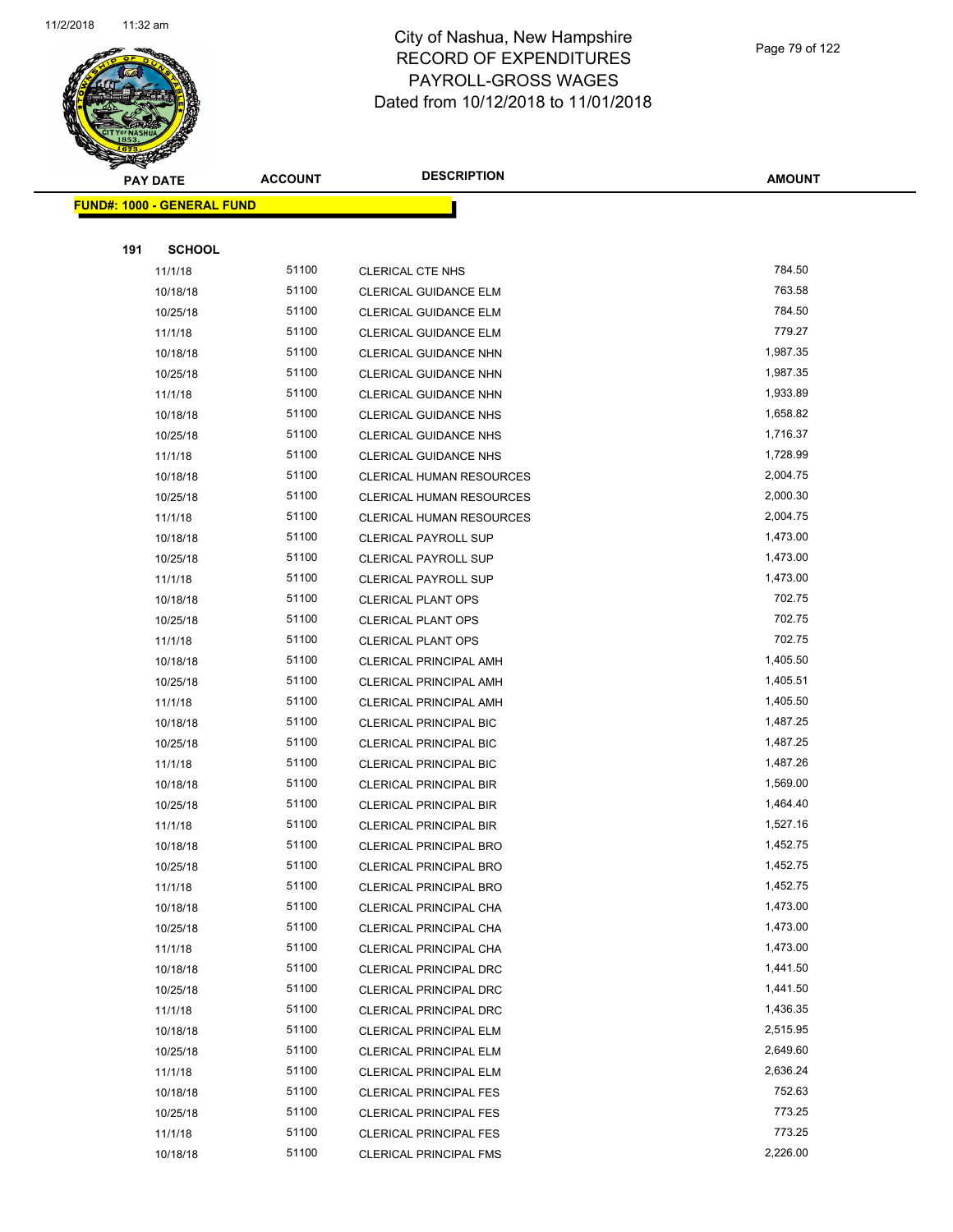# City of Nashua, New Hampshire
# RECORD OF EXPENDITURES
# PAYROLL-GROSS WAGES
# Dated from 10/12/2018 to 11/01/2018

| PAY DATE | ACCOUNT | DESCRIPTION | AMOUNT |
|---|---|---|---|

**FUND#: 1000 - GENERAL FUND**

**191 SCHOOL**

| PAY DATE | ACCOUNT | DESCRIPTION | AMOUNT |
|---|---|---|---|
| 11/1/18 | 51100 | CLERICAL CTE NHS | 784.50 |
| 10/18/18 | 51100 | CLERICAL GUIDANCE ELM | 763.58 |
| 10/25/18 | 51100 | CLERICAL GUIDANCE ELM | 784.50 |
| 11/1/18 | 51100 | CLERICAL GUIDANCE ELM | 779.27 |
| 10/18/18 | 51100 | CLERICAL GUIDANCE NHN | 1,987.35 |
| 10/25/18 | 51100 | CLERICAL GUIDANCE NHN | 1,987.35 |
| 11/1/18 | 51100 | CLERICAL GUIDANCE NHN | 1,933.89 |
| 10/18/18 | 51100 | CLERICAL GUIDANCE NHS | 1,658.82 |
| 10/25/18 | 51100 | CLERICAL GUIDANCE NHS | 1,716.37 |
| 11/1/18 | 51100 | CLERICAL GUIDANCE NHS | 1,728.99 |
| 10/18/18 | 51100 | CLERICAL HUMAN RESOURCES | 2,004.75 |
| 10/25/18 | 51100 | CLERICAL HUMAN RESOURCES | 2,000.30 |
| 11/1/18 | 51100 | CLERICAL HUMAN RESOURCES | 2,004.75 |
| 10/18/18 | 51100 | CLERICAL PAYROLL SUP | 1,473.00 |
| 10/25/18 | 51100 | CLERICAL PAYROLL SUP | 1,473.00 |
| 11/1/18 | 51100 | CLERICAL PAYROLL SUP | 1,473.00 |
| 10/18/18 | 51100 | CLERICAL PLANT OPS | 702.75 |
| 10/25/18 | 51100 | CLERICAL PLANT OPS | 702.75 |
| 11/1/18 | 51100 | CLERICAL PLANT OPS | 702.75 |
| 10/18/18 | 51100 | CLERICAL PRINCIPAL AMH | 1,405.50 |
| 10/25/18 | 51100 | CLERICAL PRINCIPAL AMH | 1,405.51 |
| 11/1/18 | 51100 | CLERICAL PRINCIPAL AMH | 1,405.50 |
| 10/18/18 | 51100 | CLERICAL PRINCIPAL BIC | 1,487.25 |
| 10/25/18 | 51100 | CLERICAL PRINCIPAL BIC | 1,487.25 |
| 11/1/18 | 51100 | CLERICAL PRINCIPAL BIC | 1,487.26 |
| 10/18/18 | 51100 | CLERICAL PRINCIPAL BIR | 1,569.00 |
| 10/25/18 | 51100 | CLERICAL PRINCIPAL BIR | 1,464.40 |
| 11/1/18 | 51100 | CLERICAL PRINCIPAL BIR | 1,527.16 |
| 10/18/18 | 51100 | CLERICAL PRINCIPAL BRO | 1,452.75 |
| 10/25/18 | 51100 | CLERICAL PRINCIPAL BRO | 1,452.75 |
| 11/1/18 | 51100 | CLERICAL PRINCIPAL BRO | 1,452.75 |
| 10/18/18 | 51100 | CLERICAL PRINCIPAL CHA | 1,473.00 |
| 10/25/18 | 51100 | CLERICAL PRINCIPAL CHA | 1,473.00 |
| 11/1/18 | 51100 | CLERICAL PRINCIPAL CHA | 1,473.00 |
| 10/18/18 | 51100 | CLERICAL PRINCIPAL DRC | 1,441.50 |
| 10/25/18 | 51100 | CLERICAL PRINCIPAL DRC | 1,441.50 |
| 11/1/18 | 51100 | CLERICAL PRINCIPAL DRC | 1,436.35 |
| 10/18/18 | 51100 | CLERICAL PRINCIPAL ELM | 2,515.95 |
| 10/25/18 | 51100 | CLERICAL PRINCIPAL ELM | 2,649.60 |
| 11/1/18 | 51100 | CLERICAL PRINCIPAL ELM | 2,636.24 |
| 10/18/18 | 51100 | CLERICAL PRINCIPAL FES | 752.63 |
| 10/25/18 | 51100 | CLERICAL PRINCIPAL FES | 773.25 |
| 11/1/18 | 51100 | CLERICAL PRINCIPAL FES | 773.25 |
| 10/18/18 | 51100 | CLERICAL PRINCIPAL FMS | 2,226.00 |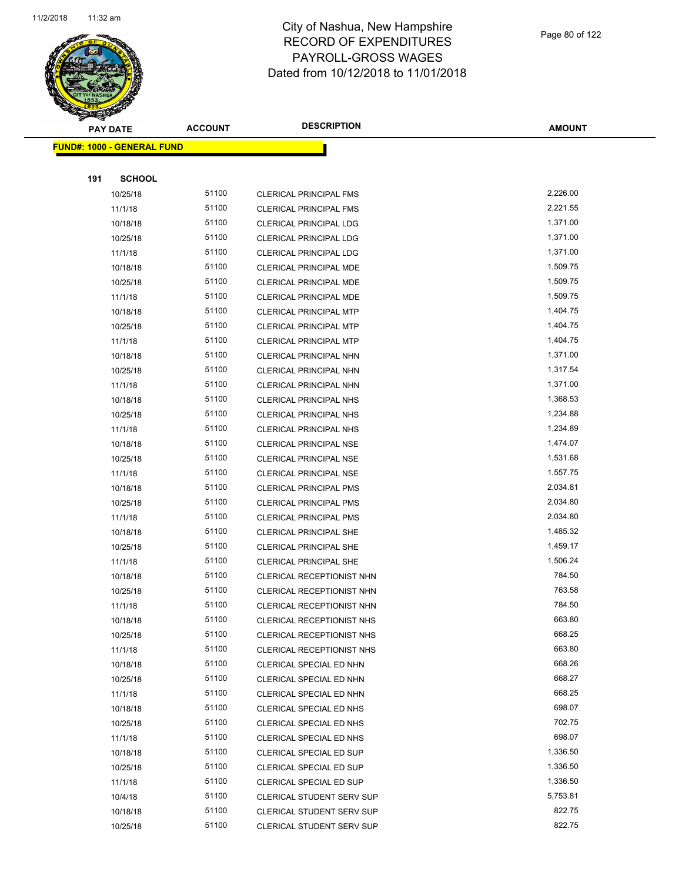# City of Nashua, New Hampshire
# RECORD OF EXPENDITURES
# PAYROLL-GROSS WAGES
# Dated from 10/12/2018 to 11/01/2018

| PAY DATE | ACCOUNT | DESCRIPTION | AMOUNT |
|---|---|---|---|
| **FUND#: 1000 - GENERAL FUND** | | | |
| **191 SCHOOL** | | | |
| 10/25/18 | 51100 | CLERICAL PRINCIPAL FMS | 2,226.00 |
| 11/1/18 | 51100 | CLERICAL PRINCIPAL FMS | 2,221.55 |
| 10/18/18 | 51100 | CLERICAL PRINCIPAL LDG | 1,371.00 |
| 10/25/18 | 51100 | CLERICAL PRINCIPAL LDG | 1,371.00 |
| 11/1/18 | 51100 | CLERICAL PRINCIPAL LDG | 1,371.00 |
| 10/18/18 | 51100 | CLERICAL PRINCIPAL MDE | 1,509.75 |
| 10/25/18 | 51100 | CLERICAL PRINCIPAL MDE | 1,509.75 |
| 11/1/18 | 51100 | CLERICAL PRINCIPAL MDE | 1,509.75 |
| 10/18/18 | 51100 | CLERICAL PRINCIPAL MTP | 1,404.75 |
| 10/25/18 | 51100 | CLERICAL PRINCIPAL MTP | 1,404.75 |
| 11/1/18 | 51100 | CLERICAL PRINCIPAL MTP | 1,404.75 |
| 10/18/18 | 51100 | CLERICAL PRINCIPAL NHN | 1,371.00 |
| 10/25/18 | 51100 | CLERICAL PRINCIPAL NHN | 1,317.54 |
| 11/1/18 | 51100 | CLERICAL PRINCIPAL NHN | 1,371.00 |
| 10/18/18 | 51100 | CLERICAL PRINCIPAL NHS | 1,368.53 |
| 10/25/18 | 51100 | CLERICAL PRINCIPAL NHS | 1,234.88 |
| 11/1/18 | 51100 | CLERICAL PRINCIPAL NHS | 1,234.89 |
| 10/18/18 | 51100 | CLERICAL PRINCIPAL NSE | 1,474.07 |
| 10/25/18 | 51100 | CLERICAL PRINCIPAL NSE | 1,531.68 |
| 11/1/18 | 51100 | CLERICAL PRINCIPAL NSE | 1,557.75 |
| 10/18/18 | 51100 | CLERICAL PRINCIPAL PMS | 2,034.81 |
| 10/25/18 | 51100 | CLERICAL PRINCIPAL PMS | 2,034.80 |
| 11/1/18 | 51100 | CLERICAL PRINCIPAL PMS | 2,034.80 |
| 10/18/18 | 51100 | CLERICAL PRINCIPAL SHE | 1,485.32 |
| 10/25/18 | 51100 | CLERICAL PRINCIPAL SHE | 1,459.17 |
| 11/1/18 | 51100 | CLERICAL PRINCIPAL SHE | 1,506.24 |
| 10/18/18 | 51100 | CLERICAL RECEPTIONIST NHN | 784.50 |
| 10/25/18 | 51100 | CLERICAL RECEPTIONIST NHN | 763.58 |
| 11/1/18 | 51100 | CLERICAL RECEPTIONIST NHN | 784.50 |
| 10/18/18 | 51100 | CLERICAL RECEPTIONIST NHS | 663.80 |
| 10/25/18 | 51100 | CLERICAL RECEPTIONIST NHS | 668.25 |
| 11/1/18 | 51100 | CLERICAL RECEPTIONIST NHS | 663.80 |
| 10/18/18 | 51100 | CLERICAL SPECIAL ED NHN | 668.26 |
| 10/25/18 | 51100 | CLERICAL SPECIAL ED NHN | 668.27 |
| 11/1/18 | 51100 | CLERICAL SPECIAL ED NHN | 668.25 |
| 10/18/18 | 51100 | CLERICAL SPECIAL ED NHS | 698.07 |
| 10/25/18 | 51100 | CLERICAL SPECIAL ED NHS | 702.75 |
| 11/1/18 | 51100 | CLERICAL SPECIAL ED NHS | 698.07 |
| 10/18/18 | 51100 | CLERICAL SPECIAL ED SUP | 1,336.50 |
| 10/25/18 | 51100 | CLERICAL SPECIAL ED SUP | 1,336.50 |
| 11/1/18 | 51100 | CLERICAL SPECIAL ED SUP | 1,336.50 |
| 10/4/18 | 51100 | CLERICAL STUDENT SERV SUP | 5,753.81 |
| 10/18/18 | 51100 | CLERICAL STUDENT SERV SUP | 822.75 |
| 10/25/18 | 51100 | CLERICAL STUDENT SERV SUP | 822.75 |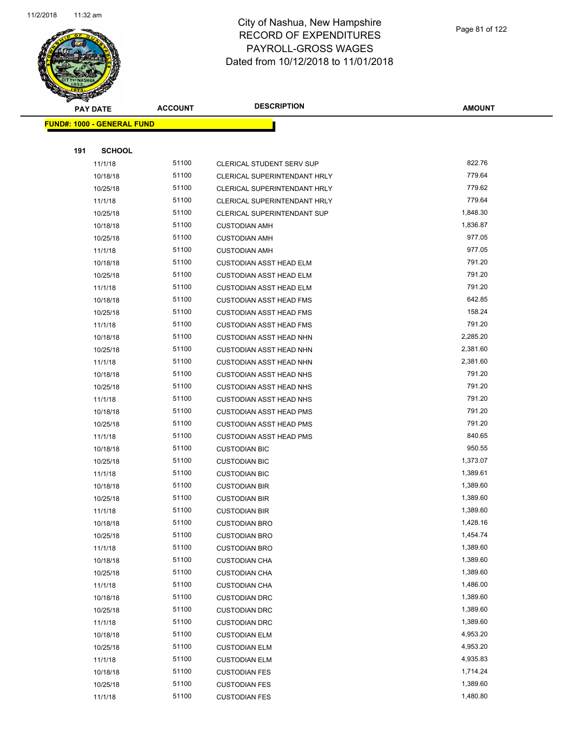# City of Nashua, New Hampshire
## RECORD OF EXPENDITURES
## PAYROLL-GROSS WAGES
## Dated from 10/12/2018 to 11/01/2018

| PAY DATE | ACCOUNT | DESCRIPTION | AMOUNT |
|---|---|---|---|

**FUND#: 1000 - GENERAL FUND**

**191 SCHOOL**

| PAY DATE | ACCOUNT | DESCRIPTION | AMOUNT |
|---|---|---|---|
| 11/1/18 | 51100 | CLERICAL STUDENT SERV SUP | 822.76 |
| 10/18/18 | 51100 | CLERICAL SUPERINTENDANT HRLY | 779.64 |
| 10/25/18 | 51100 | CLERICAL SUPERINTENDANT HRLY | 779.62 |
| 11/1/18 | 51100 | CLERICAL SUPERINTENDANT HRLY | 779.64 |
| 10/25/18 | 51100 | CLERICAL SUPERINTENDANT SUP | 1,848.30 |
| 10/18/18 | 51100 | CUSTODIAN AMH | 1,836.87 |
| 10/25/18 | 51100 | CUSTODIAN AMH | 977.05 |
| 11/1/18 | 51100 | CUSTODIAN AMH | 977.05 |
| 10/18/18 | 51100 | CUSTODIAN ASST HEAD ELM | 791.20 |
| 10/25/18 | 51100 | CUSTODIAN ASST HEAD ELM | 791.20 |
| 11/1/18 | 51100 | CUSTODIAN ASST HEAD ELM | 791.20 |
| 10/18/18 | 51100 | CUSTODIAN ASST HEAD FMS | 642.85 |
| 10/25/18 | 51100 | CUSTODIAN ASST HEAD FMS | 158.24 |
| 11/1/18 | 51100 | CUSTODIAN ASST HEAD FMS | 791.20 |
| 10/18/18 | 51100 | CUSTODIAN ASST HEAD NHN | 2,285.20 |
| 10/25/18 | 51100 | CUSTODIAN ASST HEAD NHN | 2,381.60 |
| 11/1/18 | 51100 | CUSTODIAN ASST HEAD NHN | 2,381.60 |
| 10/18/18 | 51100 | CUSTODIAN ASST HEAD NHS | 791.20 |
| 10/25/18 | 51100 | CUSTODIAN ASST HEAD NHS | 791.20 |
| 11/1/18 | 51100 | CUSTODIAN ASST HEAD NHS | 791.20 |
| 10/18/18 | 51100 | CUSTODIAN ASST HEAD PMS | 791.20 |
| 10/25/18 | 51100 | CUSTODIAN ASST HEAD PMS | 791.20 |
| 11/1/18 | 51100 | CUSTODIAN ASST HEAD PMS | 840.65 |
| 10/18/18 | 51100 | CUSTODIAN BIC | 950.55 |
| 10/25/18 | 51100 | CUSTODIAN BIC | 1,373.07 |
| 11/1/18 | 51100 | CUSTODIAN BIC | 1,389.61 |
| 10/18/18 | 51100 | CUSTODIAN BIR | 1,389.60 |
| 10/25/18 | 51100 | CUSTODIAN BIR | 1,389.60 |
| 11/1/18 | 51100 | CUSTODIAN BIR | 1,389.60 |
| 10/18/18 | 51100 | CUSTODIAN BRO | 1,428.16 |
| 10/25/18 | 51100 | CUSTODIAN BRO | 1,454.74 |
| 11/1/18 | 51100 | CUSTODIAN BRO | 1,389.60 |
| 10/18/18 | 51100 | CUSTODIAN CHA | 1,389.60 |
| 10/25/18 | 51100 | CUSTODIAN CHA | 1,389.60 |
| 11/1/18 | 51100 | CUSTODIAN CHA | 1,486.00 |
| 10/18/18 | 51100 | CUSTODIAN DRC | 1,389.60 |
| 10/25/18 | 51100 | CUSTODIAN DRC | 1,389.60 |
| 11/1/18 | 51100 | CUSTODIAN DRC | 1,389.60 |
| 10/18/18 | 51100 | CUSTODIAN ELM | 4,953.20 |
| 10/25/18 | 51100 | CUSTODIAN ELM | 4,953.20 |
| 11/1/18 | 51100 | CUSTODIAN ELM | 4,935.83 |
| 10/18/18 | 51100 | CUSTODIAN FES | 1,714.24 |
| 10/25/18 | 51100 | CUSTODIAN FES | 1,389.60 |
| 11/1/18 | 51100 | CUSTODIAN FES | 1,480.80 |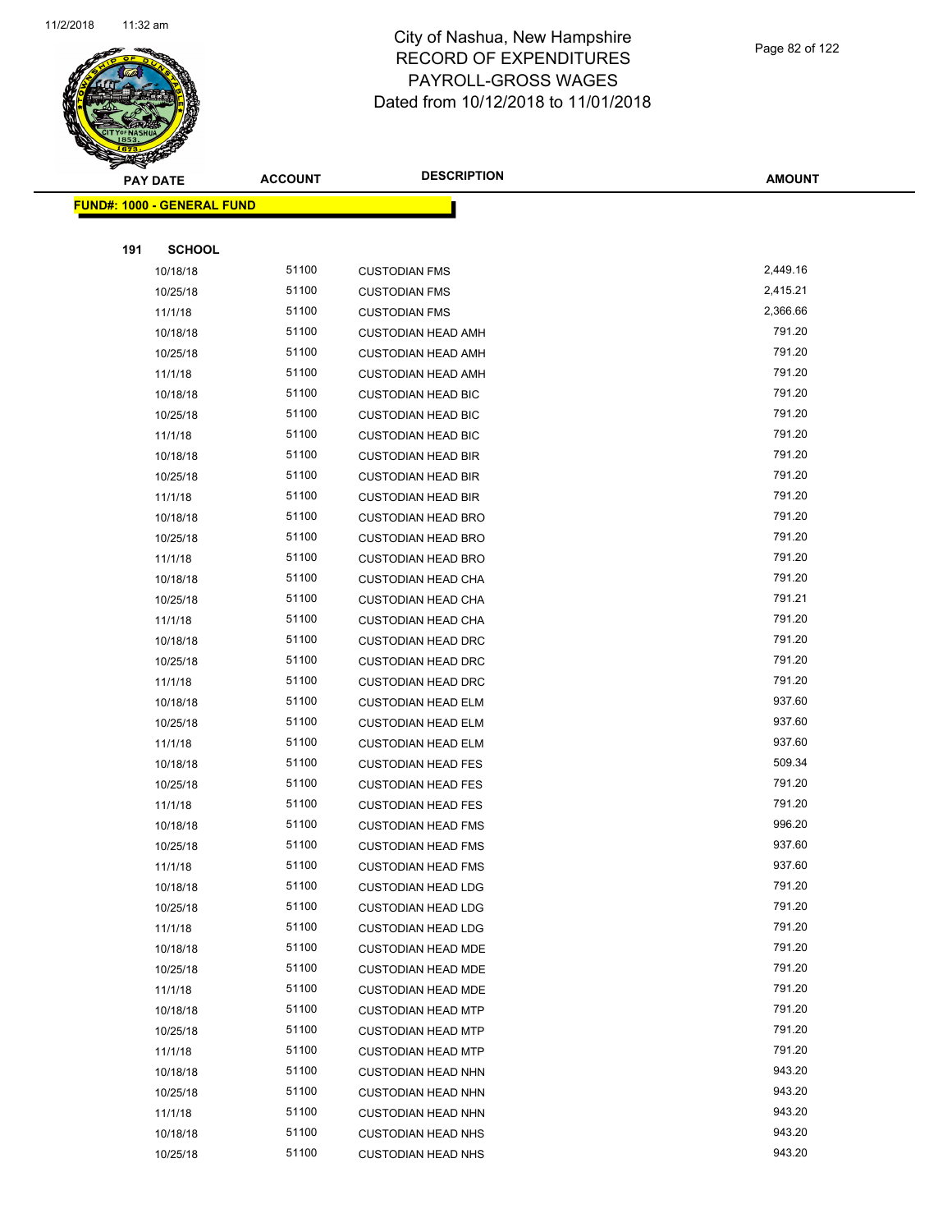# City of Nashua, New Hampshire
# RECORD OF EXPENDITURES
# PAYROLL-GROSS WAGES
# Dated from 10/12/2018 to 11/01/2018

**FUND#: 1000 - GENERAL FUND**

**191 SCHOOL**

| PAY DATE | ACCOUNT | DESCRIPTION | AMOUNT |
|---|---|---|---|
| 10/18/18 | 51100 | CUSTODIAN FMS | 2,449.16 |
| 10/25/18 | 51100 | CUSTODIAN FMS | 2,415.21 |
| 11/1/18 | 51100 | CUSTODIAN FMS | 2,366.66 |
| 10/18/18 | 51100 | CUSTODIAN HEAD AMH | 791.20 |
| 10/25/18 | 51100 | CUSTODIAN HEAD AMH | 791.20 |
| 11/1/18 | 51100 | CUSTODIAN HEAD AMH | 791.20 |
| 10/18/18 | 51100 | CUSTODIAN HEAD BIC | 791.20 |
| 10/25/18 | 51100 | CUSTODIAN HEAD BIC | 791.20 |
| 11/1/18 | 51100 | CUSTODIAN HEAD BIC | 791.20 |
| 10/18/18 | 51100 | CUSTODIAN HEAD BIR | 791.20 |
| 10/25/18 | 51100 | CUSTODIAN HEAD BIR | 791.20 |
| 11/1/18 | 51100 | CUSTODIAN HEAD BIR | 791.20 |
| 10/18/18 | 51100 | CUSTODIAN HEAD BRO | 791.20 |
| 10/25/18 | 51100 | CUSTODIAN HEAD BRO | 791.20 |
| 11/1/18 | 51100 | CUSTODIAN HEAD BRO | 791.20 |
| 10/18/18 | 51100 | CUSTODIAN HEAD CHA | 791.20 |
| 10/25/18 | 51100 | CUSTODIAN HEAD CHA | 791.21 |
| 11/1/18 | 51100 | CUSTODIAN HEAD CHA | 791.20 |
| 10/18/18 | 51100 | CUSTODIAN HEAD DRC | 791.20 |
| 10/25/18 | 51100 | CUSTODIAN HEAD DRC | 791.20 |
| 11/1/18 | 51100 | CUSTODIAN HEAD DRC | 791.20 |
| 10/18/18 | 51100 | CUSTODIAN HEAD ELM | 937.60 |
| 10/25/18 | 51100 | CUSTODIAN HEAD ELM | 937.60 |
| 11/1/18 | 51100 | CUSTODIAN HEAD ELM | 937.60 |
| 10/18/18 | 51100 | CUSTODIAN HEAD FES | 509.34 |
| 10/25/18 | 51100 | CUSTODIAN HEAD FES | 791.20 |
| 11/1/18 | 51100 | CUSTODIAN HEAD FES | 791.20 |
| 10/18/18 | 51100 | CUSTODIAN HEAD FMS | 996.20 |
| 10/25/18 | 51100 | CUSTODIAN HEAD FMS | 937.60 |
| 11/1/18 | 51100 | CUSTODIAN HEAD FMS | 937.60 |
| 10/18/18 | 51100 | CUSTODIAN HEAD LDG | 791.20 |
| 10/25/18 | 51100 | CUSTODIAN HEAD LDG | 791.20 |
| 11/1/18 | 51100 | CUSTODIAN HEAD LDG | 791.20 |
| 10/18/18 | 51100 | CUSTODIAN HEAD MDE | 791.20 |
| 10/25/18 | 51100 | CUSTODIAN HEAD MDE | 791.20 |
| 11/1/18 | 51100 | CUSTODIAN HEAD MDE | 791.20 |
| 10/18/18 | 51100 | CUSTODIAN HEAD MTP | 791.20 |
| 10/25/18 | 51100 | CUSTODIAN HEAD MTP | 791.20 |
| 11/1/18 | 51100 | CUSTODIAN HEAD MTP | 791.20 |
| 10/18/18 | 51100 | CUSTODIAN HEAD NHN | 943.20 |
| 10/25/18 | 51100 | CUSTODIAN HEAD NHN | 943.20 |
| 11/1/18 | 51100 | CUSTODIAN HEAD NHN | 943.20 |
| 10/18/18 | 51100 | CUSTODIAN HEAD NHS | 943.20 |
| 10/25/18 | 51100 | CUSTODIAN HEAD NHS | 943.20 |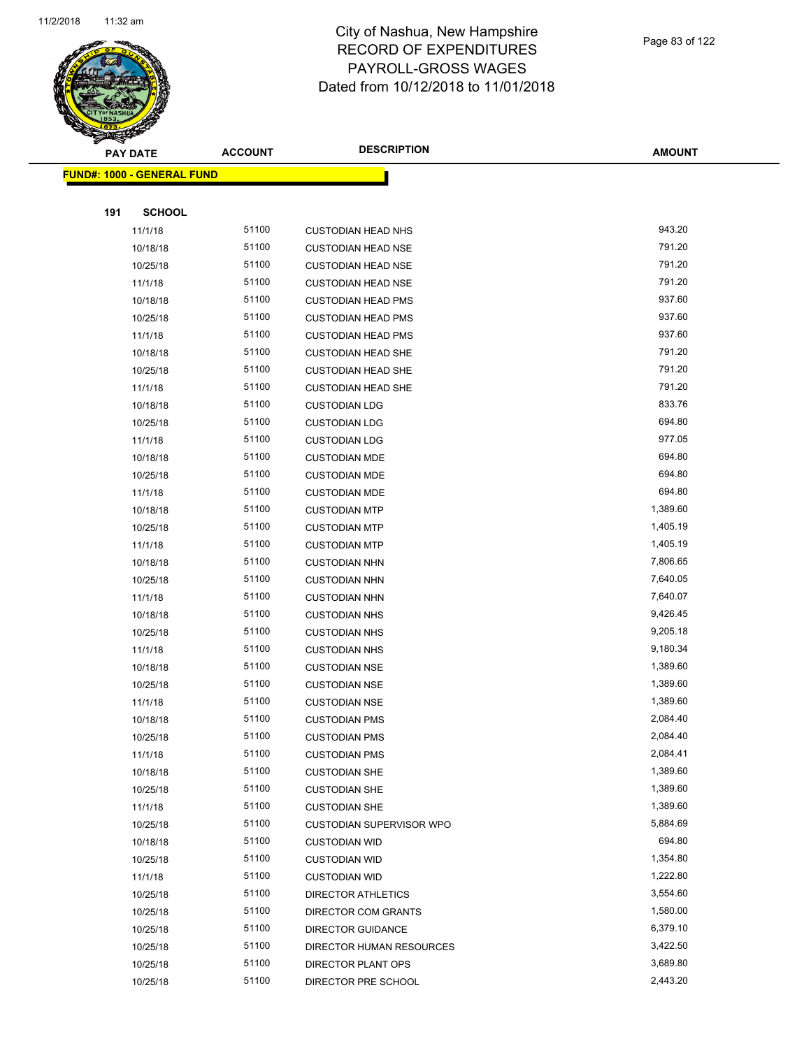# City of Nashua, New Hampshire
## RECORD OF EXPENDITURES
## PAYROLL-GROSS WAGES
## Dated from 10/12/2018 to 11/01/2018

**FUND#: 1000 - GENERAL FUND**

**191 SCHOOL**

| PAY DATE | ACCOUNT | DESCRIPTION | AMOUNT |
|---|---|---|---|
| 11/1/18 | 51100 | CUSTODIAN HEAD NHS | 943.20 |
| 10/18/18 | 51100 | CUSTODIAN HEAD NSE | 791.20 |
| 10/25/18 | 51100 | CUSTODIAN HEAD NSE | 791.20 |
| 11/1/18 | 51100 | CUSTODIAN HEAD NSE | 791.20 |
| 10/18/18 | 51100 | CUSTODIAN HEAD PMS | 937.60 |
| 10/25/18 | 51100 | CUSTODIAN HEAD PMS | 937.60 |
| 11/1/18 | 51100 | CUSTODIAN HEAD PMS | 937.60 |
| 10/18/18 | 51100 | CUSTODIAN HEAD SHE | 791.20 |
| 10/25/18 | 51100 | CUSTODIAN HEAD SHE | 791.20 |
| 11/1/18 | 51100 | CUSTODIAN HEAD SHE | 791.20 |
| 10/18/18 | 51100 | CUSTODIAN LDG | 833.76 |
| 10/25/18 | 51100 | CUSTODIAN LDG | 694.80 |
| 11/1/18 | 51100 | CUSTODIAN LDG | 977.05 |
| 10/18/18 | 51100 | CUSTODIAN MDE | 694.80 |
| 10/25/18 | 51100 | CUSTODIAN MDE | 694.80 |
| 11/1/18 | 51100 | CUSTODIAN MDE | 694.80 |
| 10/18/18 | 51100 | CUSTODIAN MTP | 1,389.60 |
| 10/25/18 | 51100 | CUSTODIAN MTP | 1,405.19 |
| 11/1/18 | 51100 | CUSTODIAN MTP | 1,405.19 |
| 10/18/18 | 51100 | CUSTODIAN NHN | 7,806.65 |
| 10/25/18 | 51100 | CUSTODIAN NHN | 7,640.05 |
| 11/1/18 | 51100 | CUSTODIAN NHN | 7,640.07 |
| 10/18/18 | 51100 | CUSTODIAN NHS | 9,426.45 |
| 10/25/18 | 51100 | CUSTODIAN NHS | 9,205.18 |
| 11/1/18 | 51100 | CUSTODIAN NHS | 9,180.34 |
| 10/18/18 | 51100 | CUSTODIAN NSE | 1,389.60 |
| 10/25/18 | 51100 | CUSTODIAN NSE | 1,389.60 |
| 11/1/18 | 51100 | CUSTODIAN NSE | 1,389.60 |
| 10/18/18 | 51100 | CUSTODIAN PMS | 2,084.40 |
| 10/25/18 | 51100 | CUSTODIAN PMS | 2,084.40 |
| 11/1/18 | 51100 | CUSTODIAN PMS | 2,084.41 |
| 10/18/18 | 51100 | CUSTODIAN SHE | 1,389.60 |
| 10/25/18 | 51100 | CUSTODIAN SHE | 1,389.60 |
| 11/1/18 | 51100 | CUSTODIAN SHE | 1,389.60 |
| 10/25/18 | 51100 | CUSTODIAN SUPERVISOR WPO | 5,884.69 |
| 10/18/18 | 51100 | CUSTODIAN WID | 694.80 |
| 10/25/18 | 51100 | CUSTODIAN WID | 1,354.80 |
| 11/1/18 | 51100 | CUSTODIAN WID | 1,222.80 |
| 10/25/18 | 51100 | DIRECTOR ATHLETICS | 3,554.60 |
| 10/25/18 | 51100 | DIRECTOR COM GRANTS | 1,580.00 |
| 10/25/18 | 51100 | DIRECTOR GUIDANCE | 6,379.10 |
| 10/25/18 | 51100 | DIRECTOR HUMAN RESOURCES | 3,422.50 |
| 10/25/18 | 51100 | DIRECTOR PLANT OPS | 3,689.80 |
| 10/25/18 | 51100 | DIRECTOR PRE SCHOOL | 2,443.20 |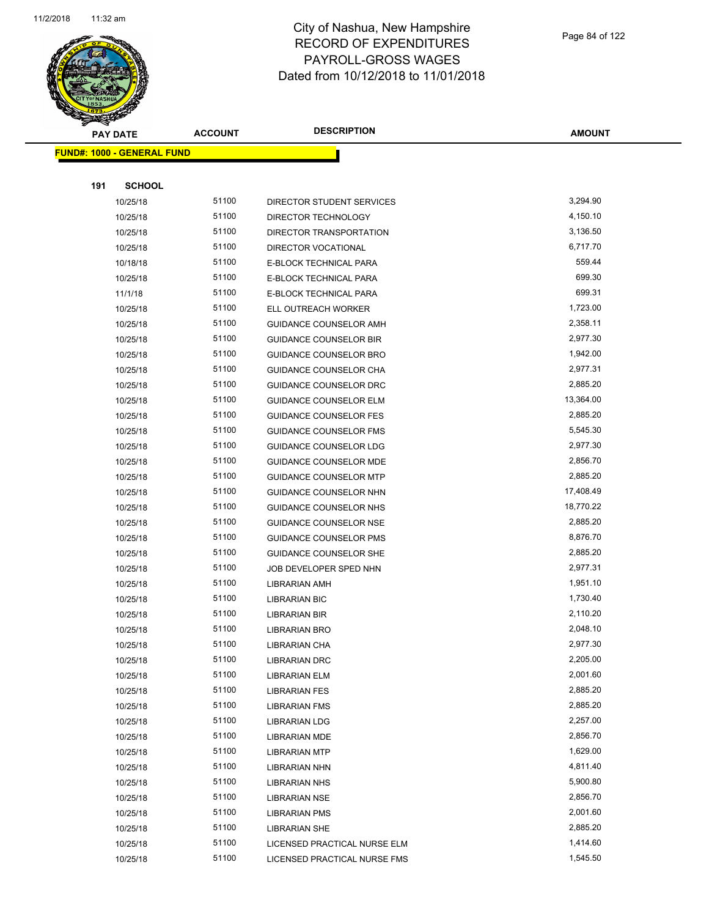# City of Nashua, New Hampshire
## RECORD OF EXPENDITURES
## PAYROLL-GROSS WAGES
## Dated from 10/12/2018 to 11/01/2018

**FUND#: 1000 - GENERAL FUND**

**191 SCHOOL**

| PAY DATE | ACCOUNT | DESCRIPTION | AMOUNT |
|---|---|---|---|
| 10/25/18 | 51100 | DIRECTOR STUDENT SERVICES | 3,294.90 |
| 10/25/18 | 51100 | DIRECTOR TECHNOLOGY | 4,150.10 |
| 10/25/18 | 51100 | DIRECTOR TRANSPORTATION | 3,136.50 |
| 10/25/18 | 51100 | DIRECTOR VOCATIONAL | 6,717.70 |
| 10/18/18 | 51100 | E-BLOCK TECHNICAL PARA | 559.44 |
| 10/25/18 | 51100 | E-BLOCK TECHNICAL PARA | 699.30 |
| 11/1/18 | 51100 | E-BLOCK TECHNICAL PARA | 699.31 |
| 10/25/18 | 51100 | ELL OUTREACH WORKER | 1,723.00 |
| 10/25/18 | 51100 | GUIDANCE COUNSELOR AMH | 2,358.11 |
| 10/25/18 | 51100 | GUIDANCE COUNSELOR BIR | 2,977.30 |
| 10/25/18 | 51100 | GUIDANCE COUNSELOR BRO | 1,942.00 |
| 10/25/18 | 51100 | GUIDANCE COUNSELOR CHA | 2,977.31 |
| 10/25/18 | 51100 | GUIDANCE COUNSELOR DRC | 2,885.20 |
| 10/25/18 | 51100 | GUIDANCE COUNSELOR ELM | 13,364.00 |
| 10/25/18 | 51100 | GUIDANCE COUNSELOR FES | 2,885.20 |
| 10/25/18 | 51100 | GUIDANCE COUNSELOR FMS | 5,545.30 |
| 10/25/18 | 51100 | GUIDANCE COUNSELOR LDG | 2,977.30 |
| 10/25/18 | 51100 | GUIDANCE COUNSELOR MDE | 2,856.70 |
| 10/25/18 | 51100 | GUIDANCE COUNSELOR MTP | 2,885.20 |
| 10/25/18 | 51100 | GUIDANCE COUNSELOR NHN | 17,408.49 |
| 10/25/18 | 51100 | GUIDANCE COUNSELOR NHS | 18,770.22 |
| 10/25/18 | 51100 | GUIDANCE COUNSELOR NSE | 2,885.20 |
| 10/25/18 | 51100 | GUIDANCE COUNSELOR PMS | 8,876.70 |
| 10/25/18 | 51100 | GUIDANCE COUNSELOR SHE | 2,885.20 |
| 10/25/18 | 51100 | JOB DEVELOPER SPED NHN | 2,977.31 |
| 10/25/18 | 51100 | LIBRARIAN AMH | 1,951.10 |
| 10/25/18 | 51100 | LIBRARIAN BIC | 1,730.40 |
| 10/25/18 | 51100 | LIBRARIAN BIR | 2,110.20 |
| 10/25/18 | 51100 | LIBRARIAN BRO | 2,048.10 |
| 10/25/18 | 51100 | LIBRARIAN CHA | 2,977.30 |
| 10/25/18 | 51100 | LIBRARIAN DRC | 2,205.00 |
| 10/25/18 | 51100 | LIBRARIAN ELM | 2,001.60 |
| 10/25/18 | 51100 | LIBRARIAN FES | 2,885.20 |
| 10/25/18 | 51100 | LIBRARIAN FMS | 2,885.20 |
| 10/25/18 | 51100 | LIBRARIAN LDG | 2,257.00 |
| 10/25/18 | 51100 | LIBRARIAN MDE | 2,856.70 |
| 10/25/18 | 51100 | LIBRARIAN MTP | 1,629.00 |
| 10/25/18 | 51100 | LIBRARIAN NHN | 4,811.40 |
| 10/25/18 | 51100 | LIBRARIAN NHS | 5,900.80 |
| 10/25/18 | 51100 | LIBRARIAN NSE | 2,856.70 |
| 10/25/18 | 51100 | LIBRARIAN PMS | 2,001.60 |
| 10/25/18 | 51100 | LIBRARIAN SHE | 2,885.20 |
| 10/25/18 | 51100 | LICENSED PRACTICAL NURSE ELM | 1,414.60 |
| 10/25/18 | 51100 | LICENSED PRACTICAL NURSE FMS | 1,545.50 |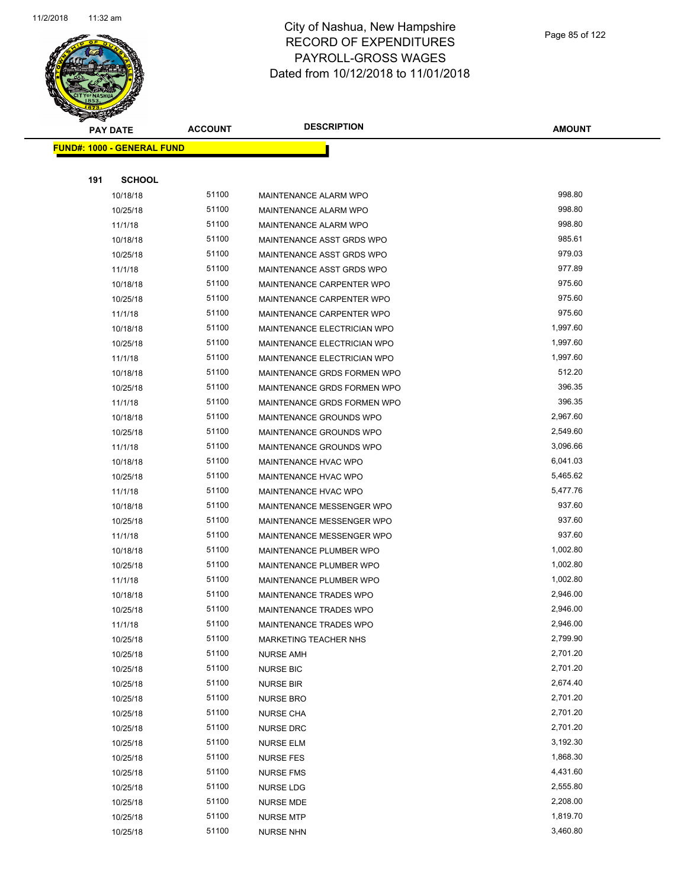# City of Nashua, New Hampshire
# RECORD OF EXPENDITURES
# PAYROLL-GROSS WAGES
# Dated from 10/12/2018 to 11/01/2018

| PAY DATE | ACCOUNT | DESCRIPTION | AMOUNT |
|---|---|---|---|

**FUND#: 1000 - GENERAL FUND**

**191 SCHOOL**

| PAY DATE | ACCOUNT | DESCRIPTION | AMOUNT |
|---|---|---|---|
| 10/18/18 | 51100 | MAINTENANCE ALARM WPO | 998.80 |
| 10/25/18 | 51100 | MAINTENANCE ALARM WPO | 998.80 |
| 11/1/18 | 51100 | MAINTENANCE ALARM WPO | 998.80 |
| 10/18/18 | 51100 | MAINTENANCE ASST GRDS WPO | 985.61 |
| 10/25/18 | 51100 | MAINTENANCE ASST GRDS WPO | 979.03 |
| 11/1/18 | 51100 | MAINTENANCE ASST GRDS WPO | 977.89 |
| 10/18/18 | 51100 | MAINTENANCE CARPENTER WPO | 975.60 |
| 10/25/18 | 51100 | MAINTENANCE CARPENTER WPO | 975.60 |
| 11/1/18 | 51100 | MAINTENANCE CARPENTER WPO | 975.60 |
| 10/18/18 | 51100 | MAINTENANCE ELECTRICIAN WPO | 1,997.60 |
| 10/25/18 | 51100 | MAINTENANCE ELECTRICIAN WPO | 1,997.60 |
| 11/1/18 | 51100 | MAINTENANCE ELECTRICIAN WPO | 1,997.60 |
| 10/18/18 | 51100 | MAINTENANCE GRDS FORMEN WPO | 512.20 |
| 10/25/18 | 51100 | MAINTENANCE GRDS FORMEN WPO | 396.35 |
| 11/1/18 | 51100 | MAINTENANCE GRDS FORMEN WPO | 396.35 |
| 10/18/18 | 51100 | MAINTENANCE GROUNDS WPO | 2,967.60 |
| 10/25/18 | 51100 | MAINTENANCE GROUNDS WPO | 2,549.60 |
| 11/1/18 | 51100 | MAINTENANCE GROUNDS WPO | 3,096.66 |
| 10/18/18 | 51100 | MAINTENANCE HVAC WPO | 6,041.03 |
| 10/25/18 | 51100 | MAINTENANCE HVAC WPO | 5,465.62 |
| 11/1/18 | 51100 | MAINTENANCE HVAC WPO | 5,477.76 |
| 10/18/18 | 51100 | MAINTENANCE MESSENGER WPO | 937.60 |
| 10/25/18 | 51100 | MAINTENANCE MESSENGER WPO | 937.60 |
| 11/1/18 | 51100 | MAINTENANCE MESSENGER WPO | 937.60 |
| 10/18/18 | 51100 | MAINTENANCE PLUMBER WPO | 1,002.80 |
| 10/25/18 | 51100 | MAINTENANCE PLUMBER WPO | 1,002.80 |
| 11/1/18 | 51100 | MAINTENANCE PLUMBER WPO | 1,002.80 |
| 10/18/18 | 51100 | MAINTENANCE TRADES WPO | 2,946.00 |
| 10/25/18 | 51100 | MAINTENANCE TRADES WPO | 2,946.00 |
| 11/1/18 | 51100 | MAINTENANCE TRADES WPO | 2,946.00 |
| 10/25/18 | 51100 | MARKETING TEACHER NHS | 2,799.90 |
| 10/25/18 | 51100 | NURSE AMH | 2,701.20 |
| 10/25/18 | 51100 | NURSE BIC | 2,701.20 |
| 10/25/18 | 51100 | NURSE BIR | 2,674.40 |
| 10/25/18 | 51100 | NURSE BRO | 2,701.20 |
| 10/25/18 | 51100 | NURSE CHA | 2,701.20 |
| 10/25/18 | 51100 | NURSE DRC | 2,701.20 |
| 10/25/18 | 51100 | NURSE ELM | 3,192.30 |
| 10/25/18 | 51100 | NURSE FES | 1,868.30 |
| 10/25/18 | 51100 | NURSE FMS | 4,431.60 |
| 10/25/18 | 51100 | NURSE LDG | 2,555.80 |
| 10/25/18 | 51100 | NURSE MDE | 2,208.00 |
| 10/25/18 | 51100 | NURSE MTP | 1,819.70 |
| 10/25/18 | 51100 | NURSE NHN | 3,460.80 |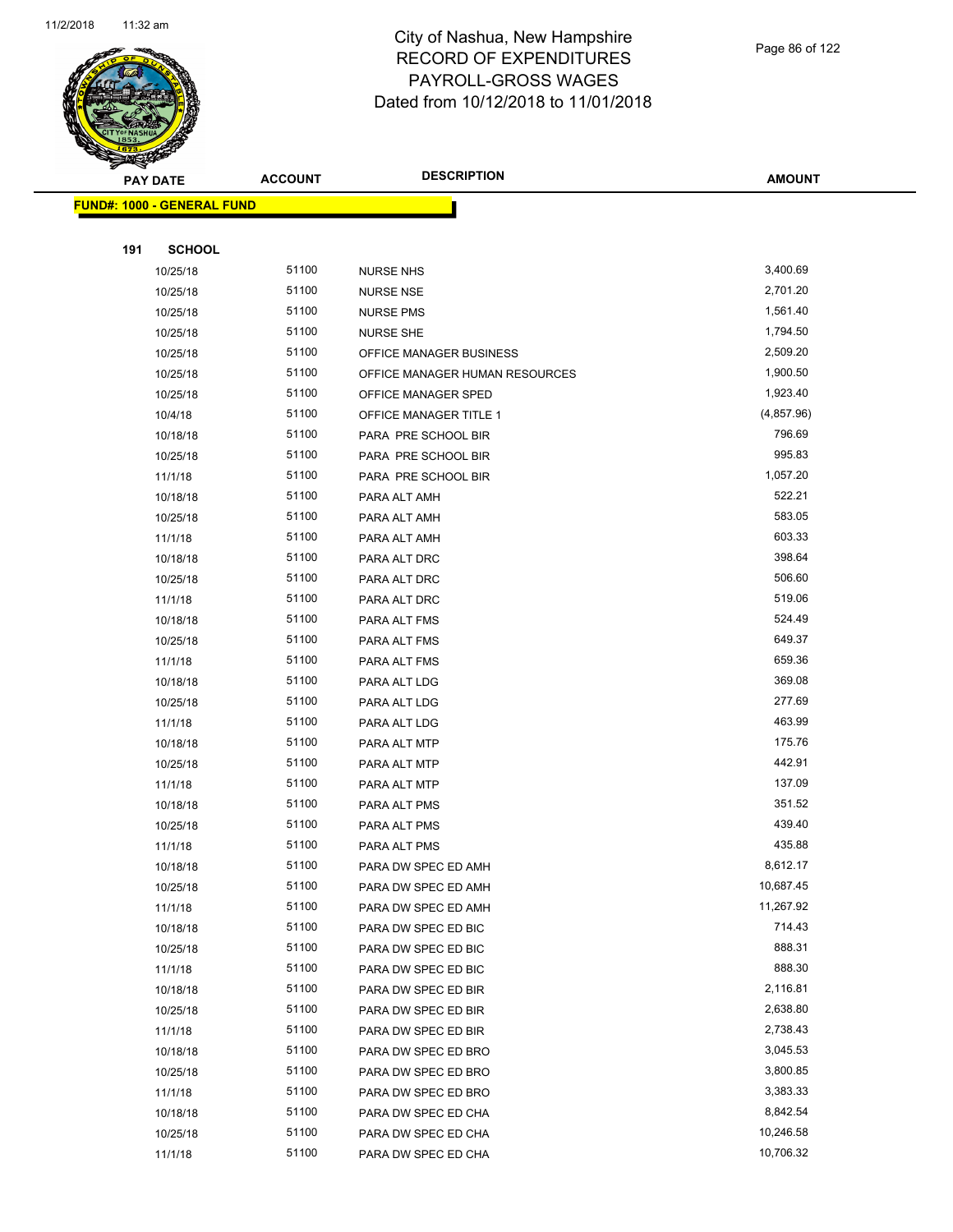# City of Nashua, New Hampshire
## RECORD OF EXPENDITURES
## PAYROLL-GROSS WAGES
## Dated from 10/12/2018 to 11/01/2018

**FUND#: 1000 - GENERAL FUND**

**191 SCHOOL**

| PAY DATE | ACCOUNT | DESCRIPTION | AMOUNT |
|---|---|---|---|
| 10/25/18 | 51100 | NURSE NHS | 3,400.69 |
| 10/25/18 | 51100 | NURSE NSE | 2,701.20 |
| 10/25/18 | 51100 | NURSE PMS | 1,561.40 |
| 10/25/18 | 51100 | NURSE SHE | 1,794.50 |
| 10/25/18 | 51100 | OFFICE MANAGER BUSINESS | 2,509.20 |
| 10/25/18 | 51100 | OFFICE MANAGER HUMAN RESOURCES | 1,900.50 |
| 10/25/18 | 51100 | OFFICE MANAGER SPED | 1,923.40 |
| 10/4/18 | 51100 | OFFICE MANAGER TITLE 1 | (4,857.96) |
| 10/18/18 | 51100 | PARA PRE SCHOOL BIR | 796.69 |
| 10/25/18 | 51100 | PARA PRE SCHOOL BIR | 995.83 |
| 11/1/18 | 51100 | PARA PRE SCHOOL BIR | 1,057.20 |
| 10/18/18 | 51100 | PARA ALT AMH | 522.21 |
| 10/25/18 | 51100 | PARA ALT AMH | 583.05 |
| 11/1/18 | 51100 | PARA ALT AMH | 603.33 |
| 10/18/18 | 51100 | PARA ALT DRC | 398.64 |
| 10/25/18 | 51100 | PARA ALT DRC | 506.60 |
| 11/1/18 | 51100 | PARA ALT DRC | 519.06 |
| 10/18/18 | 51100 | PARA ALT FMS | 524.49 |
| 10/25/18 | 51100 | PARA ALT FMS | 649.37 |
| 11/1/18 | 51100 | PARA ALT FMS | 659.36 |
| 10/18/18 | 51100 | PARA ALT LDG | 369.08 |
| 10/25/18 | 51100 | PARA ALT LDG | 277.69 |
| 11/1/18 | 51100 | PARA ALT LDG | 463.99 |
| 10/18/18 | 51100 | PARA ALT MTP | 175.76 |
| 10/25/18 | 51100 | PARA ALT MTP | 442.91 |
| 11/1/18 | 51100 | PARA ALT MTP | 137.09 |
| 10/18/18 | 51100 | PARA ALT PMS | 351.52 |
| 10/25/18 | 51100 | PARA ALT PMS | 439.40 |
| 11/1/18 | 51100 | PARA ALT PMS | 435.88 |
| 10/18/18 | 51100 | PARA DW SPEC ED AMH | 8,612.17 |
| 10/25/18 | 51100 | PARA DW SPEC ED AMH | 10,687.45 |
| 11/1/18 | 51100 | PARA DW SPEC ED AMH | 11,267.92 |
| 10/18/18 | 51100 | PARA DW SPEC ED BIC | 714.43 |
| 10/25/18 | 51100 | PARA DW SPEC ED BIC | 888.31 |
| 11/1/18 | 51100 | PARA DW SPEC ED BIC | 888.30 |
| 10/18/18 | 51100 | PARA DW SPEC ED BIR | 2,116.81 |
| 10/25/18 | 51100 | PARA DW SPEC ED BIR | 2,638.80 |
| 11/1/18 | 51100 | PARA DW SPEC ED BIR | 2,738.43 |
| 10/18/18 | 51100 | PARA DW SPEC ED BRO | 3,045.53 |
| 10/25/18 | 51100 | PARA DW SPEC ED BRO | 3,800.85 |
| 11/1/18 | 51100 | PARA DW SPEC ED BRO | 3,383.33 |
| 10/18/18 | 51100 | PARA DW SPEC ED CHA | 8,842.54 |
| 10/25/18 | 51100 | PARA DW SPEC ED CHA | 10,246.58 |
| 11/1/18 | 51100 | PARA DW SPEC ED CHA | 10,706.32 |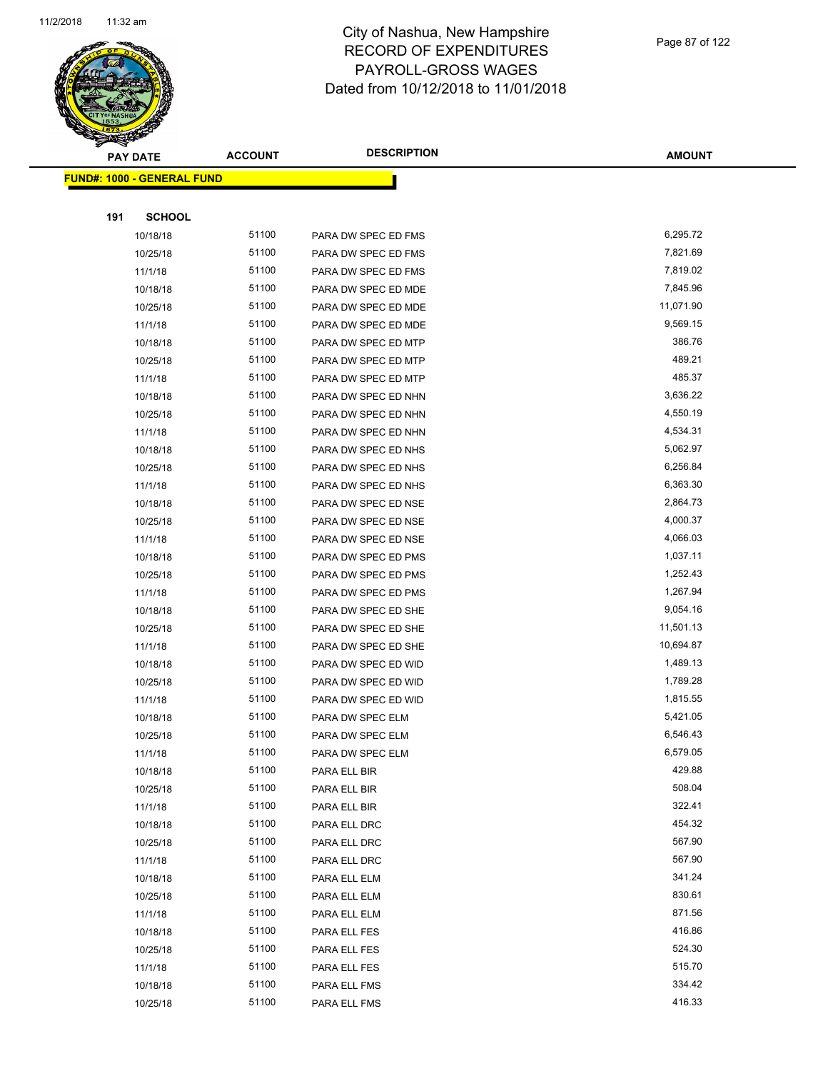# City of Nashua, New Hampshire
# RECORD OF EXPENDITURES
# PAYROLL-GROSS WAGES
# Dated from 10/12/2018 to 11/01/2018

**FUND#: 1000 - GENERAL FUND**

**191 SCHOOL**

| PAY DATE | ACCOUNT | DESCRIPTION | AMOUNT |
|---|---|---|---|
| 10/18/18 | 51100 | PARA DW SPEC ED FMS | 6,295.72 |
| 10/25/18 | 51100 | PARA DW SPEC ED FMS | 7,821.69 |
| 11/1/18 | 51100 | PARA DW SPEC ED FMS | 7,819.02 |
| 10/18/18 | 51100 | PARA DW SPEC ED MDE | 7,845.96 |
| 10/25/18 | 51100 | PARA DW SPEC ED MDE | 11,071.90 |
| 11/1/18 | 51100 | PARA DW SPEC ED MDE | 9,569.15 |
| 10/18/18 | 51100 | PARA DW SPEC ED MTP | 386.76 |
| 10/25/18 | 51100 | PARA DW SPEC ED MTP | 489.21 |
| 11/1/18 | 51100 | PARA DW SPEC ED MTP | 485.37 |
| 10/18/18 | 51100 | PARA DW SPEC ED NHN | 3,636.22 |
| 10/25/18 | 51100 | PARA DW SPEC ED NHN | 4,550.19 |
| 11/1/18 | 51100 | PARA DW SPEC ED NHN | 4,534.31 |
| 10/18/18 | 51100 | PARA DW SPEC ED NHS | 5,062.97 |
| 10/25/18 | 51100 | PARA DW SPEC ED NHS | 6,256.84 |
| 11/1/18 | 51100 | PARA DW SPEC ED NHS | 6,363.30 |
| 10/18/18 | 51100 | PARA DW SPEC ED NSE | 2,864.73 |
| 10/25/18 | 51100 | PARA DW SPEC ED NSE | 4,000.37 |
| 11/1/18 | 51100 | PARA DW SPEC ED NSE | 4,066.03 |
| 10/18/18 | 51100 | PARA DW SPEC ED PMS | 1,037.11 |
| 10/25/18 | 51100 | PARA DW SPEC ED PMS | 1,252.43 |
| 11/1/18 | 51100 | PARA DW SPEC ED PMS | 1,267.94 |
| 10/18/18 | 51100 | PARA DW SPEC ED SHE | 9,054.16 |
| 10/25/18 | 51100 | PARA DW SPEC ED SHE | 11,501.13 |
| 11/1/18 | 51100 | PARA DW SPEC ED SHE | 10,694.87 |
| 10/18/18 | 51100 | PARA DW SPEC ED WID | 1,489.13 |
| 10/25/18 | 51100 | PARA DW SPEC ED WID | 1,789.28 |
| 11/1/18 | 51100 | PARA DW SPEC ED WID | 1,815.55 |
| 10/18/18 | 51100 | PARA DW SPEC ELM | 5,421.05 |
| 10/25/18 | 51100 | PARA DW SPEC ELM | 6,546.43 |
| 11/1/18 | 51100 | PARA DW SPEC ELM | 6,579.05 |
| 10/18/18 | 51100 | PARA ELL BIR | 429.88 |
| 10/25/18 | 51100 | PARA ELL BIR | 508.04 |
| 11/1/18 | 51100 | PARA ELL BIR | 322.41 |
| 10/18/18 | 51100 | PARA ELL DRC | 454.32 |
| 10/25/18 | 51100 | PARA ELL DRC | 567.90 |
| 11/1/18 | 51100 | PARA ELL DRC | 567.90 |
| 10/18/18 | 51100 | PARA ELL ELM | 341.24 |
| 10/25/18 | 51100 | PARA ELL ELM | 830.61 |
| 11/1/18 | 51100 | PARA ELL ELM | 871.56 |
| 10/18/18 | 51100 | PARA ELL FES | 416.86 |
| 10/25/18 | 51100 | PARA ELL FES | 524.30 |
| 11/1/18 | 51100 | PARA ELL FES | 515.70 |
| 10/18/18 | 51100 | PARA ELL FMS | 334.42 |
| 10/25/18 | 51100 | PARA ELL FMS | 416.33 |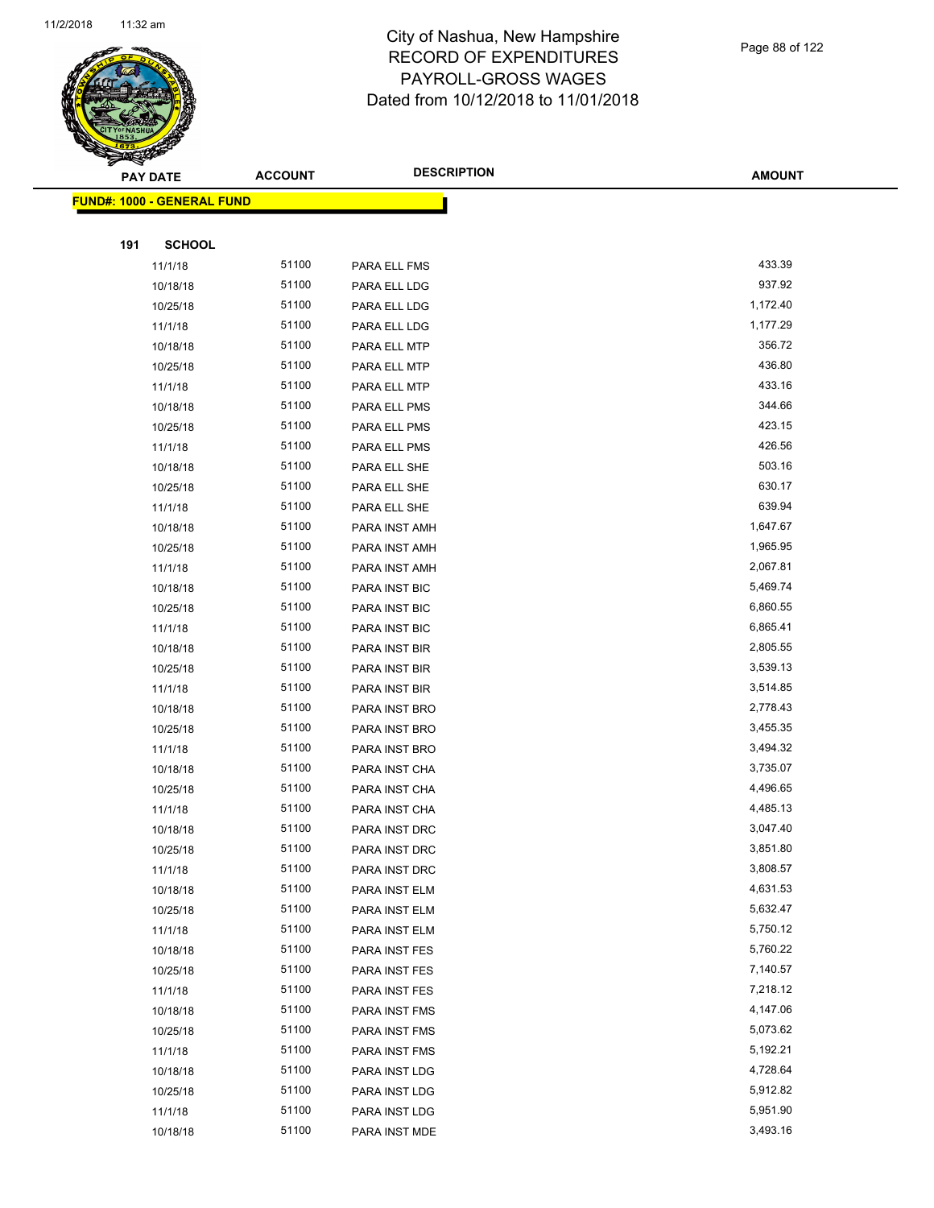# City of Nashua, New Hampshire
# RECORD OF EXPENDITURES
# PAYROLL-GROSS WAGES
# Dated from 10/12/2018 to 11/01/2018

| PAY DATE | ACCOUNT | DESCRIPTION | AMOUNT |
|---|---|---|---|

**FUND#: 1000 - GENERAL FUND**

**191 SCHOOL**

| PAY DATE | ACCOUNT | DESCRIPTION | AMOUNT |
|---|---|---|---|
| 11/1/18 | 51100 | PARA ELL FMS | 433.39 |
| 10/18/18 | 51100 | PARA ELL LDG | 937.92 |
| 10/25/18 | 51100 | PARA ELL LDG | 1,172.40 |
| 11/1/18 | 51100 | PARA ELL LDG | 1,177.29 |
| 10/18/18 | 51100 | PARA ELL MTP | 356.72 |
| 10/25/18 | 51100 | PARA ELL MTP | 436.80 |
| 11/1/18 | 51100 | PARA ELL MTP | 433.16 |
| 10/18/18 | 51100 | PARA ELL PMS | 344.66 |
| 10/25/18 | 51100 | PARA ELL PMS | 423.15 |
| 11/1/18 | 51100 | PARA ELL PMS | 426.56 |
| 10/18/18 | 51100 | PARA ELL SHE | 503.16 |
| 10/25/18 | 51100 | PARA ELL SHE | 630.17 |
| 11/1/18 | 51100 | PARA ELL SHE | 639.94 |
| 10/18/18 | 51100 | PARA INST AMH | 1,647.67 |
| 10/25/18 | 51100 | PARA INST AMH | 1,965.95 |
| 11/1/18 | 51100 | PARA INST AMH | 2,067.81 |
| 10/18/18 | 51100 | PARA INST BIC | 5,469.74 |
| 10/25/18 | 51100 | PARA INST BIC | 6,860.55 |
| 11/1/18 | 51100 | PARA INST BIC | 6,865.41 |
| 10/18/18 | 51100 | PARA INST BIR | 2,805.55 |
| 10/25/18 | 51100 | PARA INST BIR | 3,539.13 |
| 11/1/18 | 51100 | PARA INST BIR | 3,514.85 |
| 10/18/18 | 51100 | PARA INST BRO | 2,778.43 |
| 10/25/18 | 51100 | PARA INST BRO | 3,455.35 |
| 11/1/18 | 51100 | PARA INST BRO | 3,494.32 |
| 10/18/18 | 51100 | PARA INST CHA | 3,735.07 |
| 10/25/18 | 51100 | PARA INST CHA | 4,496.65 |
| 11/1/18 | 51100 | PARA INST CHA | 4,485.13 |
| 10/18/18 | 51100 | PARA INST DRC | 3,047.40 |
| 10/25/18 | 51100 | PARA INST DRC | 3,851.80 |
| 11/1/18 | 51100 | PARA INST DRC | 3,808.57 |
| 10/18/18 | 51100 | PARA INST ELM | 4,631.53 |
| 10/25/18 | 51100 | PARA INST ELM | 5,632.47 |
| 11/1/18 | 51100 | PARA INST ELM | 5,750.12 |
| 10/18/18 | 51100 | PARA INST FES | 5,760.22 |
| 10/25/18 | 51100 | PARA INST FES | 7,140.57 |
| 11/1/18 | 51100 | PARA INST FES | 7,218.12 |
| 10/18/18 | 51100 | PARA INST FMS | 4,147.06 |
| 10/25/18 | 51100 | PARA INST FMS | 5,073.62 |
| 11/1/18 | 51100 | PARA INST FMS | 5,192.21 |
| 10/18/18 | 51100 | PARA INST LDG | 4,728.64 |
| 10/25/18 | 51100 | PARA INST LDG | 5,912.82 |
| 11/1/18 | 51100 | PARA INST LDG | 5,951.90 |
| 10/18/18 | 51100 | PARA INST MDE | 3,493.16 |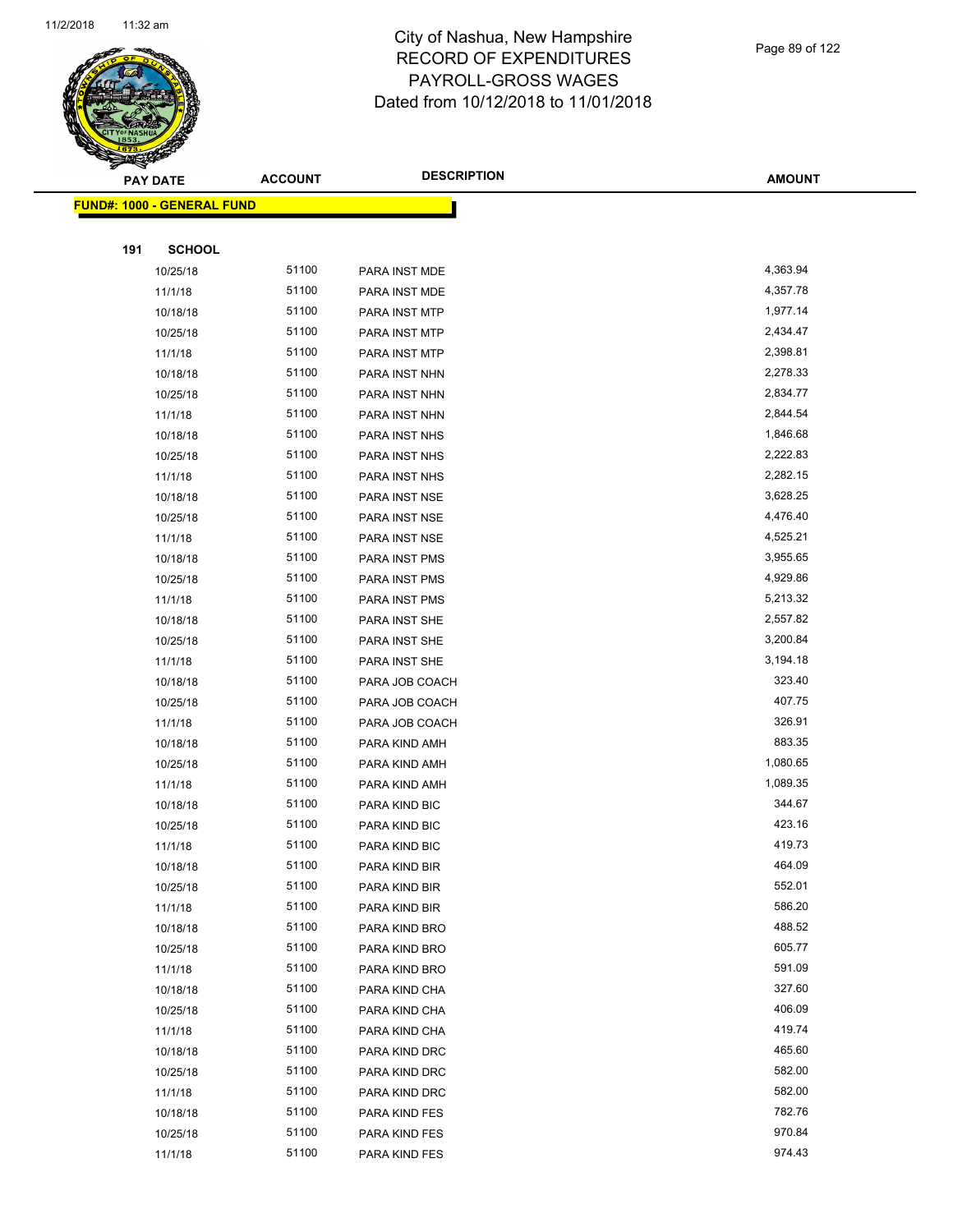# City of Nashua, New Hampshire
## RECORD OF EXPENDITURES
## PAYROLL-GROSS WAGES
## Dated from 10/12/2018 to 11/01/2018

**FUND#: 1000 - GENERAL FUND**

**191 SCHOOL**

| PAY DATE | ACCOUNT | DESCRIPTION | AMOUNT |
|---|---|---|---|
| 10/25/18 | 51100 | PARA INST MDE | 4,363.94 |
| 11/1/18 | 51100 | PARA INST MDE | 4,357.78 |
| 10/18/18 | 51100 | PARA INST MTP | 1,977.14 |
| 10/25/18 | 51100 | PARA INST MTP | 2,434.47 |
| 11/1/18 | 51100 | PARA INST MTP | 2,398.81 |
| 10/18/18 | 51100 | PARA INST NHN | 2,278.33 |
| 10/25/18 | 51100 | PARA INST NHN | 2,834.77 |
| 11/1/18 | 51100 | PARA INST NHN | 2,844.54 |
| 10/18/18 | 51100 | PARA INST NHS | 1,846.68 |
| 10/25/18 | 51100 | PARA INST NHS | 2,222.83 |
| 11/1/18 | 51100 | PARA INST NHS | 2,282.15 |
| 10/18/18 | 51100 | PARA INST NSE | 3,628.25 |
| 10/25/18 | 51100 | PARA INST NSE | 4,476.40 |
| 11/1/18 | 51100 | PARA INST NSE | 4,525.21 |
| 10/18/18 | 51100 | PARA INST PMS | 3,955.65 |
| 10/25/18 | 51100 | PARA INST PMS | 4,929.86 |
| 11/1/18 | 51100 | PARA INST PMS | 5,213.32 |
| 10/18/18 | 51100 | PARA INST SHE | 2,557.82 |
| 10/25/18 | 51100 | PARA INST SHE | 3,200.84 |
| 11/1/18 | 51100 | PARA INST SHE | 3,194.18 |
| 10/18/18 | 51100 | PARA JOB COACH | 323.40 |
| 10/25/18 | 51100 | PARA JOB COACH | 407.75 |
| 11/1/18 | 51100 | PARA JOB COACH | 326.91 |
| 10/18/18 | 51100 | PARA KIND AMH | 883.35 |
| 10/25/18 | 51100 | PARA KIND AMH | 1,080.65 |
| 11/1/18 | 51100 | PARA KIND AMH | 1,089.35 |
| 10/18/18 | 51100 | PARA KIND BIC | 344.67 |
| 10/25/18 | 51100 | PARA KIND BIC | 423.16 |
| 11/1/18 | 51100 | PARA KIND BIC | 419.73 |
| 10/18/18 | 51100 | PARA KIND BIR | 464.09 |
| 10/25/18 | 51100 | PARA KIND BIR | 552.01 |
| 11/1/18 | 51100 | PARA KIND BIR | 586.20 |
| 10/18/18 | 51100 | PARA KIND BRO | 488.52 |
| 10/25/18 | 51100 | PARA KIND BRO | 605.77 |
| 11/1/18 | 51100 | PARA KIND BRO | 591.09 |
| 10/18/18 | 51100 | PARA KIND CHA | 327.60 |
| 10/25/18 | 51100 | PARA KIND CHA | 406.09 |
| 11/1/18 | 51100 | PARA KIND CHA | 419.74 |
| 10/18/18 | 51100 | PARA KIND DRC | 465.60 |
| 10/25/18 | 51100 | PARA KIND DRC | 582.00 |
| 11/1/18 | 51100 | PARA KIND DRC | 582.00 |
| 10/18/18 | 51100 | PARA KIND FES | 782.76 |
| 10/25/18 | 51100 | PARA KIND FES | 970.84 |
| 11/1/18 | 51100 | PARA KIND FES | 974.43 |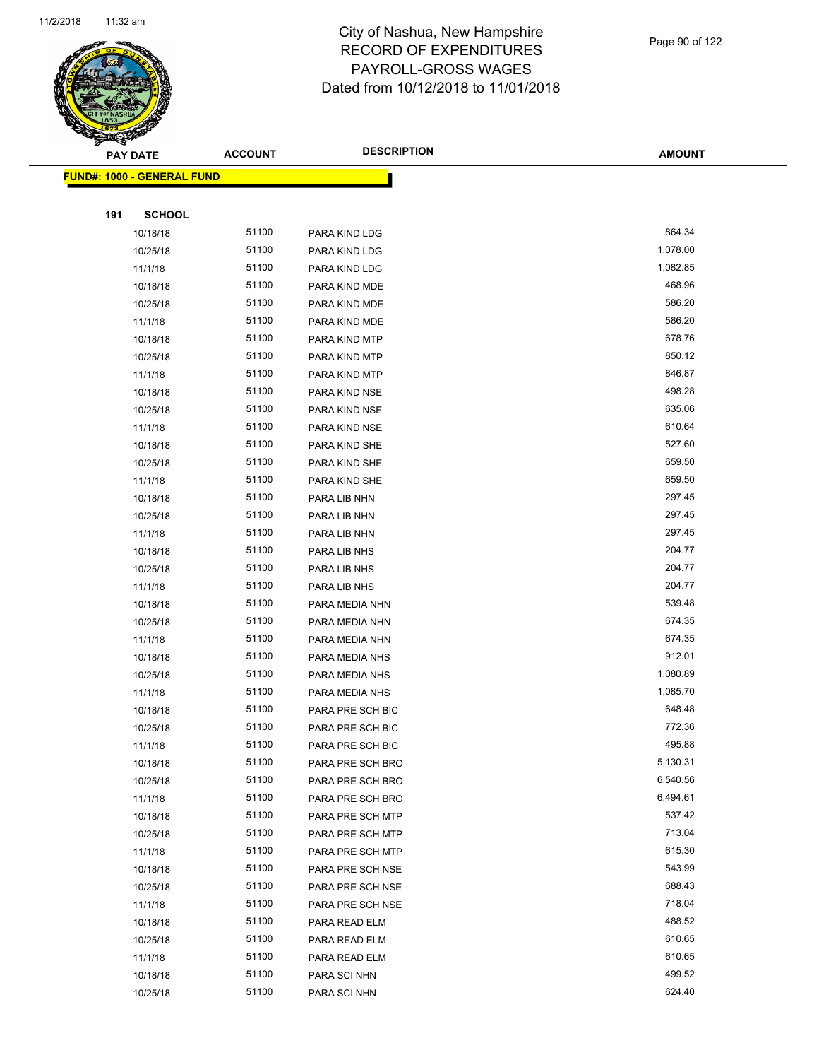# City of Nashua, New Hampshire
## RECORD OF EXPENDITURES
## PAYROLL-GROSS WAGES
## Dated from 10/12/2018 to 11/01/2018

| PAY DATE | ACCOUNT | DESCRIPTION | AMOUNT |
|---|---|---|---|
| **FUND#: 1000 - GENERAL FUND** | | | |
| **191 SCHOOL** | | | |
| 10/18/18 | 51100 | PARA KIND LDG | 864.34 |
| 10/25/18 | 51100 | PARA KIND LDG | 1,078.00 |
| 11/1/18 | 51100 | PARA KIND LDG | 1,082.85 |
| 10/18/18 | 51100 | PARA KIND MDE | 468.96 |
| 10/25/18 | 51100 | PARA KIND MDE | 586.20 |
| 11/1/18 | 51100 | PARA KIND MDE | 586.20 |
| 10/18/18 | 51100 | PARA KIND MTP | 678.76 |
| 10/25/18 | 51100 | PARA KIND MTP | 850.12 |
| 11/1/18 | 51100 | PARA KIND MTP | 846.87 |
| 10/18/18 | 51100 | PARA KIND NSE | 498.28 |
| 10/25/18 | 51100 | PARA KIND NSE | 635.06 |
| 11/1/18 | 51100 | PARA KIND NSE | 610.64 |
| 10/18/18 | 51100 | PARA KIND SHE | 527.60 |
| 10/25/18 | 51100 | PARA KIND SHE | 659.50 |
| 11/1/18 | 51100 | PARA KIND SHE | 659.50 |
| 10/18/18 | 51100 | PARA LIB NHN | 297.45 |
| 10/25/18 | 51100 | PARA LIB NHN | 297.45 |
| 11/1/18 | 51100 | PARA LIB NHN | 297.45 |
| 10/18/18 | 51100 | PARA LIB NHS | 204.77 |
| 10/25/18 | 51100 | PARA LIB NHS | 204.77 |
| 11/1/18 | 51100 | PARA LIB NHS | 204.77 |
| 10/18/18 | 51100 | PARA MEDIA NHN | 539.48 |
| 10/25/18 | 51100 | PARA MEDIA NHN | 674.35 |
| 11/1/18 | 51100 | PARA MEDIA NHN | 674.35 |
| 10/18/18 | 51100 | PARA MEDIA NHS | 912.01 |
| 10/25/18 | 51100 | PARA MEDIA NHS | 1,080.89 |
| 11/1/18 | 51100 | PARA MEDIA NHS | 1,085.70 |
| 10/18/18 | 51100 | PARA PRE SCH BIC | 648.48 |
| 10/25/18 | 51100 | PARA PRE SCH BIC | 772.36 |
| 11/1/18 | 51100 | PARA PRE SCH BIC | 495.88 |
| 10/18/18 | 51100 | PARA PRE SCH BRO | 5,130.31 |
| 10/25/18 | 51100 | PARA PRE SCH BRO | 6,540.56 |
| 11/1/18 | 51100 | PARA PRE SCH BRO | 6,494.61 |
| 10/18/18 | 51100 | PARA PRE SCH MTP | 537.42 |
| 10/25/18 | 51100 | PARA PRE SCH MTP | 713.04 |
| 11/1/18 | 51100 | PARA PRE SCH MTP | 615.30 |
| 10/18/18 | 51100 | PARA PRE SCH NSE | 543.99 |
| 10/25/18 | 51100 | PARA PRE SCH NSE | 688.43 |
| 11/1/18 | 51100 | PARA PRE SCH NSE | 718.04 |
| 10/18/18 | 51100 | PARA READ ELM | 488.52 |
| 10/25/18 | 51100 | PARA READ ELM | 610.65 |
| 11/1/18 | 51100 | PARA READ ELM | 610.65 |
| 10/18/18 | 51100 | PARA SCI NHN | 499.52 |
| 10/25/18 | 51100 | PARA SCI NHN | 624.40 |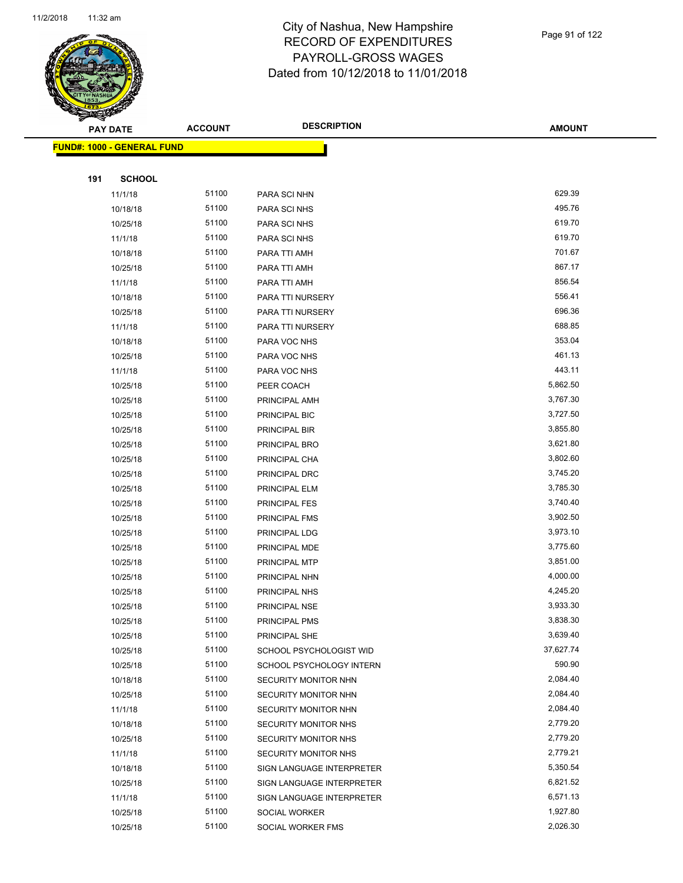# City of Nashua, New Hampshire
## RECORD OF EXPENDITURES
## PAYROLL-GROSS WAGES
## Dated from 10/12/2018 to 11/01/2018

| PAY DATE | ACCOUNT | DESCRIPTION | AMOUNT |
|---|---|---|---|

**FUND#: 1000 - GENERAL FUND**

**191 SCHOOL**

| PAY DATE | ACCOUNT | DESCRIPTION | AMOUNT |
|---|---|---|---|
| 11/1/18 | 51100 | PARA SCI NHN | 629.39 |
| 10/18/18 | 51100 | PARA SCI NHS | 495.76 |
| 10/25/18 | 51100 | PARA SCI NHS | 619.70 |
| 11/1/18 | 51100 | PARA SCI NHS | 619.70 |
| 10/18/18 | 51100 | PARA TTI AMH | 701.67 |
| 10/25/18 | 51100 | PARA TTI AMH | 867.17 |
| 11/1/18 | 51100 | PARA TTI AMH | 856.54 |
| 10/18/18 | 51100 | PARA TTI NURSERY | 556.41 |
| 10/25/18 | 51100 | PARA TTI NURSERY | 696.36 |
| 11/1/18 | 51100 | PARA TTI NURSERY | 688.85 |
| 10/18/18 | 51100 | PARA VOC NHS | 353.04 |
| 10/25/18 | 51100 | PARA VOC NHS | 461.13 |
| 11/1/18 | 51100 | PARA VOC NHS | 443.11 |
| 10/25/18 | 51100 | PEER COACH | 5,862.50 |
| 10/25/18 | 51100 | PRINCIPAL AMH | 3,767.30 |
| 10/25/18 | 51100 | PRINCIPAL BIC | 3,727.50 |
| 10/25/18 | 51100 | PRINCIPAL BIR | 3,855.80 |
| 10/25/18 | 51100 | PRINCIPAL BRO | 3,621.80 |
| 10/25/18 | 51100 | PRINCIPAL CHA | 3,802.60 |
| 10/25/18 | 51100 | PRINCIPAL DRC | 3,745.20 |
| 10/25/18 | 51100 | PRINCIPAL ELM | 3,785.30 |
| 10/25/18 | 51100 | PRINCIPAL FES | 3,740.40 |
| 10/25/18 | 51100 | PRINCIPAL FMS | 3,902.50 |
| 10/25/18 | 51100 | PRINCIPAL LDG | 3,973.10 |
| 10/25/18 | 51100 | PRINCIPAL MDE | 3,775.60 |
| 10/25/18 | 51100 | PRINCIPAL MTP | 3,851.00 |
| 10/25/18 | 51100 | PRINCIPAL NHN | 4,000.00 |
| 10/25/18 | 51100 | PRINCIPAL NHS | 4,245.20 |
| 10/25/18 | 51100 | PRINCIPAL NSE | 3,933.30 |
| 10/25/18 | 51100 | PRINCIPAL PMS | 3,838.30 |
| 10/25/18 | 51100 | PRINCIPAL SHE | 3,639.40 |
| 10/25/18 | 51100 | SCHOOL PSYCHOLOGIST WID | 37,627.74 |
| 10/25/18 | 51100 | SCHOOL PSYCHOLOGY INTERN | 590.90 |
| 10/18/18 | 51100 | SECURITY MONITOR NHN | 2,084.40 |
| 10/25/18 | 51100 | SECURITY MONITOR NHN | 2,084.40 |
| 11/1/18 | 51100 | SECURITY MONITOR NHN | 2,084.40 |
| 10/18/18 | 51100 | SECURITY MONITOR NHS | 2,779.20 |
| 10/25/18 | 51100 | SECURITY MONITOR NHS | 2,779.20 |
| 11/1/18 | 51100 | SECURITY MONITOR NHS | 2,779.21 |
| 10/18/18 | 51100 | SIGN LANGUAGE INTERPRETER | 5,350.54 |
| 10/25/18 | 51100 | SIGN LANGUAGE INTERPRETER | 6,821.52 |
| 11/1/18 | 51100 | SIGN LANGUAGE INTERPRETER | 6,571.13 |
| 10/25/18 | 51100 | SOCIAL WORKER | 1,927.80 |
| 10/25/18 | 51100 | SOCIAL WORKER FMS | 2,026.30 |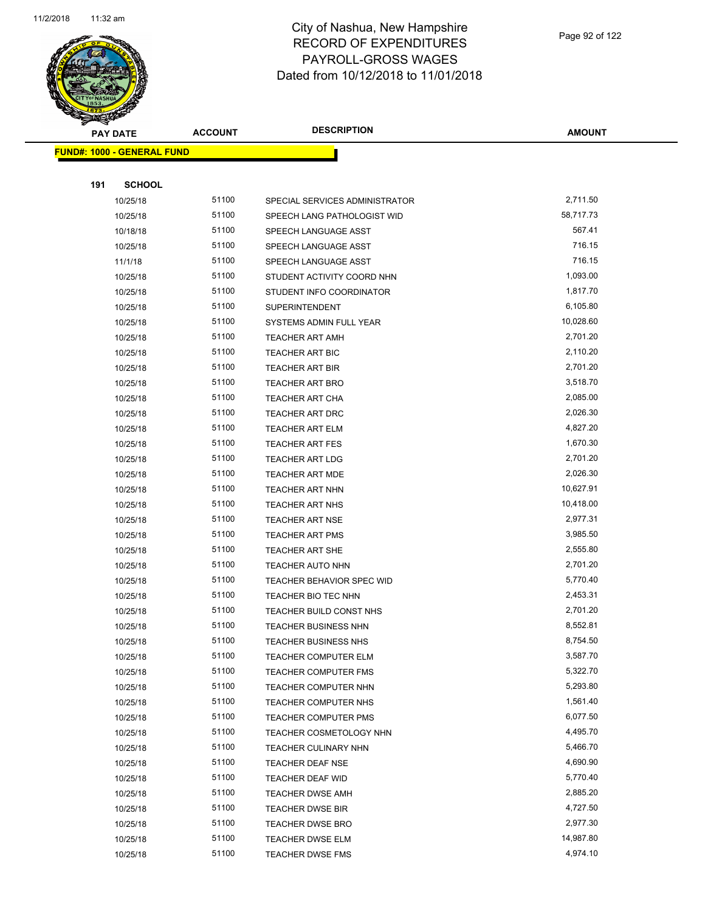# City of Nashua, New Hampshire
## RECORD OF EXPENDITURES
## PAYROLL-GROSS WAGES
## Dated from 10/12/2018 to 11/01/2018

| PAY DATE | ACCOUNT | DESCRIPTION | AMOUNT |
|---|---|---|---|
| **FUND#: 1000 - GENERAL FUND** | | | |
| **191 SCHOOL** | | | |
| 10/25/18 | 51100 | SPECIAL SERVICES ADMINISTRATOR | 2,711.50 |
| 10/25/18 | 51100 | SPEECH LANG PATHOLOGIST WID | 58,717.73 |
| 10/18/18 | 51100 | SPEECH LANGUAGE ASST | 567.41 |
| 10/25/18 | 51100 | SPEECH LANGUAGE ASST | 716.15 |
| 11/1/18 | 51100 | SPEECH LANGUAGE ASST | 716.15 |
| 10/25/18 | 51100 | STUDENT ACTIVITY COORD NHN | 1,093.00 |
| 10/25/18 | 51100 | STUDENT INFO COORDINATOR | 1,817.70 |
| 10/25/18 | 51100 | SUPERINTENDENT | 6,105.80 |
| 10/25/18 | 51100 | SYSTEMS ADMIN FULL YEAR | 10,028.60 |
| 10/25/18 | 51100 | TEACHER ART AMH | 2,701.20 |
| 10/25/18 | 51100 | TEACHER ART BIC | 2,110.20 |
| 10/25/18 | 51100 | TEACHER ART BIR | 2,701.20 |
| 10/25/18 | 51100 | TEACHER ART BRO | 3,518.70 |
| 10/25/18 | 51100 | TEACHER ART CHA | 2,085.00 |
| 10/25/18 | 51100 | TEACHER ART DRC | 2,026.30 |
| 10/25/18 | 51100 | TEACHER ART ELM | 4,827.20 |
| 10/25/18 | 51100 | TEACHER ART FES | 1,670.30 |
| 10/25/18 | 51100 | TEACHER ART LDG | 2,701.20 |
| 10/25/18 | 51100 | TEACHER ART MDE | 2,026.30 |
| 10/25/18 | 51100 | TEACHER ART NHN | 10,627.91 |
| 10/25/18 | 51100 | TEACHER ART NHS | 10,418.00 |
| 10/25/18 | 51100 | TEACHER ART NSE | 2,977.31 |
| 10/25/18 | 51100 | TEACHER ART PMS | 3,985.50 |
| 10/25/18 | 51100 | TEACHER ART SHE | 2,555.80 |
| 10/25/18 | 51100 | TEACHER AUTO NHN | 2,701.20 |
| 10/25/18 | 51100 | TEACHER BEHAVIOR SPEC WID | 5,770.40 |
| 10/25/18 | 51100 | TEACHER BIO TEC NHN | 2,453.31 |
| 10/25/18 | 51100 | TEACHER BUILD CONST NHS | 2,701.20 |
| 10/25/18 | 51100 | TEACHER BUSINESS NHN | 8,552.81 |
| 10/25/18 | 51100 | TEACHER BUSINESS NHS | 8,754.50 |
| 10/25/18 | 51100 | TEACHER COMPUTER ELM | 3,587.70 |
| 10/25/18 | 51100 | TEACHER COMPUTER FMS | 5,322.70 |
| 10/25/18 | 51100 | TEACHER COMPUTER NHN | 5,293.80 |
| 10/25/18 | 51100 | TEACHER COMPUTER NHS | 1,561.40 |
| 10/25/18 | 51100 | TEACHER COMPUTER PMS | 6,077.50 |
| 10/25/18 | 51100 | TEACHER COSMETOLOGY NHN | 4,495.70 |
| 10/25/18 | 51100 | TEACHER CULINARY NHN | 5,466.70 |
| 10/25/18 | 51100 | TEACHER DEAF NSE | 4,690.90 |
| 10/25/18 | 51100 | TEACHER DEAF WID | 5,770.40 |
| 10/25/18 | 51100 | TEACHER DWSE AMH | 2,885.20 |
| 10/25/18 | 51100 | TEACHER DWSE BIR | 4,727.50 |
| 10/25/18 | 51100 | TEACHER DWSE BRO | 2,977.30 |
| 10/25/18 | 51100 | TEACHER DWSE ELM | 14,987.80 |
| 10/25/18 | 51100 | TEACHER DWSE FMS | 4,974.10 |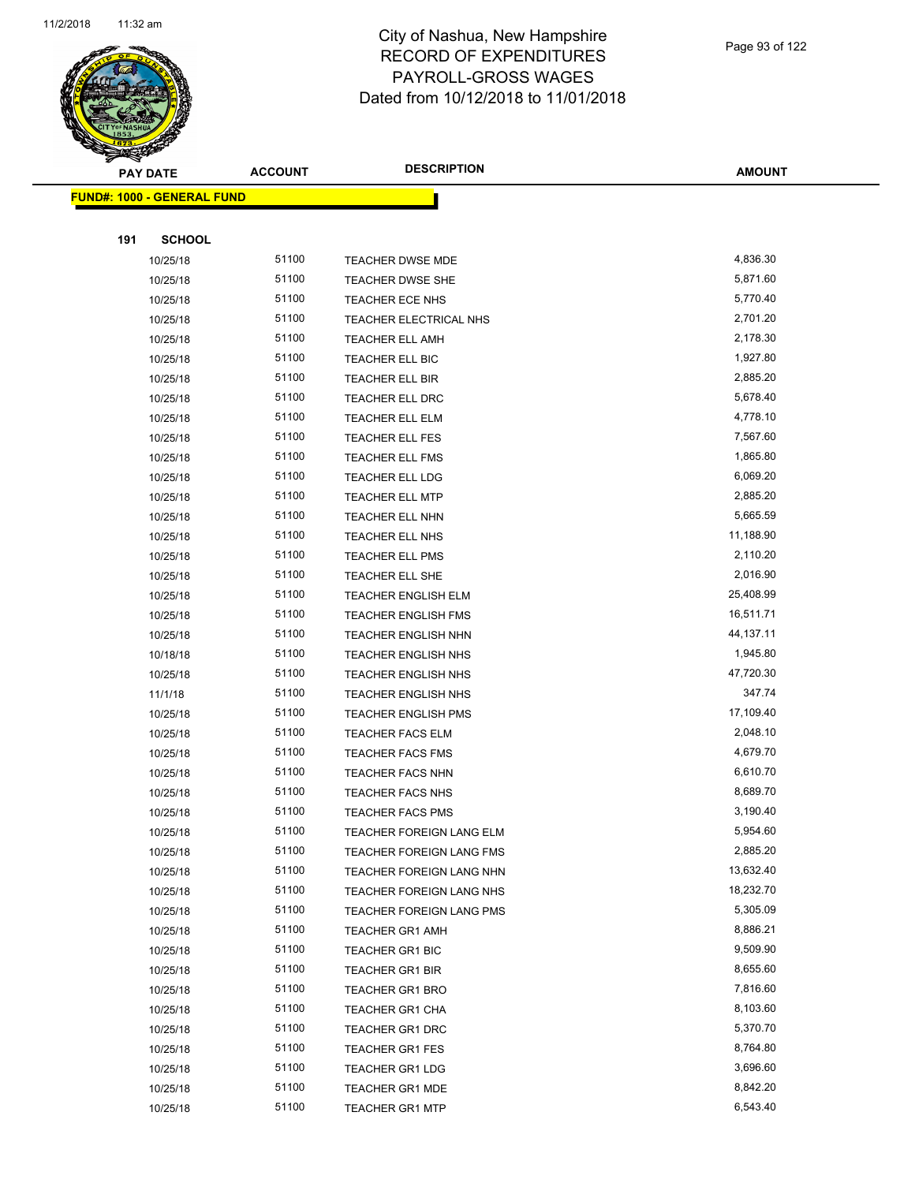# City of Nashua, New Hampshire
## RECORD OF EXPENDITURES
## PAYROLL-GROSS WAGES
## Dated from 10/12/2018 to 11/01/2018

**FUND#: 1000 - GENERAL FUND**

**191 SCHOOL**

| PAY DATE | ACCOUNT | DESCRIPTION | AMOUNT |
|---|---|---|---|
| 10/25/18 | 51100 | TEACHER DWSE MDE | 4,836.30 |
| 10/25/18 | 51100 | TEACHER DWSE SHE | 5,871.60 |
| 10/25/18 | 51100 | TEACHER ECE NHS | 5,770.40 |
| 10/25/18 | 51100 | TEACHER ELECTRICAL NHS | 2,701.20 |
| 10/25/18 | 51100 | TEACHER ELL AMH | 2,178.30 |
| 10/25/18 | 51100 | TEACHER ELL BIC | 1,927.80 |
| 10/25/18 | 51100 | TEACHER ELL BIR | 2,885.20 |
| 10/25/18 | 51100 | TEACHER ELL DRC | 5,678.40 |
| 10/25/18 | 51100 | TEACHER ELL ELM | 4,778.10 |
| 10/25/18 | 51100 | TEACHER ELL FES | 7,567.60 |
| 10/25/18 | 51100 | TEACHER ELL FMS | 1,865.80 |
| 10/25/18 | 51100 | TEACHER ELL LDG | 6,069.20 |
| 10/25/18 | 51100 | TEACHER ELL MTP | 2,885.20 |
| 10/25/18 | 51100 | TEACHER ELL NHN | 5,665.59 |
| 10/25/18 | 51100 | TEACHER ELL NHS | 11,188.90 |
| 10/25/18 | 51100 | TEACHER ELL PMS | 2,110.20 |
| 10/25/18 | 51100 | TEACHER ELL SHE | 2,016.90 |
| 10/25/18 | 51100 | TEACHER ENGLISH ELM | 25,408.99 |
| 10/25/18 | 51100 | TEACHER ENGLISH FMS | 16,511.71 |
| 10/25/18 | 51100 | TEACHER ENGLISH NHN | 44,137.11 |
| 10/18/18 | 51100 | TEACHER ENGLISH NHS | 1,945.80 |
| 10/25/18 | 51100 | TEACHER ENGLISH NHS | 47,720.30 |
| 11/1/18 | 51100 | TEACHER ENGLISH NHS | 347.74 |
| 10/25/18 | 51100 | TEACHER ENGLISH PMS | 17,109.40 |
| 10/25/18 | 51100 | TEACHER FACS ELM | 2,048.10 |
| 10/25/18 | 51100 | TEACHER FACS FMS | 4,679.70 |
| 10/25/18 | 51100 | TEACHER FACS NHN | 6,610.70 |
| 10/25/18 | 51100 | TEACHER FACS NHS | 8,689.70 |
| 10/25/18 | 51100 | TEACHER FACS PMS | 3,190.40 |
| 10/25/18 | 51100 | TEACHER FOREIGN LANG ELM | 5,954.60 |
| 10/25/18 | 51100 | TEACHER FOREIGN LANG FMS | 2,885.20 |
| 10/25/18 | 51100 | TEACHER FOREIGN LANG NHN | 13,632.40 |
| 10/25/18 | 51100 | TEACHER FOREIGN LANG NHS | 18,232.70 |
| 10/25/18 | 51100 | TEACHER FOREIGN LANG PMS | 5,305.09 |
| 10/25/18 | 51100 | TEACHER GR1 AMH | 8,886.21 |
| 10/25/18 | 51100 | TEACHER GR1 BIC | 9,509.90 |
| 10/25/18 | 51100 | TEACHER GR1 BIR | 8,655.60 |
| 10/25/18 | 51100 | TEACHER GR1 BRO | 7,816.60 |
| 10/25/18 | 51100 | TEACHER GR1 CHA | 8,103.60 |
| 10/25/18 | 51100 | TEACHER GR1 DRC | 5,370.70 |
| 10/25/18 | 51100 | TEACHER GR1 FES | 8,764.80 |
| 10/25/18 | 51100 | TEACHER GR1 LDG | 3,696.60 |
| 10/25/18 | 51100 | TEACHER GR1 MDE | 8,842.20 |
| 10/25/18 | 51100 | TEACHER GR1 MTP | 6,543.40 |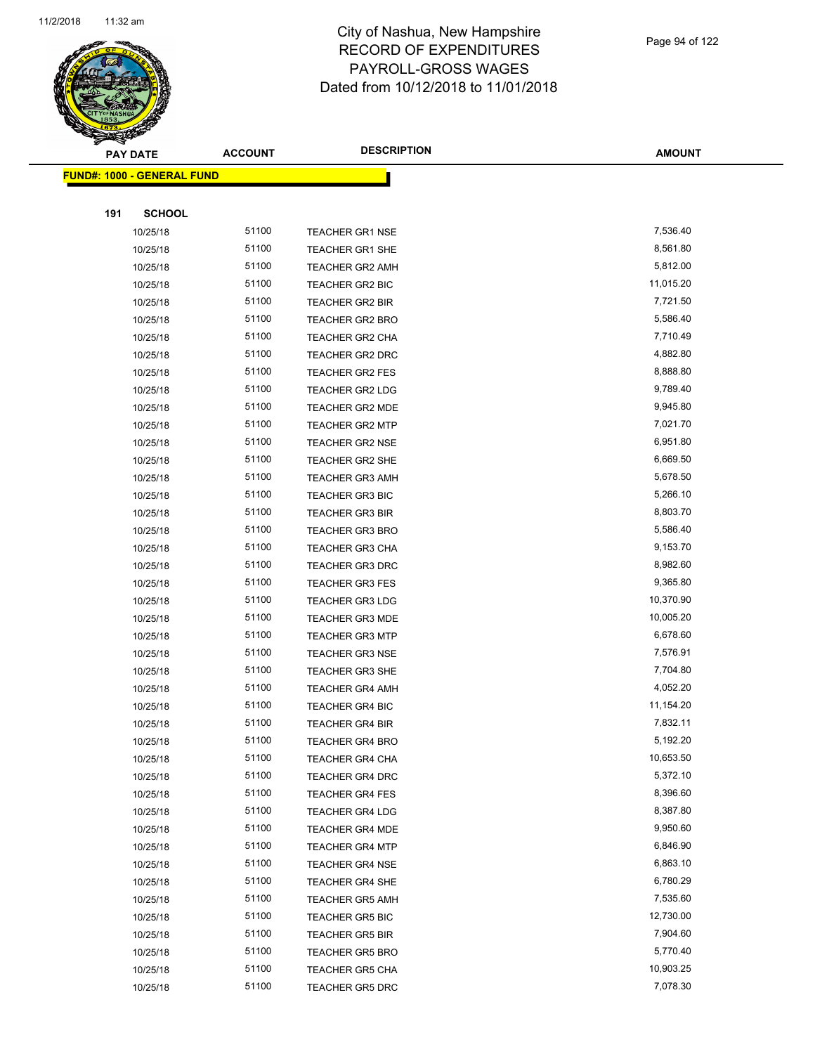# City of Nashua, New Hampshire
## RECORD OF EXPENDITURES
## PAYROLL-GROSS WAGES
## Dated from 10/12/2018 to 11/01/2018

| PAY DATE | ACCOUNT | DESCRIPTION | AMOUNT |
|---|---|---|---|

**FUND#: 1000 - GENERAL FUND**

**191 SCHOOL**

| PAY DATE | ACCOUNT | DESCRIPTION | AMOUNT |
|---|---|---|---|
| 10/25/18 | 51100 | TEACHER GR1 NSE | 7,536.40 |
| 10/25/18 | 51100 | TEACHER GR1 SHE | 8,561.80 |
| 10/25/18 | 51100 | TEACHER GR2 AMH | 5,812.00 |
| 10/25/18 | 51100 | TEACHER GR2 BIC | 11,015.20 |
| 10/25/18 | 51100 | TEACHER GR2 BIR | 7,721.50 |
| 10/25/18 | 51100 | TEACHER GR2 BRO | 5,586.40 |
| 10/25/18 | 51100 | TEACHER GR2 CHA | 7,710.49 |
| 10/25/18 | 51100 | TEACHER GR2 DRC | 4,882.80 |
| 10/25/18 | 51100 | TEACHER GR2 FES | 8,888.80 |
| 10/25/18 | 51100 | TEACHER GR2 LDG | 9,789.40 |
| 10/25/18 | 51100 | TEACHER GR2 MDE | 9,945.80 |
| 10/25/18 | 51100 | TEACHER GR2 MTP | 7,021.70 |
| 10/25/18 | 51100 | TEACHER GR2 NSE | 6,951.80 |
| 10/25/18 | 51100 | TEACHER GR2 SHE | 6,669.50 |
| 10/25/18 | 51100 | TEACHER GR3 AMH | 5,678.50 |
| 10/25/18 | 51100 | TEACHER GR3 BIC | 5,266.10 |
| 10/25/18 | 51100 | TEACHER GR3 BIR | 8,803.70 |
| 10/25/18 | 51100 | TEACHER GR3 BRO | 5,586.40 |
| 10/25/18 | 51100 | TEACHER GR3 CHA | 9,153.70 |
| 10/25/18 | 51100 | TEACHER GR3 DRC | 8,982.60 |
| 10/25/18 | 51100 | TEACHER GR3 FES | 9,365.80 |
| 10/25/18 | 51100 | TEACHER GR3 LDG | 10,370.90 |
| 10/25/18 | 51100 | TEACHER GR3 MDE | 10,005.20 |
| 10/25/18 | 51100 | TEACHER GR3 MTP | 6,678.60 |
| 10/25/18 | 51100 | TEACHER GR3 NSE | 7,576.91 |
| 10/25/18 | 51100 | TEACHER GR3 SHE | 7,704.80 |
| 10/25/18 | 51100 | TEACHER GR4 AMH | 4,052.20 |
| 10/25/18 | 51100 | TEACHER GR4 BIC | 11,154.20 |
| 10/25/18 | 51100 | TEACHER GR4 BIR | 7,832.11 |
| 10/25/18 | 51100 | TEACHER GR4 BRO | 5,192.20 |
| 10/25/18 | 51100 | TEACHER GR4 CHA | 10,653.50 |
| 10/25/18 | 51100 | TEACHER GR4 DRC | 5,372.10 |
| 10/25/18 | 51100 | TEACHER GR4 FES | 8,396.60 |
| 10/25/18 | 51100 | TEACHER GR4 LDG | 8,387.80 |
| 10/25/18 | 51100 | TEACHER GR4 MDE | 9,950.60 |
| 10/25/18 | 51100 | TEACHER GR4 MTP | 6,846.90 |
| 10/25/18 | 51100 | TEACHER GR4 NSE | 6,863.10 |
| 10/25/18 | 51100 | TEACHER GR4 SHE | 6,780.29 |
| 10/25/18 | 51100 | TEACHER GR5 AMH | 7,535.60 |
| 10/25/18 | 51100 | TEACHER GR5 BIC | 12,730.00 |
| 10/25/18 | 51100 | TEACHER GR5 BIR | 7,904.60 |
| 10/25/18 | 51100 | TEACHER GR5 BRO | 5,770.40 |
| 10/25/18 | 51100 | TEACHER GR5 CHA | 10,903.25 |
| 10/25/18 | 51100 | TEACHER GR5 DRC | 7,078.30 |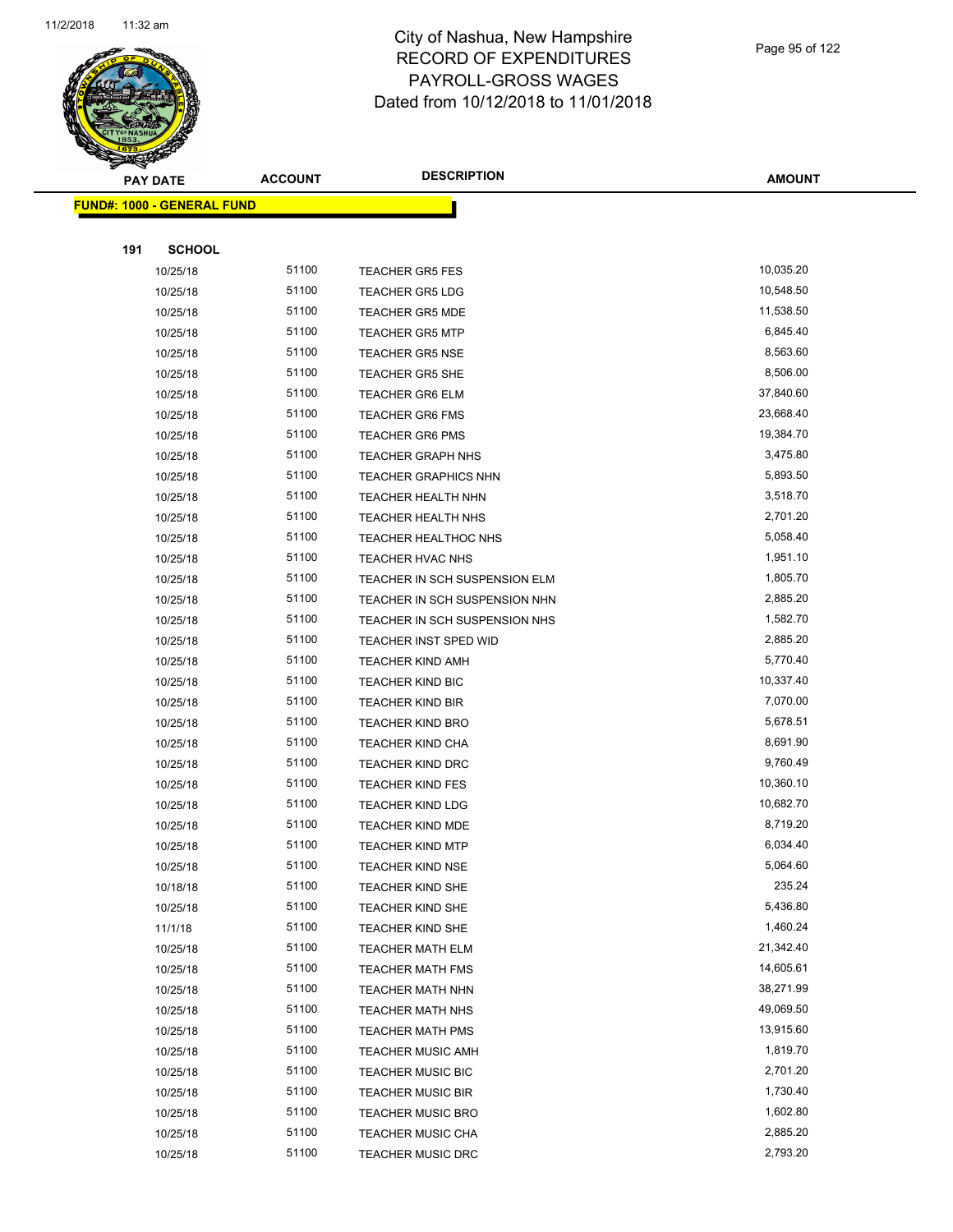# City of Nashua, New Hampshire
## RECORD OF EXPENDITURES
## PAYROLL-GROSS WAGES
## Dated from 10/12/2018 to 11/01/2018

**FUND#: 1000 - GENERAL FUND**

**191 SCHOOL**

| PAY DATE | ACCOUNT | DESCRIPTION | AMOUNT |
|---|---|---|---|
| 10/25/18 | 51100 | TEACHER GR5 FES | 10,035.20 |
| 10/25/18 | 51100 | TEACHER GR5 LDG | 10,548.50 |
| 10/25/18 | 51100 | TEACHER GR5 MDE | 11,538.50 |
| 10/25/18 | 51100 | TEACHER GR5 MTP | 6,845.40 |
| 10/25/18 | 51100 | TEACHER GR5 NSE | 8,563.60 |
| 10/25/18 | 51100 | TEACHER GR5 SHE | 8,506.00 |
| 10/25/18 | 51100 | TEACHER GR6 ELM | 37,840.60 |
| 10/25/18 | 51100 | TEACHER GR6 FMS | 23,668.40 |
| 10/25/18 | 51100 | TEACHER GR6 PMS | 19,384.70 |
| 10/25/18 | 51100 | TEACHER GRAPH NHS | 3,475.80 |
| 10/25/18 | 51100 | TEACHER GRAPHICS NHN | 5,893.50 |
| 10/25/18 | 51100 | TEACHER HEALTH NHN | 3,518.70 |
| 10/25/18 | 51100 | TEACHER HEALTH NHS | 2,701.20 |
| 10/25/18 | 51100 | TEACHER HEALTHOC NHS | 5,058.40 |
| 10/25/18 | 51100 | TEACHER HVAC NHS | 1,951.10 |
| 10/25/18 | 51100 | TEACHER IN SCH SUSPENSION ELM | 1,805.70 |
| 10/25/18 | 51100 | TEACHER IN SCH SUSPENSION NHN | 2,885.20 |
| 10/25/18 | 51100 | TEACHER IN SCH SUSPENSION NHS | 1,582.70 |
| 10/25/18 | 51100 | TEACHER INST SPED WID | 2,885.20 |
| 10/25/18 | 51100 | TEACHER KIND AMH | 5,770.40 |
| 10/25/18 | 51100 | TEACHER KIND BIC | 10,337.40 |
| 10/25/18 | 51100 | TEACHER KIND BIR | 7,070.00 |
| 10/25/18 | 51100 | TEACHER KIND BRO | 5,678.51 |
| 10/25/18 | 51100 | TEACHER KIND CHA | 8,691.90 |
| 10/25/18 | 51100 | TEACHER KIND DRC | 9,760.49 |
| 10/25/18 | 51100 | TEACHER KIND FES | 10,360.10 |
| 10/25/18 | 51100 | TEACHER KIND LDG | 10,682.70 |
| 10/25/18 | 51100 | TEACHER KIND MDE | 8,719.20 |
| 10/25/18 | 51100 | TEACHER KIND MTP | 6,034.40 |
| 10/25/18 | 51100 | TEACHER KIND NSE | 5,064.60 |
| 10/18/18 | 51100 | TEACHER KIND SHE | 235.24 |
| 10/25/18 | 51100 | TEACHER KIND SHE | 5,436.80 |
| 11/1/18 | 51100 | TEACHER KIND SHE | 1,460.24 |
| 10/25/18 | 51100 | TEACHER MATH ELM | 21,342.40 |
| 10/25/18 | 51100 | TEACHER MATH FMS | 14,605.61 |
| 10/25/18 | 51100 | TEACHER MATH NHN | 38,271.99 |
| 10/25/18 | 51100 | TEACHER MATH NHS | 49,069.50 |
| 10/25/18 | 51100 | TEACHER MATH PMS | 13,915.60 |
| 10/25/18 | 51100 | TEACHER MUSIC AMH | 1,819.70 |
| 10/25/18 | 51100 | TEACHER MUSIC BIC | 2,701.20 |
| 10/25/18 | 51100 | TEACHER MUSIC BIR | 1,730.40 |
| 10/25/18 | 51100 | TEACHER MUSIC BRO | 1,602.80 |
| 10/25/18 | 51100 | TEACHER MUSIC CHA | 2,885.20 |
| 10/25/18 | 51100 | TEACHER MUSIC DRC | 2,793.20 |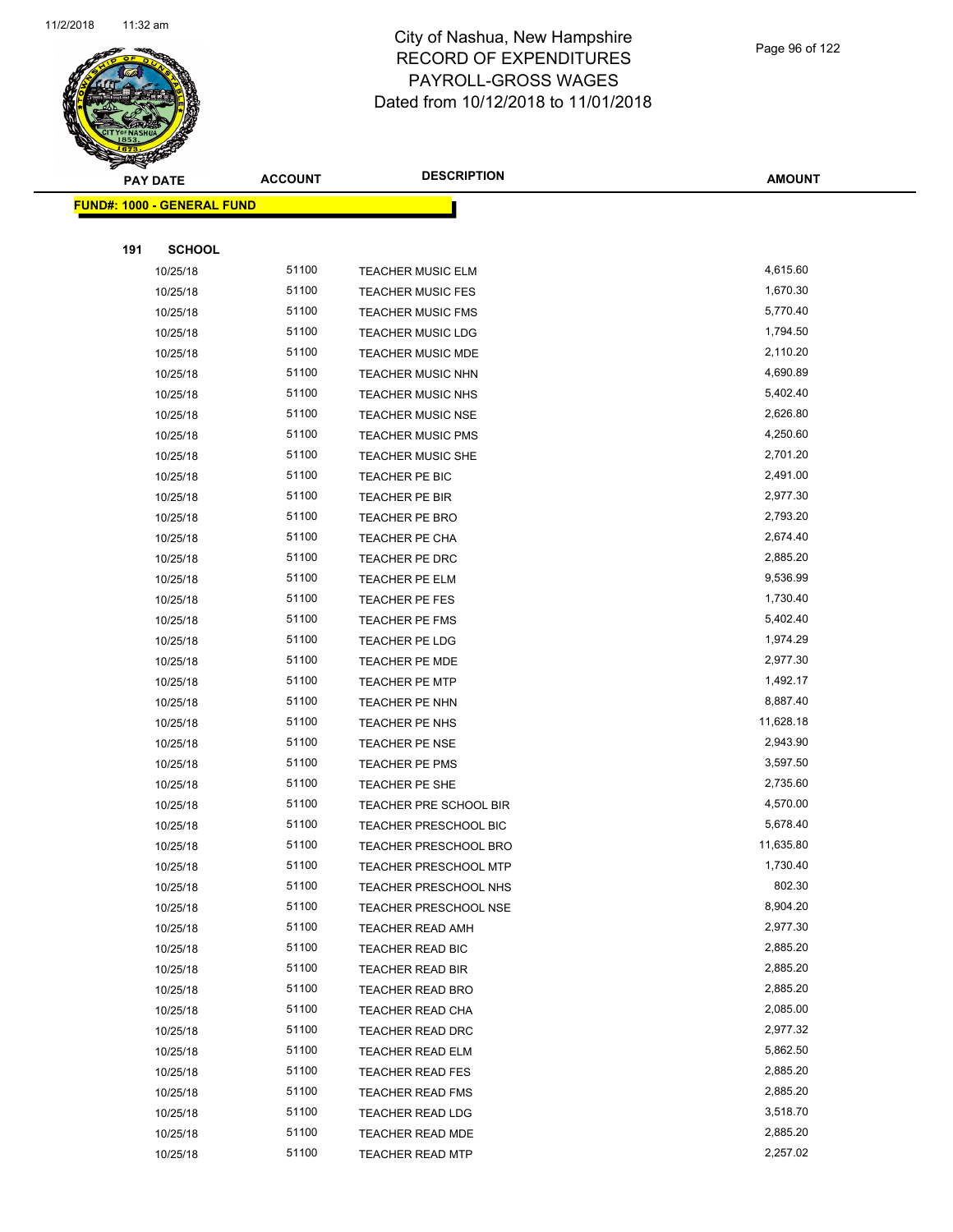# City of Nashua, New Hampshire
# RECORD OF EXPENDITURES
# PAYROLL-GROSS WAGES
# Dated from 10/12/2018 to 11/01/2018

| PAY DATE | ACCOUNT | DESCRIPTION | AMOUNT |
|---|---|---|---|

**FUND#: 1000 - GENERAL FUND**

**191 SCHOOL**

| PAY DATE | ACCOUNT | DESCRIPTION | AMOUNT |
|---|---|---|---|
| 10/25/18 | 51100 | TEACHER MUSIC ELM | 4,615.60 |
| 10/25/18 | 51100 | TEACHER MUSIC FES | 1,670.30 |
| 10/25/18 | 51100 | TEACHER MUSIC FMS | 5,770.40 |
| 10/25/18 | 51100 | TEACHER MUSIC LDG | 1,794.50 |
| 10/25/18 | 51100 | TEACHER MUSIC MDE | 2,110.20 |
| 10/25/18 | 51100 | TEACHER MUSIC NHN | 4,690.89 |
| 10/25/18 | 51100 | TEACHER MUSIC NHS | 5,402.40 |
| 10/25/18 | 51100 | TEACHER MUSIC NSE | 2,626.80 |
| 10/25/18 | 51100 | TEACHER MUSIC PMS | 4,250.60 |
| 10/25/18 | 51100 | TEACHER MUSIC SHE | 2,701.20 |
| 10/25/18 | 51100 | TEACHER PE BIC | 2,491.00 |
| 10/25/18 | 51100 | TEACHER PE BIR | 2,977.30 |
| 10/25/18 | 51100 | TEACHER PE BRO | 2,793.20 |
| 10/25/18 | 51100 | TEACHER PE CHA | 2,674.40 |
| 10/25/18 | 51100 | TEACHER PE DRC | 2,885.20 |
| 10/25/18 | 51100 | TEACHER PE ELM | 9,536.99 |
| 10/25/18 | 51100 | TEACHER PE FES | 1,730.40 |
| 10/25/18 | 51100 | TEACHER PE FMS | 5,402.40 |
| 10/25/18 | 51100 | TEACHER PE LDG | 1,974.29 |
| 10/25/18 | 51100 | TEACHER PE MDE | 2,977.30 |
| 10/25/18 | 51100 | TEACHER PE MTP | 1,492.17 |
| 10/25/18 | 51100 | TEACHER PE NHN | 8,887.40 |
| 10/25/18 | 51100 | TEACHER PE NHS | 11,628.18 |
| 10/25/18 | 51100 | TEACHER PE NSE | 2,943.90 |
| 10/25/18 | 51100 | TEACHER PE PMS | 3,597.50 |
| 10/25/18 | 51100 | TEACHER PE SHE | 2,735.60 |
| 10/25/18 | 51100 | TEACHER PRE SCHOOL BIR | 4,570.00 |
| 10/25/18 | 51100 | TEACHER PRESCHOOL BIC | 5,678.40 |
| 10/25/18 | 51100 | TEACHER PRESCHOOL BRO | 11,635.80 |
| 10/25/18 | 51100 | TEACHER PRESCHOOL MTP | 1,730.40 |
| 10/25/18 | 51100 | TEACHER PRESCHOOL NHS | 802.30 |
| 10/25/18 | 51100 | TEACHER PRESCHOOL NSE | 8,904.20 |
| 10/25/18 | 51100 | TEACHER READ AMH | 2,977.30 |
| 10/25/18 | 51100 | TEACHER READ BIC | 2,885.20 |
| 10/25/18 | 51100 | TEACHER READ BIR | 2,885.20 |
| 10/25/18 | 51100 | TEACHER READ BRO | 2,885.20 |
| 10/25/18 | 51100 | TEACHER READ CHA | 2,085.00 |
| 10/25/18 | 51100 | TEACHER READ DRC | 2,977.32 |
| 10/25/18 | 51100 | TEACHER READ ELM | 5,862.50 |
| 10/25/18 | 51100 | TEACHER READ FES | 2,885.20 |
| 10/25/18 | 51100 | TEACHER READ FMS | 2,885.20 |
| 10/25/18 | 51100 | TEACHER READ LDG | 3,518.70 |
| 10/25/18 | 51100 | TEACHER READ MDE | 2,885.20 |
| 10/25/18 | 51100 | TEACHER READ MTP | 2,257.02 |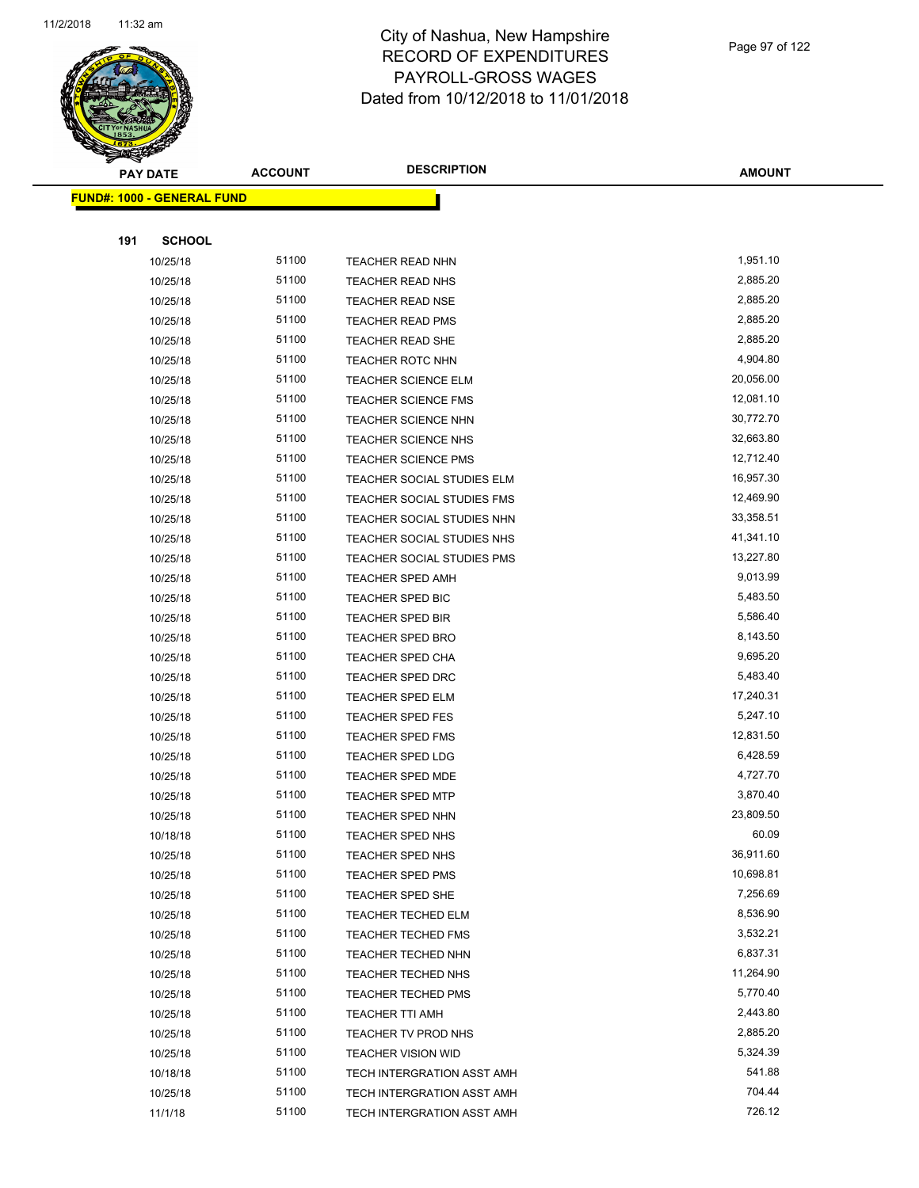# City of Nashua, New Hampshire
## RECORD OF EXPENDITURES
## PAYROLL-GROSS WAGES
## Dated from 10/12/2018 to 11/01/2018

**FUND#: 1000 - GENERAL FUND**

**191 SCHOOL**

| PAY DATE | ACCOUNT | DESCRIPTION | AMOUNT |
|---|---|---|---|
| 10/25/18 | 51100 | TEACHER READ NHN | 1,951.10 |
| 10/25/18 | 51100 | TEACHER READ NHS | 2,885.20 |
| 10/25/18 | 51100 | TEACHER READ NSE | 2,885.20 |
| 10/25/18 | 51100 | TEACHER READ PMS | 2,885.20 |
| 10/25/18 | 51100 | TEACHER READ SHE | 2,885.20 |
| 10/25/18 | 51100 | TEACHER ROTC NHN | 4,904.80 |
| 10/25/18 | 51100 | TEACHER SCIENCE ELM | 20,056.00 |
| 10/25/18 | 51100 | TEACHER SCIENCE FMS | 12,081.10 |
| 10/25/18 | 51100 | TEACHER SCIENCE NHN | 30,772.70 |
| 10/25/18 | 51100 | TEACHER SCIENCE NHS | 32,663.80 |
| 10/25/18 | 51100 | TEACHER SCIENCE PMS | 12,712.40 |
| 10/25/18 | 51100 | TEACHER SOCIAL STUDIES ELM | 16,957.30 |
| 10/25/18 | 51100 | TEACHER SOCIAL STUDIES FMS | 12,469.90 |
| 10/25/18 | 51100 | TEACHER SOCIAL STUDIES NHN | 33,358.51 |
| 10/25/18 | 51100 | TEACHER SOCIAL STUDIES NHS | 41,341.10 |
| 10/25/18 | 51100 | TEACHER SOCIAL STUDIES PMS | 13,227.80 |
| 10/25/18 | 51100 | TEACHER SPED AMH | 9,013.99 |
| 10/25/18 | 51100 | TEACHER SPED BIC | 5,483.50 |
| 10/25/18 | 51100 | TEACHER SPED BIR | 5,586.40 |
| 10/25/18 | 51100 | TEACHER SPED BRO | 8,143.50 |
| 10/25/18 | 51100 | TEACHER SPED CHA | 9,695.20 |
| 10/25/18 | 51100 | TEACHER SPED DRC | 5,483.40 |
| 10/25/18 | 51100 | TEACHER SPED ELM | 17,240.31 |
| 10/25/18 | 51100 | TEACHER SPED FES | 5,247.10 |
| 10/25/18 | 51100 | TEACHER SPED FMS | 12,831.50 |
| 10/25/18 | 51100 | TEACHER SPED LDG | 6,428.59 |
| 10/25/18 | 51100 | TEACHER SPED MDE | 4,727.70 |
| 10/25/18 | 51100 | TEACHER SPED MTP | 3,870.40 |
| 10/25/18 | 51100 | TEACHER SPED NHN | 23,809.50 |
| 10/18/18 | 51100 | TEACHER SPED NHS | 60.09 |
| 10/25/18 | 51100 | TEACHER SPED NHS | 36,911.60 |
| 10/25/18 | 51100 | TEACHER SPED PMS | 10,698.81 |
| 10/25/18 | 51100 | TEACHER SPED SHE | 7,256.69 |
| 10/25/18 | 51100 | TEACHER TECHED ELM | 8,536.90 |
| 10/25/18 | 51100 | TEACHER TECHED FMS | 3,532.21 |
| 10/25/18 | 51100 | TEACHER TECHED NHN | 6,837.31 |
| 10/25/18 | 51100 | TEACHER TECHED NHS | 11,264.90 |
| 10/25/18 | 51100 | TEACHER TECHED PMS | 5,770.40 |
| 10/25/18 | 51100 | TEACHER TTI AMH | 2,443.80 |
| 10/25/18 | 51100 | TEACHER TV PROD NHS | 2,885.20 |
| 10/25/18 | 51100 | TEACHER VISION WID | 5,324.39 |
| 10/18/18 | 51100 | TECH INTERGRATION ASST AMH | 541.88 |
| 10/25/18 | 51100 | TECH INTERGRATION ASST AMH | 704.44 |
| 11/1/18 | 51100 | TECH INTERGRATION ASST AMH | 726.12 |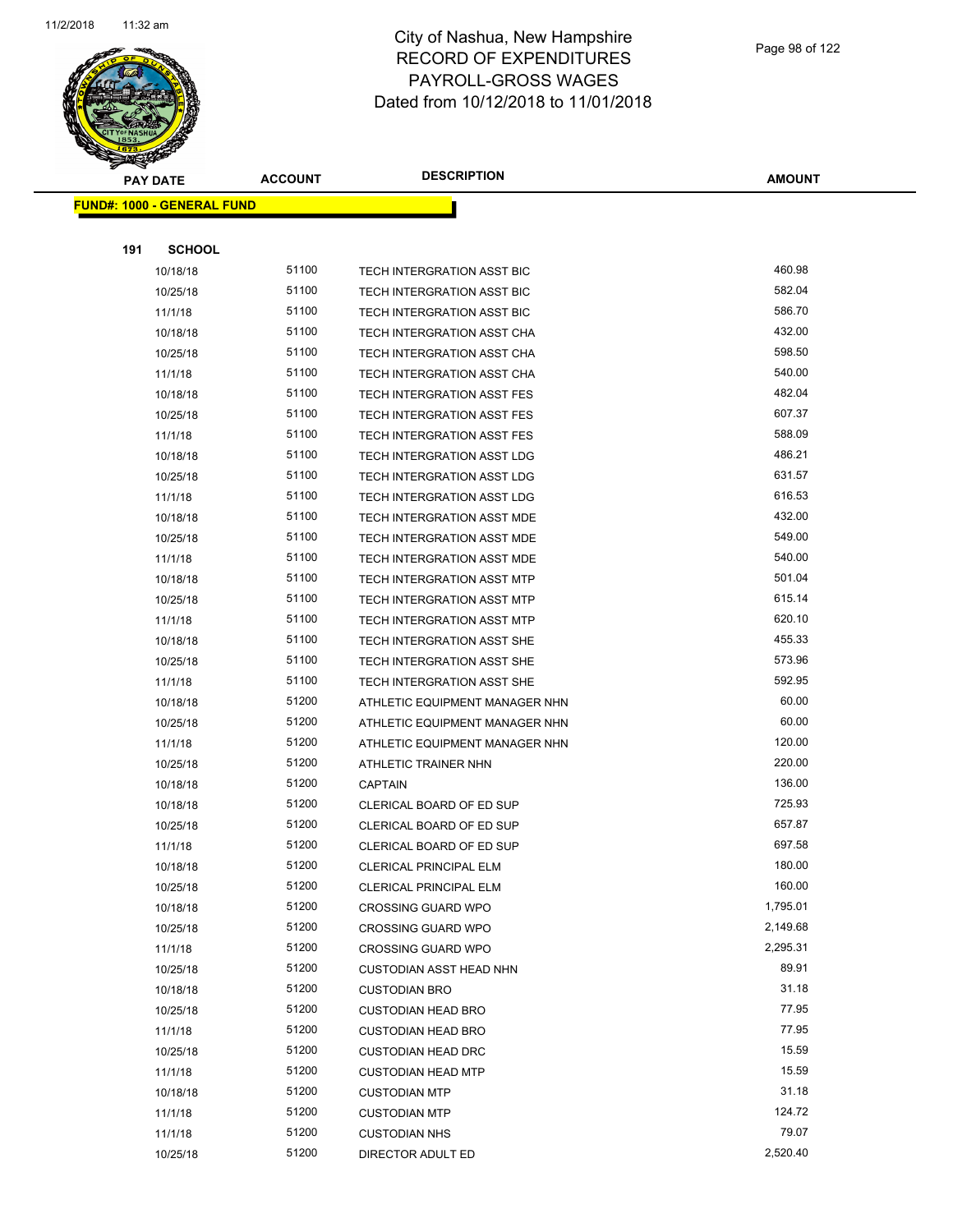# City of Nashua, New Hampshire
## RECORD OF EXPENDITURES
## PAYROLL-GROSS WAGES
## Dated from 10/12/2018 to 11/01/2018

**FUND#: 1000 - GENERAL FUND**

**191 SCHOOL**

| PAY DATE | ACCOUNT | DESCRIPTION | AMOUNT |
|---|---|---|---|
| 10/18/18 | 51100 | TECH INTERGRATION ASST BIC | 460.98 |
| 10/25/18 | 51100 | TECH INTERGRATION ASST BIC | 582.04 |
| 11/1/18 | 51100 | TECH INTERGRATION ASST BIC | 586.70 |
| 10/18/18 | 51100 | TECH INTERGRATION ASST CHA | 432.00 |
| 10/25/18 | 51100 | TECH INTERGRATION ASST CHA | 598.50 |
| 11/1/18 | 51100 | TECH INTERGRATION ASST CHA | 540.00 |
| 10/18/18 | 51100 | TECH INTERGRATION ASST FES | 482.04 |
| 10/25/18 | 51100 | TECH INTERGRATION ASST FES | 607.37 |
| 11/1/18 | 51100 | TECH INTERGRATION ASST FES | 588.09 |
| 10/18/18 | 51100 | TECH INTERGRATION ASST LDG | 486.21 |
| 10/25/18 | 51100 | TECH INTERGRATION ASST LDG | 631.57 |
| 11/1/18 | 51100 | TECH INTERGRATION ASST LDG | 616.53 |
| 10/18/18 | 51100 | TECH INTERGRATION ASST MDE | 432.00 |
| 10/25/18 | 51100 | TECH INTERGRATION ASST MDE | 549.00 |
| 11/1/18 | 51100 | TECH INTERGRATION ASST MDE | 540.00 |
| 10/18/18 | 51100 | TECH INTERGRATION ASST MTP | 501.04 |
| 10/25/18 | 51100 | TECH INTERGRATION ASST MTP | 615.14 |
| 11/1/18 | 51100 | TECH INTERGRATION ASST MTP | 620.10 |
| 10/18/18 | 51100 | TECH INTERGRATION ASST SHE | 455.33 |
| 10/25/18 | 51100 | TECH INTERGRATION ASST SHE | 573.96 |
| 11/1/18 | 51100 | TECH INTERGRATION ASST SHE | 592.95 |
| 10/18/18 | 51200 | ATHLETIC EQUIPMENT MANAGER NHN | 60.00 |
| 10/25/18 | 51200 | ATHLETIC EQUIPMENT MANAGER NHN | 60.00 |
| 11/1/18 | 51200 | ATHLETIC EQUIPMENT MANAGER NHN | 120.00 |
| 10/25/18 | 51200 | ATHLETIC TRAINER NHN | 220.00 |
| 10/18/18 | 51200 | CAPTAIN | 136.00 |
| 10/18/18 | 51200 | CLERICAL BOARD OF ED SUP | 725.93 |
| 10/25/18 | 51200 | CLERICAL BOARD OF ED SUP | 657.87 |
| 11/1/18 | 51200 | CLERICAL BOARD OF ED SUP | 697.58 |
| 10/18/18 | 51200 | CLERICAL PRINCIPAL ELM | 180.00 |
| 10/25/18 | 51200 | CLERICAL PRINCIPAL ELM | 160.00 |
| 10/18/18 | 51200 | CROSSING GUARD WPO | 1,795.01 |
| 10/25/18 | 51200 | CROSSING GUARD WPO | 2,149.68 |
| 11/1/18 | 51200 | CROSSING GUARD WPO | 2,295.31 |
| 10/25/18 | 51200 | CUSTODIAN ASST HEAD NHN | 89.91 |
| 10/18/18 | 51200 | CUSTODIAN BRO | 31.18 |
| 10/25/18 | 51200 | CUSTODIAN HEAD BRO | 77.95 |
| 11/1/18 | 51200 | CUSTODIAN HEAD BRO | 77.95 |
| 10/25/18 | 51200 | CUSTODIAN HEAD DRC | 15.59 |
| 11/1/18 | 51200 | CUSTODIAN HEAD MTP | 15.59 |
| 10/18/18 | 51200 | CUSTODIAN MTP | 31.18 |
| 11/1/18 | 51200 | CUSTODIAN MTP | 124.72 |
| 11/1/18 | 51200 | CUSTODIAN NHS | 79.07 |
| 10/25/18 | 51200 | DIRECTOR ADULT ED | 2,520.40 |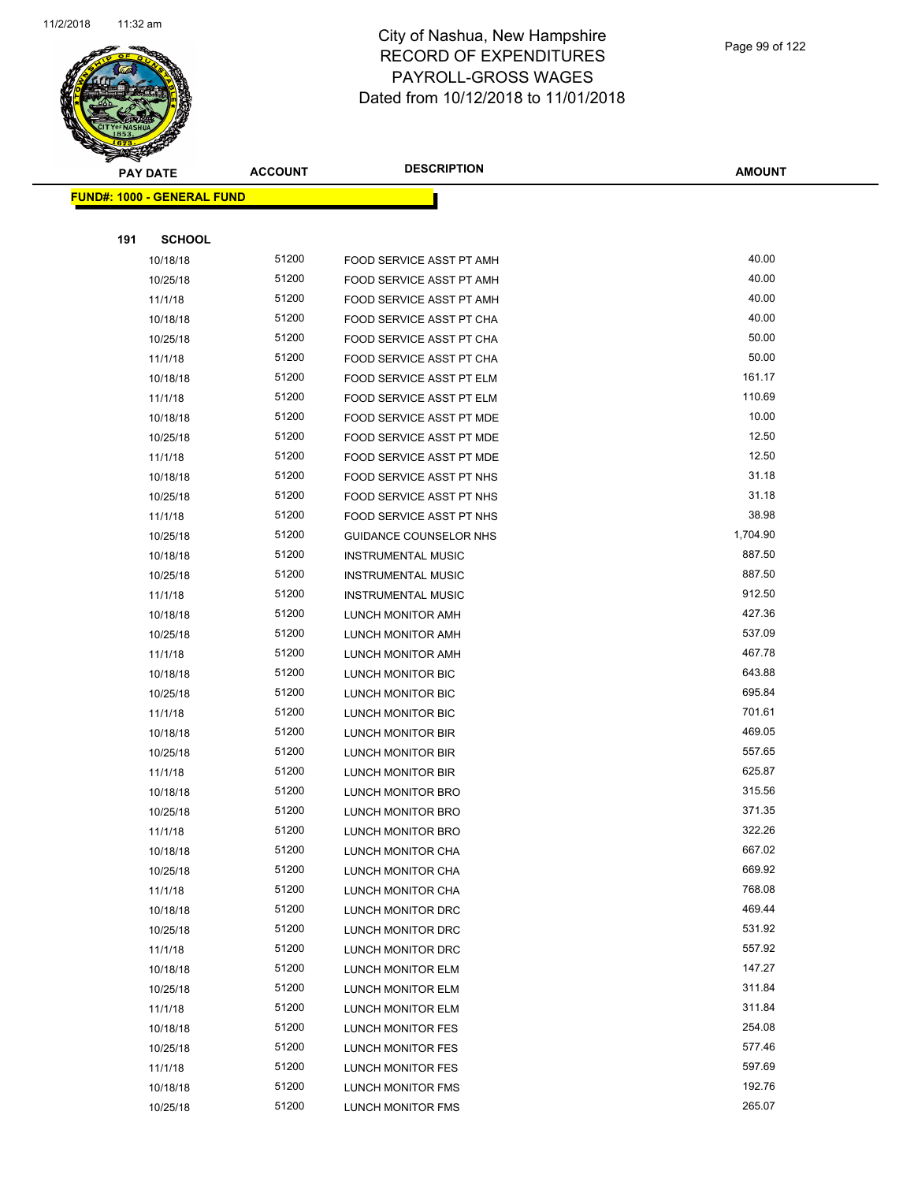# City of Nashua, New Hampshire
# RECORD OF EXPENDITURES
# PAYROLL-GROSS WAGES
# Dated from 10/12/2018 to 11/01/2018

**FUND#: 1000 - GENERAL FUND**

**191 SCHOOL**

| PAY DATE | ACCOUNT | DESCRIPTION | AMOUNT |
|---|---|---|---|
| 10/18/18 | 51200 | FOOD SERVICE ASST PT AMH | 40.00 |
| 10/25/18 | 51200 | FOOD SERVICE ASST PT AMH | 40.00 |
| 11/1/18 | 51200 | FOOD SERVICE ASST PT AMH | 40.00 |
| 10/18/18 | 51200 | FOOD SERVICE ASST PT CHA | 40.00 |
| 10/25/18 | 51200 | FOOD SERVICE ASST PT CHA | 50.00 |
| 11/1/18 | 51200 | FOOD SERVICE ASST PT CHA | 50.00 |
| 10/18/18 | 51200 | FOOD SERVICE ASST PT ELM | 161.17 |
| 11/1/18 | 51200 | FOOD SERVICE ASST PT ELM | 110.69 |
| 10/18/18 | 51200 | FOOD SERVICE ASST PT MDE | 10.00 |
| 10/25/18 | 51200 | FOOD SERVICE ASST PT MDE | 12.50 |
| 11/1/18 | 51200 | FOOD SERVICE ASST PT MDE | 12.50 |
| 10/18/18 | 51200 | FOOD SERVICE ASST PT NHS | 31.18 |
| 10/25/18 | 51200 | FOOD SERVICE ASST PT NHS | 31.18 |
| 11/1/18 | 51200 | FOOD SERVICE ASST PT NHS | 38.98 |
| 10/25/18 | 51200 | GUIDANCE COUNSELOR NHS | 1,704.90 |
| 10/18/18 | 51200 | INSTRUMENTAL MUSIC | 887.50 |
| 10/25/18 | 51200 | INSTRUMENTAL MUSIC | 887.50 |
| 11/1/18 | 51200 | INSTRUMENTAL MUSIC | 912.50 |
| 10/18/18 | 51200 | LUNCH MONITOR AMH | 427.36 |
| 10/25/18 | 51200 | LUNCH MONITOR AMH | 537.09 |
| 11/1/18 | 51200 | LUNCH MONITOR AMH | 467.78 |
| 10/18/18 | 51200 | LUNCH MONITOR BIC | 643.88 |
| 10/25/18 | 51200 | LUNCH MONITOR BIC | 695.84 |
| 11/1/18 | 51200 | LUNCH MONITOR BIC | 701.61 |
| 10/18/18 | 51200 | LUNCH MONITOR BIR | 469.05 |
| 10/25/18 | 51200 | LUNCH MONITOR BIR | 557.65 |
| 11/1/18 | 51200 | LUNCH MONITOR BIR | 625.87 |
| 10/18/18 | 51200 | LUNCH MONITOR BRO | 315.56 |
| 10/25/18 | 51200 | LUNCH MONITOR BRO | 371.35 |
| 11/1/18 | 51200 | LUNCH MONITOR BRO | 322.26 |
| 10/18/18 | 51200 | LUNCH MONITOR CHA | 667.02 |
| 10/25/18 | 51200 | LUNCH MONITOR CHA | 669.92 |
| 11/1/18 | 51200 | LUNCH MONITOR CHA | 768.08 |
| 10/18/18 | 51200 | LUNCH MONITOR DRC | 469.44 |
| 10/25/18 | 51200 | LUNCH MONITOR DRC | 531.92 |
| 11/1/18 | 51200 | LUNCH MONITOR DRC | 557.92 |
| 10/18/18 | 51200 | LUNCH MONITOR ELM | 147.27 |
| 10/25/18 | 51200 | LUNCH MONITOR ELM | 311.84 |
| 11/1/18 | 51200 | LUNCH MONITOR ELM | 311.84 |
| 10/18/18 | 51200 | LUNCH MONITOR FES | 254.08 |
| 10/25/18 | 51200 | LUNCH MONITOR FES | 577.46 |
| 11/1/18 | 51200 | LUNCH MONITOR FES | 597.69 |
| 10/18/18 | 51200 | LUNCH MONITOR FMS | 192.76 |
| 10/25/18 | 51200 | LUNCH MONITOR FMS | 265.07 |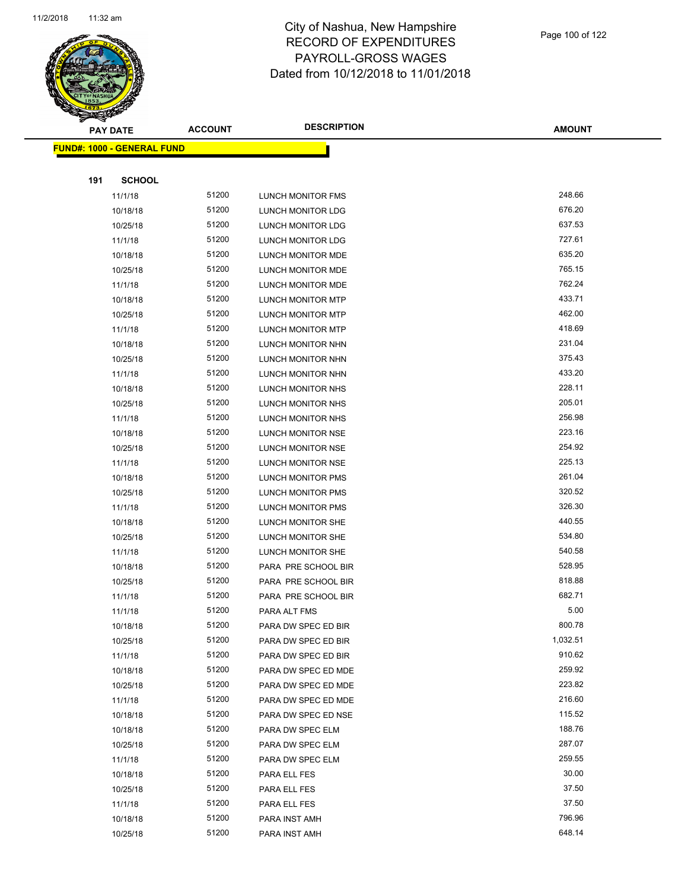# City of Nashua, New Hampshire
# RECORD OF EXPENDITURES
# PAYROLL-GROSS WAGES
# Dated from 10/12/2018 to 11/01/2018

| PAY DATE | ACCOUNT | DESCRIPTION | AMOUNT |
|---|---|---|---|

**FUND#: 1000 - GENERAL FUND**

**191 SCHOOL**

| PAY DATE | ACCOUNT | DESCRIPTION | AMOUNT |
|---|---|---|---|
| 11/1/18 | 51200 | LUNCH MONITOR FMS | 248.66 |
| 10/18/18 | 51200 | LUNCH MONITOR LDG | 676.20 |
| 10/25/18 | 51200 | LUNCH MONITOR LDG | 637.53 |
| 11/1/18 | 51200 | LUNCH MONITOR LDG | 727.61 |
| 10/18/18 | 51200 | LUNCH MONITOR MDE | 635.20 |
| 10/25/18 | 51200 | LUNCH MONITOR MDE | 765.15 |
| 11/1/18 | 51200 | LUNCH MONITOR MDE | 762.24 |
| 10/18/18 | 51200 | LUNCH MONITOR MTP | 433.71 |
| 10/25/18 | 51200 | LUNCH MONITOR MTP | 462.00 |
| 11/1/18 | 51200 | LUNCH MONITOR MTP | 418.69 |
| 10/18/18 | 51200 | LUNCH MONITOR NHN | 231.04 |
| 10/25/18 | 51200 | LUNCH MONITOR NHN | 375.43 |
| 11/1/18 | 51200 | LUNCH MONITOR NHN | 433.20 |
| 10/18/18 | 51200 | LUNCH MONITOR NHS | 228.11 |
| 10/25/18 | 51200 | LUNCH MONITOR NHS | 205.01 |
| 11/1/18 | 51200 | LUNCH MONITOR NHS | 256.98 |
| 10/18/18 | 51200 | LUNCH MONITOR NSE | 223.16 |
| 10/25/18 | 51200 | LUNCH MONITOR NSE | 254.92 |
| 11/1/18 | 51200 | LUNCH MONITOR NSE | 225.13 |
| 10/18/18 | 51200 | LUNCH MONITOR PMS | 261.04 |
| 10/25/18 | 51200 | LUNCH MONITOR PMS | 320.52 |
| 11/1/18 | 51200 | LUNCH MONITOR PMS | 326.30 |
| 10/18/18 | 51200 | LUNCH MONITOR SHE | 440.55 |
| 10/25/18 | 51200 | LUNCH MONITOR SHE | 534.80 |
| 11/1/18 | 51200 | LUNCH MONITOR SHE | 540.58 |
| 10/18/18 | 51200 | PARA PRE SCHOOL BIR | 528.95 |
| 10/25/18 | 51200 | PARA PRE SCHOOL BIR | 818.88 |
| 11/1/18 | 51200 | PARA PRE SCHOOL BIR | 682.71 |
| 11/1/18 | 51200 | PARA ALT FMS | 5.00 |
| 10/18/18 | 51200 | PARA DW SPEC ED BIR | 800.78 |
| 10/25/18 | 51200 | PARA DW SPEC ED BIR | 1,032.51 |
| 11/1/18 | 51200 | PARA DW SPEC ED BIR | 910.62 |
| 10/18/18 | 51200 | PARA DW SPEC ED MDE | 259.92 |
| 10/25/18 | 51200 | PARA DW SPEC ED MDE | 223.82 |
| 11/1/18 | 51200 | PARA DW SPEC ED MDE | 216.60 |
| 10/18/18 | 51200 | PARA DW SPEC ED NSE | 115.52 |
| 10/18/18 | 51200 | PARA DW SPEC ELM | 188.76 |
| 10/25/18 | 51200 | PARA DW SPEC ELM | 287.07 |
| 11/1/18 | 51200 | PARA DW SPEC ELM | 259.55 |
| 10/18/18 | 51200 | PARA ELL FES | 30.00 |
| 10/25/18 | 51200 | PARA ELL FES | 37.50 |
| 11/1/18 | 51200 | PARA ELL FES | 37.50 |
| 10/18/18 | 51200 | PARA INST AMH | 796.96 |
| 10/25/18 | 51200 | PARA INST AMH | 648.14 |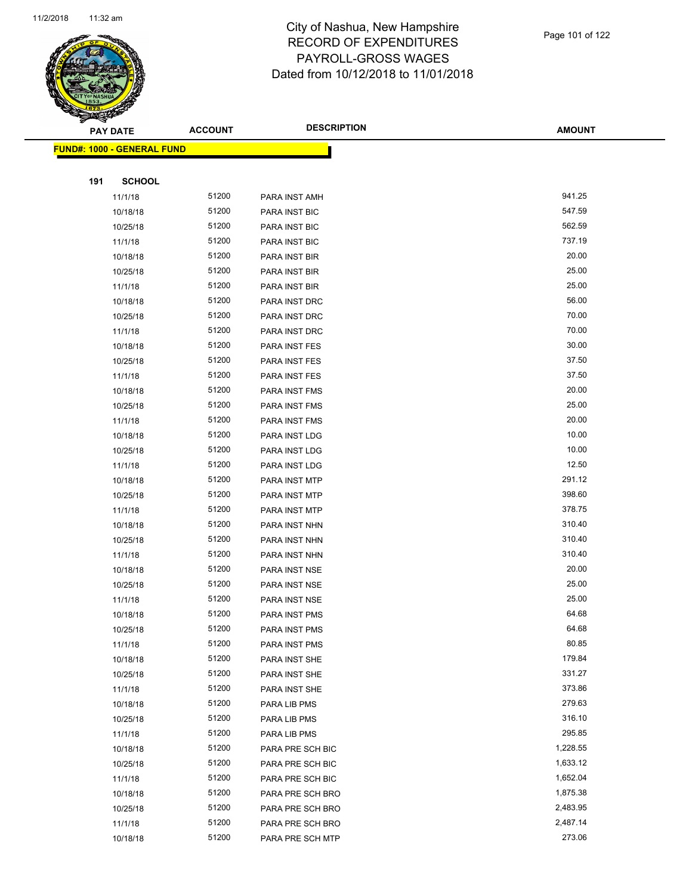# City of Nashua, New Hampshire
## RECORD OF EXPENDITURES
## PAYROLL-GROSS WAGES
## Dated from 10/12/2018 to 11/01/2018

11/2/2018 11:32 am

| PAY DATE | ACCOUNT | DESCRIPTION | AMOUNT |
|---|---|---|---|
| **FUND#: 1000 - GENERAL FUND** | | | |
| **191 SCHOOL** | | | |
| 11/1/18 | 51200 | PARA INST AMH | 941.25 |
| 10/18/18 | 51200 | PARA INST BIC | 547.59 |
| 10/25/18 | 51200 | PARA INST BIC | 562.59 |
| 11/1/18 | 51200 | PARA INST BIC | 737.19 |
| 10/18/18 | 51200 | PARA INST BIR | 20.00 |
| 10/25/18 | 51200 | PARA INST BIR | 25.00 |
| 11/1/18 | 51200 | PARA INST BIR | 25.00 |
| 10/18/18 | 51200 | PARA INST DRC | 56.00 |
| 10/25/18 | 51200 | PARA INST DRC | 70.00 |
| 11/1/18 | 51200 | PARA INST DRC | 70.00 |
| 10/18/18 | 51200 | PARA INST FES | 30.00 |
| 10/25/18 | 51200 | PARA INST FES | 37.50 |
| 11/1/18 | 51200 | PARA INST FES | 37.50 |
| 10/18/18 | 51200 | PARA INST FMS | 20.00 |
| 10/25/18 | 51200 | PARA INST FMS | 25.00 |
| 11/1/18 | 51200 | PARA INST FMS | 20.00 |
| 10/18/18 | 51200 | PARA INST LDG | 10.00 |
| 10/25/18 | 51200 | PARA INST LDG | 10.00 |
| 11/1/18 | 51200 | PARA INST LDG | 12.50 |
| 10/18/18 | 51200 | PARA INST MTP | 291.12 |
| 10/25/18 | 51200 | PARA INST MTP | 398.60 |
| 11/1/18 | 51200 | PARA INST MTP | 378.75 |
| 10/18/18 | 51200 | PARA INST NHN | 310.40 |
| 10/25/18 | 51200 | PARA INST NHN | 310.40 |
| 11/1/18 | 51200 | PARA INST NHN | 310.40 |
| 10/18/18 | 51200 | PARA INST NSE | 20.00 |
| 10/25/18 | 51200 | PARA INST NSE | 25.00 |
| 11/1/18 | 51200 | PARA INST NSE | 25.00 |
| 10/18/18 | 51200 | PARA INST PMS | 64.68 |
| 10/25/18 | 51200 | PARA INST PMS | 64.68 |
| 11/1/18 | 51200 | PARA INST PMS | 80.85 |
| 10/18/18 | 51200 | PARA INST SHE | 179.84 |
| 10/25/18 | 51200 | PARA INST SHE | 331.27 |
| 11/1/18 | 51200 | PARA INST SHE | 373.86 |
| 10/18/18 | 51200 | PARA LIB PMS | 279.63 |
| 10/25/18 | 51200 | PARA LIB PMS | 316.10 |
| 11/1/18 | 51200 | PARA LIB PMS | 295.85 |
| 10/18/18 | 51200 | PARA PRE SCH BIC | 1,228.55 |
| 10/25/18 | 51200 | PARA PRE SCH BIC | 1,633.12 |
| 11/1/18 | 51200 | PARA PRE SCH BIC | 1,652.04 |
| 10/18/18 | 51200 | PARA PRE SCH BRO | 1,875.38 |
| 10/25/18 | 51200 | PARA PRE SCH BRO | 2,483.95 |
| 11/1/18 | 51200 | PARA PRE SCH BRO | 2,487.14 |
| 10/18/18 | 51200 | PARA PRE SCH MTP | 273.06 |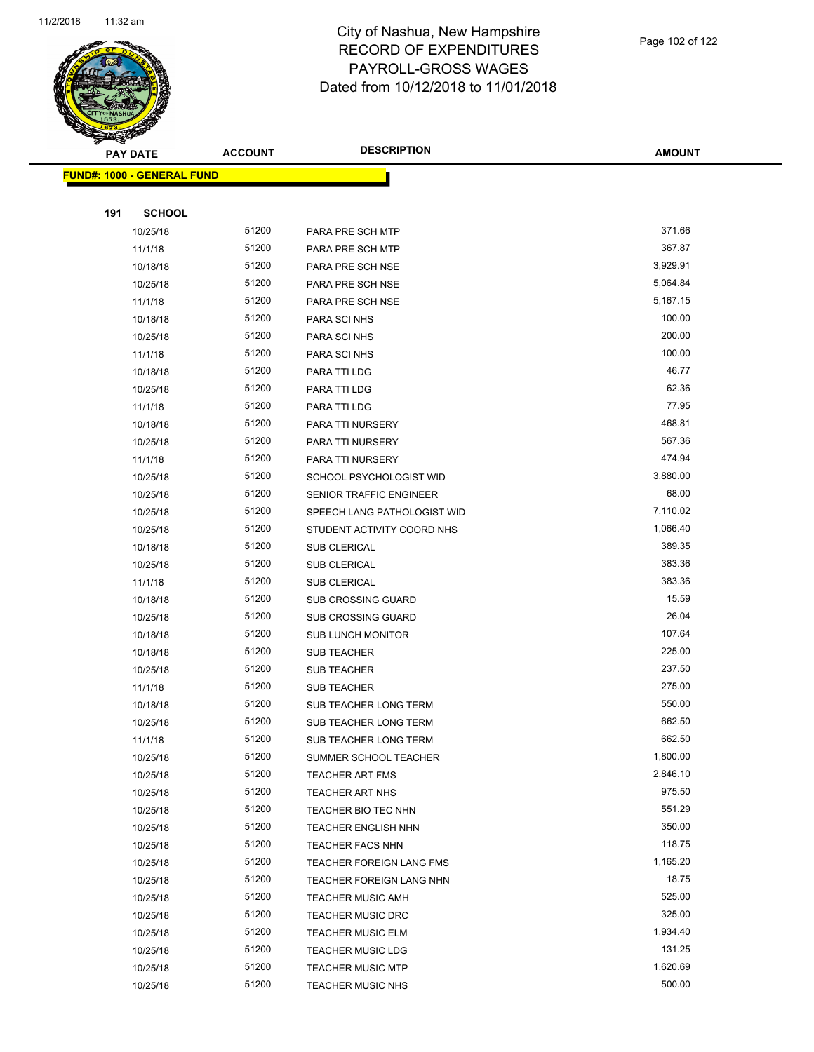# City of Nashua, New Hampshire
## RECORD OF EXPENDITURES
## PAYROLL-GROSS WAGES
## Dated from 10/12/2018 to 11/01/2018

**FUND#: 1000 - GENERAL FUND**

**191 SCHOOL**

| PAY DATE | ACCOUNT | DESCRIPTION | AMOUNT |
|---|---|---|---|
| 10/25/18 | 51200 | PARA PRE SCH MTP | 371.66 |
| 11/1/18 | 51200 | PARA PRE SCH MTP | 367.87 |
| 10/18/18 | 51200 | PARA PRE SCH NSE | 3,929.91 |
| 10/25/18 | 51200 | PARA PRE SCH NSE | 5,064.84 |
| 11/1/18 | 51200 | PARA PRE SCH NSE | 5,167.15 |
| 10/18/18 | 51200 | PARA SCI NHS | 100.00 |
| 10/25/18 | 51200 | PARA SCI NHS | 200.00 |
| 11/1/18 | 51200 | PARA SCI NHS | 100.00 |
| 10/18/18 | 51200 | PARA TTI LDG | 46.77 |
| 10/25/18 | 51200 | PARA TTI LDG | 62.36 |
| 11/1/18 | 51200 | PARA TTI LDG | 77.95 |
| 10/18/18 | 51200 | PARA TTI NURSERY | 468.81 |
| 10/25/18 | 51200 | PARA TTI NURSERY | 567.36 |
| 11/1/18 | 51200 | PARA TTI NURSERY | 474.94 |
| 10/25/18 | 51200 | SCHOOL PSYCHOLOGIST WID | 3,880.00 |
| 10/25/18 | 51200 | SENIOR TRAFFIC ENGINEER | 68.00 |
| 10/25/18 | 51200 | SPEECH LANG PATHOLOGIST WID | 7,110.02 |
| 10/25/18 | 51200 | STUDENT ACTIVITY COORD NHS | 1,066.40 |
| 10/18/18 | 51200 | SUB CLERICAL | 389.35 |
| 10/25/18 | 51200 | SUB CLERICAL | 383.36 |
| 11/1/18 | 51200 | SUB CLERICAL | 383.36 |
| 10/18/18 | 51200 | SUB CROSSING GUARD | 15.59 |
| 10/25/18 | 51200 | SUB CROSSING GUARD | 26.04 |
| 10/18/18 | 51200 | SUB LUNCH MONITOR | 107.64 |
| 10/18/18 | 51200 | SUB TEACHER | 225.00 |
| 10/25/18 | 51200 | SUB TEACHER | 237.50 |
| 11/1/18 | 51200 | SUB TEACHER | 275.00 |
| 10/18/18 | 51200 | SUB TEACHER LONG TERM | 550.00 |
| 10/25/18 | 51200 | SUB TEACHER LONG TERM | 662.50 |
| 11/1/18 | 51200 | SUB TEACHER LONG TERM | 662.50 |
| 10/25/18 | 51200 | SUMMER SCHOOL TEACHER | 1,800.00 |
| 10/25/18 | 51200 | TEACHER ART FMS | 2,846.10 |
| 10/25/18 | 51200 | TEACHER ART NHS | 975.50 |
| 10/25/18 | 51200 | TEACHER BIO TEC NHN | 551.29 |
| 10/25/18 | 51200 | TEACHER ENGLISH NHN | 350.00 |
| 10/25/18 | 51200 | TEACHER FACS NHN | 118.75 |
| 10/25/18 | 51200 | TEACHER FOREIGN LANG FMS | 1,165.20 |
| 10/25/18 | 51200 | TEACHER FOREIGN LANG NHN | 18.75 |
| 10/25/18 | 51200 | TEACHER MUSIC AMH | 525.00 |
| 10/25/18 | 51200 | TEACHER MUSIC DRC | 325.00 |
| 10/25/18 | 51200 | TEACHER MUSIC ELM | 1,934.40 |
| 10/25/18 | 51200 | TEACHER MUSIC LDG | 131.25 |
| 10/25/18 | 51200 | TEACHER MUSIC MTP | 1,620.69 |
| 10/25/18 | 51200 | TEACHER MUSIC NHS | 500.00 |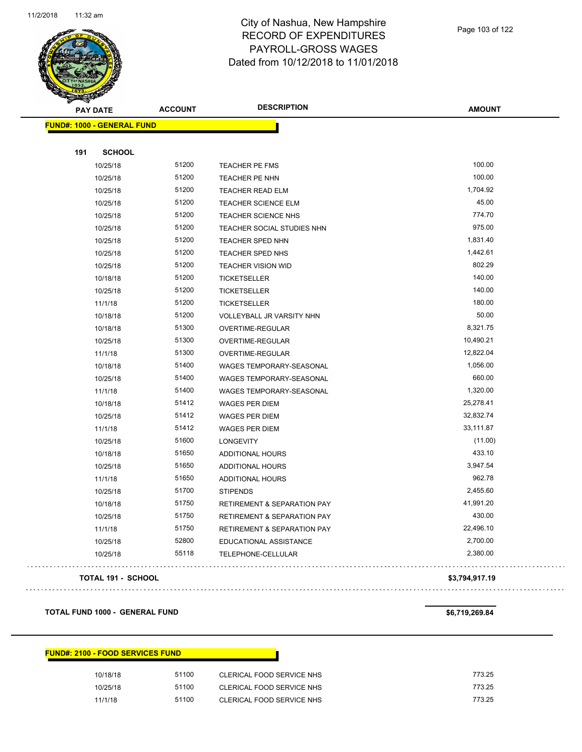# City of Nashua, New Hampshire
## RECORD OF EXPENDITURES
## PAYROLL-GROSS WAGES
## Dated from 10/12/2018 to 11/01/2018

| PAY DATE | ACCOUNT | DESCRIPTION | AMOUNT |
|---|---|---|---|
| **FUND#: 1000 - GENERAL FUND** | | | |
| **191 SCHOOL** | | | |
| 10/25/18 | 51200 | TEACHER PE FMS | 100.00 |
| 10/25/18 | 51200 | TEACHER PE NHN | 100.00 |
| 10/25/18 | 51200 | TEACHER READ ELM | 1,704.92 |
| 10/25/18 | 51200 | TEACHER SCIENCE ELM | 45.00 |
| 10/25/18 | 51200 | TEACHER SCIENCE NHS | 774.70 |
| 10/25/18 | 51200 | TEACHER SOCIAL STUDIES NHN | 975.00 |
| 10/25/18 | 51200 | TEACHER SPED NHN | 1,831.40 |
| 10/25/18 | 51200 | TEACHER SPED NHS | 1,442.61 |
| 10/25/18 | 51200 | TEACHER VISION WID | 802.29 |
| 10/18/18 | 51200 | TICKETSELLER | 140.00 |
| 10/25/18 | 51200 | TICKETSELLER | 140.00 |
| 11/1/18 | 51200 | TICKETSELLER | 180.00 |
| 10/18/18 | 51200 | VOLLEYBALL JR VARSITY NHN | 50.00 |
| 10/18/18 | 51300 | OVERTIME-REGULAR | 8,321.75 |
| 10/25/18 | 51300 | OVERTIME-REGULAR | 10,490.21 |
| 11/1/18 | 51300 | OVERTIME-REGULAR | 12,822.04 |
| 10/18/18 | 51400 | WAGES TEMPORARY-SEASONAL | 1,056.00 |
| 10/25/18 | 51400 | WAGES TEMPORARY-SEASONAL | 660.00 |
| 11/1/18 | 51400 | WAGES TEMPORARY-SEASONAL | 1,320.00 |
| 10/18/18 | 51412 | WAGES PER DIEM | 25,278.41 |
| 10/25/18 | 51412 | WAGES PER DIEM | 32,832.74 |
| 11/1/18 | 51412 | WAGES PER DIEM | 33,111.87 |
| 10/25/18 | 51600 | LONGEVITY | (11.00) |
| 10/18/18 | 51650 | ADDITIONAL HOURS | 433.10 |
| 10/25/18 | 51650 | ADDITIONAL HOURS | 3,947.54 |
| 11/1/18 | 51650 | ADDITIONAL HOURS | 962.78 |
| 10/25/18 | 51700 | STIPENDS | 2,455.60 |
| 10/18/18 | 51750 | RETIREMENT & SEPARATION PAY | 41,991.20 |
| 10/25/18 | 51750 | RETIREMENT & SEPARATION PAY | 430.00 |
| 11/1/18 | 51750 | RETIREMENT & SEPARATION PAY | 22,496.10 |
| 10/25/18 | 52800 | EDUCATIONAL ASSISTANCE | 2,700.00 |
| 10/25/18 | 55118 | TELEPHONE-CELLULAR | 2,380.00 |
| **TOTAL 191 - SCHOOL** | | | **$3,794,917.19** |
| **TOTAL FUND 1000 - GENERAL FUND** | | | **$6,719,269.84** |

| PAY DATE | ACCOUNT | DESCRIPTION | AMOUNT |
|---|---|---|---|
| **FUND#: 2100 - FOOD SERVICES FUND** | | | |
| 10/18/18 | 51100 | CLERICAL FOOD SERVICE NHS | 773.25 |
| 10/25/18 | 51100 | CLERICAL FOOD SERVICE NHS | 773.25 |
| 11/1/18 | 51100 | CLERICAL FOOD SERVICE NHS | 773.25 |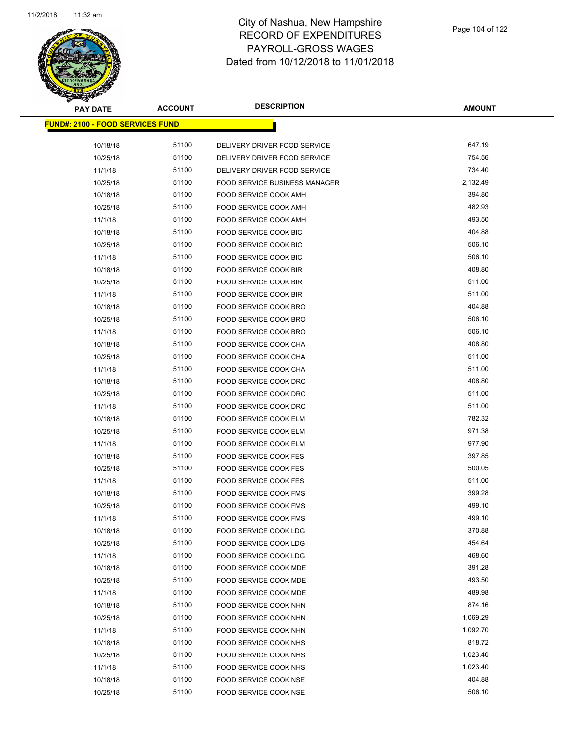# City of Nashua, New Hampshire
# RECORD OF EXPENDITURES
# PAYROLL-GROSS WAGES
# Dated from 10/12/2018 to 11/01/2018

**FUND#: 2100 - FOOD SERVICES FUND**

| PAY DATE | ACCOUNT | DESCRIPTION | AMOUNT |
|---|---|---|---|
| 10/18/18 | 51100 | DELIVERY DRIVER FOOD SERVICE | 647.19 |
| 10/25/18 | 51100 | DELIVERY DRIVER FOOD SERVICE | 754.56 |
| 11/1/18 | 51100 | DELIVERY DRIVER FOOD SERVICE | 734.40 |
| 10/25/18 | 51100 | FOOD SERVICE BUSINESS MANAGER | 2,132.49 |
| 10/18/18 | 51100 | FOOD SERVICE COOK AMH | 394.80 |
| 10/25/18 | 51100 | FOOD SERVICE COOK AMH | 482.93 |
| 11/1/18 | 51100 | FOOD SERVICE COOK AMH | 493.50 |
| 10/18/18 | 51100 | FOOD SERVICE COOK BIC | 404.88 |
| 10/25/18 | 51100 | FOOD SERVICE COOK BIC | 506.10 |
| 11/1/18 | 51100 | FOOD SERVICE COOK BIC | 506.10 |
| 10/18/18 | 51100 | FOOD SERVICE COOK BIR | 408.80 |
| 10/25/18 | 51100 | FOOD SERVICE COOK BIR | 511.00 |
| 11/1/18 | 51100 | FOOD SERVICE COOK BIR | 511.00 |
| 10/18/18 | 51100 | FOOD SERVICE COOK BRO | 404.88 |
| 10/25/18 | 51100 | FOOD SERVICE COOK BRO | 506.10 |
| 11/1/18 | 51100 | FOOD SERVICE COOK BRO | 506.10 |
| 10/18/18 | 51100 | FOOD SERVICE COOK CHA | 408.80 |
| 10/25/18 | 51100 | FOOD SERVICE COOK CHA | 511.00 |
| 11/1/18 | 51100 | FOOD SERVICE COOK CHA | 511.00 |
| 10/18/18 | 51100 | FOOD SERVICE COOK DRC | 408.80 |
| 10/25/18 | 51100 | FOOD SERVICE COOK DRC | 511.00 |
| 11/1/18 | 51100 | FOOD SERVICE COOK DRC | 511.00 |
| 10/18/18 | 51100 | FOOD SERVICE COOK ELM | 782.32 |
| 10/25/18 | 51100 | FOOD SERVICE COOK ELM | 971.38 |
| 11/1/18 | 51100 | FOOD SERVICE COOK ELM | 977.90 |
| 10/18/18 | 51100 | FOOD SERVICE COOK FES | 397.85 |
| 10/25/18 | 51100 | FOOD SERVICE COOK FES | 500.05 |
| 11/1/18 | 51100 | FOOD SERVICE COOK FES | 511.00 |
| 10/18/18 | 51100 | FOOD SERVICE COOK FMS | 399.28 |
| 10/25/18 | 51100 | FOOD SERVICE COOK FMS | 499.10 |
| 11/1/18 | 51100 | FOOD SERVICE COOK FMS | 499.10 |
| 10/18/18 | 51100 | FOOD SERVICE COOK LDG | 370.88 |
| 10/25/18 | 51100 | FOOD SERVICE COOK LDG | 454.64 |
| 11/1/18 | 51100 | FOOD SERVICE COOK LDG | 468.60 |
| 10/18/18 | 51100 | FOOD SERVICE COOK MDE | 391.28 |
| 10/25/18 | 51100 | FOOD SERVICE COOK MDE | 493.50 |
| 11/1/18 | 51100 | FOOD SERVICE COOK MDE | 489.98 |
| 10/18/18 | 51100 | FOOD SERVICE COOK NHN | 874.16 |
| 10/25/18 | 51100 | FOOD SERVICE COOK NHN | 1,069.29 |
| 11/1/18 | 51100 | FOOD SERVICE COOK NHN | 1,092.70 |
| 10/18/18 | 51100 | FOOD SERVICE COOK NHS | 818.72 |
| 10/25/18 | 51100 | FOOD SERVICE COOK NHS | 1,023.40 |
| 11/1/18 | 51100 | FOOD SERVICE COOK NHS | 1,023.40 |
| 10/18/18 | 51100 | FOOD SERVICE COOK NSE | 404.88 |
| 10/25/18 | 51100 | FOOD SERVICE COOK NSE | 506.10 |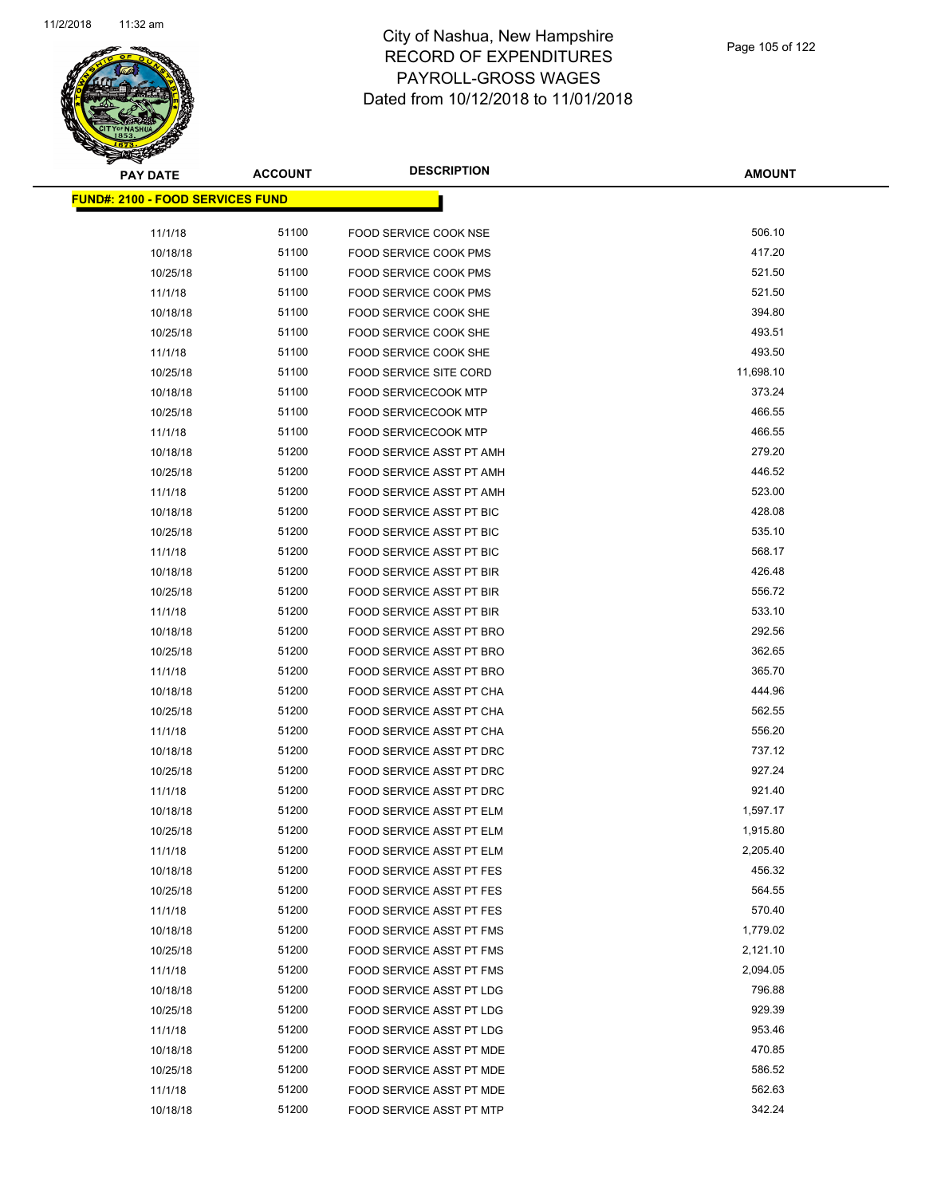City of Nashua, New Hampshire
RECORD OF EXPENDITURES
PAYROLL-GROSS WAGES
Dated from 10/12/2018 to 11/01/2018

**FUND#: 2100 - FOOD SERVICES FUND**

| PAY DATE | ACCOUNT | DESCRIPTION | AMOUNT |
|---|---|---|---|
| 11/1/18 | 51100 | FOOD SERVICE COOK NSE | 506.10 |
| 10/18/18 | 51100 | FOOD SERVICE COOK PMS | 417.20 |
| 10/25/18 | 51100 | FOOD SERVICE COOK PMS | 521.50 |
| 11/1/18 | 51100 | FOOD SERVICE COOK PMS | 521.50 |
| 10/18/18 | 51100 | FOOD SERVICE COOK SHE | 394.80 |
| 10/25/18 | 51100 | FOOD SERVICE COOK SHE | 493.51 |
| 11/1/18 | 51100 | FOOD SERVICE COOK SHE | 493.50 |
| 10/25/18 | 51100 | FOOD SERVICE SITE CORD | 11,698.10 |
| 10/18/18 | 51100 | FOOD SERVICECOOK MTP | 373.24 |
| 10/25/18 | 51100 | FOOD SERVICECOOK MTP | 466.55 |
| 11/1/18 | 51100 | FOOD SERVICECOOK MTP | 466.55 |
| 10/18/18 | 51200 | FOOD SERVICE ASST PT AMH | 279.20 |
| 10/25/18 | 51200 | FOOD SERVICE ASST PT AMH | 446.52 |
| 11/1/18 | 51200 | FOOD SERVICE ASST PT AMH | 523.00 |
| 10/18/18 | 51200 | FOOD SERVICE ASST PT BIC | 428.08 |
| 10/25/18 | 51200 | FOOD SERVICE ASST PT BIC | 535.10 |
| 11/1/18 | 51200 | FOOD SERVICE ASST PT BIC | 568.17 |
| 10/18/18 | 51200 | FOOD SERVICE ASST PT BIR | 426.48 |
| 10/25/18 | 51200 | FOOD SERVICE ASST PT BIR | 556.72 |
| 11/1/18 | 51200 | FOOD SERVICE ASST PT BIR | 533.10 |
| 10/18/18 | 51200 | FOOD SERVICE ASST PT BRO | 292.56 |
| 10/25/18 | 51200 | FOOD SERVICE ASST PT BRO | 362.65 |
| 11/1/18 | 51200 | FOOD SERVICE ASST PT BRO | 365.70 |
| 10/18/18 | 51200 | FOOD SERVICE ASST PT CHA | 444.96 |
| 10/25/18 | 51200 | FOOD SERVICE ASST PT CHA | 562.55 |
| 11/1/18 | 51200 | FOOD SERVICE ASST PT CHA | 556.20 |
| 10/18/18 | 51200 | FOOD SERVICE ASST PT DRC | 737.12 |
| 10/25/18 | 51200 | FOOD SERVICE ASST PT DRC | 927.24 |
| 11/1/18 | 51200 | FOOD SERVICE ASST PT DRC | 921.40 |
| 10/18/18 | 51200 | FOOD SERVICE ASST PT ELM | 1,597.17 |
| 10/25/18 | 51200 | FOOD SERVICE ASST PT ELM | 1,915.80 |
| 11/1/18 | 51200 | FOOD SERVICE ASST PT ELM | 2,205.40 |
| 10/18/18 | 51200 | FOOD SERVICE ASST PT FES | 456.32 |
| 10/25/18 | 51200 | FOOD SERVICE ASST PT FES | 564.55 |
| 11/1/18 | 51200 | FOOD SERVICE ASST PT FES | 570.40 |
| 10/18/18 | 51200 | FOOD SERVICE ASST PT FMS | 1,779.02 |
| 10/25/18 | 51200 | FOOD SERVICE ASST PT FMS | 2,121.10 |
| 11/1/18 | 51200 | FOOD SERVICE ASST PT FMS | 2,094.05 |
| 10/18/18 | 51200 | FOOD SERVICE ASST PT LDG | 796.88 |
| 10/25/18 | 51200 | FOOD SERVICE ASST PT LDG | 929.39 |
| 11/1/18 | 51200 | FOOD SERVICE ASST PT LDG | 953.46 |
| 10/18/18 | 51200 | FOOD SERVICE ASST PT MDE | 470.85 |
| 10/25/18 | 51200 | FOOD SERVICE ASST PT MDE | 586.52 |
| 11/1/18 | 51200 | FOOD SERVICE ASST PT MDE | 562.63 |
| 10/18/18 | 51200 | FOOD SERVICE ASST PT MTP | 342.24 |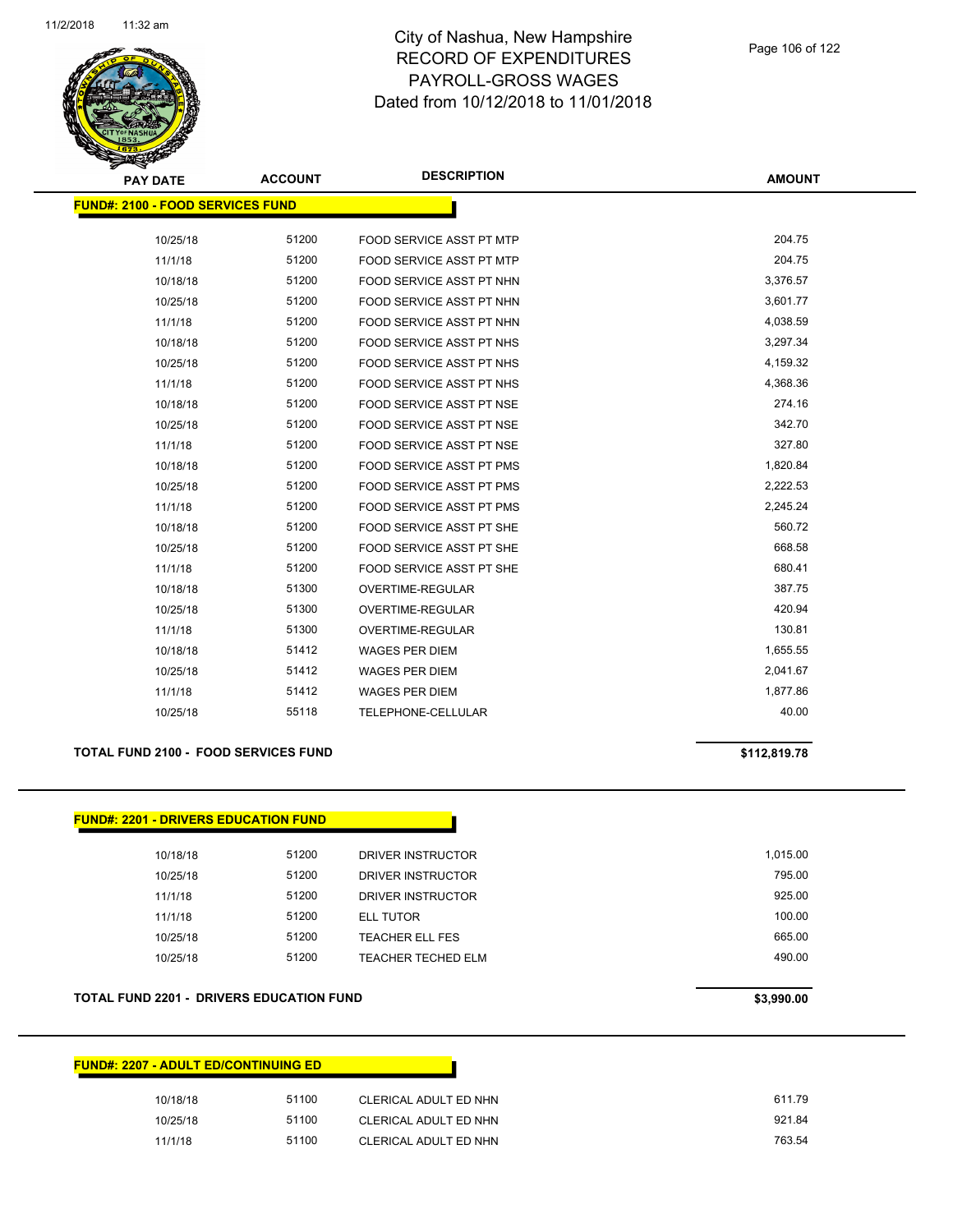# City of Nashua, New Hampshire
## RECORD OF EXPENDITURES
## PAYROLL-GROSS WAGES
## Dated from 10/12/2018 to 11/01/2018

11/2/2018 11:32 am

| PAY DATE | ACCOUNT | DESCRIPTION | AMOUNT |
|---|---|---|---|
| **FUND#: 2100 - FOOD SERVICES FUND** | | | |
| 10/25/18 | 51200 | FOOD SERVICE ASST PT MTP | 204.75 |
| 11/1/18 | 51200 | FOOD SERVICE ASST PT MTP | 204.75 |
| 10/18/18 | 51200 | FOOD SERVICE ASST PT NHN | 3,376.57 |
| 10/25/18 | 51200 | FOOD SERVICE ASST PT NHN | 3,601.77 |
| 11/1/18 | 51200 | FOOD SERVICE ASST PT NHN | 4,038.59 |
| 10/18/18 | 51200 | FOOD SERVICE ASST PT NHS | 3,297.34 |
| 10/25/18 | 51200 | FOOD SERVICE ASST PT NHS | 4,159.32 |
| 11/1/18 | 51200 | FOOD SERVICE ASST PT NHS | 4,368.36 |
| 10/18/18 | 51200 | FOOD SERVICE ASST PT NSE | 274.16 |
| 10/25/18 | 51200 | FOOD SERVICE ASST PT NSE | 342.70 |
| 11/1/18 | 51200 | FOOD SERVICE ASST PT NSE | 327.80 |
| 10/18/18 | 51200 | FOOD SERVICE ASST PT PMS | 1,820.84 |
| 10/25/18 | 51200 | FOOD SERVICE ASST PT PMS | 2,222.53 |
| 11/1/18 | 51200 | FOOD SERVICE ASST PT PMS | 2,245.24 |
| 10/18/18 | 51200 | FOOD SERVICE ASST PT SHE | 560.72 |
| 10/25/18 | 51200 | FOOD SERVICE ASST PT SHE | 668.58 |
| 11/1/18 | 51200 | FOOD SERVICE ASST PT SHE | 680.41 |
| 10/18/18 | 51300 | OVERTIME-REGULAR | 387.75 |
| 10/25/18 | 51300 | OVERTIME-REGULAR | 420.94 |
| 11/1/18 | 51300 | OVERTIME-REGULAR | 130.81 |
| 10/18/18 | 51412 | WAGES PER DIEM | 1,655.55 |
| 10/25/18 | 51412 | WAGES PER DIEM | 2,041.67 |
| 11/1/18 | 51412 | WAGES PER DIEM | 1,877.86 |
| 10/25/18 | 55118 | TELEPHONE-CELLULAR | 40.00 |
| **TOTAL FUND 2100 - FOOD SERVICES FUND** | | | **$112,819.78** |

| PAY DATE | ACCOUNT | DESCRIPTION | AMOUNT |
|---|---|---|---|
| **FUND#: 2201 - DRIVERS EDUCATION FUND** | | | |
| 10/18/18 | 51200 | DRIVER INSTRUCTOR | 1,015.00 |
| 10/25/18 | 51200 | DRIVER INSTRUCTOR | 795.00 |
| 11/1/18 | 51200 | DRIVER INSTRUCTOR | 925.00 |
| 11/1/18 | 51200 | ELL TUTOR | 100.00 |
| 10/25/18 | 51200 | TEACHER ELL FES | 665.00 |
| 10/25/18 | 51200 | TEACHER TECHED ELM | 490.00 |
| **TOTAL FUND 2201 - DRIVERS EDUCATION FUND** | | | **$3,990.00** |

| PAY DATE | ACCOUNT | DESCRIPTION | AMOUNT |
|---|---|---|---|
| **FUND#: 2207 - ADULT ED/CONTINUING ED** | | | |
| 10/18/18 | 51100 | CLERICAL ADULT ED NHN | 611.79 |
| 10/25/18 | 51100 | CLERICAL ADULT ED NHN | 921.84 |
| 11/1/18 | 51100 | CLERICAL ADULT ED NHN | 763.54 |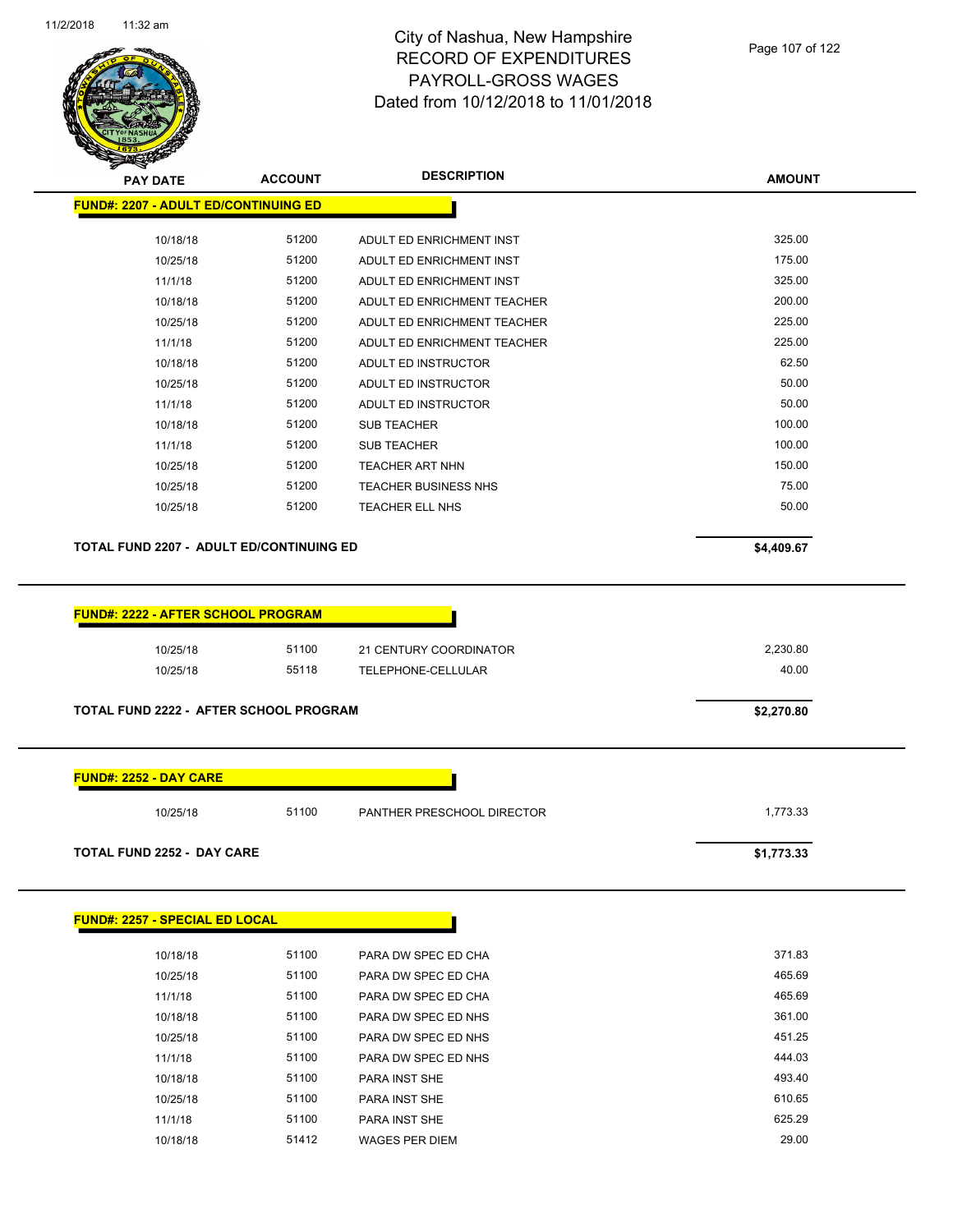# City of Nashua, New Hampshire
## RECORD OF EXPENDITURES
## PAYROLL-GROSS WAGES
## Dated from 10/12/2018 to 11/01/2018

| PAY DATE | ACCOUNT | DESCRIPTION | AMOUNT |
|---|---|---|---|

**FUND#: 2207 - ADULT ED/CONTINUING ED**

| PAY DATE | ACCOUNT | DESCRIPTION | AMOUNT |
|---|---|---|---|
| 10/18/18 | 51200 | ADULT ED ENRICHMENT INST | 325.00 |
| 10/25/18 | 51200 | ADULT ED ENRICHMENT INST | 175.00 |
| 11/1/18 | 51200 | ADULT ED ENRICHMENT INST | 325.00 |
| 10/18/18 | 51200 | ADULT ED ENRICHMENT TEACHER | 200.00 |
| 10/25/18 | 51200 | ADULT ED ENRICHMENT TEACHER | 225.00 |
| 11/1/18 | 51200 | ADULT ED ENRICHMENT TEACHER | 225.00 |
| 10/18/18 | 51200 | ADULT ED INSTRUCTOR | 62.50 |
| 10/25/18 | 51200 | ADULT ED INSTRUCTOR | 50.00 |
| 11/1/18 | 51200 | ADULT ED INSTRUCTOR | 50.00 |
| 10/18/18 | 51200 | SUB TEACHER | 100.00 |
| 11/1/18 | 51200 | SUB TEACHER | 100.00 |
| 10/25/18 | 51200 | TEACHER ART NHN | 150.00 |
| 10/25/18 | 51200 | TEACHER BUSINESS NHS | 75.00 |
| 10/25/18 | 51200 | TEACHER ELL NHS | 50.00 |

**TOTAL FUND 2207 - ADULT ED/CONTINUING ED** **$4,409.67**

**FUND#: 2222 - AFTER SCHOOL PROGRAM**

| PAY DATE | ACCOUNT | DESCRIPTION | AMOUNT |
|---|---|---|---|
| 10/25/18 | 51100 | 21 CENTURY COORDINATOR | 2,230.80 |
| 10/25/18 | 55118 | TELEPHONE-CELLULAR | 40.00 |

**TOTAL FUND 2222 - AFTER SCHOOL PROGRAM** **$2,270.80**

**FUND#: 2252 - DAY CARE**

| PAY DATE | ACCOUNT | DESCRIPTION | AMOUNT |
|---|---|---|---|
| 10/25/18 | 51100 | PANTHER PRESCHOOL DIRECTOR | 1,773.33 |

**TOTAL FUND 2252 - DAY CARE** **$1,773.33**

**FUND#: 2257 - SPECIAL ED LOCAL**

| PAY DATE | ACCOUNT | DESCRIPTION | AMOUNT |
|---|---|---|---|
| 10/18/18 | 51100 | PARA DW SPEC ED CHA | 371.83 |
| 10/25/18 | 51100 | PARA DW SPEC ED CHA | 465.69 |
| 11/1/18 | 51100 | PARA DW SPEC ED CHA | 465.69 |
| 10/18/18 | 51100 | PARA DW SPEC ED NHS | 361.00 |
| 10/25/18 | 51100 | PARA DW SPEC ED NHS | 451.25 |
| 11/1/18 | 51100 | PARA DW SPEC ED NHS | 444.03 |
| 10/18/18 | 51100 | PARA INST SHE | 493.40 |
| 10/25/18 | 51100 | PARA INST SHE | 610.65 |
| 11/1/18 | 51100 | PARA INST SHE | 625.29 |
| 10/18/18 | 51412 | WAGES PER DIEM | 29.00 |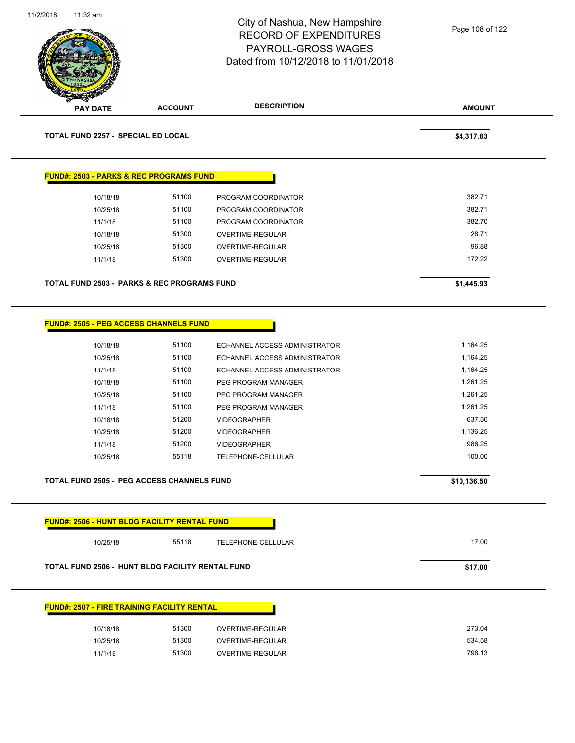# City of Nashua, New Hampshire
## RECORD OF EXPENDITURES
## PAYROLL-GROSS WAGES
## Dated from 10/12/2018 to 11/01/2018

| PAY DATE | ACCOUNT | DESCRIPTION | AMOUNT |
|---|---|---|---|
| **TOTAL FUND 2257 - SPECIAL ED LOCAL** | | | **$4,317.83** |

**FUND#: 2503 - PARKS & REC PROGRAMS FUND**

| PAY DATE | ACCOUNT | DESCRIPTION | AMOUNT |
|---|---|---|---|
| 10/18/18 | 51100 | PROGRAM COORDINATOR | 382.71 |
| 10/25/18 | 51100 | PROGRAM COORDINATOR | 382.71 |
| 11/1/18 | 51100 | PROGRAM COORDINATOR | 382.70 |
| 10/18/18 | 51300 | OVERTIME-REGULAR | 28.71 |
| 10/25/18 | 51300 | OVERTIME-REGULAR | 96.88 |
| 11/1/18 | 51300 | OVERTIME-REGULAR | 172.22 |
| **TOTAL FUND 2503 - PARKS & REC PROGRAMS FUND** | | | **$1,445.93** |

**FUND#: 2505 - PEG ACCESS CHANNELS FUND**

| PAY DATE | ACCOUNT | DESCRIPTION | AMOUNT |
|---|---|---|---|
| 10/18/18 | 51100 | ECHANNEL ACCESS ADMINISTRATOR | 1,164.25 |
| 10/25/18 | 51100 | ECHANNEL ACCESS ADMINISTRATOR | 1,164.25 |
| 11/1/18 | 51100 | ECHANNEL ACCESS ADMINISTRATOR | 1,164.25 |
| 10/18/18 | 51100 | PEG PROGRAM MANAGER | 1,261.25 |
| 10/25/18 | 51100 | PEG PROGRAM MANAGER | 1,261.25 |
| 11/1/18 | 51100 | PEG PROGRAM MANAGER | 1,261.25 |
| 10/18/18 | 51200 | VIDEOGRAPHER | 637.50 |
| 10/25/18 | 51200 | VIDEOGRAPHER | 1,136.25 |
| 11/1/18 | 51200 | VIDEOGRAPHER | 986.25 |
| 10/25/18 | 55118 | TELEPHONE-CELLULAR | 100.00 |
| **TOTAL FUND 2505 - PEG ACCESS CHANNELS FUND** | | | **$10,136.50** |

**FUND#: 2506 - HUNT BLDG FACILITY RENTAL FUND**

| PAY DATE | ACCOUNT | DESCRIPTION | AMOUNT |
|---|---|---|---|
| 10/25/18 | 55118 | TELEPHONE-CELLULAR | 17.00 |
| **TOTAL FUND 2506 - HUNT BLDG FACILITY RENTAL FUND** | | | **$17.00** |

**FUND#: 2507 - FIRE TRAINING FACILITY RENTAL**

| PAY DATE | ACCOUNT | DESCRIPTION | AMOUNT |
|---|---|---|---|
| 10/18/18 | 51300 | OVERTIME-REGULAR | 273.04 |
| 10/25/18 | 51300 | OVERTIME-REGULAR | 534.58 |
| 11/1/18 | 51300 | OVERTIME-REGULAR | 798.13 |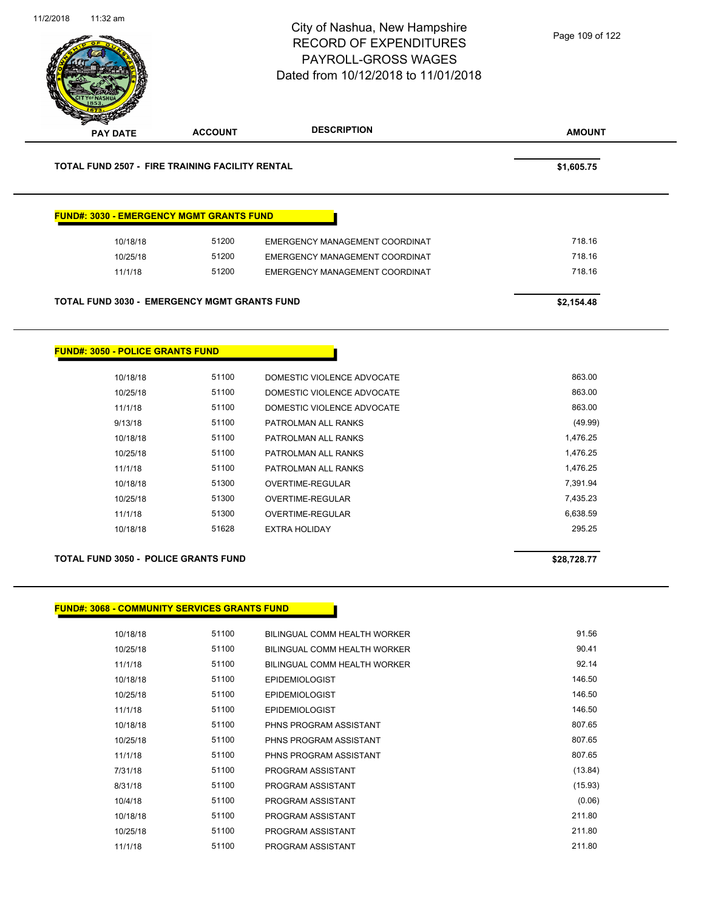City of Nashua, New Hampshire
RECORD OF EXPENDITURES
PAYROLL-GROSS WAGES
Dated from 10/12/2018 to 11/01/2018

| PAY DATE | ACCOUNT | DESCRIPTION | AMOUNT |
|---|---|---|---|
| **TOTAL FUND 2507 - FIRE TRAINING FACILITY RENTAL** | | | **$1,605.75** |

**FUND#: 3030 - EMERGENCY MGMT GRANTS FUND**

| PAY DATE | ACCOUNT | DESCRIPTION | AMOUNT |
|---|---|---|---|
| 10/18/18 | 51200 | EMERGENCY MANAGEMENT COORDINAT | 718.16 |
| 10/25/18 | 51200 | EMERGENCY MANAGEMENT COORDINAT | 718.16 |
| 11/1/18 | 51200 | EMERGENCY MANAGEMENT COORDINAT | 718.16 |
| **TOTAL FUND 3030 - EMERGENCY MGMT GRANTS FUND** | | | **$2,154.48** |

**FUND#: 3050 - POLICE GRANTS FUND**

| PAY DATE | ACCOUNT | DESCRIPTION | AMOUNT |
|---|---|---|---|
| 10/18/18 | 51100 | DOMESTIC VIOLENCE ADVOCATE | 863.00 |
| 10/25/18 | 51100 | DOMESTIC VIOLENCE ADVOCATE | 863.00 |
| 11/1/18 | 51100 | DOMESTIC VIOLENCE ADVOCATE | 863.00 |
| 9/13/18 | 51100 | PATROLMAN ALL RANKS | (49.99) |
| 10/18/18 | 51100 | PATROLMAN ALL RANKS | 1,476.25 |
| 10/25/18 | 51100 | PATROLMAN ALL RANKS | 1,476.25 |
| 11/1/18 | 51100 | PATROLMAN ALL RANKS | 1,476.25 |
| 10/18/18 | 51300 | OVERTIME-REGULAR | 7,391.94 |
| 10/25/18 | 51300 | OVERTIME-REGULAR | 7,435.23 |
| 11/1/18 | 51300 | OVERTIME-REGULAR | 6,638.59 |
| 10/18/18 | 51628 | EXTRA HOLIDAY | 295.25 |
| **TOTAL FUND 3050 - POLICE GRANTS FUND** | | | **$28,728.77** |

**FUND#: 3068 - COMMUNITY SERVICES GRANTS FUND**

| PAY DATE | ACCOUNT | DESCRIPTION | AMOUNT |
|---|---|---|---|
| 10/18/18 | 51100 | BILINGUAL COMM HEALTH WORKER | 91.56 |
| 10/25/18 | 51100 | BILINGUAL COMM HEALTH WORKER | 90.41 |
| 11/1/18 | 51100 | BILINGUAL COMM HEALTH WORKER | 92.14 |
| 10/18/18 | 51100 | EPIDEMIOLOGIST | 146.50 |
| 10/25/18 | 51100 | EPIDEMIOLOGIST | 146.50 |
| 11/1/18 | 51100 | EPIDEMIOLOGIST | 146.50 |
| 10/18/18 | 51100 | PHNS PROGRAM ASSISTANT | 807.65 |
| 10/25/18 | 51100 | PHNS PROGRAM ASSISTANT | 807.65 |
| 11/1/18 | 51100 | PHNS PROGRAM ASSISTANT | 807.65 |
| 7/31/18 | 51100 | PROGRAM ASSISTANT | (13.84) |
| 8/31/18 | 51100 | PROGRAM ASSISTANT | (15.93) |
| 10/4/18 | 51100 | PROGRAM ASSISTANT | (0.06) |
| 10/18/18 | 51100 | PROGRAM ASSISTANT | 211.80 |
| 10/25/18 | 51100 | PROGRAM ASSISTANT | 211.80 |
| 11/1/18 | 51100 | PROGRAM ASSISTANT | 211.80 |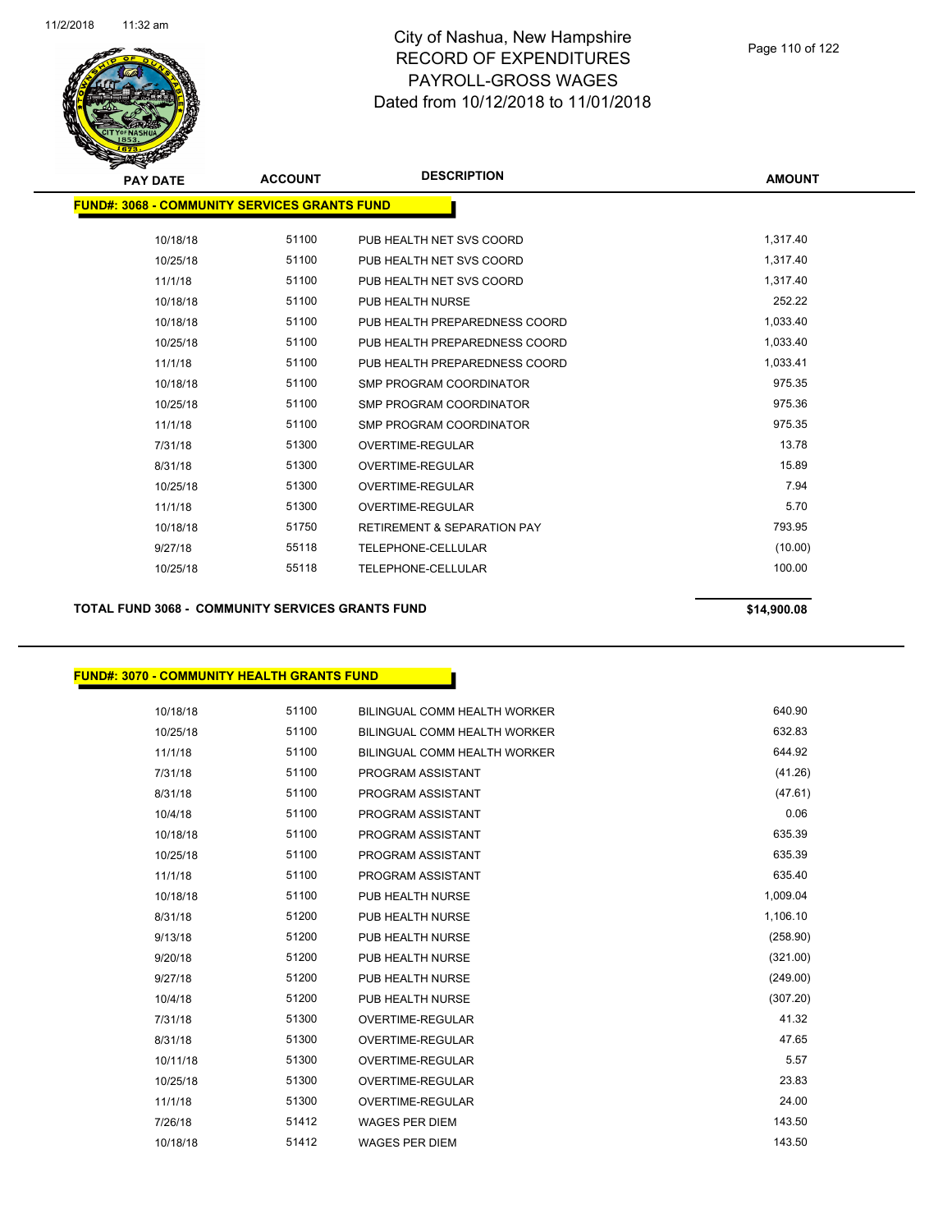# City of Nashua, New Hampshire
## RECORD OF EXPENDITURES
## PAYROLL-GROSS WAGES
## Dated from 10/12/2018 to 11/01/2018

### FUND#: 3068 - COMMUNITY SERVICES GRANTS FUND

| PAY DATE | ACCOUNT | DESCRIPTION | AMOUNT |
|---|---|---|---|
| 10/18/18 | 51100 | PUB HEALTH NET SVS COORD | 1,317.40 |
| 10/25/18 | 51100 | PUB HEALTH NET SVS COORD | 1,317.40 |
| 11/1/18 | 51100 | PUB HEALTH NET SVS COORD | 1,317.40 |
| 10/18/18 | 51100 | PUB HEALTH NURSE | 252.22 |
| 10/18/18 | 51100 | PUB HEALTH PREPAREDNESS COORD | 1,033.40 |
| 10/25/18 | 51100 | PUB HEALTH PREPAREDNESS COORD | 1,033.40 |
| 11/1/18 | 51100 | PUB HEALTH PREPAREDNESS COORD | 1,033.41 |
| 10/18/18 | 51100 | SMP PROGRAM COORDINATOR | 975.35 |
| 10/25/18 | 51100 | SMP PROGRAM COORDINATOR | 975.36 |
| 11/1/18 | 51100 | SMP PROGRAM COORDINATOR | 975.35 |
| 7/31/18 | 51300 | OVERTIME-REGULAR | 13.78 |
| 8/31/18 | 51300 | OVERTIME-REGULAR | 15.89 |
| 10/25/18 | 51300 | OVERTIME-REGULAR | 7.94 |
| 11/1/18 | 51300 | OVERTIME-REGULAR | 5.70 |
| 10/18/18 | 51750 | RETIREMENT & SEPARATION PAY | 793.95 |
| 9/27/18 | 55118 | TELEPHONE-CELLULAR | (10.00) |
| 10/25/18 | 55118 | TELEPHONE-CELLULAR | 100.00 |

**TOTAL FUND 3068 - COMMUNITY SERVICES GRANTS FUND** **$14,900.08**

### FUND#: 3070 - COMMUNITY HEALTH GRANTS FUND

| PAY DATE | ACCOUNT | DESCRIPTION | AMOUNT |
|---|---|---|---|
| 10/18/18 | 51100 | BILINGUAL COMM HEALTH WORKER | 640.90 |
| 10/25/18 | 51100 | BILINGUAL COMM HEALTH WORKER | 632.83 |
| 11/1/18 | 51100 | BILINGUAL COMM HEALTH WORKER | 644.92 |
| 7/31/18 | 51100 | PROGRAM ASSISTANT | (41.26) |
| 8/31/18 | 51100 | PROGRAM ASSISTANT | (47.61) |
| 10/4/18 | 51100 | PROGRAM ASSISTANT | 0.06 |
| 10/18/18 | 51100 | PROGRAM ASSISTANT | 635.39 |
| 10/25/18 | 51100 | PROGRAM ASSISTANT | 635.39 |
| 11/1/18 | 51100 | PROGRAM ASSISTANT | 635.40 |
| 10/18/18 | 51100 | PUB HEALTH NURSE | 1,009.04 |
| 8/31/18 | 51200 | PUB HEALTH NURSE | 1,106.10 |
| 9/13/18 | 51200 | PUB HEALTH NURSE | (258.90) |
| 9/20/18 | 51200 | PUB HEALTH NURSE | (321.00) |
| 9/27/18 | 51200 | PUB HEALTH NURSE | (249.00) |
| 10/4/18 | 51200 | PUB HEALTH NURSE | (307.20) |
| 7/31/18 | 51300 | OVERTIME-REGULAR | 41.32 |
| 8/31/18 | 51300 | OVERTIME-REGULAR | 47.65 |
| 10/11/18 | 51300 | OVERTIME-REGULAR | 5.57 |
| 10/25/18 | 51300 | OVERTIME-REGULAR | 23.83 |
| 11/1/18 | 51300 | OVERTIME-REGULAR | 24.00 |
| 7/26/18 | 51412 | WAGES PER DIEM | 143.50 |
| 10/18/18 | 51412 | WAGES PER DIEM | 143.50 |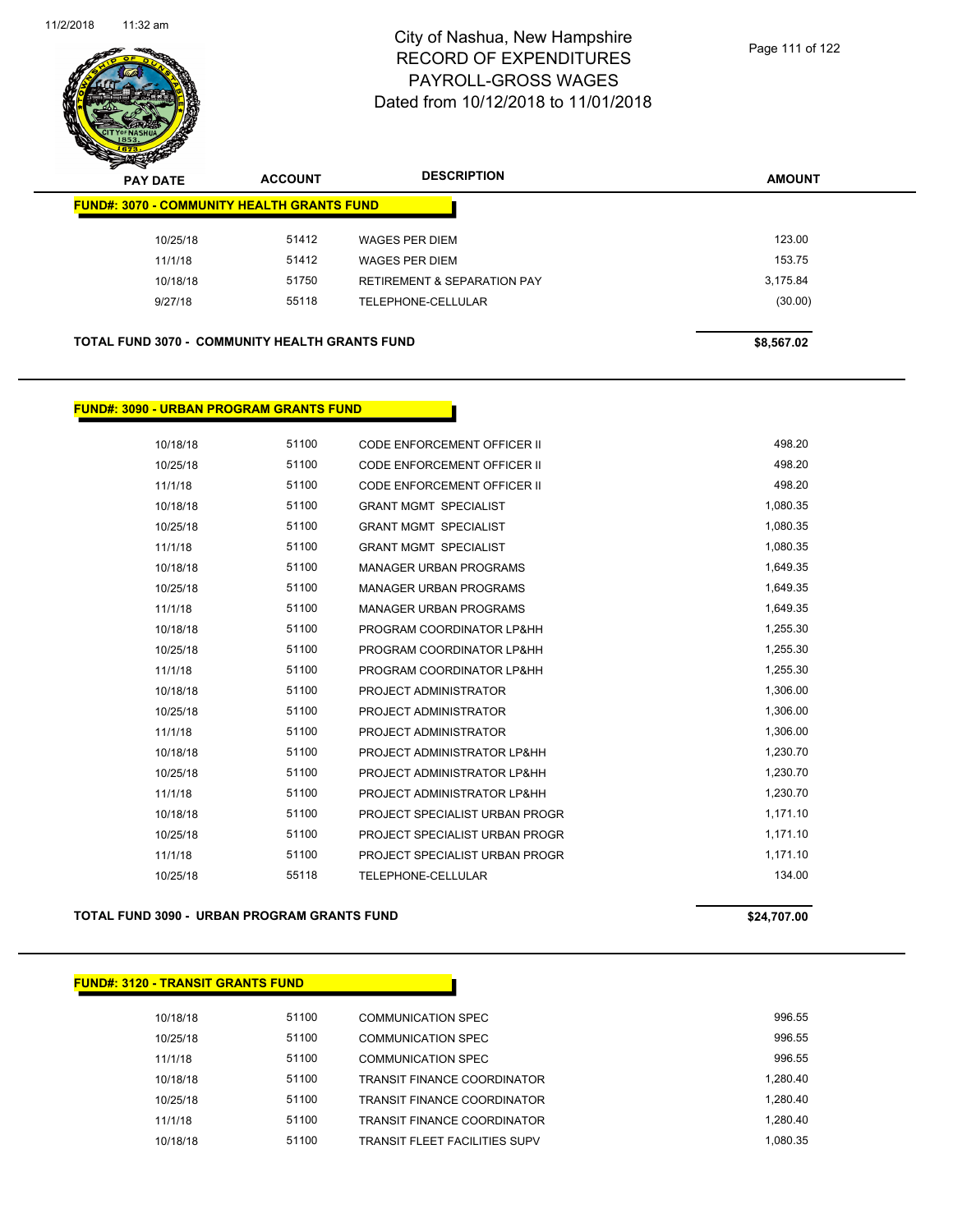# City of Nashua, New Hampshire
## RECORD OF EXPENDITURES
## PAYROLL-GROSS WAGES
## Dated from 10/12/2018 to 11/01/2018

| PAY DATE | ACCOUNT | DESCRIPTION | AMOUNT |
|---|---|---|---|
| **FUND#: 3070 - COMMUNITY HEALTH GRANTS FUND** | | | |
| 10/25/18 | 51412 | WAGES PER DIEM | 123.00 |
| 11/1/18 | 51412 | WAGES PER DIEM | 153.75 |
| 10/18/18 | 51750 | RETIREMENT & SEPARATION PAY | 3,175.84 |
| 9/27/18 | 55118 | TELEPHONE-CELLULAR | (30.00) |
| **TOTAL FUND 3070 - COMMUNITY HEALTH GRANTS FUND** | | | **$8,567.02** |

| PAY DATE | ACCOUNT | DESCRIPTION | AMOUNT |
|---|---|---|---|
| **FUND#: 3090 - URBAN PROGRAM GRANTS FUND** | | | |
| 10/18/18 | 51100 | CODE ENFORCEMENT OFFICER II | 498.20 |
| 10/25/18 | 51100 | CODE ENFORCEMENT OFFICER II | 498.20 |
| 11/1/18 | 51100 | CODE ENFORCEMENT OFFICER II | 498.20 |
| 10/18/18 | 51100 | GRANT MGMT SPECIALIST | 1,080.35 |
| 10/25/18 | 51100 | GRANT MGMT SPECIALIST | 1,080.35 |
| 11/1/18 | 51100 | GRANT MGMT SPECIALIST | 1,080.35 |
| 10/18/18 | 51100 | MANAGER URBAN PROGRAMS | 1,649.35 |
| 10/25/18 | 51100 | MANAGER URBAN PROGRAMS | 1,649.35 |
| 11/1/18 | 51100 | MANAGER URBAN PROGRAMS | 1,649.35 |
| 10/18/18 | 51100 | PROGRAM COORDINATOR LP&HH | 1,255.30 |
| 10/25/18 | 51100 | PROGRAM COORDINATOR LP&HH | 1,255.30 |
| 11/1/18 | 51100 | PROGRAM COORDINATOR LP&HH | 1,255.30 |
| 10/18/18 | 51100 | PROJECT ADMINISTRATOR | 1,306.00 |
| 10/25/18 | 51100 | PROJECT ADMINISTRATOR | 1,306.00 |
| 11/1/18 | 51100 | PROJECT ADMINISTRATOR | 1,306.00 |
| 10/18/18 | 51100 | PROJECT ADMINISTRATOR LP&HH | 1,230.70 |
| 10/25/18 | 51100 | PROJECT ADMINISTRATOR LP&HH | 1,230.70 |
| 11/1/18 | 51100 | PROJECT ADMINISTRATOR LP&HH | 1,230.70 |
| 10/18/18 | 51100 | PROJECT SPECIALIST URBAN PROGR | 1,171.10 |
| 10/25/18 | 51100 | PROJECT SPECIALIST URBAN PROGR | 1,171.10 |
| 11/1/18 | 51100 | PROJECT SPECIALIST URBAN PROGR | 1,171.10 |
| 10/25/18 | 55118 | TELEPHONE-CELLULAR | 134.00 |
| **TOTAL FUND 3090 - URBAN PROGRAM GRANTS FUND** | | | **$24,707.00** |

| PAY DATE | ACCOUNT | DESCRIPTION | AMOUNT |
|---|---|---|---|
| **FUND#: 3120 - TRANSIT GRANTS FUND** | | | |
| 10/18/18 | 51100 | COMMUNICATION SPEC | 996.55 |
| 10/25/18 | 51100 | COMMUNICATION SPEC | 996.55 |
| 11/1/18 | 51100 | COMMUNICATION SPEC | 996.55 |
| 10/18/18 | 51100 | TRANSIT FINANCE COORDINATOR | 1,280.40 |
| 10/25/18 | 51100 | TRANSIT FINANCE COORDINATOR | 1,280.40 |
| 11/1/18 | 51100 | TRANSIT FINANCE COORDINATOR | 1,280.40 |
| 10/18/18 | 51100 | TRANSIT FLEET FACILITIES SUPV | 1,080.35 |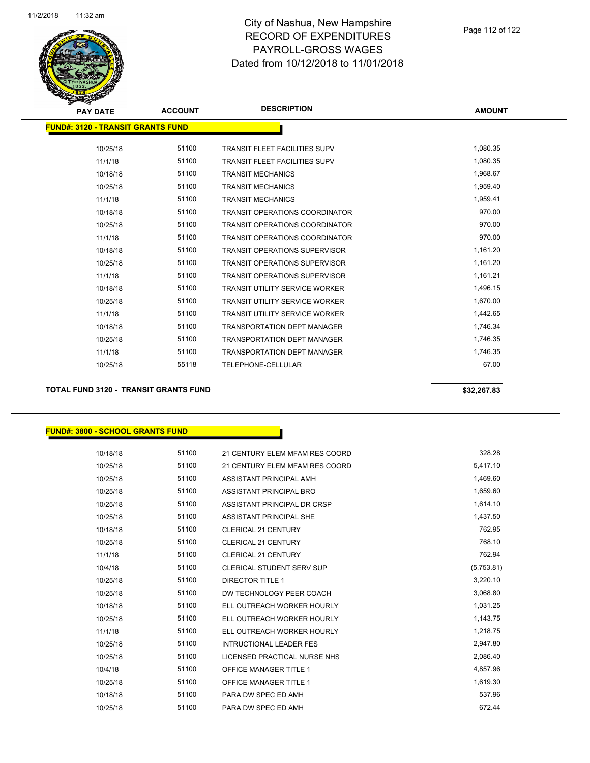# City of Nashua, New Hampshire
# RECORD OF EXPENDITURES
# PAYROLL-GROSS WAGES
# Dated from 10/12/2018 to 11/01/2018

| PAY DATE | ACCOUNT | DESCRIPTION | AMOUNT |
|---|---|---|---|

**FUND#: 3120 - TRANSIT GRANTS FUND**

| PAY DATE | ACCOUNT | DESCRIPTION | AMOUNT |
|---|---|---|---|
| 10/25/18 | 51100 | TRANSIT FLEET FACILITIES SUPV | 1,080.35 |
| 11/1/18 | 51100 | TRANSIT FLEET FACILITIES SUPV | 1,080.35 |
| 10/18/18 | 51100 | TRANSIT MECHANICS | 1,968.67 |
| 10/25/18 | 51100 | TRANSIT MECHANICS | 1,959.40 |
| 11/1/18 | 51100 | TRANSIT MECHANICS | 1,959.41 |
| 10/18/18 | 51100 | TRANSIT OPERATIONS COORDINATOR | 970.00 |
| 10/25/18 | 51100 | TRANSIT OPERATIONS COORDINATOR | 970.00 |
| 11/1/18 | 51100 | TRANSIT OPERATIONS COORDINATOR | 970.00 |
| 10/18/18 | 51100 | TRANSIT OPERATIONS SUPERVISOR | 1,161.20 |
| 10/25/18 | 51100 | TRANSIT OPERATIONS SUPERVISOR | 1,161.20 |
| 11/1/18 | 51100 | TRANSIT OPERATIONS SUPERVISOR | 1,161.21 |
| 10/18/18 | 51100 | TRANSIT UTILITY SERVICE WORKER | 1,496.15 |
| 10/25/18 | 51100 | TRANSIT UTILITY SERVICE WORKER | 1,670.00 |
| 11/1/18 | 51100 | TRANSIT UTILITY SERVICE WORKER | 1,442.65 |
| 10/18/18 | 51100 | TRANSPORTATION DEPT MANAGER | 1,746.34 |
| 10/25/18 | 51100 | TRANSPORTATION DEPT MANAGER | 1,746.35 |
| 11/1/18 | 51100 | TRANSPORTATION DEPT MANAGER | 1,746.35 |
| 10/25/18 | 55118 | TELEPHONE-CELLULAR | 67.00 |

**TOTAL FUND 3120 - TRANSIT GRANTS FUND** **$32,267.83**

**FUND#: 3800 - SCHOOL GRANTS FUND**

| PAY DATE | ACCOUNT | DESCRIPTION | AMOUNT |
|---|---|---|---|
| 10/18/18 | 51100 | 21 CENTURY ELEM MFAM RES COORD | 328.28 |
| 10/25/18 | 51100 | 21 CENTURY ELEM MFAM RES COORD | 5,417.10 |
| 10/25/18 | 51100 | ASSISTANT PRINCIPAL AMH | 1,469.60 |
| 10/25/18 | 51100 | ASSISTANT PRINCIPAL BRO | 1,659.60 |
| 10/25/18 | 51100 | ASSISTANT PRINCIPAL DR CRSP | 1,614.10 |
| 10/25/18 | 51100 | ASSISTANT PRINCIPAL SHE | 1,437.50 |
| 10/18/18 | 51100 | CLERICAL 21 CENTURY | 762.95 |
| 10/25/18 | 51100 | CLERICAL 21 CENTURY | 768.10 |
| 11/1/18 | 51100 | CLERICAL 21 CENTURY | 762.94 |
| 10/4/18 | 51100 | CLERICAL STUDENT SERV SUP | (5,753.81) |
| 10/25/18 | 51100 | DIRECTOR TITLE 1 | 3,220.10 |
| 10/25/18 | 51100 | DW TECHNOLOGY PEER COACH | 3,068.80 |
| 10/18/18 | 51100 | ELL OUTREACH WORKER HOURLY | 1,031.25 |
| 10/25/18 | 51100 | ELL OUTREACH WORKER HOURLY | 1,143.75 |
| 11/1/18 | 51100 | ELL OUTREACH WORKER HOURLY | 1,218.75 |
| 10/25/18 | 51100 | INTRUCTIONAL LEADER FES | 2,947.80 |
| 10/25/18 | 51100 | LICENSED PRACTICAL NURSE NHS | 2,086.40 |
| 10/4/18 | 51100 | OFFICE MANAGER TITLE 1 | 4,857.96 |
| 10/25/18 | 51100 | OFFICE MANAGER TITLE 1 | 1,619.30 |
| 10/18/18 | 51100 | PARA DW SPEC ED AMH | 537.96 |
| 10/25/18 | 51100 | PARA DW SPEC ED AMH | 672.44 |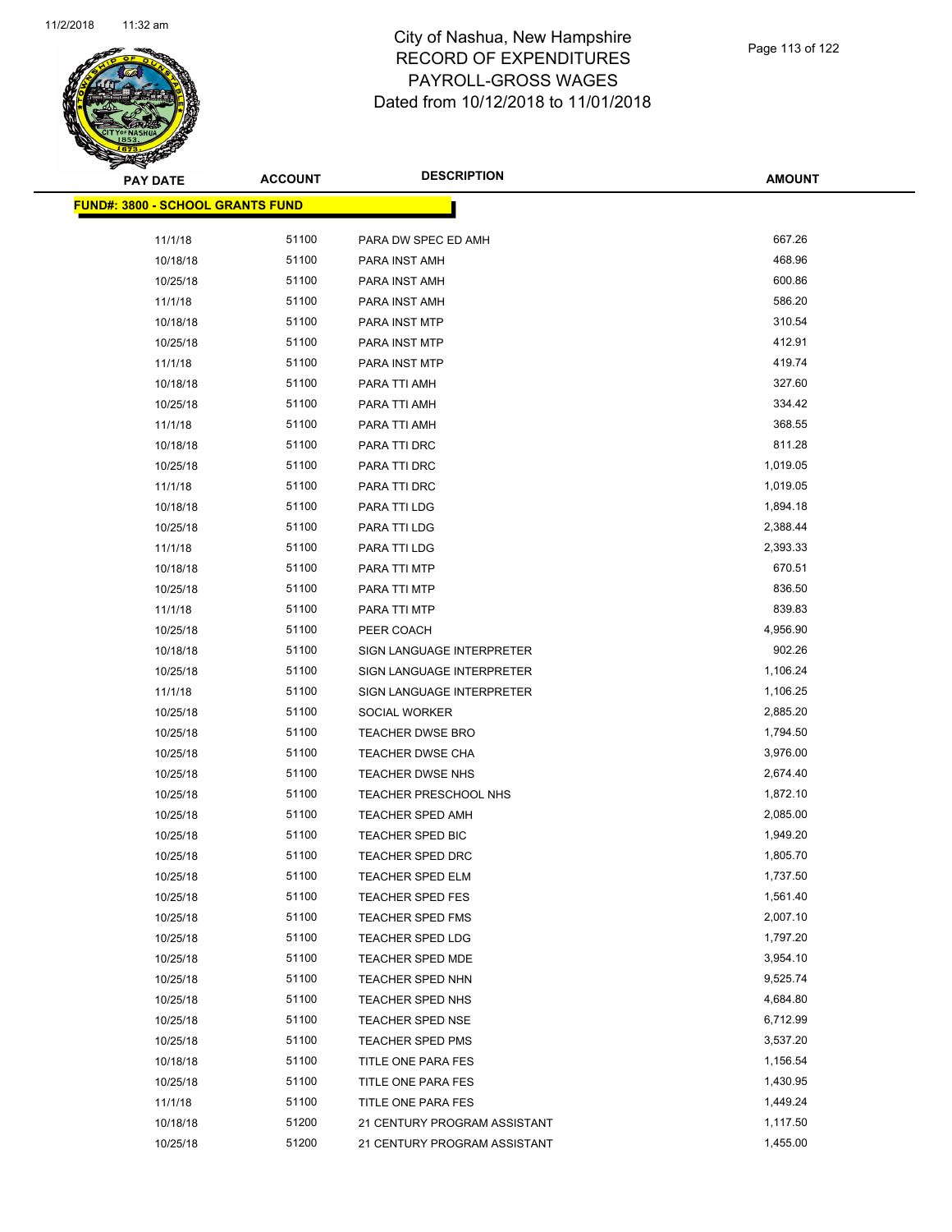# City of Nashua, New Hampshire
## RECORD OF EXPENDITURES
## PAYROLL-GROSS WAGES
## Dated from 10/12/2018 to 11/01/2018

| PAY DATE | ACCOUNT | DESCRIPTION | AMOUNT |
|---|---|---|---|
| **FUND#: 3800 - SCHOOL GRANTS FUND** | | | |
| 11/1/18 | 51100 | PARA DW SPEC ED AMH | 667.26 |
| 10/18/18 | 51100 | PARA INST AMH | 468.96 |
| 10/25/18 | 51100 | PARA INST AMH | 600.86 |
| 11/1/18 | 51100 | PARA INST AMH | 586.20 |
| 10/18/18 | 51100 | PARA INST MTP | 310.54 |
| 10/25/18 | 51100 | PARA INST MTP | 412.91 |
| 11/1/18 | 51100 | PARA INST MTP | 419.74 |
| 10/18/18 | 51100 | PARA TTI AMH | 327.60 |
| 10/25/18 | 51100 | PARA TTI AMH | 334.42 |
| 11/1/18 | 51100 | PARA TTI AMH | 368.55 |
| 10/18/18 | 51100 | PARA TTI DRC | 811.28 |
| 10/25/18 | 51100 | PARA TTI DRC | 1,019.05 |
| 11/1/18 | 51100 | PARA TTI DRC | 1,019.05 |
| 10/18/18 | 51100 | PARA TTI LDG | 1,894.18 |
| 10/25/18 | 51100 | PARA TTI LDG | 2,388.44 |
| 11/1/18 | 51100 | PARA TTI LDG | 2,393.33 |
| 10/18/18 | 51100 | PARA TTI MTP | 670.51 |
| 10/25/18 | 51100 | PARA TTI MTP | 836.50 |
| 11/1/18 | 51100 | PARA TTI MTP | 839.83 |
| 10/25/18 | 51100 | PEER COACH | 4,956.90 |
| 10/18/18 | 51100 | SIGN LANGUAGE INTERPRETER | 902.26 |
| 10/25/18 | 51100 | SIGN LANGUAGE INTERPRETER | 1,106.24 |
| 11/1/18 | 51100 | SIGN LANGUAGE INTERPRETER | 1,106.25 |
| 10/25/18 | 51100 | SOCIAL WORKER | 2,885.20 |
| 10/25/18 | 51100 | TEACHER DWSE BRO | 1,794.50 |
| 10/25/18 | 51100 | TEACHER DWSE CHA | 3,976.00 |
| 10/25/18 | 51100 | TEACHER DWSE NHS | 2,674.40 |
| 10/25/18 | 51100 | TEACHER PRESCHOOL NHS | 1,872.10 |
| 10/25/18 | 51100 | TEACHER SPED AMH | 2,085.00 |
| 10/25/18 | 51100 | TEACHER SPED BIC | 1,949.20 |
| 10/25/18 | 51100 | TEACHER SPED DRC | 1,805.70 |
| 10/25/18 | 51100 | TEACHER SPED ELM | 1,737.50 |
| 10/25/18 | 51100 | TEACHER SPED FES | 1,561.40 |
| 10/25/18 | 51100 | TEACHER SPED FMS | 2,007.10 |
| 10/25/18 | 51100 | TEACHER SPED LDG | 1,797.20 |
| 10/25/18 | 51100 | TEACHER SPED MDE | 3,954.10 |
| 10/25/18 | 51100 | TEACHER SPED NHN | 9,525.74 |
| 10/25/18 | 51100 | TEACHER SPED NHS | 4,684.80 |
| 10/25/18 | 51100 | TEACHER SPED NSE | 6,712.99 |
| 10/25/18 | 51100 | TEACHER SPED PMS | 3,537.20 |
| 10/18/18 | 51100 | TITLE ONE PARA FES | 1,156.54 |
| 10/25/18 | 51100 | TITLE ONE PARA FES | 1,430.95 |
| 11/1/18 | 51100 | TITLE ONE PARA FES | 1,449.24 |
| 10/18/18 | 51200 | 21 CENTURY PROGRAM ASSISTANT | 1,117.50 |
| 10/25/18 | 51200 | 21 CENTURY PROGRAM ASSISTANT | 1,455.00 |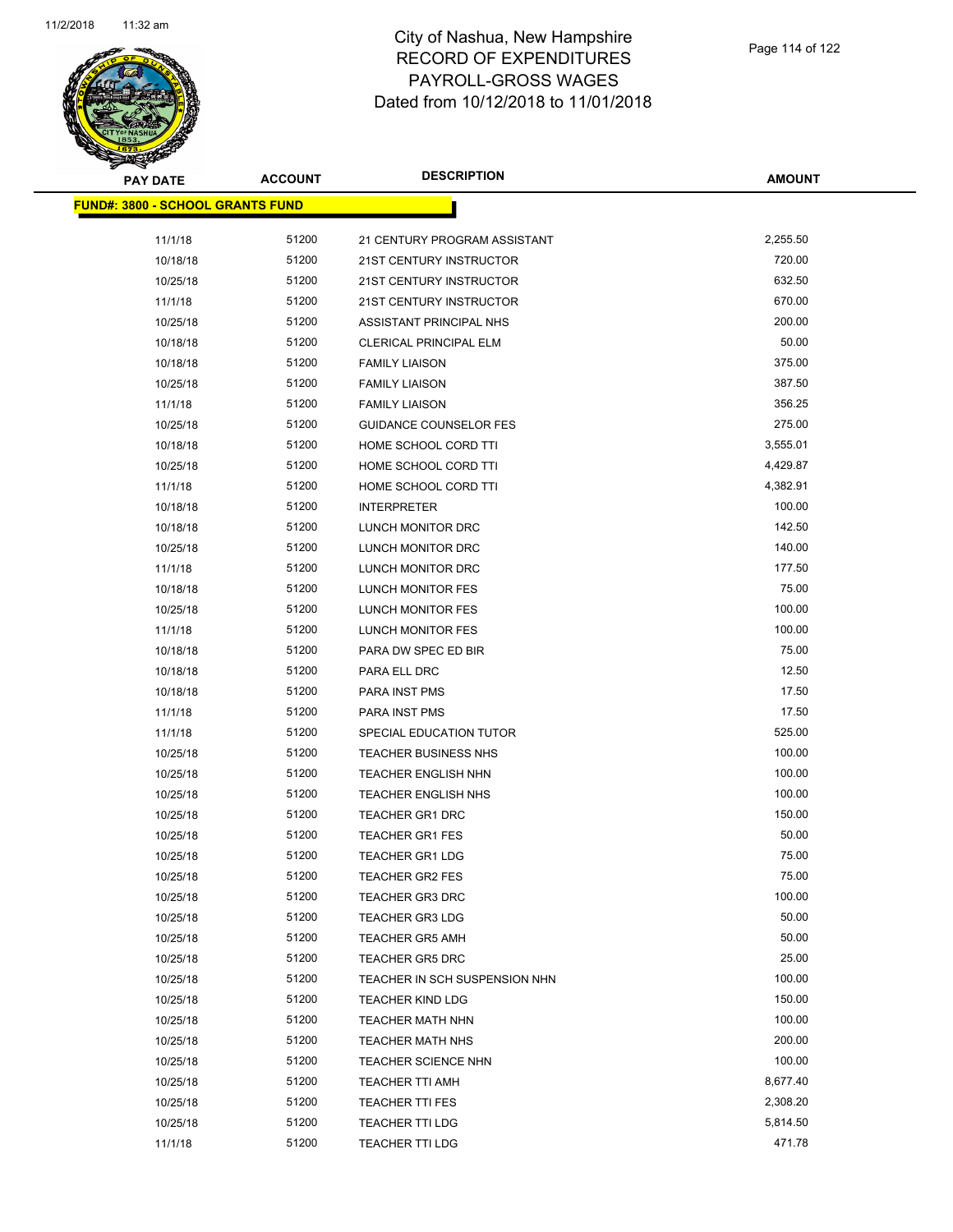# City of Nashua, New Hampshire
# RECORD OF EXPENDITURES
# PAYROLL-GROSS WAGES
# Dated from 10/12/2018 to 11/01/2018

**FUND#: 3800 - SCHOOL GRANTS FUND**

| PAY DATE | ACCOUNT | DESCRIPTION | AMOUNT |
|---|---|---|---|
| 11/1/18 | 51200 | 21 CENTURY PROGRAM ASSISTANT | 2,255.50 |
| 10/18/18 | 51200 | 21ST CENTURY INSTRUCTOR | 720.00 |
| 10/25/18 | 51200 | 21ST CENTURY INSTRUCTOR | 632.50 |
| 11/1/18 | 51200 | 21ST CENTURY INSTRUCTOR | 670.00 |
| 10/25/18 | 51200 | ASSISTANT PRINCIPAL NHS | 200.00 |
| 10/18/18 | 51200 | CLERICAL PRINCIPAL ELM | 50.00 |
| 10/18/18 | 51200 | FAMILY LIAISON | 375.00 |
| 10/25/18 | 51200 | FAMILY LIAISON | 387.50 |
| 11/1/18 | 51200 | FAMILY LIAISON | 356.25 |
| 10/25/18 | 51200 | GUIDANCE COUNSELOR FES | 275.00 |
| 10/18/18 | 51200 | HOME SCHOOL CORD TTI | 3,555.01 |
| 10/25/18 | 51200 | HOME SCHOOL CORD TTI | 4,429.87 |
| 11/1/18 | 51200 | HOME SCHOOL CORD TTI | 4,382.91 |
| 10/18/18 | 51200 | INTERPRETER | 100.00 |
| 10/18/18 | 51200 | LUNCH MONITOR DRC | 142.50 |
| 10/25/18 | 51200 | LUNCH MONITOR DRC | 140.00 |
| 11/1/18 | 51200 | LUNCH MONITOR DRC | 177.50 |
| 10/18/18 | 51200 | LUNCH MONITOR FES | 75.00 |
| 10/25/18 | 51200 | LUNCH MONITOR FES | 100.00 |
| 11/1/18 | 51200 | LUNCH MONITOR FES | 100.00 |
| 10/18/18 | 51200 | PARA DW SPEC ED BIR | 75.00 |
| 10/18/18 | 51200 | PARA ELL DRC | 12.50 |
| 10/18/18 | 51200 | PARA INST PMS | 17.50 |
| 11/1/18 | 51200 | PARA INST PMS | 17.50 |
| 11/1/18 | 51200 | SPECIAL EDUCATION TUTOR | 525.00 |
| 10/25/18 | 51200 | TEACHER BUSINESS NHS | 100.00 |
| 10/25/18 | 51200 | TEACHER ENGLISH NHN | 100.00 |
| 10/25/18 | 51200 | TEACHER ENGLISH NHS | 100.00 |
| 10/25/18 | 51200 | TEACHER GR1 DRC | 150.00 |
| 10/25/18 | 51200 | TEACHER GR1 FES | 50.00 |
| 10/25/18 | 51200 | TEACHER GR1 LDG | 75.00 |
| 10/25/18 | 51200 | TEACHER GR2 FES | 75.00 |
| 10/25/18 | 51200 | TEACHER GR3 DRC | 100.00 |
| 10/25/18 | 51200 | TEACHER GR3 LDG | 50.00 |
| 10/25/18 | 51200 | TEACHER GR5 AMH | 50.00 |
| 10/25/18 | 51200 | TEACHER GR5 DRC | 25.00 |
| 10/25/18 | 51200 | TEACHER IN SCH SUSPENSION NHN | 100.00 |
| 10/25/18 | 51200 | TEACHER KIND LDG | 150.00 |
| 10/25/18 | 51200 | TEACHER MATH NHN | 100.00 |
| 10/25/18 | 51200 | TEACHER MATH NHS | 200.00 |
| 10/25/18 | 51200 | TEACHER SCIENCE NHN | 100.00 |
| 10/25/18 | 51200 | TEACHER TTI AMH | 8,677.40 |
| 10/25/18 | 51200 | TEACHER TTI FES | 2,308.20 |
| 10/25/18 | 51200 | TEACHER TTI LDG | 5,814.50 |
| 11/1/18 | 51200 | TEACHER TTI LDG | 471.78 |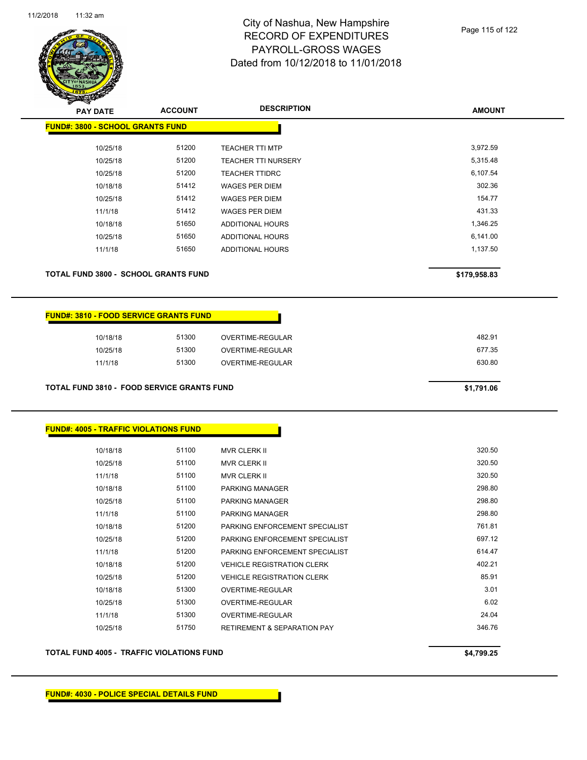# City of Nashua, New Hampshire
## RECORD OF EXPENDITURES
## PAYROLL-GROSS WAGES
## Dated from 10/12/2018 to 11/01/2018

| PAY DATE | ACCOUNT | DESCRIPTION | AMOUNT |
|---|---|---|---|
| **FUND#: 3800 - SCHOOL GRANTS FUND** | | | |
| 10/25/18 | 51200 | TEACHER TTI MTP | 3,972.59 |
| 10/25/18 | 51200 | TEACHER TTI NURSERY | 5,315.48 |
| 10/25/18 | 51200 | TEACHER TTIDRC | 6,107.54 |
| 10/18/18 | 51412 | WAGES PER DIEM | 302.36 |
| 10/25/18 | 51412 | WAGES PER DIEM | 154.77 |
| 11/1/18 | 51412 | WAGES PER DIEM | 431.33 |
| 10/18/18 | 51650 | ADDITIONAL HOURS | 1,346.25 |
| 10/25/18 | 51650 | ADDITIONAL HOURS | 6,141.00 |
| 11/1/18 | 51650 | ADDITIONAL HOURS | 1,137.50 |
| **TOTAL FUND 3800 - SCHOOL GRANTS FUND** | | | **$179,958.83** |
| **FUND#: 3810 - FOOD SERVICE GRANTS FUND** | | | |
| 10/18/18 | 51300 | OVERTIME-REGULAR | 482.91 |
| 10/25/18 | 51300 | OVERTIME-REGULAR | 677.35 |
| 11/1/18 | 51300 | OVERTIME-REGULAR | 630.80 |
| **TOTAL FUND 3810 - FOOD SERVICE GRANTS FUND** | | | **$1,791.06** |
| **FUND#: 4005 - TRAFFIC VIOLATIONS FUND** | | | |
| 10/18/18 | 51100 | MVR CLERK II | 320.50 |
| 10/25/18 | 51100 | MVR CLERK II | 320.50 |
| 11/1/18 | 51100 | MVR CLERK II | 320.50 |
| 10/18/18 | 51100 | PARKING MANAGER | 298.80 |
| 10/25/18 | 51100 | PARKING MANAGER | 298.80 |
| 11/1/18 | 51100 | PARKING MANAGER | 298.80 |
| 10/18/18 | 51200 | PARKING ENFORCEMENT SPECIALIST | 761.81 |
| 10/25/18 | 51200 | PARKING ENFORCEMENT SPECIALIST | 697.12 |
| 11/1/18 | 51200 | PARKING ENFORCEMENT SPECIALIST | 614.47 |
| 10/18/18 | 51200 | VEHICLE REGISTRATION CLERK | 402.21 |
| 10/25/18 | 51200 | VEHICLE REGISTRATION CLERK | 85.91 |
| 10/18/18 | 51300 | OVERTIME-REGULAR | 3.01 |
| 10/25/18 | 51300 | OVERTIME-REGULAR | 6.02 |
| 11/1/18 | 51300 | OVERTIME-REGULAR | 24.04 |
| 10/25/18 | 51750 | RETIREMENT & SEPARATION PAY | 346.76 |
| **TOTAL FUND 4005 - TRAFFIC VIOLATIONS FUND** | | | **$4,799.25** |

**FUND#: 4030 - POLICE SPECIAL DETAILS FUND**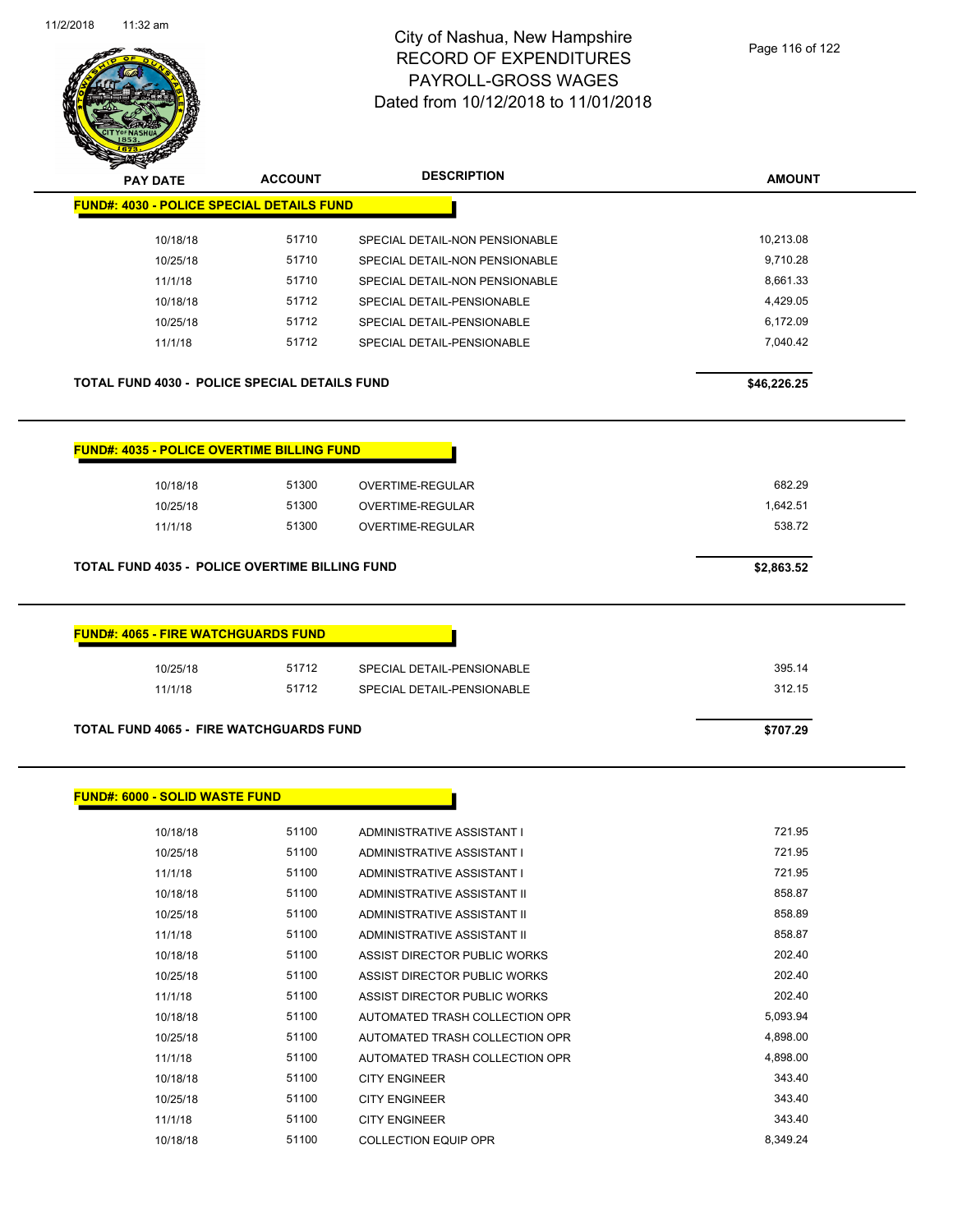# City of Nashua, New Hampshire
## RECORD OF EXPENDITURES
## PAYROLL-GROSS WAGES
## Dated from 10/12/2018 to 11/01/2018

| PAY DATE | ACCOUNT | DESCRIPTION | AMOUNT |
|---|---|---|---|
| **FUND#: 4030 - POLICE SPECIAL DETAILS FUND** | | | |
| 10/18/18 | 51710 | SPECIAL DETAIL-NON PENSIONABLE | 10,213.08 |
| 10/25/18 | 51710 | SPECIAL DETAIL-NON PENSIONABLE | 9,710.28 |
| 11/1/18 | 51710 | SPECIAL DETAIL-NON PENSIONABLE | 8,661.33 |
| 10/18/18 | 51712 | SPECIAL DETAIL-PENSIONABLE | 4,429.05 |
| 10/25/18 | 51712 | SPECIAL DETAIL-PENSIONABLE | 6,172.09 |
| 11/1/18 | 51712 | SPECIAL DETAIL-PENSIONABLE | 7,040.42 |
| **TOTAL FUND 4030 - POLICE SPECIAL DETAILS FUND** | | | **$46,226.25** |

| PAY DATE | ACCOUNT | DESCRIPTION | AMOUNT |
|---|---|---|---|
| **FUND#: 4035 - POLICE OVERTIME BILLING FUND** | | | |
| 10/18/18 | 51300 | OVERTIME-REGULAR | 682.29 |
| 10/25/18 | 51300 | OVERTIME-REGULAR | 1,642.51 |
| 11/1/18 | 51300 | OVERTIME-REGULAR | 538.72 |
| **TOTAL FUND 4035 - POLICE OVERTIME BILLING FUND** | | | **$2,863.52** |

| PAY DATE | ACCOUNT | DESCRIPTION | AMOUNT |
|---|---|---|---|
| **FUND#: 4065 - FIRE WATCHGUARDS FUND** | | | |
| 10/25/18 | 51712 | SPECIAL DETAIL-PENSIONABLE | 395.14 |
| 11/1/18 | 51712 | SPECIAL DETAIL-PENSIONABLE | 312.15 |
| **TOTAL FUND 4065 - FIRE WATCHGUARDS FUND** | | | **$707.29** |

| PAY DATE | ACCOUNT | DESCRIPTION | AMOUNT |
|---|---|---|---|
| **FUND#: 6000 - SOLID WASTE FUND** | | | |
| 10/18/18 | 51100 | ADMINISTRATIVE ASSISTANT I | 721.95 |
| 10/25/18 | 51100 | ADMINISTRATIVE ASSISTANT I | 721.95 |
| 11/1/18 | 51100 | ADMINISTRATIVE ASSISTANT I | 721.95 |
| 10/18/18 | 51100 | ADMINISTRATIVE ASSISTANT II | 858.87 |
| 10/25/18 | 51100 | ADMINISTRATIVE ASSISTANT II | 858.89 |
| 11/1/18 | 51100 | ADMINISTRATIVE ASSISTANT II | 858.87 |
| 10/18/18 | 51100 | ASSIST DIRECTOR PUBLIC WORKS | 202.40 |
| 10/25/18 | 51100 | ASSIST DIRECTOR PUBLIC WORKS | 202.40 |
| 11/1/18 | 51100 | ASSIST DIRECTOR PUBLIC WORKS | 202.40 |
| 10/18/18 | 51100 | AUTOMATED TRASH COLLECTION OPR | 5,093.94 |
| 10/25/18 | 51100 | AUTOMATED TRASH COLLECTION OPR | 4,898.00 |
| 11/1/18 | 51100 | AUTOMATED TRASH COLLECTION OPR | 4,898.00 |
| 10/18/18 | 51100 | CITY ENGINEER | 343.40 |
| 10/25/18 | 51100 | CITY ENGINEER | 343.40 |
| 11/1/18 | 51100 | CITY ENGINEER | 343.40 |
| 10/18/18 | 51100 | COLLECTION EQUIP OPR | 8,349.24 |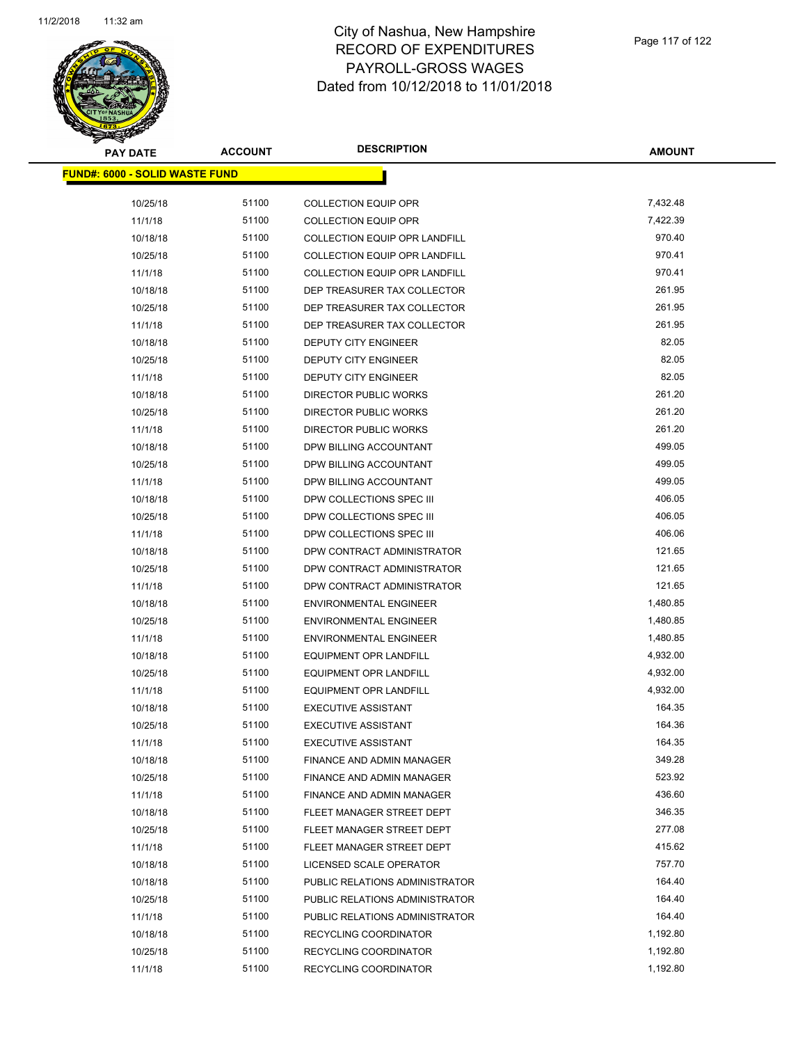# City of Nashua, New Hampshire
## RECORD OF EXPENDITURES
## PAYROLL-GROSS WAGES
## Dated from 10/12/2018 to 11/01/2018

| PAY DATE | ACCOUNT | DESCRIPTION | AMOUNT |
|---|---|---|---|
| **FUND#: 6000 - SOLID WASTE FUND** | | | |
| 10/25/18 | 51100 | COLLECTION EQUIP OPR | 7,432.48 |
| 11/1/18 | 51100 | COLLECTION EQUIP OPR | 7,422.39 |
| 10/18/18 | 51100 | COLLECTION EQUIP OPR LANDFILL | 970.40 |
| 10/25/18 | 51100 | COLLECTION EQUIP OPR LANDFILL | 970.41 |
| 11/1/18 | 51100 | COLLECTION EQUIP OPR LANDFILL | 970.41 |
| 10/18/18 | 51100 | DEP TREASURER TAX COLLECTOR | 261.95 |
| 10/25/18 | 51100 | DEP TREASURER TAX COLLECTOR | 261.95 |
| 11/1/18 | 51100 | DEP TREASURER TAX COLLECTOR | 261.95 |
| 10/18/18 | 51100 | DEPUTY CITY ENGINEER | 82.05 |
| 10/25/18 | 51100 | DEPUTY CITY ENGINEER | 82.05 |
| 11/1/18 | 51100 | DEPUTY CITY ENGINEER | 82.05 |
| 10/18/18 | 51100 | DIRECTOR PUBLIC WORKS | 261.20 |
| 10/25/18 | 51100 | DIRECTOR PUBLIC WORKS | 261.20 |
| 11/1/18 | 51100 | DIRECTOR PUBLIC WORKS | 261.20 |
| 10/18/18 | 51100 | DPW BILLING ACCOUNTANT | 499.05 |
| 10/25/18 | 51100 | DPW BILLING ACCOUNTANT | 499.05 |
| 11/1/18 | 51100 | DPW BILLING ACCOUNTANT | 499.05 |
| 10/18/18 | 51100 | DPW COLLECTIONS SPEC III | 406.05 |
| 10/25/18 | 51100 | DPW COLLECTIONS SPEC III | 406.05 |
| 11/1/18 | 51100 | DPW COLLECTIONS SPEC III | 406.06 |
| 10/18/18 | 51100 | DPW CONTRACT ADMINISTRATOR | 121.65 |
| 10/25/18 | 51100 | DPW CONTRACT ADMINISTRATOR | 121.65 |
| 11/1/18 | 51100 | DPW CONTRACT ADMINISTRATOR | 121.65 |
| 10/18/18 | 51100 | ENVIRONMENTAL ENGINEER | 1,480.85 |
| 10/25/18 | 51100 | ENVIRONMENTAL ENGINEER | 1,480.85 |
| 11/1/18 | 51100 | ENVIRONMENTAL ENGINEER | 1,480.85 |
| 10/18/18 | 51100 | EQUIPMENT OPR LANDFILL | 4,932.00 |
| 10/25/18 | 51100 | EQUIPMENT OPR LANDFILL | 4,932.00 |
| 11/1/18 | 51100 | EQUIPMENT OPR LANDFILL | 4,932.00 |
| 10/18/18 | 51100 | EXECUTIVE ASSISTANT | 164.35 |
| 10/25/18 | 51100 | EXECUTIVE ASSISTANT | 164.36 |
| 11/1/18 | 51100 | EXECUTIVE ASSISTANT | 164.35 |
| 10/18/18 | 51100 | FINANCE AND ADMIN MANAGER | 349.28 |
| 10/25/18 | 51100 | FINANCE AND ADMIN MANAGER | 523.92 |
| 11/1/18 | 51100 | FINANCE AND ADMIN MANAGER | 436.60 |
| 10/18/18 | 51100 | FLEET MANAGER STREET DEPT | 346.35 |
| 10/25/18 | 51100 | FLEET MANAGER STREET DEPT | 277.08 |
| 11/1/18 | 51100 | FLEET MANAGER STREET DEPT | 415.62 |
| 10/18/18 | 51100 | LICENSED SCALE OPERATOR | 757.70 |
| 10/18/18 | 51100 | PUBLIC RELATIONS ADMINISTRATOR | 164.40 |
| 10/25/18 | 51100 | PUBLIC RELATIONS ADMINISTRATOR | 164.40 |
| 11/1/18 | 51100 | PUBLIC RELATIONS ADMINISTRATOR | 164.40 |
| 10/18/18 | 51100 | RECYCLING COORDINATOR | 1,192.80 |
| 10/25/18 | 51100 | RECYCLING COORDINATOR | 1,192.80 |
| 11/1/18 | 51100 | RECYCLING COORDINATOR | 1,192.80 |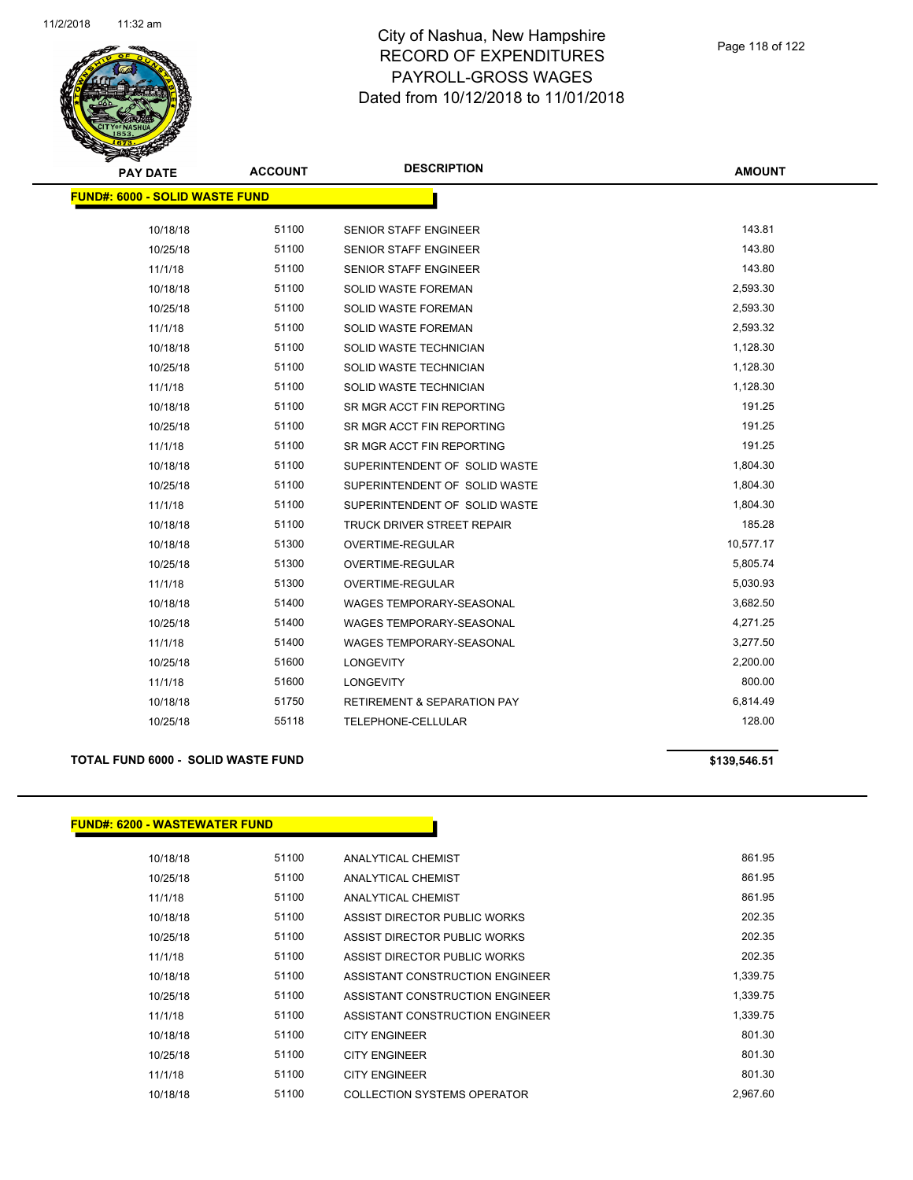# City of Nashua, New Hampshire
## RECORD OF EXPENDITURES
## PAYROLL-GROSS WAGES
## Dated from 10/12/2018 to 11/01/2018

| PAY DATE | ACCOUNT | DESCRIPTION | AMOUNT |
|---|---|---|---|

**FUND#: 6000 - SOLID WASTE FUND**

| PAY DATE | ACCOUNT | DESCRIPTION | AMOUNT |
|---|---|---|---|
| 10/18/18 | 51100 | SENIOR STAFF ENGINEER | 143.81 |
| 10/25/18 | 51100 | SENIOR STAFF ENGINEER | 143.80 |
| 11/1/18 | 51100 | SENIOR STAFF ENGINEER | 143.80 |
| 10/18/18 | 51100 | SOLID WASTE FOREMAN | 2,593.30 |
| 10/25/18 | 51100 | SOLID WASTE FOREMAN | 2,593.30 |
| 11/1/18 | 51100 | SOLID WASTE FOREMAN | 2,593.32 |
| 10/18/18 | 51100 | SOLID WASTE TECHNICIAN | 1,128.30 |
| 10/25/18 | 51100 | SOLID WASTE TECHNICIAN | 1,128.30 |
| 11/1/18 | 51100 | SOLID WASTE TECHNICIAN | 1,128.30 |
| 10/18/18 | 51100 | SR MGR ACCT FIN REPORTING | 191.25 |
| 10/25/18 | 51100 | SR MGR ACCT FIN REPORTING | 191.25 |
| 11/1/18 | 51100 | SR MGR ACCT FIN REPORTING | 191.25 |
| 10/18/18 | 51100 | SUPERINTENDENT OF SOLID WASTE | 1,804.30 |
| 10/25/18 | 51100 | SUPERINTENDENT OF SOLID WASTE | 1,804.30 |
| 11/1/18 | 51100 | SUPERINTENDENT OF SOLID WASTE | 1,804.30 |
| 10/18/18 | 51100 | TRUCK DRIVER STREET REPAIR | 185.28 |
| 10/18/18 | 51300 | OVERTIME-REGULAR | 10,577.17 |
| 10/25/18 | 51300 | OVERTIME-REGULAR | 5,805.74 |
| 11/1/18 | 51300 | OVERTIME-REGULAR | 5,030.93 |
| 10/18/18 | 51400 | WAGES TEMPORARY-SEASONAL | 3,682.50 |
| 10/25/18 | 51400 | WAGES TEMPORARY-SEASONAL | 4,271.25 |
| 11/1/18 | 51400 | WAGES TEMPORARY-SEASONAL | 3,277.50 |
| 10/25/18 | 51600 | LONGEVITY | 2,200.00 |
| 11/1/18 | 51600 | LONGEVITY | 800.00 |
| 10/18/18 | 51750 | RETIREMENT & SEPARATION PAY | 6,814.49 |
| 10/25/18 | 55118 | TELEPHONE-CELLULAR | 128.00 |

**TOTAL FUND 6000 - SOLID WASTE FUND** **$139,546.51**

**FUND#: 6200 - WASTEWATER FUND**

| PAY DATE | ACCOUNT | DESCRIPTION | AMOUNT |
|---|---|---|---|
| 10/18/18 | 51100 | ANALYTICAL CHEMIST | 861.95 |
| 10/25/18 | 51100 | ANALYTICAL CHEMIST | 861.95 |
| 11/1/18 | 51100 | ANALYTICAL CHEMIST | 861.95 |
| 10/18/18 | 51100 | ASSIST DIRECTOR PUBLIC WORKS | 202.35 |
| 10/25/18 | 51100 | ASSIST DIRECTOR PUBLIC WORKS | 202.35 |
| 11/1/18 | 51100 | ASSIST DIRECTOR PUBLIC WORKS | 202.35 |
| 10/18/18 | 51100 | ASSISTANT CONSTRUCTION ENGINEER | 1,339.75 |
| 10/25/18 | 51100 | ASSISTANT CONSTRUCTION ENGINEER | 1,339.75 |
| 11/1/18 | 51100 | ASSISTANT CONSTRUCTION ENGINEER | 1,339.75 |
| 10/18/18 | 51100 | CITY ENGINEER | 801.30 |
| 10/25/18 | 51100 | CITY ENGINEER | 801.30 |
| 11/1/18 | 51100 | CITY ENGINEER | 801.30 |
| 10/18/18 | 51100 | COLLECTION SYSTEMS OPERATOR | 2,967.60 |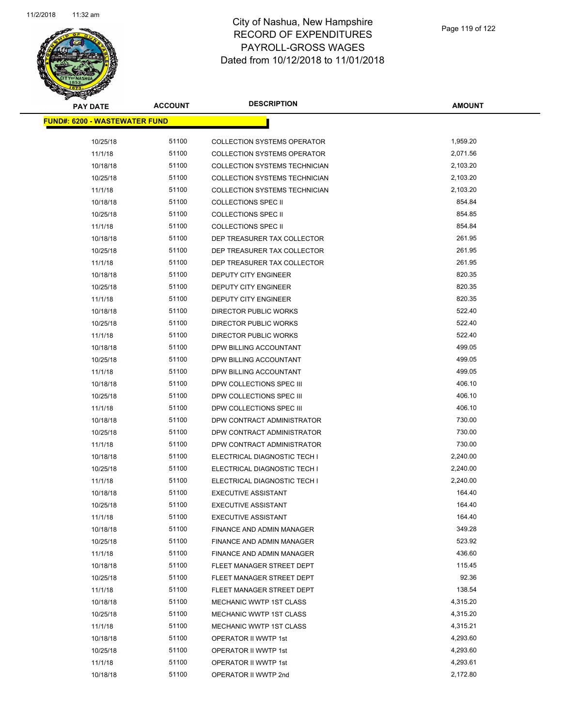# City of Nashua, New Hampshire
# RECORD OF EXPENDITURES
# PAYROLL-GROSS WAGES
# Dated from 10/12/2018 to 11/01/2018

| PAY DATE | ACCOUNT | DESCRIPTION | AMOUNT |
|---|---|---|---|
| **FUND#: 6200 - WASTEWATER FUND** | | | |
| 10/25/18 | 51100 | COLLECTION SYSTEMS OPERATOR | 1,959.20 |
| 11/1/18 | 51100 | COLLECTION SYSTEMS OPERATOR | 2,071.56 |
| 10/18/18 | 51100 | COLLECTION SYSTEMS TECHNICIAN | 2,103.20 |
| 10/25/18 | 51100 | COLLECTION SYSTEMS TECHNICIAN | 2,103.20 |
| 11/1/18 | 51100 | COLLECTION SYSTEMS TECHNICIAN | 2,103.20 |
| 10/18/18 | 51100 | COLLECTIONS SPEC II | 854.84 |
| 10/25/18 | 51100 | COLLECTIONS SPEC II | 854.85 |
| 11/1/18 | 51100 | COLLECTIONS SPEC II | 854.84 |
| 10/18/18 | 51100 | DEP TREASURER TAX COLLECTOR | 261.95 |
| 10/25/18 | 51100 | DEP TREASURER TAX COLLECTOR | 261.95 |
| 11/1/18 | 51100 | DEP TREASURER TAX COLLECTOR | 261.95 |
| 10/18/18 | 51100 | DEPUTY CITY ENGINEER | 820.35 |
| 10/25/18 | 51100 | DEPUTY CITY ENGINEER | 820.35 |
| 11/1/18 | 51100 | DEPUTY CITY ENGINEER | 820.35 |
| 10/18/18 | 51100 | DIRECTOR PUBLIC WORKS | 522.40 |
| 10/25/18 | 51100 | DIRECTOR PUBLIC WORKS | 522.40 |
| 11/1/18 | 51100 | DIRECTOR PUBLIC WORKS | 522.40 |
| 10/18/18 | 51100 | DPW BILLING ACCOUNTANT | 499.05 |
| 10/25/18 | 51100 | DPW BILLING ACCOUNTANT | 499.05 |
| 11/1/18 | 51100 | DPW BILLING ACCOUNTANT | 499.05 |
| 10/18/18 | 51100 | DPW COLLECTIONS SPEC III | 406.10 |
| 10/25/18 | 51100 | DPW COLLECTIONS SPEC III | 406.10 |
| 11/1/18 | 51100 | DPW COLLECTIONS SPEC III | 406.10 |
| 10/18/18 | 51100 | DPW CONTRACT ADMINISTRATOR | 730.00 |
| 10/25/18 | 51100 | DPW CONTRACT ADMINISTRATOR | 730.00 |
| 11/1/18 | 51100 | DPW CONTRACT ADMINISTRATOR | 730.00 |
| 10/18/18 | 51100 | ELECTRICAL DIAGNOSTIC TECH I | 2,240.00 |
| 10/25/18 | 51100 | ELECTRICAL DIAGNOSTIC TECH I | 2,240.00 |
| 11/1/18 | 51100 | ELECTRICAL DIAGNOSTIC TECH I | 2,240.00 |
| 10/18/18 | 51100 | EXECUTIVE ASSISTANT | 164.40 |
| 10/25/18 | 51100 | EXECUTIVE ASSISTANT | 164.40 |
| 11/1/18 | 51100 | EXECUTIVE ASSISTANT | 164.40 |
| 10/18/18 | 51100 | FINANCE AND ADMIN MANAGER | 349.28 |
| 10/25/18 | 51100 | FINANCE AND ADMIN MANAGER | 523.92 |
| 11/1/18 | 51100 | FINANCE AND ADMIN MANAGER | 436.60 |
| 10/18/18 | 51100 | FLEET MANAGER STREET DEPT | 115.45 |
| 10/25/18 | 51100 | FLEET MANAGER STREET DEPT | 92.36 |
| 11/1/18 | 51100 | FLEET MANAGER STREET DEPT | 138.54 |
| 10/18/18 | 51100 | MECHANIC WWTP 1ST CLASS | 4,315.20 |
| 10/25/18 | 51100 | MECHANIC WWTP 1ST CLASS | 4,315.20 |
| 11/1/18 | 51100 | MECHANIC WWTP 1ST CLASS | 4,315.21 |
| 10/18/18 | 51100 | OPERATOR II WWTP 1st | 4,293.60 |
| 10/25/18 | 51100 | OPERATOR II WWTP 1st | 4,293.60 |
| 11/1/18 | 51100 | OPERATOR II WWTP 1st | 4,293.61 |
| 10/18/18 | 51100 | OPERATOR II WWTP 2nd | 2,172.80 |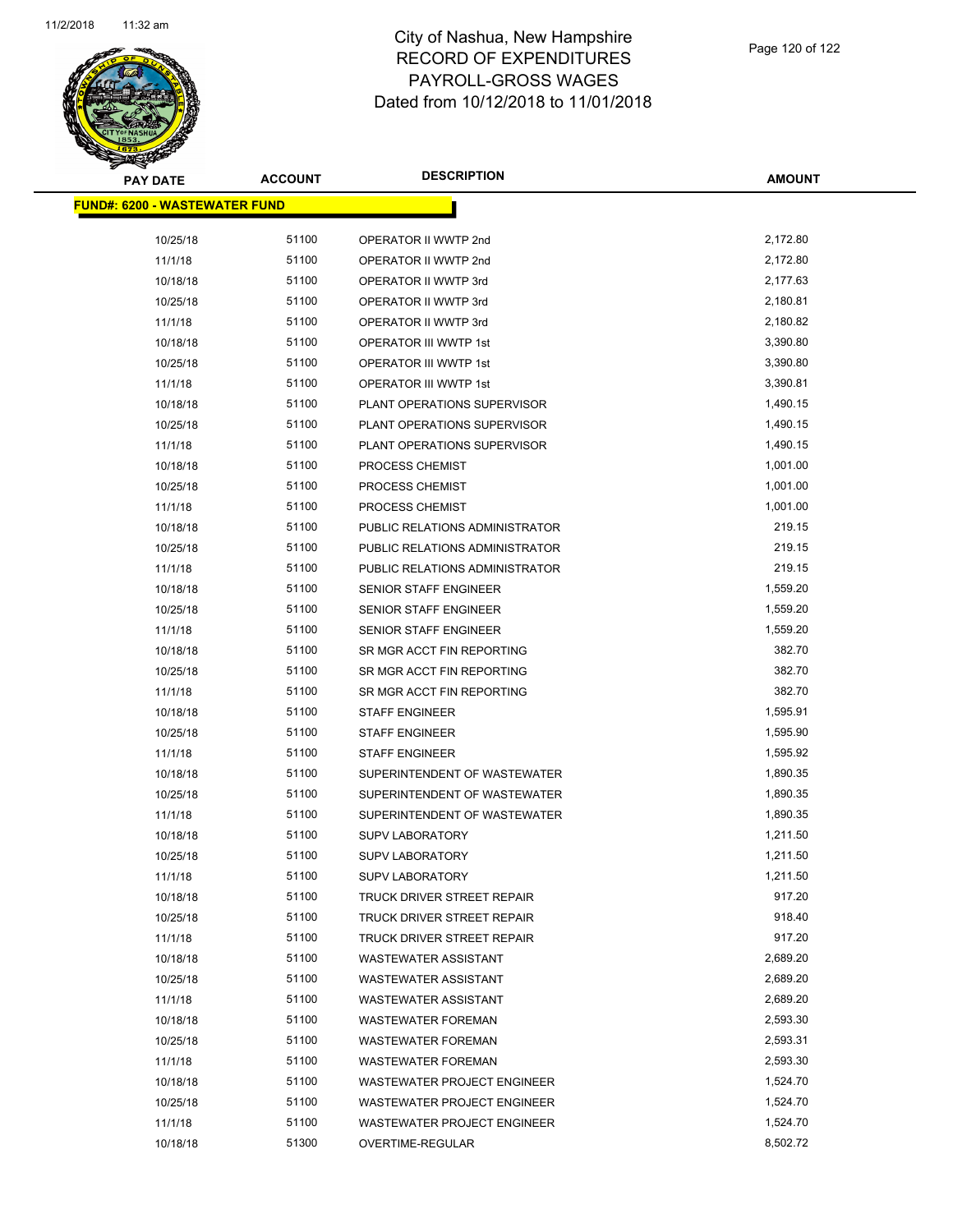# City of Nashua, New Hampshire
# RECORD OF EXPENDITURES
# PAYROLL-GROSS WAGES
# Dated from 10/12/2018 to 11/01/2018

**FUND#: 6200 - WASTEWATER FUND**

| PAY DATE | ACCOUNT | DESCRIPTION | AMOUNT |
|---|---|---|---|
| 10/25/18 | 51100 | OPERATOR II WWTP 2nd | 2,172.80 |
| 11/1/18 | 51100 | OPERATOR II WWTP 2nd | 2,172.80 |
| 10/18/18 | 51100 | OPERATOR II WWTP 3rd | 2,177.63 |
| 10/25/18 | 51100 | OPERATOR II WWTP 3rd | 2,180.81 |
| 11/1/18 | 51100 | OPERATOR II WWTP 3rd | 2,180.82 |
| 10/18/18 | 51100 | OPERATOR III WWTP 1st | 3,390.80 |
| 10/25/18 | 51100 | OPERATOR III WWTP 1st | 3,390.80 |
| 11/1/18 | 51100 | OPERATOR III WWTP 1st | 3,390.81 |
| 10/18/18 | 51100 | PLANT OPERATIONS SUPERVISOR | 1,490.15 |
| 10/25/18 | 51100 | PLANT OPERATIONS SUPERVISOR | 1,490.15 |
| 11/1/18 | 51100 | PLANT OPERATIONS SUPERVISOR | 1,490.15 |
| 10/18/18 | 51100 | PROCESS CHEMIST | 1,001.00 |
| 10/25/18 | 51100 | PROCESS CHEMIST | 1,001.00 |
| 11/1/18 | 51100 | PROCESS CHEMIST | 1,001.00 |
| 10/18/18 | 51100 | PUBLIC RELATIONS ADMINISTRATOR | 219.15 |
| 10/25/18 | 51100 | PUBLIC RELATIONS ADMINISTRATOR | 219.15 |
| 11/1/18 | 51100 | PUBLIC RELATIONS ADMINISTRATOR | 219.15 |
| 10/18/18 | 51100 | SENIOR STAFF ENGINEER | 1,559.20 |
| 10/25/18 | 51100 | SENIOR STAFF ENGINEER | 1,559.20 |
| 11/1/18 | 51100 | SENIOR STAFF ENGINEER | 1,559.20 |
| 10/18/18 | 51100 | SR MGR ACCT FIN REPORTING | 382.70 |
| 10/25/18 | 51100 | SR MGR ACCT FIN REPORTING | 382.70 |
| 11/1/18 | 51100 | SR MGR ACCT FIN REPORTING | 382.70 |
| 10/18/18 | 51100 | STAFF ENGINEER | 1,595.91 |
| 10/25/18 | 51100 | STAFF ENGINEER | 1,595.90 |
| 11/1/18 | 51100 | STAFF ENGINEER | 1,595.92 |
| 10/18/18 | 51100 | SUPERINTENDENT OF WASTEWATER | 1,890.35 |
| 10/25/18 | 51100 | SUPERINTENDENT OF WASTEWATER | 1,890.35 |
| 11/1/18 | 51100 | SUPERINTENDENT OF WASTEWATER | 1,890.35 |
| 10/18/18 | 51100 | SUPV LABORATORY | 1,211.50 |
| 10/25/18 | 51100 | SUPV LABORATORY | 1,211.50 |
| 11/1/18 | 51100 | SUPV LABORATORY | 1,211.50 |
| 10/18/18 | 51100 | TRUCK DRIVER STREET REPAIR | 917.20 |
| 10/25/18 | 51100 | TRUCK DRIVER STREET REPAIR | 918.40 |
| 11/1/18 | 51100 | TRUCK DRIVER STREET REPAIR | 917.20 |
| 10/18/18 | 51100 | WASTEWATER ASSISTANT | 2,689.20 |
| 10/25/18 | 51100 | WASTEWATER ASSISTANT | 2,689.20 |
| 11/1/18 | 51100 | WASTEWATER ASSISTANT | 2,689.20 |
| 10/18/18 | 51100 | WASTEWATER FOREMAN | 2,593.30 |
| 10/25/18 | 51100 | WASTEWATER FOREMAN | 2,593.31 |
| 11/1/18 | 51100 | WASTEWATER FOREMAN | 2,593.30 |
| 10/18/18 | 51100 | WASTEWATER PROJECT ENGINEER | 1,524.70 |
| 10/25/18 | 51100 | WASTEWATER PROJECT ENGINEER | 1,524.70 |
| 11/1/18 | 51100 | WASTEWATER PROJECT ENGINEER | 1,524.70 |
| 10/18/18 | 51300 | OVERTIME-REGULAR | 8,502.72 |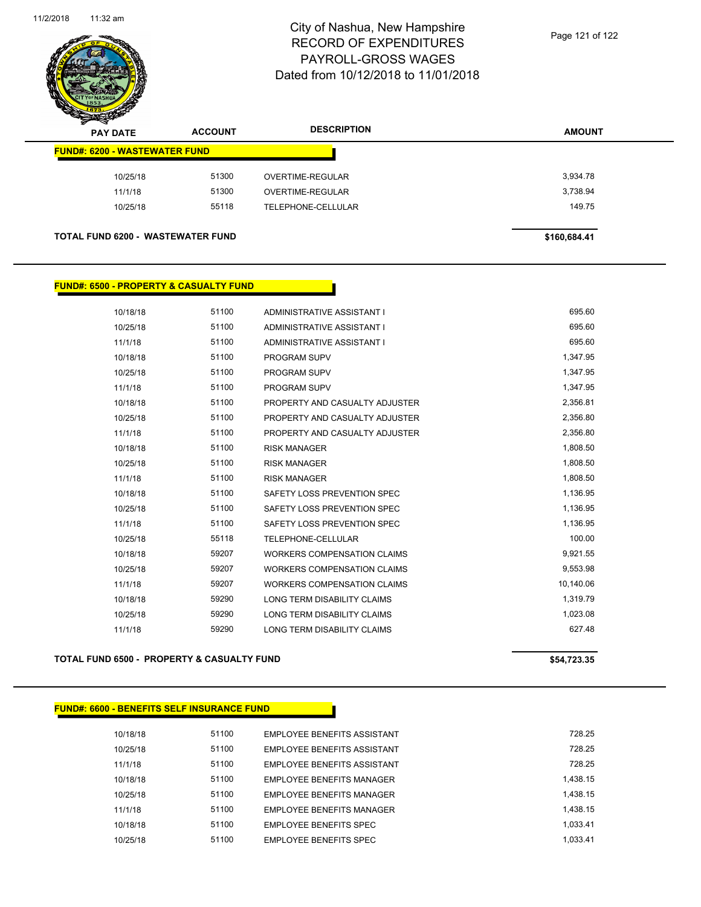# City of Nashua, New Hampshire
## RECORD OF EXPENDITURES
## PAYROLL-GROSS WAGES
## Dated from 10/12/2018 to 11/01/2018

| PAY DATE | ACCOUNT | DESCRIPTION | AMOUNT |
|---|---|---|---|
| **FUND#: 6200 - WASTEWATER FUND** | | | |
| 10/25/18 | 51300 | OVERTIME-REGULAR | 3,934.78 |
| 11/1/18 | 51300 | OVERTIME-REGULAR | 3,738.94 |
| 10/25/18 | 55118 | TELEPHONE-CELLULAR | 149.75 |
| **TOTAL FUND 6200 - WASTEWATER FUND** | | | **$160,684.41** |

| PAY DATE | ACCOUNT | DESCRIPTION | AMOUNT |
|---|---|---|---|
| **FUND#: 6500 - PROPERTY & CASUALTY FUND** | | | |
| 10/18/18 | 51100 | ADMINISTRATIVE ASSISTANT I | 695.60 |
| 10/25/18 | 51100 | ADMINISTRATIVE ASSISTANT I | 695.60 |
| 11/1/18 | 51100 | ADMINISTRATIVE ASSISTANT I | 695.60 |
| 10/18/18 | 51100 | PROGRAM SUPV | 1,347.95 |
| 10/25/18 | 51100 | PROGRAM SUPV | 1,347.95 |
| 11/1/18 | 51100 | PROGRAM SUPV | 1,347.95 |
| 10/18/18 | 51100 | PROPERTY AND CASUALTY ADJUSTER | 2,356.81 |
| 10/25/18 | 51100 | PROPERTY AND CASUALTY ADJUSTER | 2,356.80 |
| 11/1/18 | 51100 | PROPERTY AND CASUALTY ADJUSTER | 2,356.80 |
| 10/18/18 | 51100 | RISK MANAGER | 1,808.50 |
| 10/25/18 | 51100 | RISK MANAGER | 1,808.50 |
| 11/1/18 | 51100 | RISK MANAGER | 1,808.50 |
| 10/18/18 | 51100 | SAFETY LOSS PREVENTION SPEC | 1,136.95 |
| 10/25/18 | 51100 | SAFETY LOSS PREVENTION SPEC | 1,136.95 |
| 11/1/18 | 51100 | SAFETY LOSS PREVENTION SPEC | 1,136.95 |
| 10/25/18 | 55118 | TELEPHONE-CELLULAR | 100.00 |
| 10/18/18 | 59207 | WORKERS COMPENSATION CLAIMS | 9,921.55 |
| 10/25/18 | 59207 | WORKERS COMPENSATION CLAIMS | 9,553.98 |
| 11/1/18 | 59207 | WORKERS COMPENSATION CLAIMS | 10,140.06 |
| 10/18/18 | 59290 | LONG TERM DISABILITY CLAIMS | 1,319.79 |
| 10/25/18 | 59290 | LONG TERM DISABILITY CLAIMS | 1,023.08 |
| 11/1/18 | 59290 | LONG TERM DISABILITY CLAIMS | 627.48 |
| **TOTAL FUND 6500 - PROPERTY & CASUALTY FUND** | | | **$54,723.35** |

| PAY DATE | ACCOUNT | DESCRIPTION | AMOUNT |
|---|---|---|---|
| **FUND#: 6600 - BENEFITS SELF INSURANCE FUND** | | | |
| 10/18/18 | 51100 | EMPLOYEE BENEFITS ASSISTANT | 728.25 |
| 10/25/18 | 51100 | EMPLOYEE BENEFITS ASSISTANT | 728.25 |
| 11/1/18 | 51100 | EMPLOYEE BENEFITS ASSISTANT | 728.25 |
| 10/18/18 | 51100 | EMPLOYEE BENEFITS MANAGER | 1,438.15 |
| 10/25/18 | 51100 | EMPLOYEE BENEFITS MANAGER | 1,438.15 |
| 11/1/18 | 51100 | EMPLOYEE BENEFITS MANAGER | 1,438.15 |
| 10/18/18 | 51100 | EMPLOYEE BENEFITS SPEC | 1,033.41 |
| 10/25/18 | 51100 | EMPLOYEE BENEFITS SPEC | 1,033.41 |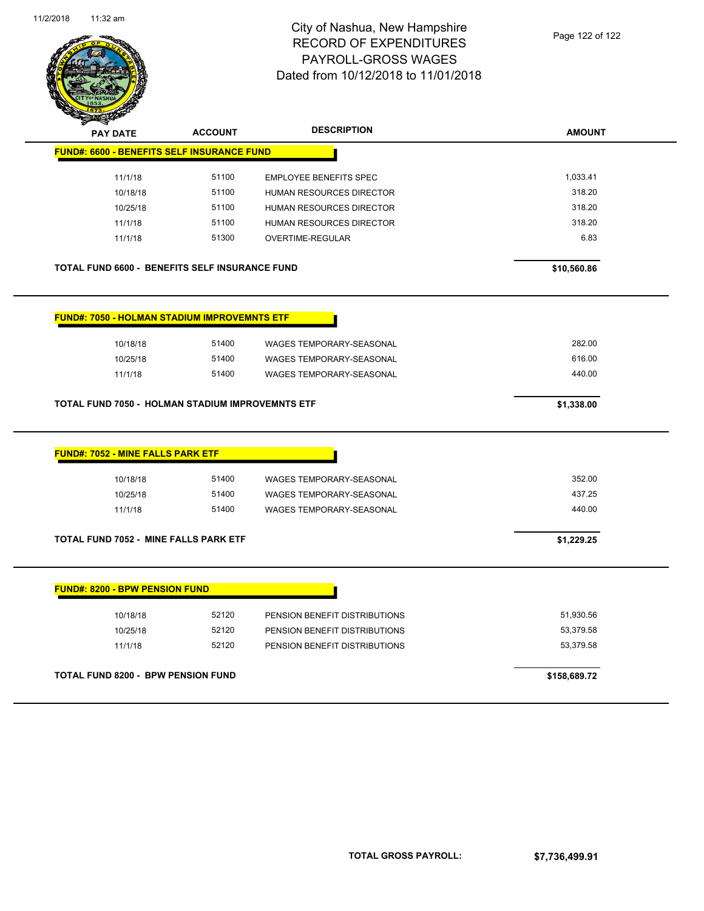City of Nashua, New Hampshire
RECORD OF EXPENDITURES
PAYROLL-GROSS WAGES
Dated from 10/12/2018 to 11/01/2018

| PAY DATE | ACCOUNT | DESCRIPTION | AMOUNT |
|---|---|---|---|
| **FUND#: 6600 - BENEFITS SELF INSURANCE FUND** | | | |
| 11/1/18 | 51100 | EMPLOYEE BENEFITS SPEC | 1,033.41 |
| 10/18/18 | 51100 | HUMAN RESOURCES DIRECTOR | 318.20 |
| 10/25/18 | 51100 | HUMAN RESOURCES DIRECTOR | 318.20 |
| 11/1/18 | 51100 | HUMAN RESOURCES DIRECTOR | 318.20 |
| 11/1/18 | 51300 | OVERTIME-REGULAR | 6.83 |
| **TOTAL FUND 6600 - BENEFITS SELF INSURANCE FUND** | | | **$10,560.86** |
| **FUND#: 7050 - HOLMAN STADIUM IMPROVEMNTS ETF** | | | |
| 10/18/18 | 51400 | WAGES TEMPORARY-SEASONAL | 282.00 |
| 10/25/18 | 51400 | WAGES TEMPORARY-SEASONAL | 616.00 |
| 11/1/18 | 51400 | WAGES TEMPORARY-SEASONAL | 440.00 |
| **TOTAL FUND 7050 - HOLMAN STADIUM IMPROVEMNTS ETF** | | | **$1,338.00** |
| **FUND#: 7052 - MINE FALLS PARK ETF** | | | |
| 10/18/18 | 51400 | WAGES TEMPORARY-SEASONAL | 352.00 |
| 10/25/18 | 51400 | WAGES TEMPORARY-SEASONAL | 437.25 |
| 11/1/18 | 51400 | WAGES TEMPORARY-SEASONAL | 440.00 |
| **TOTAL FUND 7052 - MINE FALLS PARK ETF** | | | **$1,229.25** |
| **FUND#: 8200 - BPW PENSION FUND** | | | |
| 10/18/18 | 52120 | PENSION BENEFIT DISTRIBUTIONS | 51,930.56 |
| 10/25/18 | 52120 | PENSION BENEFIT DISTRIBUTIONS | 53,379.58 |
| 11/1/18 | 52120 | PENSION BENEFIT DISTRIBUTIONS | 53,379.58 |
| **TOTAL FUND 8200 - BPW PENSION FUND** | | | **$158,689.72** |

**TOTAL GROSS PAYROLL: $7,736,499.91**